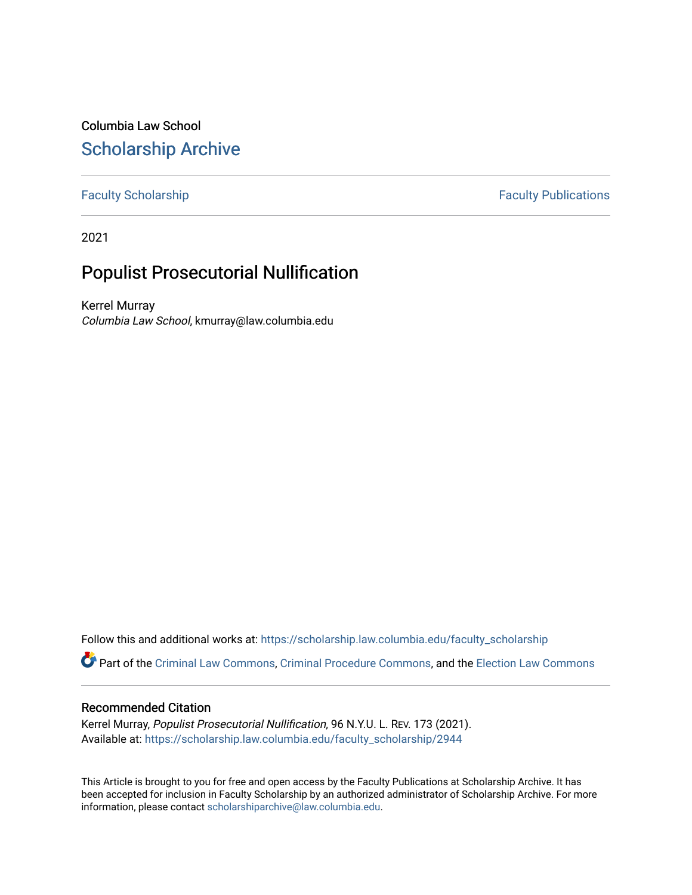Columbia Law School

# Scholarship Archive

Faculty Scholarship | Faculty Publications

2021

# Populist Prosecutorial Nullification

Kerrel Murray
*Columbia Law School*, kmurray@law.columbia.edu

Follow this and additional works at: https://scholarship.law.columbia.edu/faculty_scholarship

Part of the Criminal Law Commons, Criminal Procedure Commons, and the Election Law Commons

## Recommended Citation

Kerrel Murray, *Populist Prosecutorial Nullification*, 96 N.Y.U. L. Rev. 173 (2021).
Available at: https://scholarship.law.columbia.edu/faculty_scholarship/2944

This Article is brought to you for free and open access by the Faculty Publications at Scholarship Archive. It has been accepted for inclusion in Faculty Scholarship by an authorized administrator of Scholarship Archive. For more information, please contact scholarshiparchive@law.columbia.edu.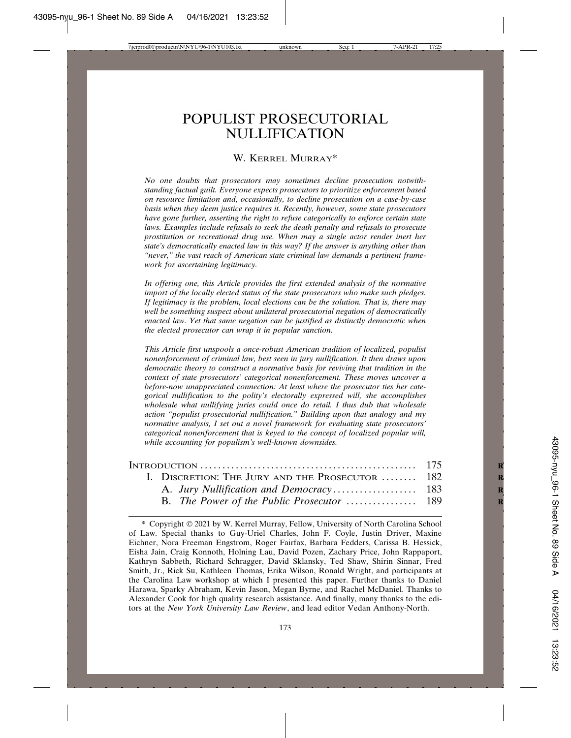# POPULIST PROSECUTORIAL NULLIFICATION

W. KERREL MURRAY*

*No one doubts that prosecutors may sometimes decline prosecution notwithstanding factual guilt. Everyone expects prosecutors to prioritize enforcement based on resource limitation and, occasionally, to decline prosecution on a case-by-case basis when they deem justice requires it. Recently, however, some state prosecutors have gone further, asserting the right to refuse categorically to enforce certain state laws. Examples include refusals to seek the death penalty and refusals to prosecute prostitution or recreational drug use. When may a single actor render inert her state's democratically enacted law in this way? If the answer is anything other than "never," the vast reach of American state criminal law demands a pertinent framework for ascertaining legitimacy.*

*In offering one, this Article provides the first extended analysis of the normative import of the locally elected status of the state prosecutors who make such pledges. If legitimacy is the problem, local elections can be the solution. That is, there may well be something suspect about unilateral prosecutorial negation of democratically enacted law. Yet that same negation can be justified as distinctly democratic when the elected prosecutor can wrap it in popular sanction.*

*This Article first unspools a once-robust American tradition of localized, populist nonenforcement of criminal law, best seen in jury nullification. It then draws upon democratic theory to construct a normative basis for reviving that tradition in the context of state prosecutors' categorical nonenforcement. These moves uncover a before-now unappreciated connection: At least where the prosecutor ties her categorical nullification to the polity's electorally expressed will, she accomplishes wholesale what nullifying juries could once do retail. I thus dub that wholesale action "populist prosecutorial nullification." Building upon that analogy and my normative analysis, I set out a novel framework for evaluating state prosecutors' categorical nonenforcement that is keyed to the concept of localized popular will, while accounting for populism's well-known downsides.*

| | |
|---|---|
| INTRODUCTION | 175 |
| I. DISCRETION: THE JURY AND THE PROSECUTOR | 182 |
| A. *Jury Nullification and Democracy* | 183 |
| B. *The Power of the Public Prosecutor* | 189 |

\* Copyright © 2021 by W. Kerrel Murray, Fellow, University of North Carolina School of Law. Special thanks to Guy-Uriel Charles, John F. Coyle, Justin Driver, Maxine Eichner, Nora Freeman Engstrom, Roger Fairfax, Barbara Fedders, Carissa B. Hessick, Eisha Jain, Craig Konnoth, Holning Lau, David Pozen, Zachary Price, John Rappaport, Kathryn Sabbeth, Richard Schragger, David Sklansky, Ted Shaw, Shirin Sinnar, Fred Smith, Jr., Rick Su, Kathleen Thomas, Erika Wilson, Ronald Wright, and participants at the Carolina Law workshop at which I presented this paper. Further thanks to Daniel Harawa, Sparky Abraham, Kevin Jason, Megan Byrne, and Rachel McDaniel. Thanks to Alexander Cook for high quality research assistance. And finally, many thanks to the editors at the *New York University Law Review*, and lead editor Vedan Anthony-North.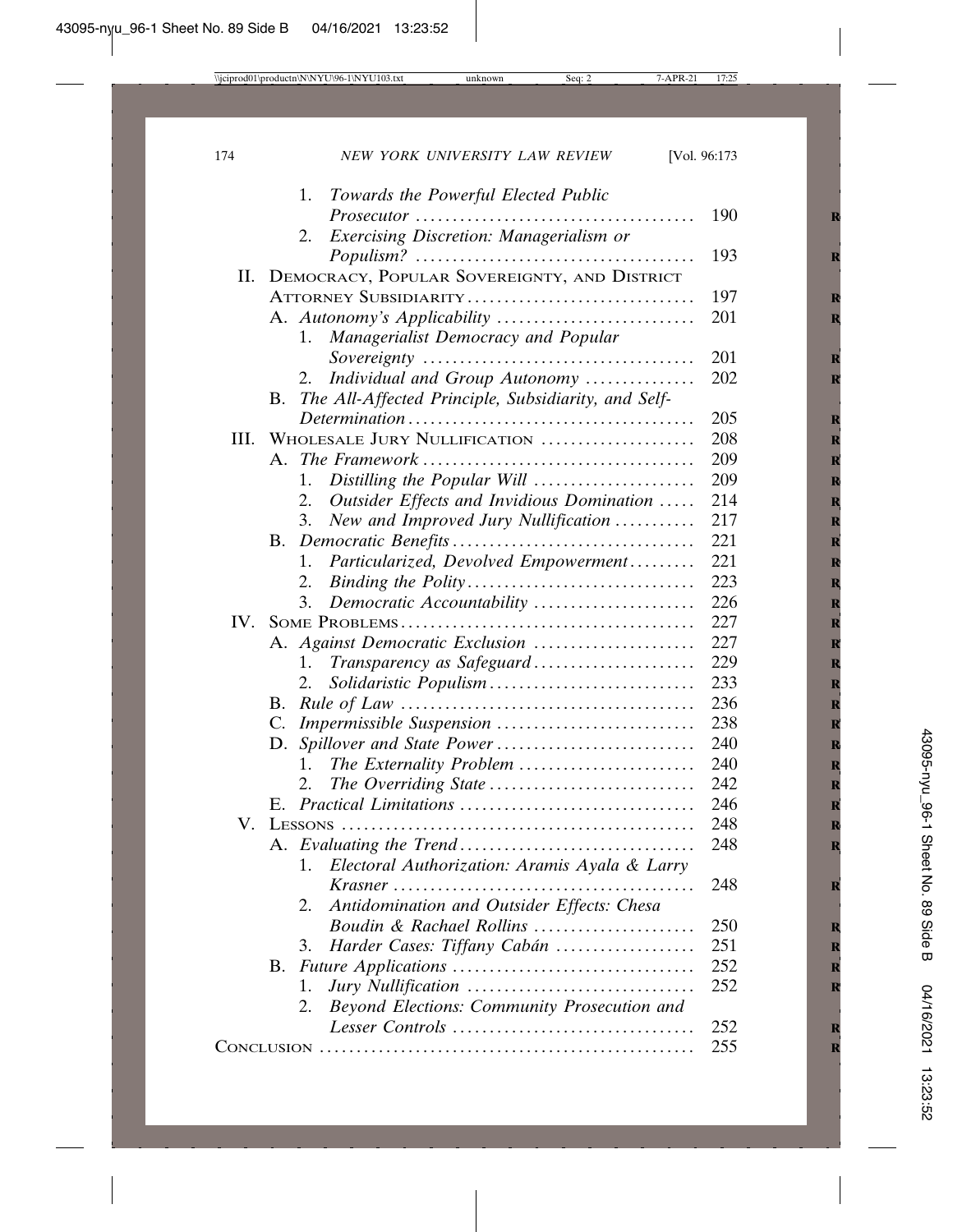1. *Towards the Powerful Elected Public Prosecutor* .......... 190
2. *Exercising Discretion: Managerialism or Populism?* .......... 193

II. Democracy, Popular Sovereignty, and District Attorney Subsidiarity .......... 197

A. *Autonomy's Applicability* .......... 201

1. *Managerialist Democracy and Popular Sovereignty* .......... 201
2. *Individual and Group Autonomy* .......... 202

B. *The All-Affected Principle, Subsidiarity, and Self-Determination* .......... 205

III. Wholesale Jury Nullification .......... 208

A. *The Framework* .......... 209

1. *Distilling the Popular Will* .......... 209
2. *Outsider Effects and Invidious Domination* .......... 214
3. *New and Improved Jury Nullification* .......... 217

B. *Democratic Benefits* .......... 221

1. *Particularized, Devolved Empowerment* .......... 221
2. *Binding the Polity* .......... 223
3. *Democratic Accountability* .......... 226

IV. Some Problems .......... 227

A. *Against Democratic Exclusion* .......... 227

1. *Transparency as Safeguard* .......... 229
2. *Solidaristic Populism* .......... 233

B. *Rule of Law* .......... 236

C. *Impermissible Suspension* .......... 238

D. *Spillover and State Power* .......... 240

1. *The Externality Problem* .......... 240
2. *The Overriding State* .......... 242

E. *Practical Limitations* .......... 246

V. Lessons .......... 248

A. *Evaluating the Trend* .......... 248

1. *Electoral Authorization: Aramis Ayala & Larry Krasner* .......... 248
2. *Antidomination and Outsider Effects: Chesa Boudin & Rachael Rollins* .......... 250
3. *Harder Cases: Tiffany Cabán* .......... 251

B. *Future Applications* .......... 252

1. *Jury Nullification* .......... 252
2. *Beyond Elections: Community Prosecution and Lesser Controls* .......... 252

Conclusion .......... 255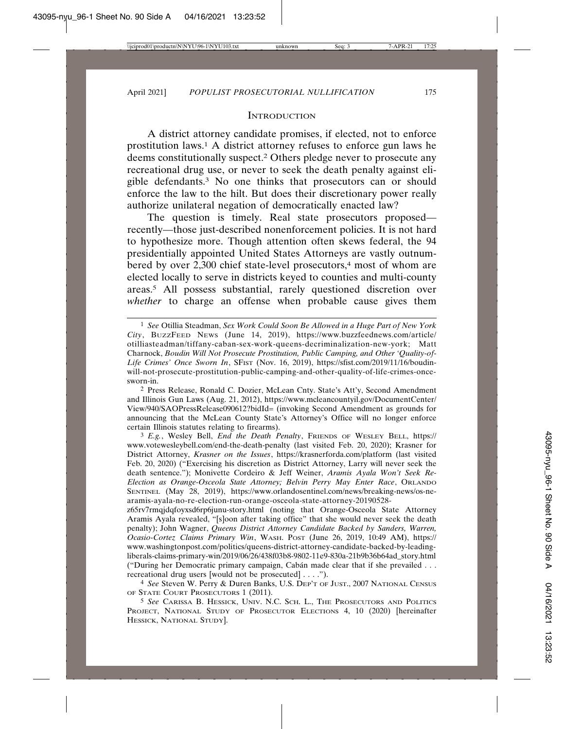## INTRODUCTION

A district attorney candidate promises, if elected, not to enforce prostitution laws.[1] A district attorney refuses to enforce gun laws he deems constitutionally suspect.[2] Others pledge never to prosecute any recreational drug use, or never to seek the death penalty against eligible defendants.[3] No one thinks that prosecutors can or should enforce the law to the hilt. But does their discretionary power really authorize unilateral negation of democratically enacted law?

The question is timely. Real state prosecutors proposed—recently—those just-described nonenforcement policies. It is not hard to hypothesize more. Though attention often skews federal, the 94 presidentially appointed United States Attorneys are vastly outnumbered by over 2,300 chief state-level prosecutors,[4] most of whom are elected locally to serve in districts keyed to counties and multi-county areas.[5] All possess substantial, rarely questioned discretion over *whether* to charge an offense when probable cause gives them

---

[1] *See* Otillia Steadman, *Sex Work Could Soon Be Allowed in a Huge Part of New York City*, BUZZFEED NEWS (June 14, 2019), https://www.buzzfeednews.com/article/otilliasteadman/tiffany-caban-sex-work-queens-decriminalization-new-york; Matt Charnock, *Boudin Will Not Prosecute Prostitution, Public Camping, and Other 'Quality-of-Life Crimes' Once Sworn In*, SFIST (Nov. 16, 2019), https://sfist.com/2019/11/16/boudin-will-not-prosecute-prostitution-public-camping-and-other-quality-of-life-crimes-once-sworn-in.

[2] Press Release, Ronald C. Dozier, McLean Cnty. State's Att'y, Second Amendment and Illinois Gun Laws (Aug. 21, 2012), https://www.mcleancountyil.gov/DocumentCenter/View/940/SAOPressRelease090612?bidId= (invoking Second Amendment as grounds for announcing that the McLean County State's Attorney's Office will no longer enforce certain Illinois statutes relating to firearms).

[3] *E.g.*, Wesley Bell, *End the Death Penalty*, FRIENDS OF WESLEY BELL, https://www.votewesleybell.com/end-the-death-penalty (last visited Feb. 20, 2020); Krasner for District Attorney, *Krasner on the Issues*, https://krasnerforda.com/platform (last visited Feb. 20, 2020) ("Exercising his discretion as District Attorney, Larry will never seek the death sentence."); Monivette Cordeiro & Jeff Weiner, *Aramis Ayala Won't Seek Re-Election as Orange-Osceola State Attorney; Belvin Perry May Enter Race*, ORLANDO SENTINEL (May 28, 2019), https://www.orlandosentinel.com/news/breaking-news/os-ne-aramis-ayala-no-re-election-run-orange-osceola-state-attorney-20190528-z65rv7rmqjdqfoyxsd6rp6junu-story.html (noting that Orange-Osceola State Attorney Aramis Ayala revealed, "[s]oon after taking office" that she would never seek the death penalty); John Wagner, *Queens District Attorney Candidate Backed by Sanders, Warren, Ocasio-Cortez Claims Primary Win*, WASH. POST (June 26, 2019, 10:49 AM), https://www.washingtonpost.com/politics/queens-district-attorney-candidate-backed-by-leading-liberals-claims-primary-win/2019/06/26/438f03b8-9802-11e9-830a-21b9b36b64ad_story.html ("During her Democratic primary campaign, Cabán made clear that if she prevailed . . . recreational drug users [would not be prosecuted] . . . .").

[4] *See* Steven W. Perry & Duren Banks, U.S. DEP'T OF JUST., 2007 NATIONAL CENSUS OF STATE COURT PROSECUTORS 1 (2011).

[5] *See* CARISSA B. HESSICK, UNIV. N.C. SCH. L., THE PROSECUTORS AND POLITICS PROJECT, NATIONAL STUDY OF PROSECUTOR ELECTIONS 4, 10 (2020) [hereinafter HESSICK, NATIONAL STUDY].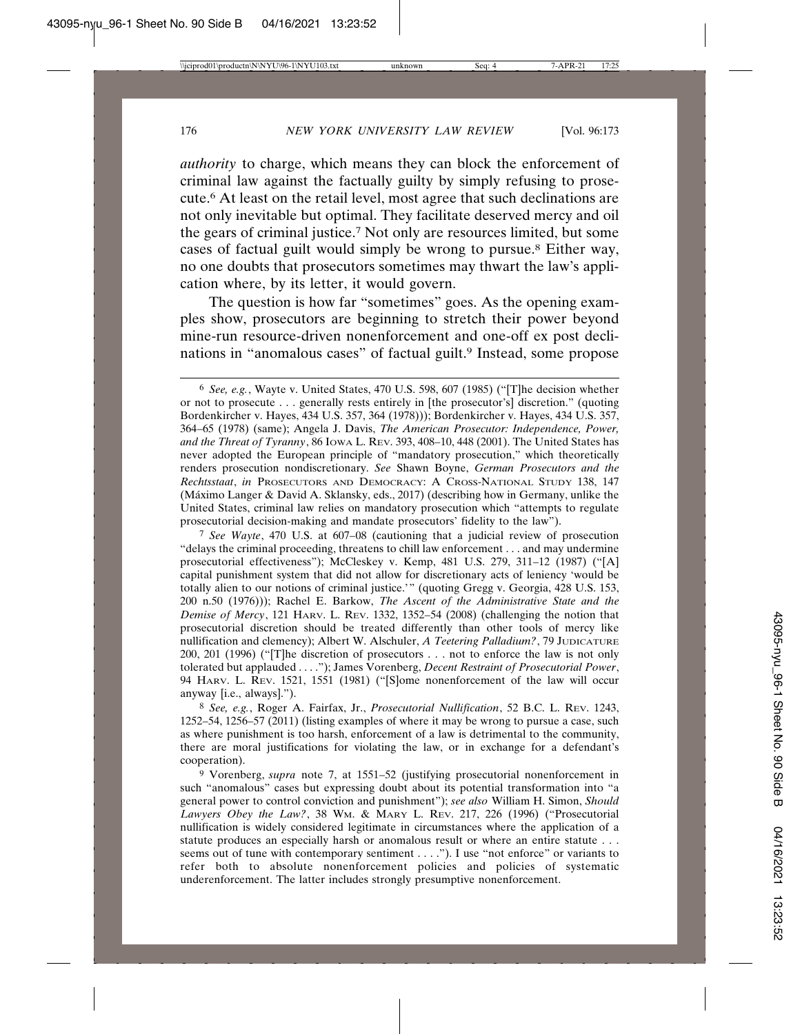*authority* to charge, which means they can block the enforcement of criminal law against the factually guilty by simply refusing to prosecute.[6] At least on the retail level, most agree that such declinations are not only inevitable but optimal. They facilitate deserved mercy and oil the gears of criminal justice.[7] Not only are resources limited, but some cases of factual guilt would simply be wrong to pursue.[8] Either way, no one doubts that prosecutors sometimes may thwart the law's application where, by its letter, it would govern.

The question is how far "sometimes" goes. As the opening examples show, prosecutors are beginning to stretch their power beyond mine-run resource-driven nonenforcement and one-off ex post declinations in "anomalous cases" of factual guilt.[9] Instead, some propose

---

[6] *See, e.g.*, Wayte v. United States, 470 U.S. 598, 607 (1985) ("[T]he decision whether or not to prosecute . . . generally rests entirely in [the prosecutor's] discretion." (quoting Bordenkircher v. Hayes, 434 U.S. 357, 364 (1978))); Bordenkircher v. Hayes, 434 U.S. 357, 364–65 (1978) (same); Angela J. Davis, *The American Prosecutor: Independence, Power, and the Threat of Tyranny*, 86 IOWA L. REV. 393, 408–10, 448 (2001). The United States has never adopted the European principle of "mandatory prosecution," which theoretically renders prosecution nondiscretionary. *See* Shawn Boyne, *German Prosecutors and the Rechtsstaat*, *in* PROSECUTORS AND DEMOCRACY: A CROSS-NATIONAL STUDY 138, 147 (Máximo Langer & David A. Sklansky, eds., 2017) (describing how in Germany, unlike the United States, criminal law relies on mandatory prosecution which "attempts to regulate prosecutorial decision-making and mandate prosecutors' fidelity to the law").

[7] *See Wayte*, 470 U.S. at 607–08 (cautioning that a judicial review of prosecution "delays the criminal proceeding, threatens to chill law enforcement . . . and may undermine prosecutorial effectiveness"); McCleskey v. Kemp, 481 U.S. 279, 311–12 (1987) ("[A] capital punishment system that did not allow for discretionary acts of leniency 'would be totally alien to our notions of criminal justice.'" (quoting Gregg v. Georgia, 428 U.S. 153, 200 n.50 (1976))); Rachel E. Barkow, *The Ascent of the Administrative State and the Demise of Mercy*, 121 HARV. L. REV. 1332, 1352–54 (2008) (challenging the notion that prosecutorial discretion should be treated differently than other tools of mercy like nullification and clemency); Albert W. Alschuler, *A Teetering Palladium?*, 79 JUDICATURE 200, 201 (1996) ("[T]he discretion of prosecutors . . . not to enforce the law is not only tolerated but applauded . . . ."); James Vorenberg, *Decent Restraint of Prosecutorial Power*, 94 HARV. L. REV. 1521, 1551 (1981) ("[S]ome nonenforcement of the law will occur anyway [i.e., always].").

[8] *See, e.g.*, Roger A. Fairfax, Jr., *Prosecutorial Nullification*, 52 B.C. L. REV. 1243, 1252–54, 1256–57 (2011) (listing examples of where it may be wrong to pursue a case, such as where punishment is too harsh, enforcement of a law is detrimental to the community, there are moral justifications for violating the law, or in exchange for a defendant's cooperation).

[9] Vorenberg, *supra* note 7, at 1551–52 (justifying prosecutorial nonenforcement in such "anomalous" cases but expressing doubt about its potential transformation into "a general power to control conviction and punishment"); *see also* William H. Simon, *Should Lawyers Obey the Law?*, 38 WM. & MARY L. REV. 217, 226 (1996) ("Prosecutorial nullification is widely considered legitimate in circumstances where the application of a statute produces an especially harsh or anomalous result or where an entire statute . . . seems out of tune with contemporary sentiment . . . ."). I use "not enforce" or variants to refer both to absolute nonenforcement policies and policies of systematic underenforcement. The latter includes strongly presumptive nonenforcement.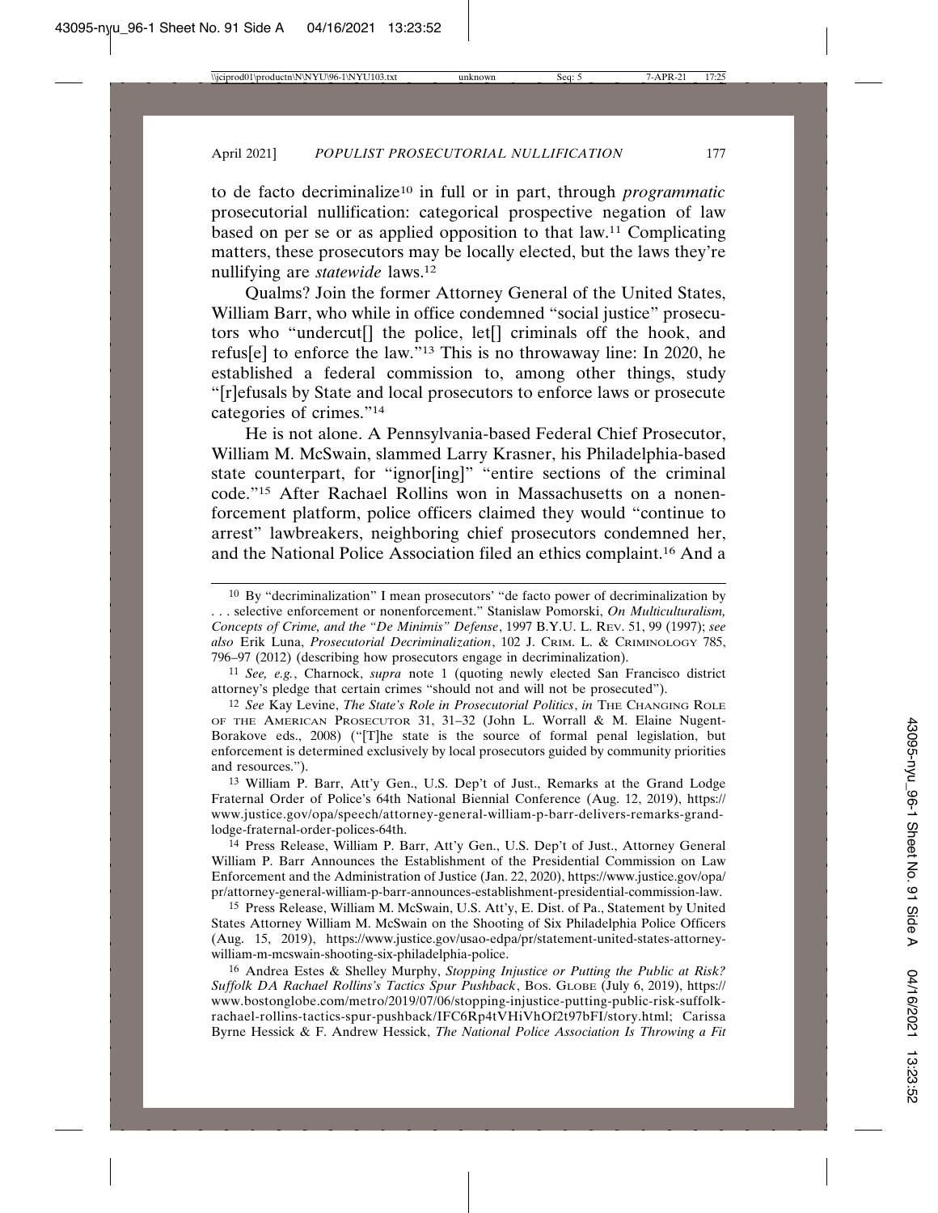to de facto decriminalize[10] in full or in part, through *programmatic* prosecutorial nullification: categorical prospective negation of law based on per se or as applied opposition to that law.[11] Complicating matters, these prosecutors may be locally elected, but the laws they're nullifying are *statewide* laws.[12]

Qualms? Join the former Attorney General of the United States, William Barr, who while in office condemned "social justice" prosecutors who "undercut[] the police, let[] criminals off the hook, and refus[e] to enforce the law."[13] This is no throwaway line: In 2020, he established a federal commission to, among other things, study "[r]efusals by State and local prosecutors to enforce laws or prosecute categories of crimes."[14]

He is not alone. A Pennsylvania-based Federal Chief Prosecutor, William M. McSwain, slammed Larry Krasner, his Philadelphia-based state counterpart, for "ignor[ing]" "entire sections of the criminal code."[15] After Rachael Rollins won in Massachusetts on a nonenforcement platform, police officers claimed they would "continue to arrest" lawbreakers, neighboring chief prosecutors condemned her, and the National Police Association filed an ethics complaint.[16] And a

---

[10] By "decriminalization" I mean prosecutors' "de facto power of decriminalization by . . . selective enforcement or nonenforcement." Stanislaw Pomorski, *On Multiculturalism, Concepts of Crime, and the "De Minimis" Defense*, 1997 B.Y.U. L. REV. 51, 99 (1997); *see also* Erik Luna, *Prosecutorial Decriminalization*, 102 J. CRIM. L. & CRIMINOLOGY 785, 796–97 (2012) (describing how prosecutors engage in decriminalization).

[11] *See, e.g.*, Charnock, *supra* note 1 (quoting newly elected San Francisco district attorney's pledge that certain crimes "should not and will not be prosecuted").

[12] *See* Kay Levine, *The State's Role in Prosecutorial Politics*, *in* THE CHANGING ROLE OF THE AMERICAN PROSECUTOR 31, 31–32 (John L. Worrall & M. Elaine Nugent-Borakove eds., 2008) ("[T]he state is the source of formal penal legislation, but enforcement is determined exclusively by local prosecutors guided by community priorities and resources.").

[13] William P. Barr, Att'y Gen., U.S. Dep't of Just., Remarks at the Grand Lodge Fraternal Order of Police's 64th National Biennial Conference (Aug. 12, 2019), https://www.justice.gov/opa/speech/attorney-general-william-p-barr-delivers-remarks-grand-lodge-fraternal-order-polices-64th.

[14] Press Release, William P. Barr, Att'y Gen., U.S. Dep't of Just., Attorney General William P. Barr Announces the Establishment of the Presidential Commission on Law Enforcement and the Administration of Justice (Jan. 22, 2020), https://www.justice.gov/opa/pr/attorney-general-william-p-barr-announces-establishment-presidential-commission-law.

[15] Press Release, William M. McSwain, U.S. Att'y, E. Dist. of Pa., Statement by United States Attorney William M. McSwain on the Shooting of Six Philadelphia Police Officers (Aug. 15, 2019), https://www.justice.gov/usao-edpa/pr/statement-united-states-attorney-william-m-mcswain-shooting-six-philadelphia-police.

[16] Andrea Estes & Shelley Murphy, *Stopping Injustice or Putting the Public at Risk? Suffolk DA Rachael Rollins's Tactics Spur Pushback*, BOS. GLOBE (July 6, 2019), https://www.bostonglobe.com/metro/2019/07/06/stopping-injustice-putting-public-risk-suffolk-rachael-rollins-tactics-spur-pushback/IFC6Rp4tVHiVhOf2t97bFI/story.html; Carissa Byrne Hessick & F. Andrew Hessick, *The National Police Association Is Throwing a Fit*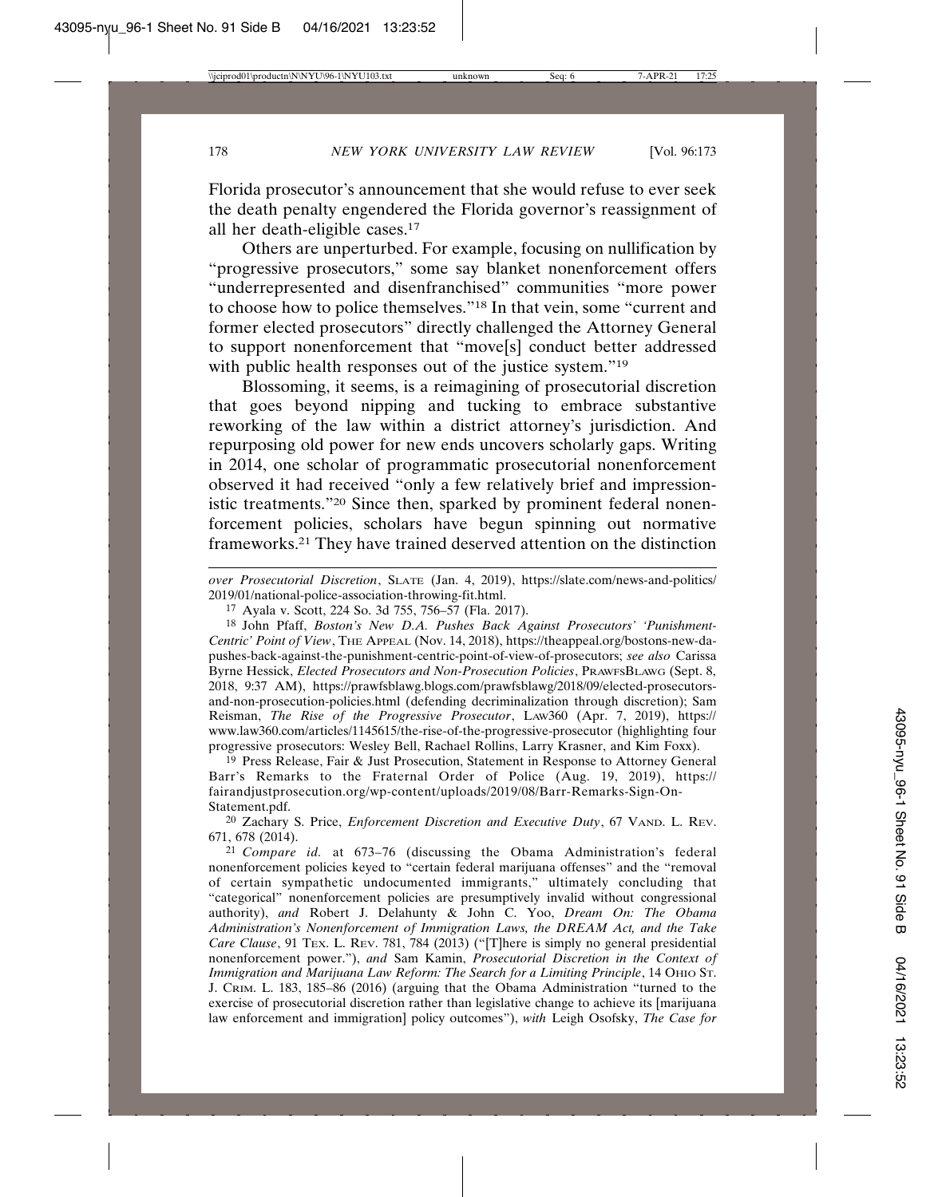Florida prosecutor's announcement that she would refuse to ever seek the death penalty engendered the Florida governor's reassignment of all her death-eligible cases.[17]

Others are unperturbed. For example, focusing on nullification by "progressive prosecutors," some say blanket nonenforcement offers "underrepresented and disenfranchised" communities "more power to choose how to police themselves."[18] In that vein, some "current and former elected prosecutors" directly challenged the Attorney General to support nonenforcement that "move[s] conduct better addressed with public health responses out of the justice system."[19]

Blossoming, it seems, is a reimagining of prosecutorial discretion that goes beyond nipping and tucking to embrace substantive reworking of the law within a district attorney's jurisdiction. And repurposing old power for new ends uncovers scholarly gaps. Writing in 2014, one scholar of programmatic prosecutorial nonenforcement observed it had received "only a few relatively brief and impressionistic treatments."[20] Since then, sparked by prominent federal nonenforcement policies, scholars have begun spinning out normative frameworks.[21] They have trained deserved attention on the distinction

---

*over Prosecutorial Discretion*, SLATE (Jan. 4, 2019), https://slate.com/news-and-politics/2019/01/national-police-association-throwing-fit.html.

[17] Ayala v. Scott, 224 So. 3d 755, 756–57 (Fla. 2017).

[18] John Pfaff, *Boston's New D.A. Pushes Back Against Prosecutors' 'Punishment-Centric' Point of View*, THE APPEAL (Nov. 14, 2018), https://theappeal.org/bostons-new-da-pushes-back-against-the-punishment-centric-point-of-view-of-prosecutors; *see also* Carissa Byrne Hessick, *Elected Prosecutors and Non-Prosecution Policies*, PRAWFSBLAWG (Sept. 8, 2018, 9:37 AM), https://prawfsblawg.blogs.com/prawfsblawg/2018/09/elected-prosecutors-and-non-prosecution-policies.html (defending decriminalization through discretion); Sam Reisman, *The Rise of the Progressive Prosecutor*, LAW360 (Apr. 7, 2019), https://www.law360.com/articles/1145615/the-rise-of-the-progressive-prosecutor (highlighting four progressive prosecutors: Wesley Bell, Rachael Rollins, Larry Krasner, and Kim Foxx).

[19] Press Release, Fair & Just Prosecution, Statement in Response to Attorney General Barr's Remarks to the Fraternal Order of Police (Aug. 19, 2019), https://fairandjustprosecution.org/wp-content/uploads/2019/08/Barr-Remarks-Sign-On-Statement.pdf.

[20] Zachary S. Price, *Enforcement Discretion and Executive Duty*, 67 VAND. L. REV. 671, 678 (2014).

[21] *Compare id.* at 673–76 (discussing the Obama Administration's federal nonenforcement policies keyed to "certain federal marijuana offenses" and the "removal of certain sympathetic undocumented immigrants," ultimately concluding that "categorical" nonenforcement policies are presumptively invalid without congressional authority), *and* Robert J. Delahunty & John C. Yoo, *Dream On: The Obama Administration's Nonenforcement of Immigration Laws, the DREAM Act, and the Take Care Clause*, 91 TEX. L. REV. 781, 784 (2013) ("[T]here is simply no general presidential nonenforcement power."), *and* Sam Kamin, *Prosecutorial Discretion in the Context of Immigration and Marijuana Law Reform: The Search for a Limiting Principle*, 14 OHIO ST. J. CRIM. L. 183, 185–86 (2016) (arguing that the Obama Administration "turned to the exercise of prosecutorial discretion rather than legislative change to achieve its [marijuana law enforcement and immigration] policy outcomes"), *with* Leigh Osofsky, *The Case for*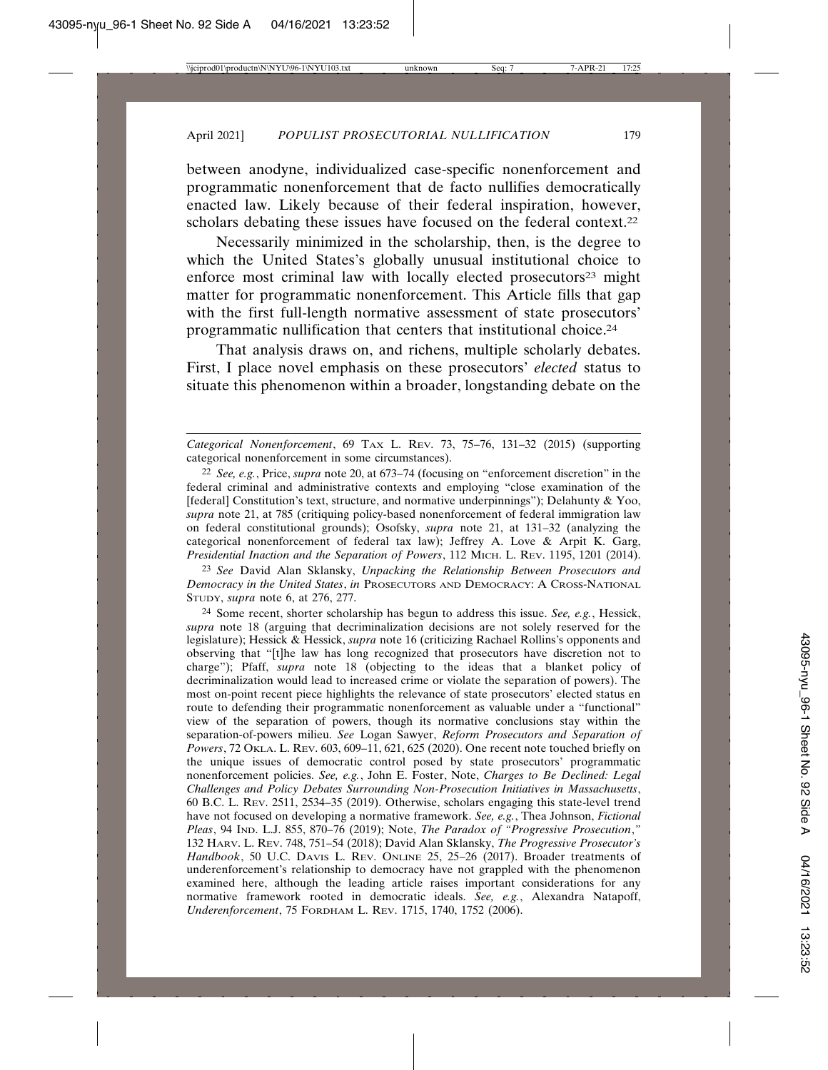between anodyne, individualized case-specific nonenforcement and programmatic nonenforcement that de facto nullifies democratically enacted law. Likely because of their federal inspiration, however, scholars debating these issues have focused on the federal context.[22]

Necessarily minimized in the scholarship, then, is the degree to which the United States's globally unusual institutional choice to enforce most criminal law with locally elected prosecutors[23] might matter for programmatic nonenforcement. This Article fills that gap with the first full-length normative assessment of state prosecutors' programmatic nullification that centers that institutional choice.[24]

That analysis draws on, and richens, multiple scholarly debates. First, I place novel emphasis on these prosecutors' *elected* status to situate this phenomenon within a broader, longstanding debate on the

---

*Categorical Nonenforcement*, 69 TAX L. REV. 73, 75–76, 131–32 (2015) (supporting categorical nonenforcement in some circumstances).

[22] *See, e.g.*, Price, *supra* note 20, at 673–74 (focusing on "enforcement discretion" in the federal criminal and administrative contexts and employing "close examination of the [federal] Constitution's text, structure, and normative underpinnings"); Delahunty & Yoo, *supra* note 21, at 785 (critiquing policy-based nonenforcement of federal immigration law on federal constitutional grounds); Osofsky, *supra* note 21, at 131–32 (analyzing the categorical nonenforcement of federal tax law); Jeffrey A. Love & Arpit K. Garg, *Presidential Inaction and the Separation of Powers*, 112 MICH. L. REV. 1195, 1201 (2014).

[23] *See* David Alan Sklansky, *Unpacking the Relationship Between Prosecutors and Democracy in the United States*, *in* PROSECUTORS AND DEMOCRACY: A CROSS-NATIONAL STUDY, *supra* note 6, at 276, 277.

[24] Some recent, shorter scholarship has begun to address this issue. *See, e.g.*, Hessick, *supra* note 18 (arguing that decriminalization decisions are not solely reserved for the legislature); Hessick & Hessick, *supra* note 16 (criticizing Rachael Rollins's opponents and observing that "[t]he law has long recognized that prosecutors have discretion not to charge"); Pfaff, *supra* note 18 (objecting to the ideas that a blanket policy of decriminalization would lead to increased crime or violate the separation of powers). The most on-point recent piece highlights the relevance of state prosecutors' elected status en route to defending their programmatic nonenforcement as valuable under a "functional" view of the separation of powers, though its normative conclusions stay within the separation-of-powers milieu. *See* Logan Sawyer, *Reform Prosecutors and Separation of Powers*, 72 OKLA. L. REV. 603, 609–11, 621, 625 (2020). One recent note touched briefly on the unique issues of democratic control posed by state prosecutors' programmatic nonenforcement policies. *See, e.g.*, John E. Foster, Note, *Charges to Be Declined: Legal Challenges and Policy Debates Surrounding Non-Prosecution Initiatives in Massachusetts*, 60 B.C. L. REV. 2511, 2534–35 (2019). Otherwise, scholars engaging this state-level trend have not focused on developing a normative framework. *See, e.g.*, Thea Johnson, *Fictional Pleas*, 94 IND. L.J. 855, 870–76 (2019); Note, *The Paradox of "Progressive Prosecution*,*"* 132 HARV. L. REV. 748, 751–54 (2018); David Alan Sklansky, *The Progressive Prosecutor's Handbook*, 50 U.C. DAVIS L. REV. ONLINE 25, 25–26 (2017). Broader treatments of underenforcement's relationship to democracy have not grappled with the phenomenon examined here, although the leading article raises important considerations for any normative framework rooted in democratic ideals. *See, e.g.*, Alexandra Natapoff, *Underenforcement*, 75 FORDHAM L. REV. 1715, 1740, 1752 (2006).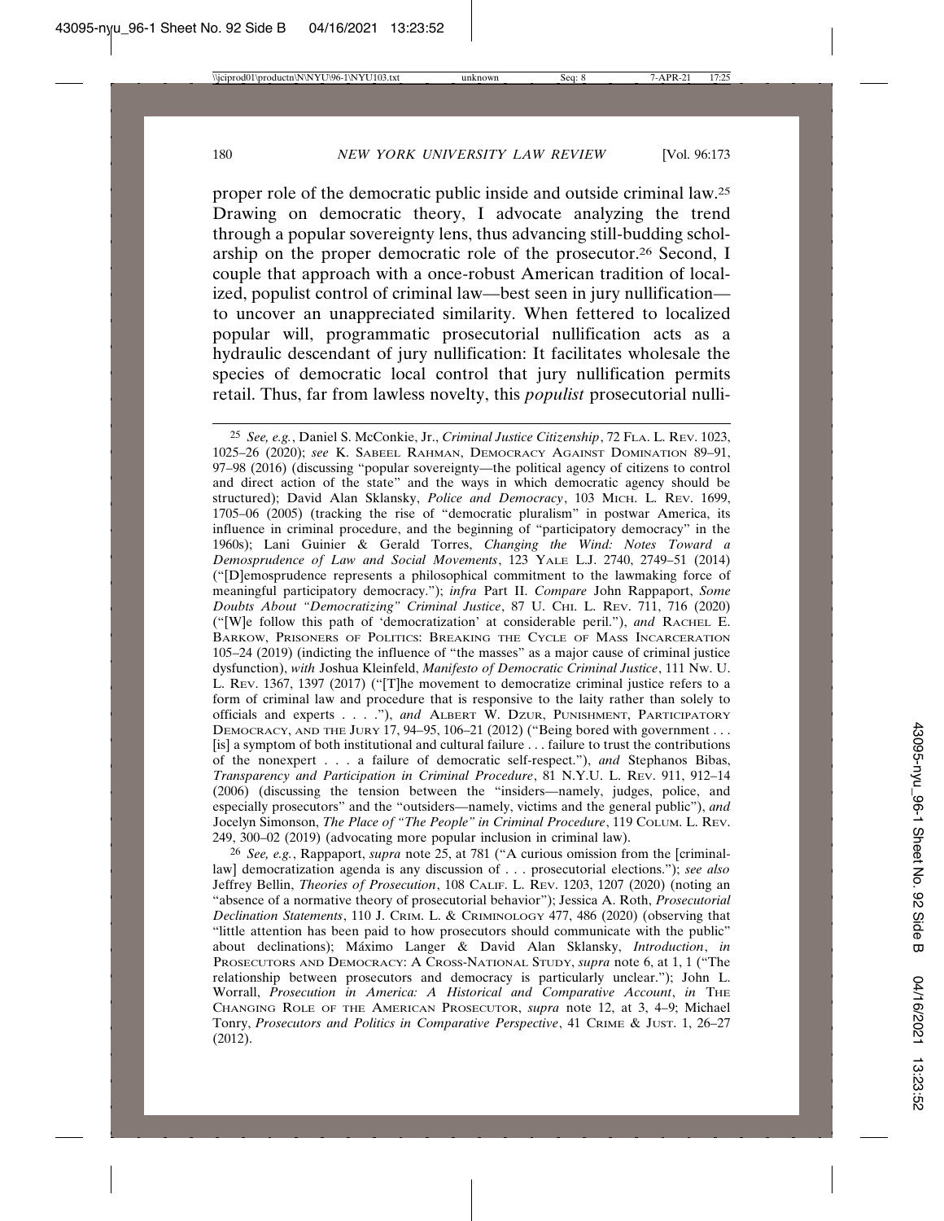proper role of the democratic public inside and outside criminal law.[25] Drawing on democratic theory, I advocate analyzing the trend through a popular sovereignty lens, thus advancing still-budding scholarship on the proper democratic role of the prosecutor.[26] Second, I couple that approach with a once-robust American tradition of localized, populist control of criminal law—best seen in jury nullification—to uncover an unappreciated similarity. When fettered to localized popular will, programmatic prosecutorial nullification acts as a hydraulic descendant of jury nullification: It facilitates wholesale the species of democratic local control that jury nullification permits retail. Thus, far from lawless novelty, this *populist* prosecutorial nulli-

[25] *See, e.g.*, Daniel S. McConkie, Jr., *Criminal Justice Citizenship*, 72 FLA. L. REV. 1023, 1025–26 (2020); *see* K. SABEEL RAHMAN, DEMOCRACY AGAINST DOMINATION 89–91, 97–98 (2016) (discussing "popular sovereignty—the political agency of citizens to control and direct action of the state" and the ways in which democratic agency should be structured); David Alan Sklansky, *Police and Democracy*, 103 MICH. L. REV. 1699, 1705–06 (2005) (tracking the rise of "democratic pluralism" in postwar America, its influence in criminal procedure, and the beginning of "participatory democracy" in the 1960s); Lani Guinier & Gerald Torres, *Changing the Wind: Notes Toward a Demosprudence of Law and Social Movements*, 123 YALE L.J. 2740, 2749–51 (2014) ("[D]emosprudence represents a philosophical commitment to the lawmaking force of meaningful participatory democracy."); *infra* Part II. *Compare* John Rappaport, *Some Doubts About "Democratizing" Criminal Justice*, 87 U. CHI. L. REV. 711, 716 (2020) ("[W]e follow this path of 'democratization' at considerable peril."), *and* RACHEL E. BARKOW, PRISONERS OF POLITICS: BREAKING THE CYCLE OF MASS INCARCERATION 105–24 (2019) (indicting the influence of "the masses" as a major cause of criminal justice dysfunction), *with* Joshua Kleinfeld, *Manifesto of Democratic Criminal Justice*, 111 NW. U. L. REV. 1367, 1397 (2017) ("[T]he movement to democratize criminal justice refers to a form of criminal law and procedure that is responsive to the laity rather than solely to officials and experts . . . ."), *and* ALBERT W. DZUR, PUNISHMENT, PARTICIPATORY DEMOCRACY, AND THE JURY 17, 94–95, 106–21 (2012) ("Being bored with government . . . [is] a symptom of both institutional and cultural failure . . . failure to trust the contributions of the nonexpert . . . a failure of democratic self-respect."), *and* Stephanos Bibas, *Transparency and Participation in Criminal Procedure*, 81 N.Y.U. L. REV. 911, 912–14 (2006) (discussing the tension between the "insiders—namely, judges, police, and especially prosecutors" and the "outsiders—namely, victims and the general public"), *and* Jocelyn Simonson, *The Place of "The People" in Criminal Procedure*, 119 COLUM. L. REV. 249, 300–02 (2019) (advocating more popular inclusion in criminal law).

[26] *See, e.g.*, Rappaport, *supra* note 25, at 781 ("A curious omission from the [criminal-law] democratization agenda is any discussion of . . . prosecutorial elections."); *see also* Jeffrey Bellin, *Theories of Prosecution*, 108 CALIF. L. REV. 1203, 1207 (2020) (noting an "absence of a normative theory of prosecutorial behavior"); Jessica A. Roth, *Prosecutorial Declination Statements*, 110 J. CRIM. L. & CRIMINOLOGY 477, 486 (2020) (observing that "little attention has been paid to how prosecutors should communicate with the public" about declinations); Máximo Langer & David Alan Sklansky, *Introduction*, *in* PROSECUTORS AND DEMOCRACY: A CROSS-NATIONAL STUDY, *supra* note 6, at 1, 1 ("The relationship between prosecutors and democracy is particularly unclear."); John L. Worrall, *Prosecution in America: A Historical and Comparative Account*, *in* THE CHANGING ROLE OF THE AMERICAN PROSECUTOR, *supra* note 12, at 3, 4–9; Michael Tonry, *Prosecutors and Politics in Comparative Perspective*, 41 CRIME & JUST. 1, 26–27 (2012).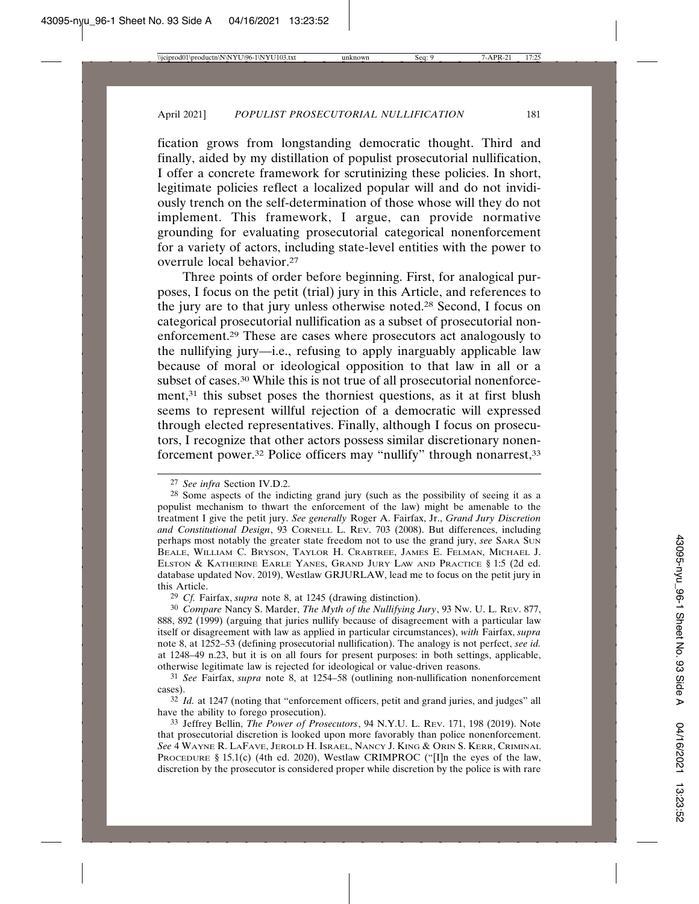fication grows from longstanding democratic thought. Third and finally, aided by my distillation of populist prosecutorial nullification, I offer a concrete framework for scrutinizing these policies. In short, legitimate policies reflect a localized popular will and do not invidiously trench on the self-determination of those whose will they do not implement. This framework, I argue, can provide normative grounding for evaluating prosecutorial categorical nonenforcement for a variety of actors, including state-level entities with the power to overrule local behavior.[27]

Three points of order before beginning. First, for analogical purposes, I focus on the petit (trial) jury in this Article, and references to the jury are to that jury unless otherwise noted.[28] Second, I focus on categorical prosecutorial nullification as a subset of prosecutorial nonenforcement.[29] These are cases where prosecutors act analogously to the nullifying jury—i.e., refusing to apply inarguably applicable law because of moral or ideological opposition to that law in all or a subset of cases.[30] While this is not true of all prosecutorial nonenforcement,[31] this subset poses the thorniest questions, as it at first blush seems to represent willful rejection of a democratic will expressed through elected representatives. Finally, although I focus on prosecutors, I recognize that other actors possess similar discretionary nonenforcement power.[32] Police officers may "nullify" through nonarrest,[33]

---

[27] *See infra* Section IV.D.2.

[28] Some aspects of the indicting grand jury (such as the possibility of seeing it as a populist mechanism to thwart the enforcement of the law) might be amenable to the treatment I give the petit jury. *See generally* Roger A. Fairfax, Jr., *Grand Jury Discretion and Constitutional Design*, 93 CORNELL L. REV. 703 (2008). But differences, including perhaps most notably the greater state freedom not to use the grand jury, *see* SARA SUN BEALE, WILLIAM C. BRYSON, TAYLOR H. CRABTREE, JAMES E. FELMAN, MICHAEL J. ELSTON & KATHERINE EARLE YANES, GRAND JURY LAW AND PRACTICE § 1:5 (2d ed. database updated Nov. 2019), Westlaw GRJURLAW, lead me to focus on the petit jury in this Article.

[29] *Cf.* Fairfax, *supra* note 8, at 1245 (drawing distinction).

[30] *Compare* Nancy S. Marder, *The Myth of the Nullifying Jury*, 93 NW. U. L. REV. 877, 888, 892 (1999) (arguing that juries nullify because of disagreement with a particular law itself or disagreement with law as applied in particular circumstances), *with* Fairfax, *supra* note 8, at 1252–53 (defining prosecutorial nullification). The analogy is not perfect, *see id.* at 1248–49 n.23, but it is on all fours for present purposes: in both settings, applicable, otherwise legitimate law is rejected for ideological or value-driven reasons.

[31] *See* Fairfax, *supra* note 8, at 1254–58 (outlining non-nullification nonenforcement cases).

[32] *Id.* at 1247 (noting that "enforcement officers, petit and grand juries, and judges" all have the ability to forego prosecution).

[33] Jeffrey Bellin, *The Power of Prosecutors*, 94 N.Y.U. L. REV. 171, 198 (2019). Note that prosecutorial discretion is looked upon more favorably than police nonenforcement. *See* 4 WAYNE R. LAFAVE, JEROLD H. ISRAEL, NANCY J. KING & ORIN S. KERR, CRIMINAL PROCEDURE § 15.1(c) (4th ed. 2020), Westlaw CRIMPROC ("[I]n the eyes of the law, discretion by the prosecutor is considered proper while discretion by the police is with rare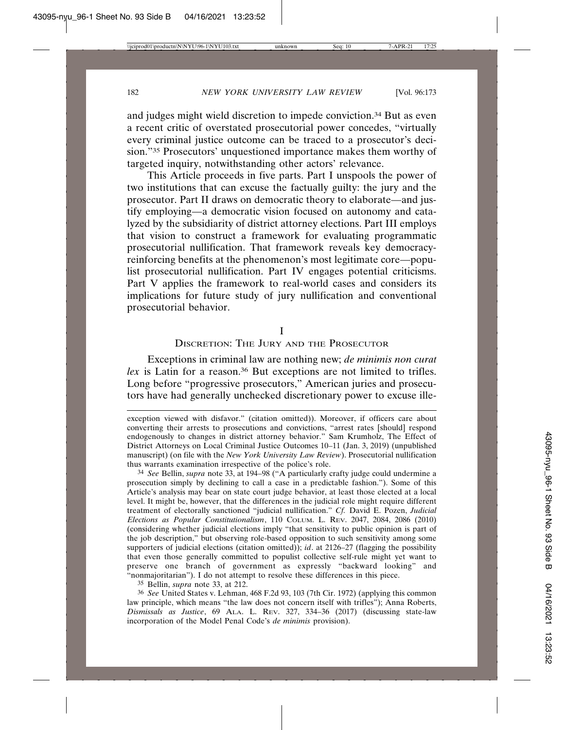and judges might wield discretion to impede conviction.[34] But as even a recent critic of overstated prosecutorial power concedes, "virtually every criminal justice outcome can be traced to a prosecutor's decision."[35] Prosecutors' unquestioned importance makes them worthy of targeted inquiry, notwithstanding other actors' relevance.

This Article proceeds in five parts. Part I unspools the power of two institutions that can excuse the factually guilty: the jury and the prosecutor. Part II draws on democratic theory to elaborate—and justify employing—a democratic vision focused on autonomy and catalyzed by the subsidiarity of district attorney elections. Part III employs that vision to construct a framework for evaluating programmatic prosecutorial nullification. That framework reveals key democracy-reinforcing benefits at the phenomenon's most legitimate core—populist prosecutorial nullification. Part IV engages potential criticisms. Part V applies the framework to real-world cases and considers its implications for future study of jury nullification and conventional prosecutorial behavior.

## I
## Discretion: The Jury and the Prosecutor

Exceptions in criminal law are nothing new; *de minimis non curat lex* is Latin for a reason.[36] But exceptions are not limited to trifles. Long before "progressive prosecutors," American juries and prosecutors have had generally unchecked discretionary power to excuse ille-

---

exception viewed with disfavor." (citation omitted)). Moreover, if officers care about converting their arrests to prosecutions and convictions, "arrest rates [should] respond endogenously to changes in district attorney behavior." Sam Krumholz, The Effect of District Attorneys on Local Criminal Justice Outcomes 10–11 (Jan. 3, 2019) (unpublished manuscript) (on file with the *New York University Law Review*). Prosecutorial nullification thus warrants examination irrespective of the police's role.

[34] *See* Bellin, *supra* note 33, at 194–98 ("A particularly crafty judge could undermine a prosecution simply by declining to call a case in a predictable fashion."). Some of this Article's analysis may bear on state court judge behavior, at least those elected at a local level. It might be, however, that the differences in the judicial role might require different treatment of electorally sanctioned "judicial nullification." *Cf.* David E. Pozen, *Judicial Elections as Popular Constitutionalism*, 110 Colum. L. Rev. 2047, 2084, 2086 (2010) (considering whether judicial elections imply "that sensitivity to public opinion is part of the job description," but observing role-based opposition to such sensitivity among some supporters of judicial elections (citation omitted)); *id*. at 2126–27 (flagging the possibility that even those generally committed to populist collective self-rule might yet want to preserve one branch of government as expressly "backward looking" and "nonmajoritarian"). I do not attempt to resolve these differences in this piece.

[35] Bellin, *supra* note 33, at 212.

[36] *See* United States v. Lehman, 468 F.2d 93, 103 (7th Cir. 1972) (applying this common law principle, which means "the law does not concern itself with trifles"); Anna Roberts, *Dismissals as Justice*, 69 Ala. L. Rev. 327, 334–36 (2017) (discussing state-law incorporation of the Model Penal Code's *de minimis* provision).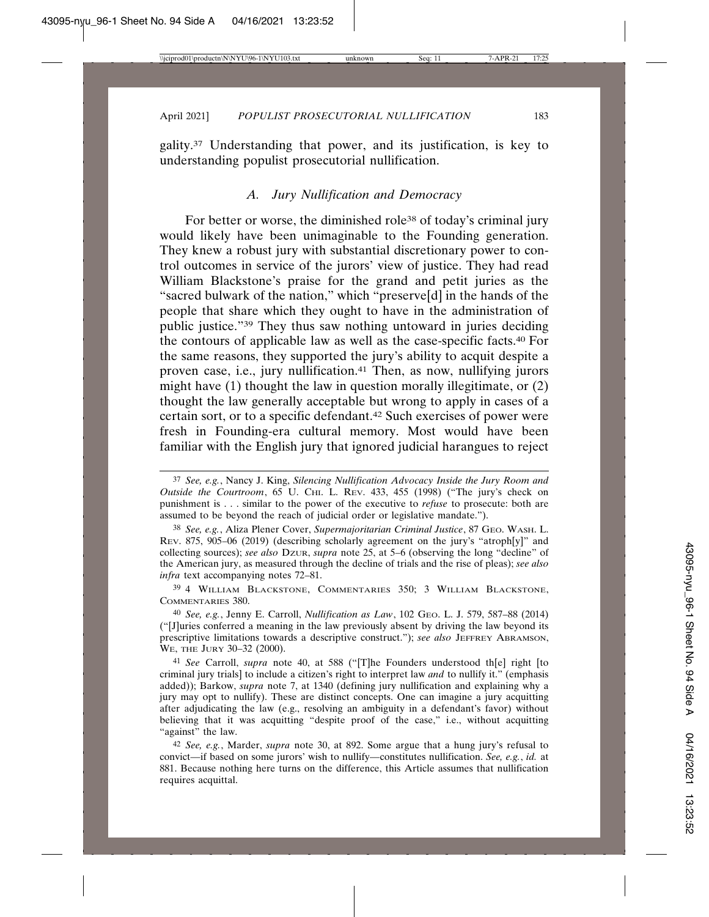gality.[37] Understanding that power, and its justification, is key to understanding populist prosecutorial nullification.

### A. Jury Nullification and Democracy

For better or worse, the diminished role[38] of today's criminal jury would likely have been unimaginable to the Founding generation. They knew a robust jury with substantial discretionary power to control outcomes in service of the jurors' view of justice. They had read William Blackstone's praise for the grand and petit juries as the "sacred bulwark of the nation," which "preserve[d] in the hands of the people that share which they ought to have in the administration of public justice."[39] They thus saw nothing untoward in juries deciding the contours of applicable law as well as the case-specific facts.[40] For the same reasons, they supported the jury's ability to acquit despite a proven case, i.e., jury nullification.[41] Then, as now, nullifying jurors might have (1) thought the law in question morally illegitimate, or (2) thought the law generally acceptable but wrong to apply in cases of a certain sort, or to a specific defendant.[42] Such exercises of power were fresh in Founding-era cultural memory. Most would have been familiar with the English jury that ignored judicial harangues to reject

---

[37] *See, e.g.*, Nancy J. King, *Silencing Nullification Advocacy Inside the Jury Room and Outside the Courtroom*, 65 U. CHI. L. REV. 433, 455 (1998) ("The jury's check on punishment is . . . similar to the power of the executive to *refuse* to prosecute: both are assumed to be beyond the reach of judicial order or legislative mandate.").

[38] *See, e.g.*, Aliza Plener Cover, *Supermajoritarian Criminal Justice*, 87 GEO. WASH. L. REV. 875, 905–06 (2019) (describing scholarly agreement on the jury's "atroph[y]" and collecting sources); *see also* DZUR, *supra* note 25, at 5–6 (observing the long "decline" of the American jury, as measured through the decline of trials and the rise of pleas); *see also infra* text accompanying notes 72–81.

[39] 4 WILLIAM BLACKSTONE, COMMENTARIES 350; 3 WILLIAM BLACKSTONE, COMMENTARIES 380.

[40] *See, e.g.*, Jenny E. Carroll, *Nullification as Law*, 102 GEO. L. J. 579, 587–88 (2014) ("[J]uries conferred a meaning in the law previously absent by driving the law beyond its prescriptive limitations towards a descriptive construct."); *see also* JEFFREY ABRAMSON, WE, THE JURY 30–32 (2000).

[41] *See* Carroll, *supra* note 40, at 588 ("[T]he Founders understood th[e] right [to criminal jury trials] to include a citizen's right to interpret law *and* to nullify it." (emphasis added)); Barkow, *supra* note 7, at 1340 (defining jury nullification and explaining why a jury may opt to nullify). These are distinct concepts. One can imagine a jury acquitting after adjudicating the law (e.g., resolving an ambiguity in a defendant's favor) without believing that it was acquitting "despite proof of the case," i.e., without acquitting "against" the law.

[42] *See, e.g.*, Marder, *supra* note 30, at 892. Some argue that a hung jury's refusal to convict—if based on some jurors' wish to nullify—constitutes nullification. *See, e.g.*, *id.* at 881. Because nothing here turns on the difference, this Article assumes that nullification requires acquittal.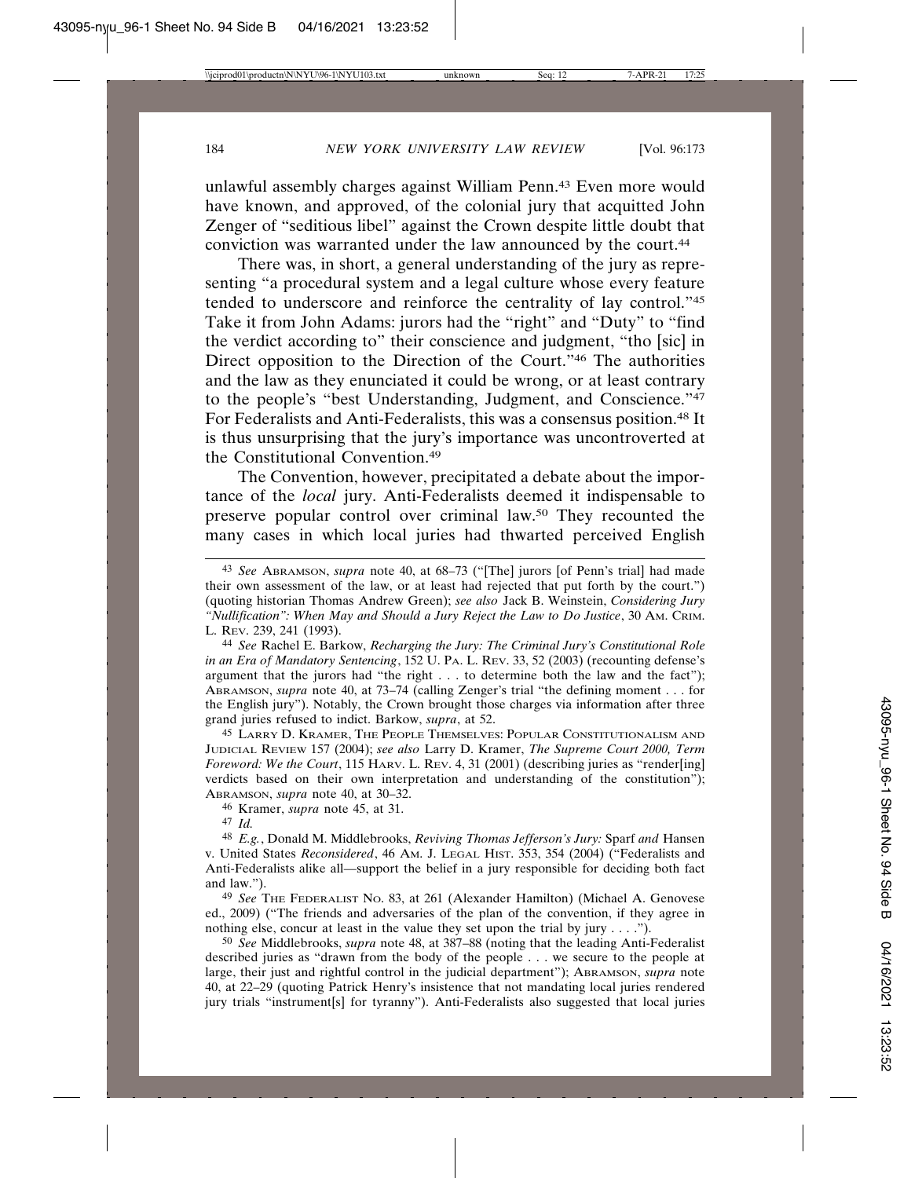unlawful assembly charges against William Penn.[43] Even more would have known, and approved, of the colonial jury that acquitted John Zenger of "seditious libel" against the Crown despite little doubt that conviction was warranted under the law announced by the court.[44]

There was, in short, a general understanding of the jury as representing "a procedural system and a legal culture whose every feature tended to underscore and reinforce the centrality of lay control."[45] Take it from John Adams: jurors had the "right" and "Duty" to "find the verdict according to" their conscience and judgment, "tho [sic] in Direct opposition to the Direction of the Court."[46] The authorities and the law as they enunciated it could be wrong, or at least contrary to the people's "best Understanding, Judgment, and Conscience."[47] For Federalists and Anti-Federalists, this was a consensus position.[48] It is thus unsurprising that the jury's importance was uncontroverted at the Constitutional Convention.[49]

The Convention, however, precipitated a debate about the importance of the *local* jury. Anti-Federalists deemed it indispensable to preserve popular control over criminal law.[50] They recounted the many cases in which local juries had thwarted perceived English

---

[43] *See* ABRAMSON, *supra* note 40, at 68–73 ("[The] jurors [of Penn's trial] had made their own assessment of the law, or at least had rejected that put forth by the court.") (quoting historian Thomas Andrew Green); *see also* Jack B. Weinstein, *Considering Jury "Nullification": When May and Should a Jury Reject the Law to Do Justice*, 30 AM. CRIM. L. REV. 239, 241 (1993).

[44] *See* Rachel E. Barkow, *Recharging the Jury: The Criminal Jury's Constitutional Role in an Era of Mandatory Sentencing*, 152 U. PA. L. REV. 33, 52 (2003) (recounting defense's argument that the jurors had "the right . . . to determine both the law and the fact"); ABRAMSON, *supra* note 40, at 73–74 (calling Zenger's trial "the defining moment . . . for the English jury"). Notably, the Crown brought those charges via information after three grand juries refused to indict. Barkow, *supra*, at 52.

[45] LARRY D. KRAMER, THE PEOPLE THEMSELVES: POPULAR CONSTITUTIONALISM AND JUDICIAL REVIEW 157 (2004); *see also* Larry D. Kramer, *The Supreme Court 2000, Term Foreword: We the Court*, 115 HARV. L. REV. 4, 31 (2001) (describing juries as "render[ing] verdicts based on their own interpretation and understanding of the constitution"); ABRAMSON, *supra* note 40, at 30–32.

[46] Kramer, *supra* note 45, at 31.

[47] *Id.*

[48] *E.g.*, Donald M. Middlebrooks, *Reviving Thomas Jefferson's Jury:* Sparf *and* Hansen v. United States *Reconsidered*, 46 AM. J. LEGAL HIST. 353, 354 (2004) ("Federalists and Anti-Federalists alike all—support the belief in a jury responsible for deciding both fact and law.").

[49] *See* THE FEDERALIST NO. 83, at 261 (Alexander Hamilton) (Michael A. Genovese ed., 2009) ("The friends and adversaries of the plan of the convention, if they agree in nothing else, concur at least in the value they set upon the trial by jury . . . .").

[50] *See* Middlebrooks, *supra* note 48, at 387–88 (noting that the leading Anti-Federalist described juries as "drawn from the body of the people . . . we secure to the people at large, their just and rightful control in the judicial department"); ABRAMSON, *supra* note 40, at 22–29 (quoting Patrick Henry's insistence that not mandating local juries rendered jury trials "instrument[s] for tyranny"). Anti-Federalists also suggested that local juries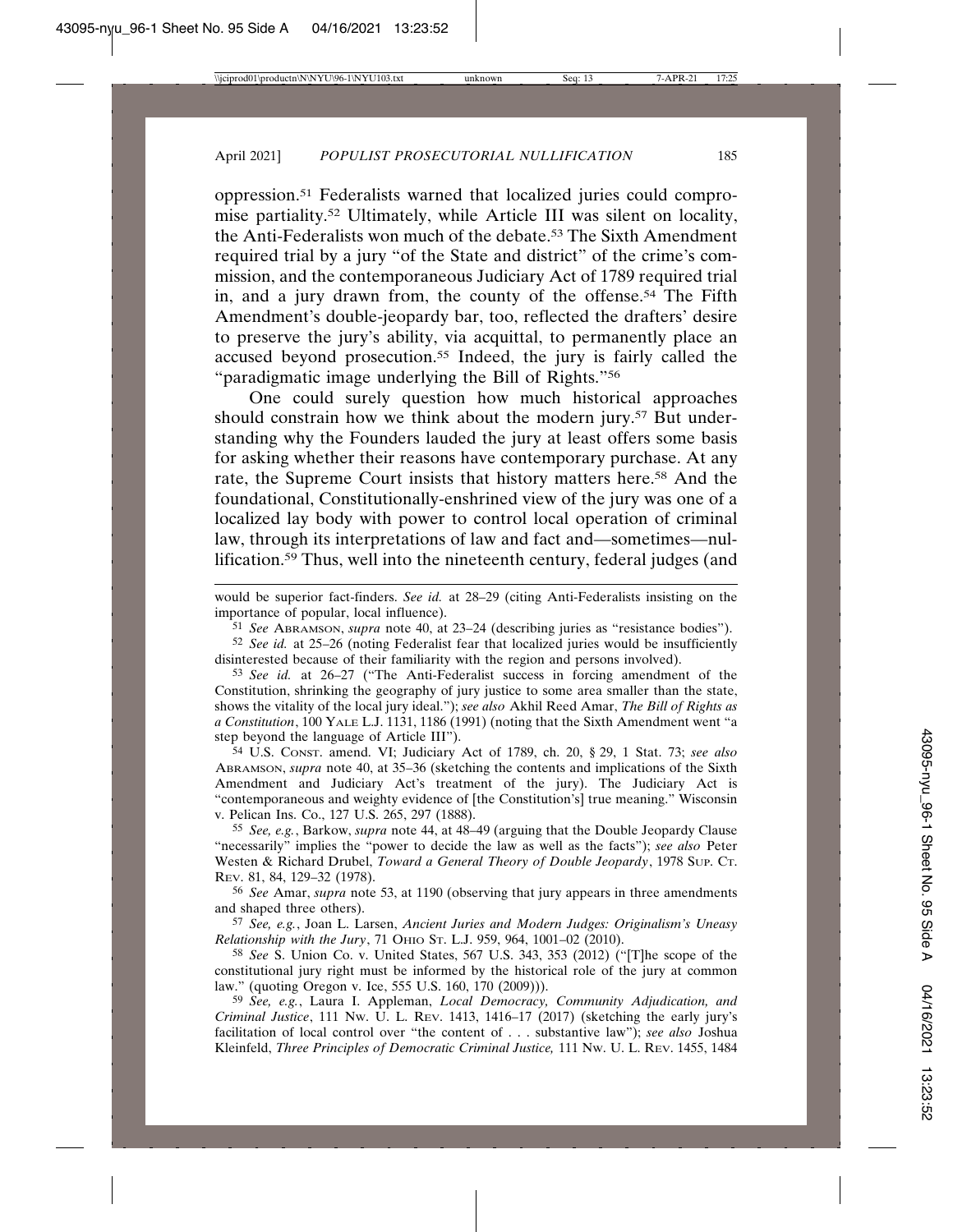oppression.[51] Federalists warned that localized juries could compromise partiality.[52] Ultimately, while Article III was silent on locality, the Anti-Federalists won much of the debate.[53] The Sixth Amendment required trial by a jury "of the State and district" of the crime's commission, and the contemporaneous Judiciary Act of 1789 required trial in, and a jury drawn from, the county of the offense.[54] The Fifth Amendment's double-jeopardy bar, too, reflected the drafters' desire to preserve the jury's ability, via acquittal, to permanently place an accused beyond prosecution.[55] Indeed, the jury is fairly called the "paradigmatic image underlying the Bill of Rights."[56]

One could surely question how much historical approaches should constrain how we think about the modern jury.[57] But understanding why the Founders lauded the jury at least offers some basis for asking whether their reasons have contemporary purchase. At any rate, the Supreme Court insists that history matters here.[58] And the foundational, Constitutionally-enshrined view of the jury was one of a localized lay body with power to control local operation of criminal law, through its interpretations of law and fact and—sometimes—nullification.[59] Thus, well into the nineteenth century, federal judges (and

---

would be superior fact-finders. *See id.* at 28–29 (citing Anti-Federalists insisting on the importance of popular, local influence).

[51] *See* ABRAMSON, *supra* note 40, at 23–24 (describing juries as "resistance bodies").

[52] *See id.* at 25–26 (noting Federalist fear that localized juries would be insufficiently disinterested because of their familiarity with the region and persons involved).

[53] *See id.* at 26–27 ("The Anti-Federalist success in forcing amendment of the Constitution, shrinking the geography of jury justice to some area smaller than the state, shows the vitality of the local jury ideal."); *see also* Akhil Reed Amar, *The Bill of Rights as a Constitution*, 100 YALE L.J. 1131, 1186 (1991) (noting that the Sixth Amendment went "a step beyond the language of Article III").

[54] U.S. CONST. amend. VI; Judiciary Act of 1789, ch. 20, § 29, 1 Stat. 73; *see also* ABRAMSON, *supra* note 40, at 35–36 (sketching the contents and implications of the Sixth Amendment and Judiciary Act's treatment of the jury). The Judiciary Act is "contemporaneous and weighty evidence of [the Constitution's] true meaning." Wisconsin v. Pelican Ins. Co., 127 U.S. 265, 297 (1888).

[55] *See, e.g.*, Barkow, *supra* note 44, at 48–49 (arguing that the Double Jeopardy Clause "necessarily" implies the "power to decide the law as well as the facts"); *see also* Peter Westen & Richard Drubel, *Toward a General Theory of Double Jeopardy*, 1978 SUP. CT. REV. 81, 84, 129–32 (1978).

[56] *See* Amar, *supra* note 53, at 1190 (observing that jury appears in three amendments and shaped three others).

[57] *See, e.g.*, Joan L. Larsen, *Ancient Juries and Modern Judges: Originalism's Uneasy Relationship with the Jury*, 71 OHIO ST. L.J. 959, 964, 1001–02 (2010).

[58] *See* S. Union Co. v. United States, 567 U.S. 343, 353 (2012) ("[T]he scope of the constitutional jury right must be informed by the historical role of the jury at common law." (quoting Oregon v. Ice, 555 U.S. 160, 170 (2009))).

[59] *See, e.g.*, Laura I. Appleman, *Local Democracy, Community Adjudication, and Criminal Justice*, 111 NW. U. L. REV. 1413, 1416–17 (2017) (sketching the early jury's facilitation of local control over "the content of . . . substantive law"); *see also* Joshua Kleinfeld, *Three Principles of Democratic Criminal Justice,* 111 NW. U. L. REV. 1455, 1484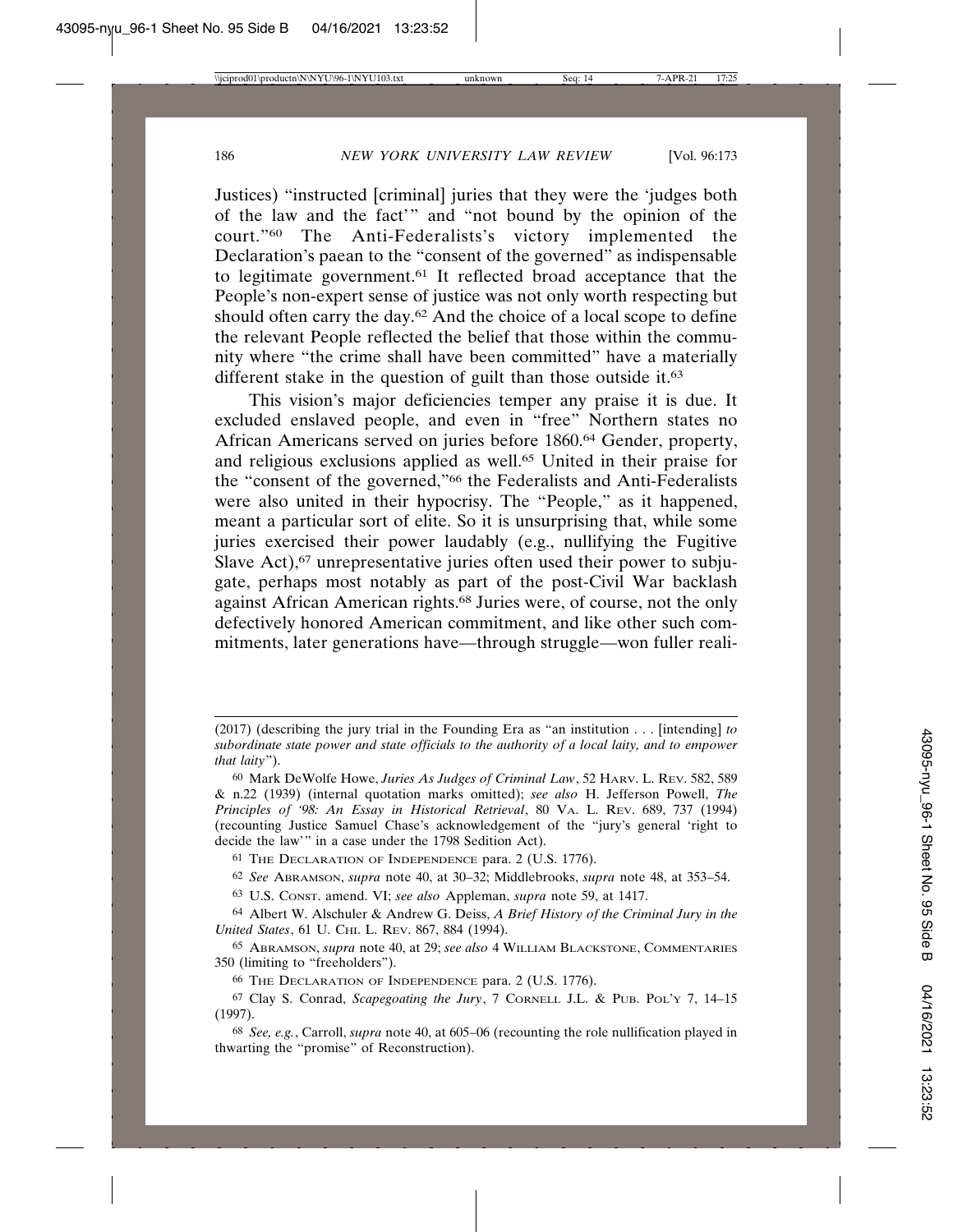Justices) "instructed [criminal] juries that they were the 'judges both of the law and the fact'" and "not bound by the opinion of the court."[60] The Anti-Federalists's victory implemented the Declaration's paean to the "consent of the governed" as indispensable to legitimate government.[61] It reflected broad acceptance that the People's non-expert sense of justice was not only worth respecting but should often carry the day.[62] And the choice of a local scope to define the relevant People reflected the belief that those within the community where "the crime shall have been committed" have a materially different stake in the question of guilt than those outside it.[63]

This vision's major deficiencies temper any praise it is due. It excluded enslaved people, and even in "free" Northern states no African Americans served on juries before 1860.[64] Gender, property, and religious exclusions applied as well.[65] United in their praise for the "consent of the governed,"[66] the Federalists and Anti-Federalists were also united in their hypocrisy. The "People," as it happened, meant a particular sort of elite. So it is unsurprising that, while some juries exercised their power laudably (e.g., nullifying the Fugitive Slave Act),[67] unrepresentative juries often used their power to subjugate, perhaps most notably as part of the post-Civil War backlash against African American rights.[68] Juries were, of course, not the only defectively honored American commitment, and like other such commitments, later generations have—through struggle—won fuller reali-

---

(2017) (describing the jury trial in the Founding Era as "an institution . . . [intending] *to subordinate state power and state officials to the authority of a local laity, and to empower that laity*").

[60] Mark DeWolfe Howe, *Juries As Judges of Criminal Law*, 52 HARV. L. REV. 582, 589 & n.22 (1939) (internal quotation marks omitted); *see also* H. Jefferson Powell, *The Principles of '98: An Essay in Historical Retrieval*, 80 VA. L. REV. 689, 737 (1994) (recounting Justice Samuel Chase's acknowledgement of the "jury's general 'right to decide the law'" in a case under the 1798 Sedition Act).

[61] THE DECLARATION OF INDEPENDENCE para. 2 (U.S. 1776).

[62] *See* ABRAMSON, *supra* note 40, at 30–32; Middlebrooks, *supra* note 48, at 353–54.

[63] U.S. CONST. amend. VI; *see also* Appleman, *supra* note 59, at 1417.

[64] Albert W. Alschuler & Andrew G. Deiss, *A Brief History of the Criminal Jury in the United States*, 61 U. CHI. L. REV. 867, 884 (1994).

[65] ABRAMSON, *supra* note 40, at 29; *see also* 4 WILLIAM BLACKSTONE, COMMENTARIES 350 (limiting to "freeholders").

[66] THE DECLARATION OF INDEPENDENCE para. 2 (U.S. 1776).

[67] Clay S. Conrad, *Scapegoating the Jury*, 7 CORNELL J.L. & PUB. POL'Y 7, 14–15 (1997).

[68] *See, e.g.*, Carroll, *supra* note 40, at 605–06 (recounting the role nullification played in thwarting the "promise" of Reconstruction).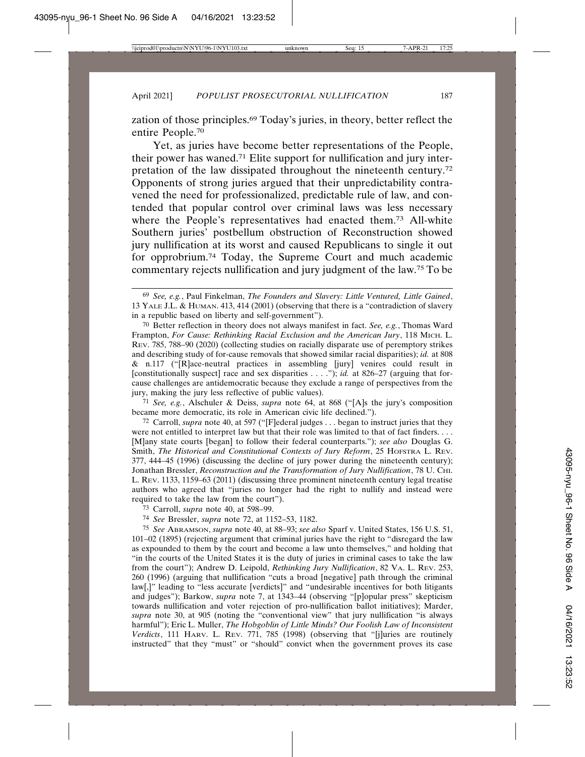zation of those principles.[69] Today's juries, in theory, better reflect the entire People.[70]

Yet, as juries have become better representations of the People, their power has waned.[71] Elite support for nullification and jury interpretation of the law dissipated throughout the nineteenth century.[72] Opponents of strong juries argued that their unpredictability contravened the need for professionalized, predictable rule of law, and contended that popular control over criminal laws was less necessary where the People's representatives had enacted them.[73] All-white Southern juries' postbellum obstruction of Reconstruction showed jury nullification at its worst and caused Republicans to single it out for opprobrium.[74] Today, the Supreme Court and much academic commentary rejects nullification and jury judgment of the law.[75] To be

---

69 *See, e.g.*, Paul Finkelman, *The Founders and Slavery: Little Ventured, Little Gained*, 13 YALE J.L. & HUMAN. 413, 414 (2001) (observing that there is a "contradiction of slavery in a republic based on liberty and self-government").

70 Better reflection in theory does not always manifest in fact. *See, e.g.*, Thomas Ward Frampton, *For Cause: Rethinking Racial Exclusion and the American Jury*, 118 MICH. L. REV. 785, 788–90 (2020) (collecting studies on racially disparate use of peremptory strikes and describing study of for-cause removals that showed similar racial disparities); *id.* at 808 & n.117 ("[R]ace-neutral practices in assembling [jury] venires could result in [constitutionally suspect] race and sex disparities . . . ."); *id.* at 826–27 (arguing that for-cause challenges are antidemocratic because they exclude a range of perspectives from the jury, making the jury less reflective of public values).

71 *See, e.g.*, Alschuler & Deiss, *supra* note 64, at 868 ("[A]s the jury's composition became more democratic, its role in American civic life declined.").

72 Carroll, *supra* note 40, at 597 ("[F]ederal judges . . . began to instruct juries that they were not entitled to interpret law but that their role was limited to that of fact finders. . . . [M]any state courts [began] to follow their federal counterparts."); *see also* Douglas G. Smith, *The Historical and Constitutional Contexts of Jury Reform*, 25 HOFSTRA L. REV. 377, 444–45 (1996) (discussing the decline of jury power during the nineteenth century); Jonathan Bressler, *Reconstruction and the Transformation of Jury Nullification*, 78 U. CHI. L. REV. 1133, 1159–63 (2011) (discussing three prominent nineteenth century legal treatise authors who agreed that "juries no longer had the right to nullify and instead were required to take the law from the court").

73 Carroll, *supra* note 40, at 598–99.

74 *See* Bressler, *supra* note 72, at 1152–53, 1182.

75 *See* ABRAMSON, *supra* note 40, at 88–93; *see also* Sparf v. United States, 156 U.S. 51, 101–02 (1895) (rejecting argument that criminal juries have the right to "disregard the law as expounded to them by the court and become a law unto themselves," and holding that "in the courts of the United States it is the duty of juries in criminal cases to take the law from the court"); Andrew D. Leipold, *Rethinking Jury Nullification*, 82 VA. L. REV. 253, 260 (1996) (arguing that nullification "cuts a broad [negative] path through the criminal law[,]" leading to "less accurate [verdicts]" and "undesirable incentives for both litigants and judges"); Barkow, *supra* note 7, at 1343–44 (observing "[p]opular press" skepticism towards nullification and voter rejection of pro-nullification ballot initiatives); Marder, *supra* note 30, at 905 (noting the "conventional view" that jury nullification "is always harmful"); Eric L. Muller, *The Hobgoblin of Little Minds? Our Foolish Law of Inconsistent Verdicts*, 111 HARV. L. REV. 771, 785 (1998) (observing that "[j]uries are routinely instructed" that they "must" or "should" convict when the government proves its case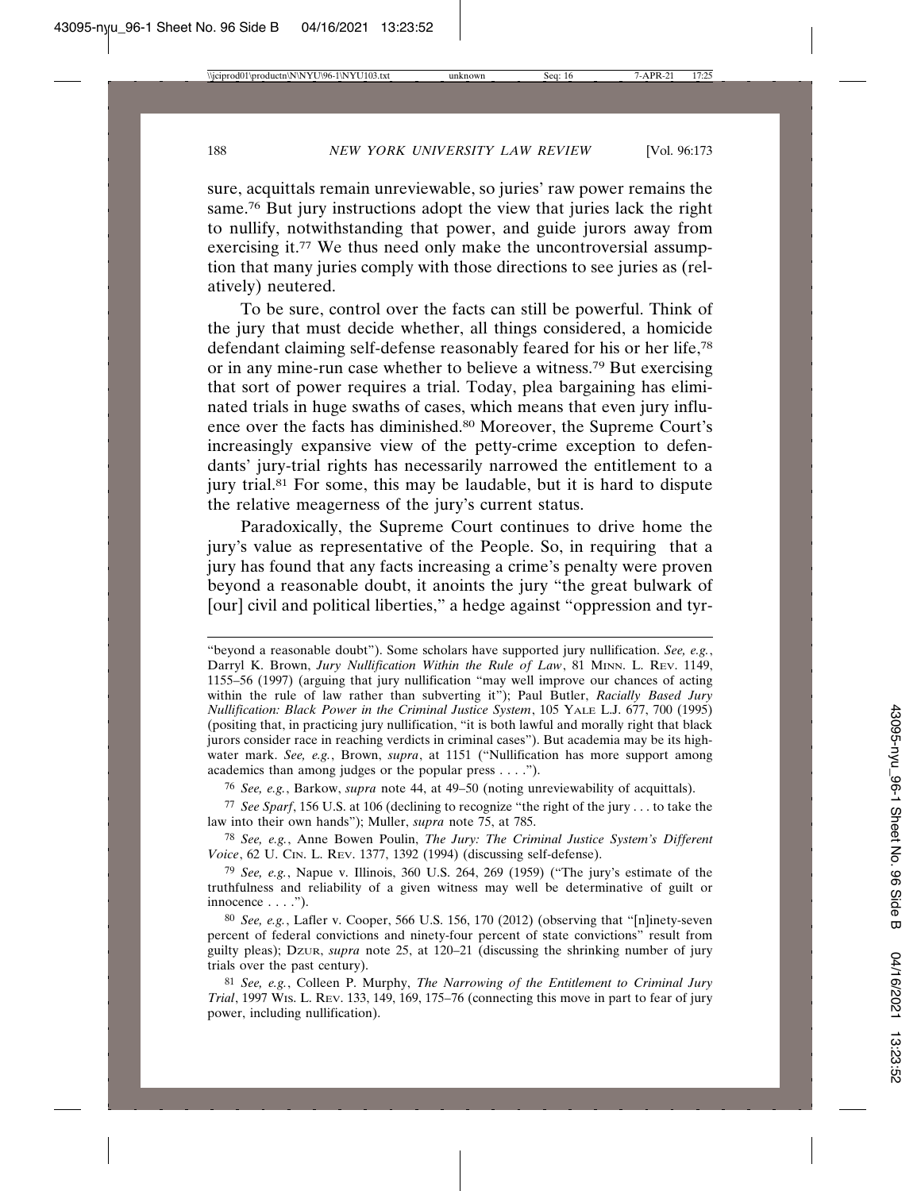sure, acquittals remain unreviewable, so juries' raw power remains the same.[76] But jury instructions adopt the view that juries lack the right to nullify, notwithstanding that power, and guide jurors away from exercising it.[77] We thus need only make the uncontroversial assumption that many juries comply with those directions to see juries as (relatively) neutered.

To be sure, control over the facts can still be powerful. Think of the jury that must decide whether, all things considered, a homicide defendant claiming self-defense reasonably feared for his or her life,[78] or in any mine-run case whether to believe a witness.[79] But exercising that sort of power requires a trial. Today, plea bargaining has eliminated trials in huge swaths of cases, which means that even jury influence over the facts has diminished.[80] Moreover, the Supreme Court's increasingly expansive view of the petty-crime exception to defendants' jury-trial rights has necessarily narrowed the entitlement to a jury trial.[81] For some, this may be laudable, but it is hard to dispute the relative meagerness of the jury's current status.

Paradoxically, the Supreme Court continues to drive home the jury's value as representative of the People. So, in requiring that a jury has found that any facts increasing a crime's penalty were proven beyond a reasonable doubt, it anoints the jury "the great bulwark of [our] civil and political liberties," a hedge against "oppression and tyr-

---

"beyond a reasonable doubt"). Some scholars have supported jury nullification. *See, e.g.*, Darryl K. Brown, *Jury Nullification Within the Rule of Law*, 81 MINN. L. REV. 1149, 1155–56 (1997) (arguing that jury nullification "may well improve our chances of acting within the rule of law rather than subverting it"); Paul Butler, *Racially Based Jury Nullification: Black Power in the Criminal Justice System*, 105 YALE L.J. 677, 700 (1995) (positing that, in practicing jury nullification, "it is both lawful and morally right that black jurors consider race in reaching verdicts in criminal cases"). But academia may be its high-water mark. *See, e.g.*, Brown, *supra*, at 1151 ("Nullification has more support among academics than among judges or the popular press . . . .").

[76] *See, e.g.*, Barkow, *supra* note 44, at 49–50 (noting unreviewability of acquittals).

[77] *See Sparf*, 156 U.S. at 106 (declining to recognize "the right of the jury . . . to take the law into their own hands"); Muller, *supra* note 75, at 785.

[78] *See, e.g.*, Anne Bowen Poulin, *The Jury: The Criminal Justice System's Different Voice*, 62 U. CIN. L. REV. 1377, 1392 (1994) (discussing self-defense).

[79] *See, e.g.*, Napue v. Illinois, 360 U.S. 264, 269 (1959) ("The jury's estimate of the truthfulness and reliability of a given witness may well be determinative of guilt or innocence . . . .").

[80] *See, e.g.*, Lafler v. Cooper, 566 U.S. 156, 170 (2012) (observing that "[n]inety-seven percent of federal convictions and ninety-four percent of state convictions" result from guilty pleas); DZUR, *supra* note 25, at 120–21 (discussing the shrinking number of jury trials over the past century).

[81] *See, e.g.*, Colleen P. Murphy, *The Narrowing of the Entitlement to Criminal Jury Trial*, 1997 WIS. L. REV. 133, 149, 169, 175–76 (connecting this move in part to fear of jury power, including nullification).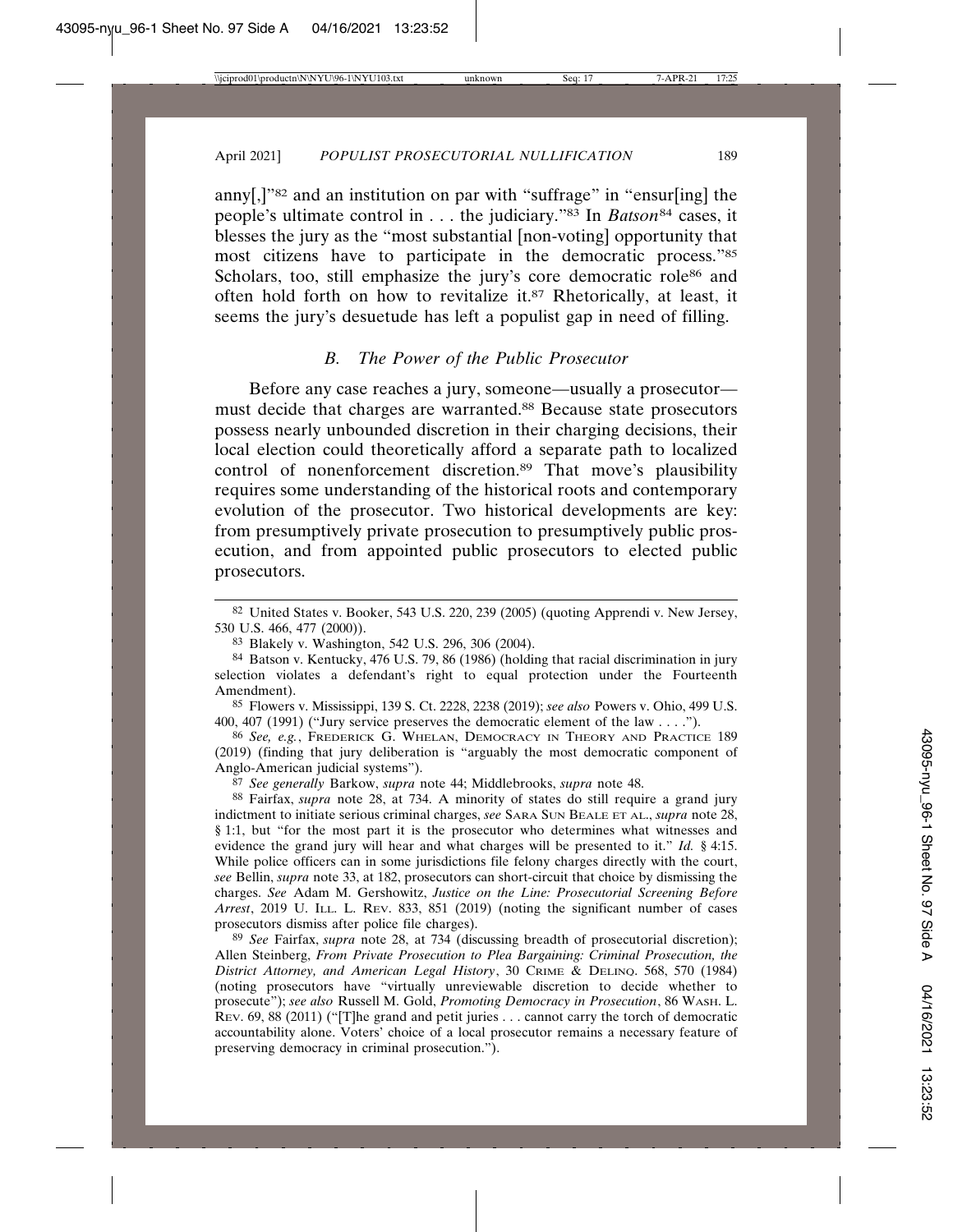anny[,]"[82] and an institution on par with "suffrage" in "ensur[ing] the people's ultimate control in . . . the judiciary."[83] In *Batson*[84] cases, it blesses the jury as the "most substantial [non-voting] opportunity that most citizens have to participate in the democratic process."[85] Scholars, too, still emphasize the jury's core democratic role[86] and often hold forth on how to revitalize it.[87] Rhetorically, at least, it seems the jury's desuetude has left a populist gap in need of filling.

### *B. The Power of the Public Prosecutor*

Before any case reaches a jury, someone—usually a prosecutor—must decide that charges are warranted.[88] Because state prosecutors possess nearly unbounded discretion in their charging decisions, their local election could theoretically afford a separate path to localized control of nonenforcement discretion.[89] That move's plausibility requires some understanding of the historical roots and contemporary evolution of the prosecutor. Two historical developments are key: from presumptively private prosecution to presumptively public prosecution, and from appointed public prosecutors to elected public prosecutors.

---

[82] United States v. Booker, 543 U.S. 220, 239 (2005) (quoting Apprendi v. New Jersey, 530 U.S. 466, 477 (2000)).

[83] Blakely v. Washington, 542 U.S. 296, 306 (2004).

[84] Batson v. Kentucky, 476 U.S. 79, 86 (1986) (holding that racial discrimination in jury selection violates a defendant's right to equal protection under the Fourteenth Amendment).

[85] Flowers v. Mississippi, 139 S. Ct. 2228, 2238 (2019); *see also* Powers v. Ohio, 499 U.S. 400, 407 (1991) ("Jury service preserves the democratic element of the law . . . .").

[86] *See, e.g.*, FREDERICK G. WHELAN, DEMOCRACY IN THEORY AND PRACTICE 189 (2019) (finding that jury deliberation is "arguably the most democratic component of Anglo-American judicial systems").

[87] *See generally* Barkow, *supra* note 44; Middlebrooks, *supra* note 48.

[88] Fairfax, *supra* note 28, at 734. A minority of states do still require a grand jury indictment to initiate serious criminal charges, *see* SARA SUN BEALE ET AL., *supra* note 28, § 1:1, but "for the most part it is the prosecutor who determines what witnesses and evidence the grand jury will hear and what charges will be presented to it." *Id.* § 4:15. While police officers can in some jurisdictions file felony charges directly with the court, *see* Bellin, *supra* note 33, at 182, prosecutors can short-circuit that choice by dismissing the charges. *See* Adam M. Gershowitz, *Justice on the Line: Prosecutorial Screening Before Arrest*, 2019 U. ILL. L. REV. 833, 851 (2019) (noting the significant number of cases prosecutors dismiss after police file charges).

[89] *See* Fairfax, *supra* note 28, at 734 (discussing breadth of prosecutorial discretion); Allen Steinberg, *From Private Prosecution to Plea Bargaining: Criminal Prosecution, the District Attorney, and American Legal History*, 30 CRIME & DELINQ. 568, 570 (1984) (noting prosecutors have "virtually unreviewable discretion to decide whether to prosecute"); *see also* Russell M. Gold, *Promoting Democracy in Prosecution*, 86 WASH. L. REV. 69, 88 (2011) ("[T]he grand and petit juries . . . cannot carry the torch of democratic accountability alone. Voters' choice of a local prosecutor remains a necessary feature of preserving democracy in criminal prosecution.").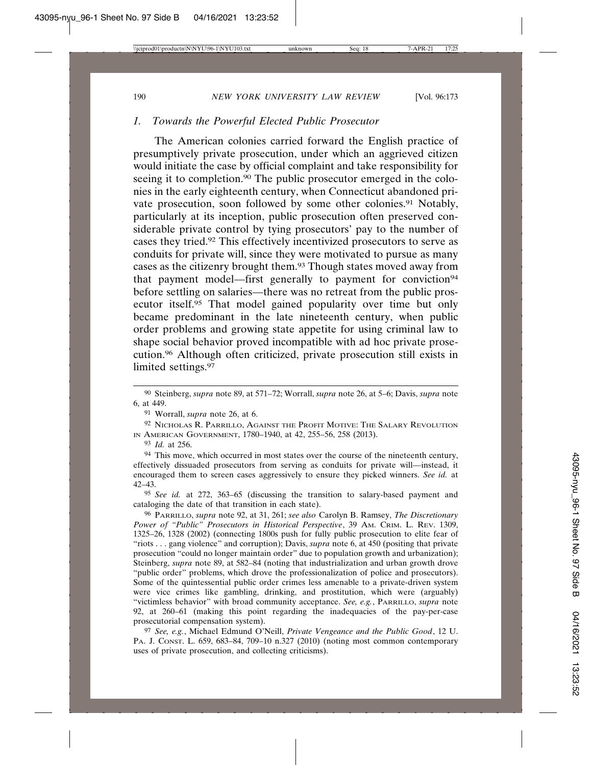### 1. Towards the Powerful Elected Public Prosecutor

The American colonies carried forward the English practice of presumptively private prosecution, under which an aggrieved citizen would initiate the case by official complaint and take responsibility for seeing it to completion.[90] The public prosecutor emerged in the colonies in the early eighteenth century, when Connecticut abandoned private prosecution, soon followed by some other colonies.[91] Notably, particularly at its inception, public prosecution often preserved considerable private control by tying prosecutors' pay to the number of cases they tried.[92] This effectively incentivized prosecutors to serve as conduits for private will, since they were motivated to pursue as many cases as the citizenry brought them.[93] Though states moved away from that payment model—first generally to payment for conviction[94] before settling on salaries—there was no retreat from the public prosecutor itself.[95] That model gained popularity over time but only became predominant in the late nineteenth century, when public order problems and growing state appetite for using criminal law to shape social behavior proved incompatible with ad hoc private prosecution.[96] Although often criticized, private prosecution still exists in limited settings.[97]

---

[90] Steinberg, *supra* note 89, at 571–72; Worrall, *supra* note 26, at 5–6; Davis, *supra* note 6, at 449.

[91] Worrall, *supra* note 26, at 6.

[92] NICHOLAS R. PARRILLO, AGAINST THE PROFIT MOTIVE: THE SALARY REVOLUTION IN AMERICAN GOVERNMENT, 1780–1940, at 42, 255–56, 258 (2013).

[93] *Id.* at 256.

[94] This move, which occurred in most states over the course of the nineteenth century, effectively dissuaded prosecutors from serving as conduits for private will—instead, it encouraged them to screen cases aggressively to ensure they picked winners. *See id.* at 42–43.

[95] *See id.* at 272, 363–65 (discussing the transition to salary-based payment and cataloging the date of that transition in each state).

[96] PARRILLO, *supra* note 92, at 31, 261; *see also* Carolyn B. Ramsey, *The Discretionary Power of "Public" Prosecutors in Historical Perspective*, 39 AM. CRIM. L. REV. 1309, 1325–26, 1328 (2002) (connecting 1800s push for fully public prosecution to elite fear of "riots . . . gang violence" and corruption); Davis, *supra* note 6, at 450 (positing that private prosecution "could no longer maintain order" due to population growth and urbanization); Steinberg, *supra* note 89, at 582–84 (noting that industrialization and urban growth drove "public order" problems, which drove the professionalization of police and prosecutors). Some of the quintessential public order crimes less amenable to a private-driven system were vice crimes like gambling, drinking, and prostitution, which were (arguably) "victimless behavior" with broad community acceptance. *See, e.g.*, PARRILLO, *supra* note 92, at 260–61 (making this point regarding the inadequacies of the pay-per-case prosecutorial compensation system).

[97] *See, e.g.*, Michael Edmund O'Neill, *Private Vengeance and the Public Good*, 12 U. PA. J. CONST. L. 659, 683–84, 709–10 n.327 (2010) (noting most common contemporary uses of private prosecution, and collecting criticisms).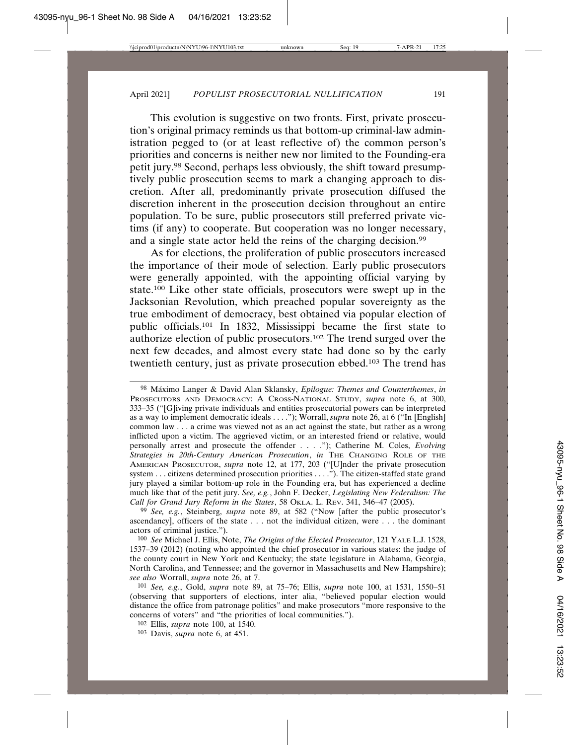This evolution is suggestive on two fronts. First, private prosecution's original primacy reminds us that bottom-up criminal-law administration pegged to (or at least reflective of) the common person's priorities and concerns is neither new nor limited to the Founding-era petit jury.[98] Second, perhaps less obviously, the shift toward presumptively public prosecution seems to mark a changing approach to discretion. After all, predominantly private prosecution diffused the discretion inherent in the prosecution decision throughout an entire population. To be sure, public prosecutors still preferred private victims (if any) to cooperate. But cooperation was no longer necessary, and a single state actor held the reins of the charging decision.[99]

As for elections, the proliferation of public prosecutors increased the importance of their mode of selection. Early public prosecutors were generally appointed, with the appointing official varying by state.[100] Like other state officials, prosecutors were swept up in the Jacksonian Revolution, which preached popular sovereignty as the true embodiment of democracy, best obtained via popular election of public officials.[101] In 1832, Mississippi became the first state to authorize election of public prosecutors.[102] The trend surged over the next few decades, and almost every state had done so by the early twentieth century, just as private prosecution ebbed.[103] The trend has

---

[98] Máximo Langer & David Alan Sklansky, *Epilogue: Themes and Counterthemes*, *in* PROSECUTORS AND DEMOCRACY: A CROSS-NATIONAL STUDY, *supra* note 6, at 300, 333–35 ("[G]iving private individuals and entities prosecutorial powers can be interpreted as a way to implement democratic ideals . . . ."); Worrall, *supra* note 26, at 6 ("In [English] common law . . . a crime was viewed not as an act against the state, but rather as a wrong inflicted upon a victim. The aggrieved victim, or an interested friend or relative, would personally arrest and prosecute the offender . . . ."); Catherine M. Coles, *Evolving Strategies in 20th-Century American Prosecution*, *in* THE CHANGING ROLE OF THE AMERICAN PROSECUTOR, *supra* note 12, at 177, 203 ("[U]nder the private prosecution system . . . citizens determined prosecution priorities . . . ."). The citizen-staffed state grand jury played a similar bottom-up role in the Founding era, but has experienced a decline much like that of the petit jury. *See, e.g.*, John F. Decker, *Legislating New Federalism: The Call for Grand Jury Reform in the States*, 58 OKLA. L. REV. 341, 346–47 (2005).

[99] *See, e.g.*, Steinberg, *supra* note 89, at 582 ("Now [after the public prosecutor's ascendancy], officers of the state . . . not the individual citizen, were . . . the dominant actors of criminal justice.").

[100] *See* Michael J. Ellis, Note, *The Origins of the Elected Prosecutor*, 121 YALE L.J. 1528, 1537–39 (2012) (noting who appointed the chief prosecutor in various states: the judge of the county court in New York and Kentucky; the state legislature in Alabama, Georgia, North Carolina, and Tennessee; and the governor in Massachusetts and New Hampshire); *see also* Worrall, *supra* note 26, at 7.

[101] *See, e.g.*, Gold, *supra* note 89, at 75–76; Ellis, *supra* note 100, at 1531, 1550–51 (observing that supporters of elections, inter alia, "believed popular election would distance the office from patronage politics" and make prosecutors "more responsive to the concerns of voters" and "the priorities of local communities.").

[102] Ellis, *supra* note 100, at 1540.

[103] Davis, *supra* note 6, at 451.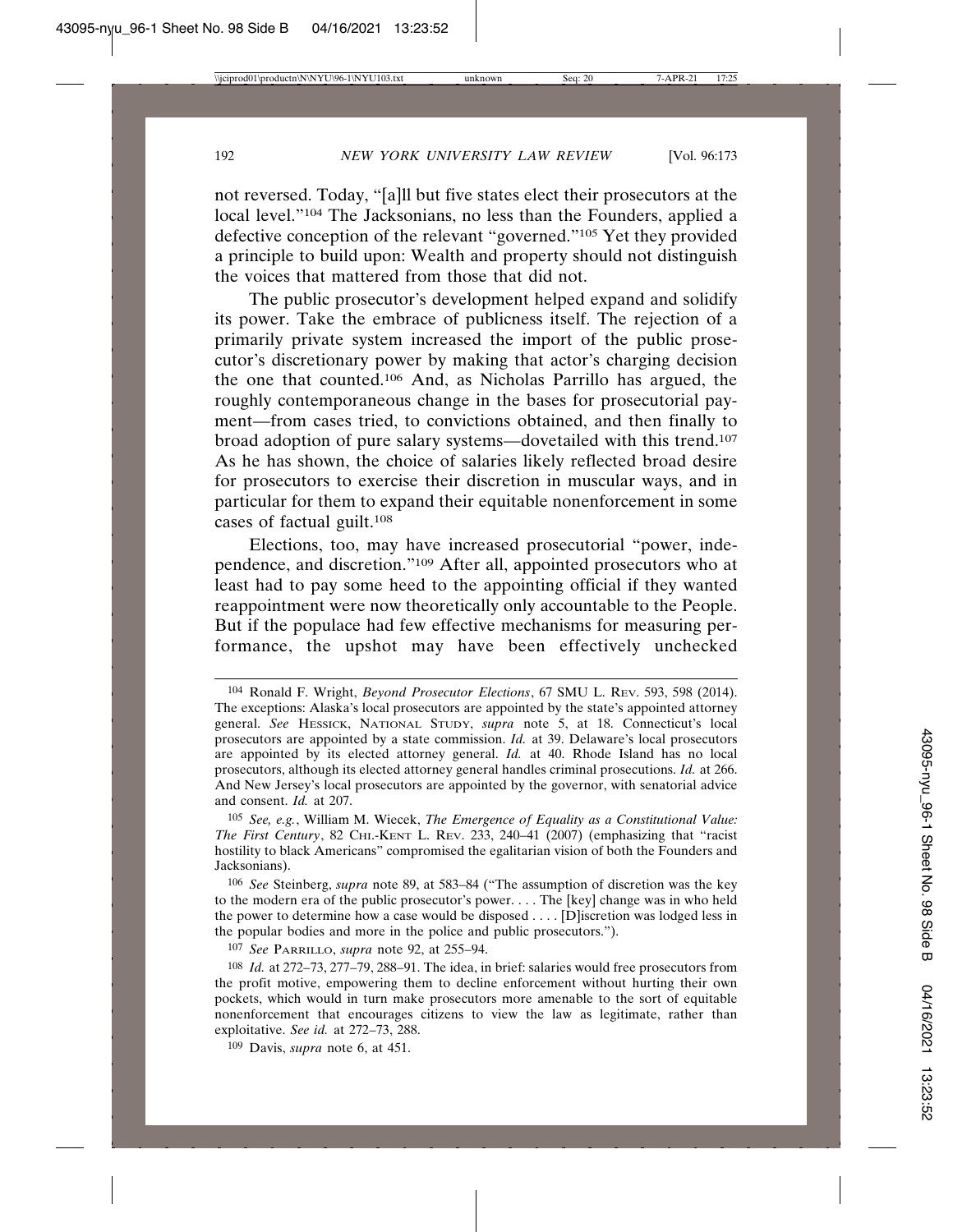not reversed. Today, "[a]ll but five states elect their prosecutors at the local level."[104] The Jacksonians, no less than the Founders, applied a defective conception of the relevant "governed."[105] Yet they provided a principle to build upon: Wealth and property should not distinguish the voices that mattered from those that did not.

The public prosecutor's development helped expand and solidify its power. Take the embrace of publicness itself. The rejection of a primarily private system increased the import of the public prosecutor's discretionary power by making that actor's charging decision the one that counted.[106] And, as Nicholas Parrillo has argued, the roughly contemporaneous change in the bases for prosecutorial payment—from cases tried, to convictions obtained, and then finally to broad adoption of pure salary systems—dovetailed with this trend.[107] As he has shown, the choice of salaries likely reflected broad desire for prosecutors to exercise their discretion in muscular ways, and in particular for them to expand their equitable nonenforcement in some cases of factual guilt.[108]

Elections, too, may have increased prosecutorial "power, independence, and discretion."[109] After all, appointed prosecutors who at least had to pay some heed to the appointing official if they wanted reappointment were now theoretically only accountable to the People. But if the populace had few effective mechanisms for measuring performance, the upshot may have been effectively unchecked

---

[104] Ronald F. Wright, *Beyond Prosecutor Elections*, 67 SMU L. REV. 593, 598 (2014). The exceptions: Alaska's local prosecutors are appointed by the state's appointed attorney general. *See* HESSICK, NATIONAL STUDY, *supra* note 5, at 18. Connecticut's local prosecutors are appointed by a state commission. *Id.* at 39. Delaware's local prosecutors are appointed by its elected attorney general. *Id.* at 40. Rhode Island has no local prosecutors, although its elected attorney general handles criminal prosecutions. *Id.* at 266. And New Jersey's local prosecutors are appointed by the governor, with senatorial advice and consent. *Id.* at 207.

[105] *See, e.g.*, William M. Wiecek, *The Emergence of Equality as a Constitutional Value: The First Century*, 82 CHI.-KENT L. REV. 233, 240–41 (2007) (emphasizing that "racist hostility to black Americans" compromised the egalitarian vision of both the Founders and Jacksonians).

[106] *See* Steinberg, *supra* note 89, at 583–84 ("The assumption of discretion was the key to the modern era of the public prosecutor's power. . . . The [key] change was in who held the power to determine how a case would be disposed . . . . [D]iscretion was lodged less in the popular bodies and more in the police and public prosecutors.").

[107] *See* PARRILLO, *supra* note 92, at 255–94.

[108] *Id.* at 272–73, 277–79, 288–91. The idea, in brief: salaries would free prosecutors from the profit motive, empowering them to decline enforcement without hurting their own pockets, which would in turn make prosecutors more amenable to the sort of equitable nonenforcement that encourages citizens to view the law as legitimate, rather than exploitative. *See id.* at 272–73, 288.

[109] Davis, *supra* note 6, at 451.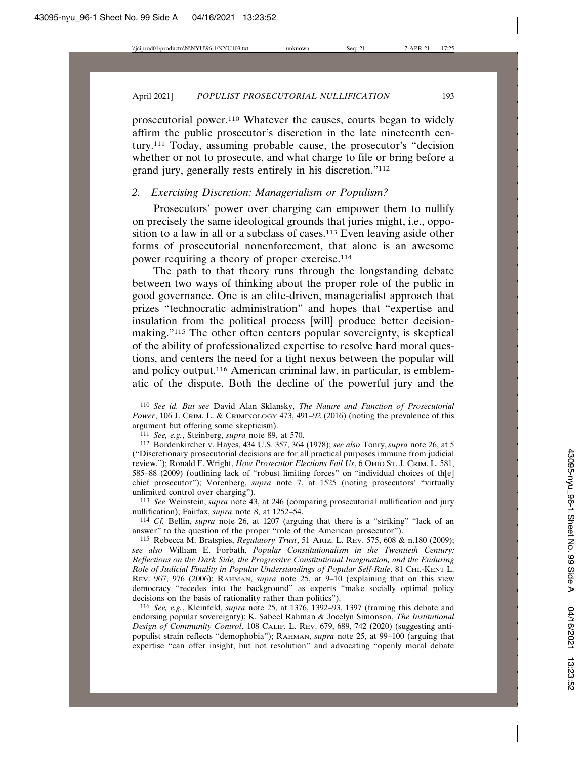prosecutorial power.[110] Whatever the causes, courts began to widely affirm the public prosecutor's discretion in the late nineteenth century.[111] Today, assuming probable cause, the prosecutor's "decision whether or not to prosecute, and what charge to file or bring before a grand jury, generally rests entirely in his discretion."[112]

### *2. Exercising Discretion: Managerialism or Populism?*

Prosecutors' power over charging can empower them to nullify on precisely the same ideological grounds that juries might, i.e., opposition to a law in all or a subclass of cases.[113] Even leaving aside other forms of prosecutorial nonenforcement, that alone is an awesome power requiring a theory of proper exercise.[114]

The path to that theory runs through the longstanding debate between two ways of thinking about the proper role of the public in good governance. One is an elite-driven, managerialist approach that prizes "technocratic administration" and hopes that "expertise and insulation from the political process [will] produce better decision-making."[115] The other often centers popular sovereignty, is skeptical of the ability of professionalized expertise to resolve hard moral questions, and centers the need for a tight nexus between the popular will and policy output.[116] American criminal law, in particular, is emblematic of the dispute. Both the decline of the powerful jury and the

---

[110] *See id. But see* David Alan Sklansky, *The Nature and Function of Prosecutorial Power*, 106 J. CRIM. L. & CRIMINOLOGY 473, 491–92 (2016) (noting the prevalence of this argument but offering some skepticism).

[111] *See, e.g.*, Steinberg, *supra* note 89, at 570.

[112] Bordenkircher v. Hayes, 434 U.S. 357, 364 (1978); *see also* Tonry, *supra* note 26, at 5 ("Discretionary prosecutorial decisions are for all practical purposes immune from judicial review."); Ronald F. Wright, *How Prosecutor Elections Fail Us*, 6 OHIO ST. J. CRIM. L. 581, 585–88 (2009) (outlining lack of "robust limiting forces" on "individual choices of th[e] chief prosecutor"); Vorenberg, *supra* note 7, at 1525 (noting prosecutors' "virtually unlimited control over charging").

[113] *See* Weinstein, *supra* note 43, at 246 (comparing prosecutorial nullification and jury nullification); Fairfax, *supra* note 8, at 1252–54.

[114] *Cf.* Bellin, *supra* note 26, at 1207 (arguing that there is a "striking" "lack of an answer" to the question of the proper "role of the American prosecutor").

[115] Rebecca M. Bratspies, *Regulatory Trust*, 51 ARIZ. L. REV. 575, 608 & n.180 (2009); *see also* William E. Forbath, *Popular Constitutionalism in the Twentieth Century: Reflections on the Dark Side, the Progressive Constitutional Imagination, and the Enduring Role of Judicial Finality in Popular Understandings of Popular Self-Rule*, 81 CHI.-KENT L. REV. 967, 976 (2006); RAHMAN, *supra* note 25, at 9–10 (explaining that on this view democracy "recedes into the background" as experts "make socially optimal policy decisions on the basis of rationality rather than politics").

[116] *See, e.g.*, Kleinfeld, *supra* note 25, at 1376, 1392–93, 1397 (framing this debate and endorsing popular sovereignty); K. Sabeel Rahman & Jocelyn Simonson, *The Institutional Design of Community Control*, 108 CALIF. L. REV. 679, 689, 742 (2020) (suggesting anti-populist strain reflects "demophobia"); RAHMAN, *supra* note 25, at 99–100 (arguing that expertise "can offer insight, but not resolution" and advocating "openly moral debate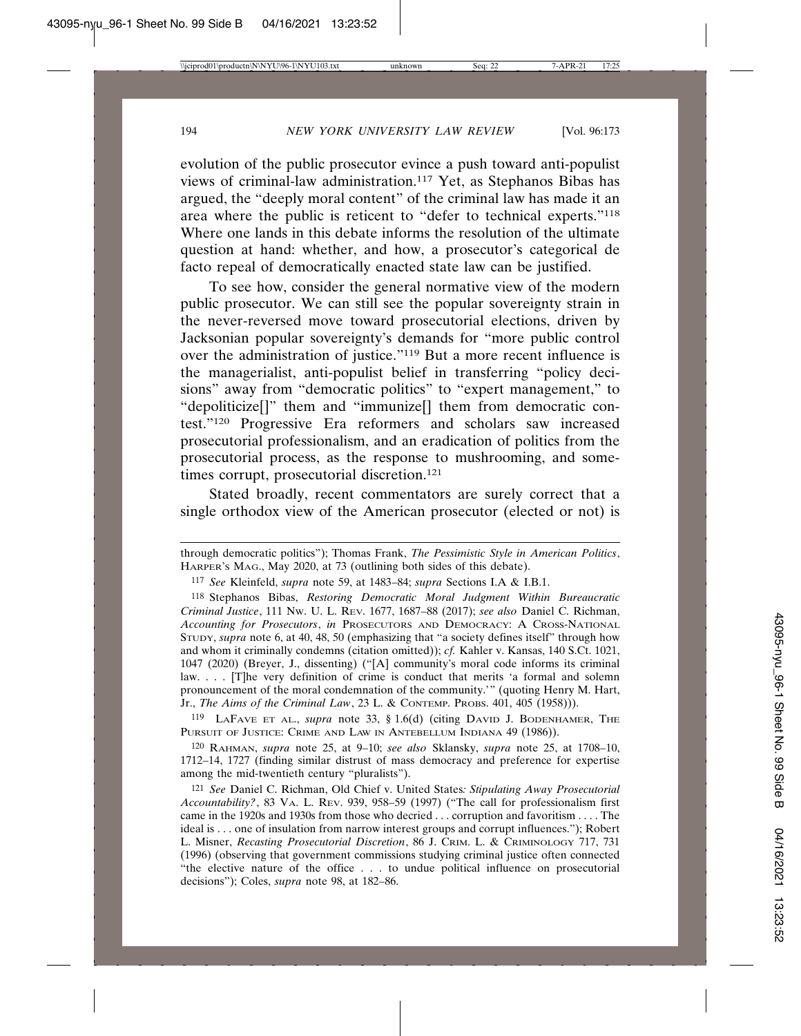evolution of the public prosecutor evince a push toward anti-populist views of criminal-law administration.[117] Yet, as Stephanos Bibas has argued, the "deeply moral content" of the criminal law has made it an area where the public is reticent to "defer to technical experts."[118] Where one lands in this debate informs the resolution of the ultimate question at hand: whether, and how, a prosecutor's categorical de facto repeal of democratically enacted state law can be justified.

To see how, consider the general normative view of the modern public prosecutor. We can still see the popular sovereignty strain in the never-reversed move toward prosecutorial elections, driven by Jacksonian popular sovereignty's demands for "more public control over the administration of justice."[119] But a more recent influence is the managerialist, anti-populist belief in transferring "policy decisions" away from "democratic politics" to "expert management," to "depoliticize[]" them and "immunize[] them from democratic contest."[120] Progressive Era reformers and scholars saw increased prosecutorial professionalism, and an eradication of politics from the prosecutorial process, as the response to mushrooming, and sometimes corrupt, prosecutorial discretion.[121]

Stated broadly, recent commentators are surely correct that a single orthodox view of the American prosecutor (elected or not) is

---

through democratic politics"); Thomas Frank, *The Pessimistic Style in American Politics*, HARPER'S MAG., May 2020, at 73 (outlining both sides of this debate).

117 *See* Kleinfeld, *supra* note 59, at 1483–84; *supra* Sections I.A & I.B.1.

118 Stephanos Bibas, *Restoring Democratic Moral Judgment Within Bureaucratic Criminal Justice*, 111 NW. U. L. REV. 1677, 1687–88 (2017); *see also* Daniel C. Richman, *Accounting for Prosecutors*, *in* PROSECUTORS AND DEMOCRACY: A CROSS-NATIONAL STUDY, *supra* note 6, at 40, 48, 50 (emphasizing that "a society defines itself" through how and whom it criminally condemns (citation omitted)); *cf.* Kahler v. Kansas, 140 S.Ct. 1021, 1047 (2020) (Breyer, J., dissenting) ("[A] community's moral code informs its criminal law. . . . [T]he very definition of crime is conduct that merits 'a formal and solemn pronouncement of the moral condemnation of the community.'" (quoting Henry M. Hart, Jr., *The Aims of the Criminal Law*, 23 L. & CONTEMP. PROBS. 401, 405 (1958))).

119 LAFAVE ET AL., *supra* note 33, § 1.6(d) (citing DAVID J. BODENHAMER, THE PURSUIT OF JUSTICE: CRIME AND LAW IN ANTEBELLUM INDIANA 49 (1986)).

120 RAHMAN, *supra* note 25, at 9–10; *see also* Sklansky, *supra* note 25, at 1708–10, 1712–14, 1727 (finding similar distrust of mass democracy and preference for expertise among the mid-twentieth century "pluralists").

121 *See* Daniel C. Richman, Old Chief v. United States*: Stipulating Away Prosecutorial Accountability?*, 83 VA. L. REV. 939, 958–59 (1997) ("The call for professionalism first came in the 1920s and 1930s from those who decried . . . corruption and favoritism . . . . The ideal is . . . one of insulation from narrow interest groups and corrupt influences."); Robert L. Misner, *Recasting Prosecutorial Discretion*, 86 J. CRIM. L. & CRIMINOLOGY 717, 731 (1996) (observing that government commissions studying criminal justice often connected "the elective nature of the office . . . to undue political influence on prosecutorial decisions"); Coles, *supra* note 98, at 182–86.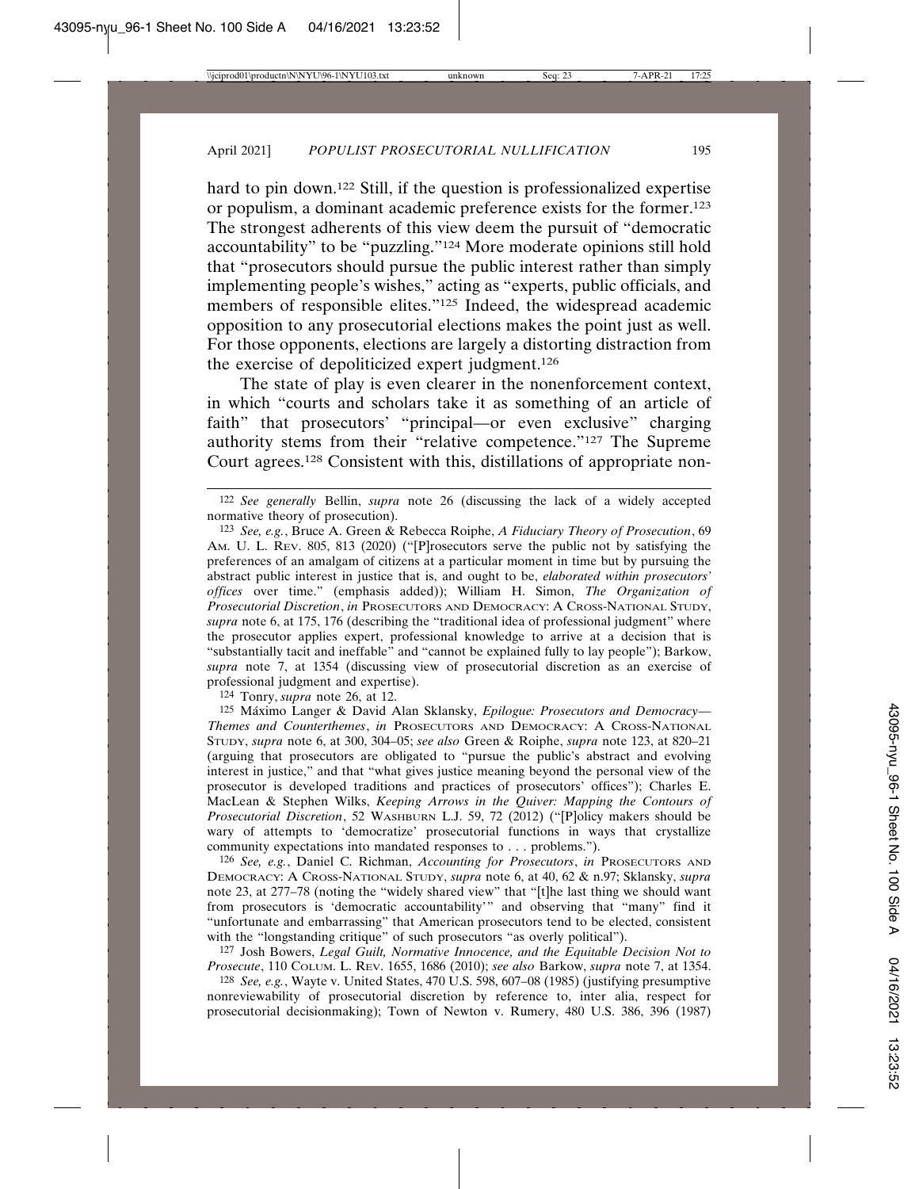hard to pin down.[122] Still, if the question is professionalized expertise or populism, a dominant academic preference exists for the former.[123] The strongest adherents of this view deem the pursuit of "democratic accountability" to be "puzzling."[124] More moderate opinions still hold that "prosecutors should pursue the public interest rather than simply implementing people's wishes," acting as "experts, public officials, and members of responsible elites."[125] Indeed, the widespread academic opposition to any prosecutorial elections makes the point just as well. For those opponents, elections are largely a distorting distraction from the exercise of depoliticized expert judgment.[126]

The state of play is even clearer in the nonenforcement context, in which "courts and scholars take it as something of an article of faith" that prosecutors' "principal—or even exclusive" charging authority stems from their "relative competence."[127] The Supreme Court agrees.[128] Consistent with this, distillations of appropriate non-

---

[122] *See generally* Bellin, *supra* note 26 (discussing the lack of a widely accepted normative theory of prosecution).

[123] *See, e.g.*, Bruce A. Green & Rebecca Roiphe, *A Fiduciary Theory of Prosecution*, 69 Am. U. L. Rev. 805, 813 (2020) ("[P]rosecutors serve the public not by satisfying the preferences of an amalgam of citizens at a particular moment in time but by pursuing the abstract public interest in justice that is, and ought to be, *elaborated within prosecutors' offices* over time." (emphasis added)); William H. Simon, *The Organization of Prosecutorial Discretion*, *in* Prosecutors and Democracy: A Cross-National Study, *supra* note 6, at 175, 176 (describing the "traditional idea of professional judgment" where the prosecutor applies expert, professional knowledge to arrive at a decision that is "substantially tacit and ineffable" and "cannot be explained fully to lay people"); Barkow, *supra* note 7, at 1354 (discussing view of prosecutorial discretion as an exercise of professional judgment and expertise).

[124] Tonry, *supra* note 26, at 12.

[125] Máximo Langer & David Alan Sklansky, *Epilogue: Prosecutors and Democracy—Themes and Counterthemes*, *in* Prosecutors and Democracy: A Cross-National Study, *supra* note 6, at 300, 304–05; *see also* Green & Roiphe, *supra* note 123, at 820–21 (arguing that prosecutors are obligated to "pursue the public's abstract and evolving interest in justice," and that "what gives justice meaning beyond the personal view of the prosecutor is developed traditions and practices of prosecutors' offices"); Charles E. MacLean & Stephen Wilks, *Keeping Arrows in the Quiver: Mapping the Contours of Prosecutorial Discretion*, 52 Washburn L.J. 59, 72 (2012) ("[P]olicy makers should be wary of attempts to 'democratize' prosecutorial functions in ways that crystallize community expectations into mandated responses to . . . problems.").

[126] *See, e.g.*, Daniel C. Richman, *Accounting for Prosecutors*, *in* Prosecutors and Democracy: A Cross-National Study, *supra* note 6, at 40, 62 & n.97; Sklansky, *supra* note 23, at 277–78 (noting the "widely shared view" that "[t]he last thing we should want from prosecutors is 'democratic accountability'" and observing that "many" find it "unfortunate and embarrassing" that American prosecutors tend to be elected, consistent with the "longstanding critique" of such prosecutors "as overly political").

[127] Josh Bowers, *Legal Guilt, Normative Innocence, and the Equitable Decision Not to Prosecute*, 110 Colum. L. Rev. 1655, 1686 (2010); *see also* Barkow, *supra* note 7, at 1354.

[128] *See, e.g.*, Wayte v. United States, 470 U.S. 598, 607–08 (1985) (justifying presumptive nonreviewability of prosecutorial discretion by reference to, inter alia, respect for prosecutorial decisionmaking); Town of Newton v. Rumery, 480 U.S. 386, 396 (1987)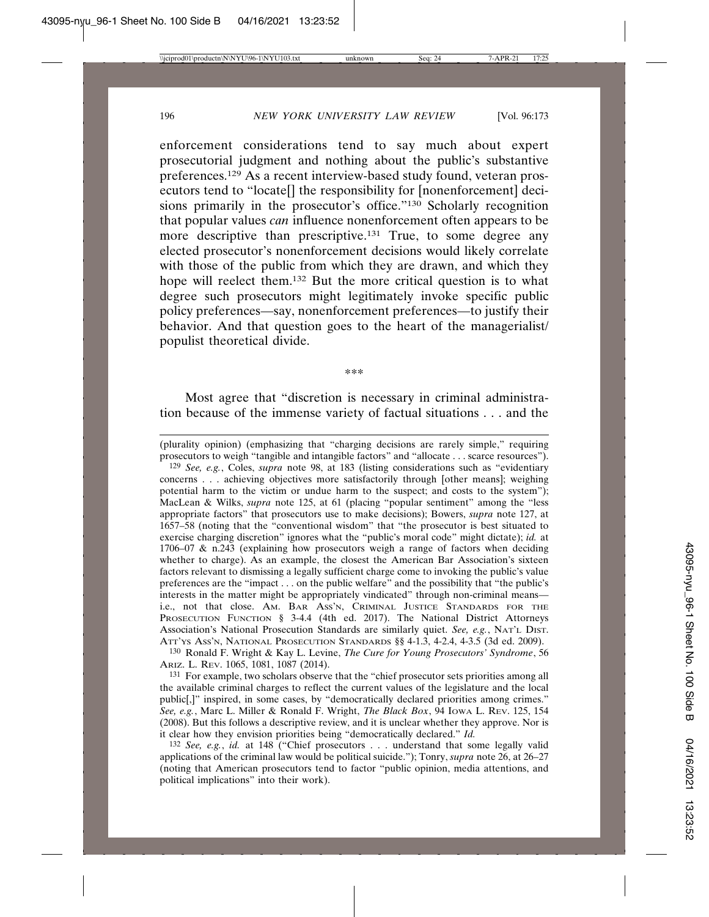enforcement considerations tend to say much about expert prosecutorial judgment and nothing about the public's substantive preferences.[129] As a recent interview-based study found, veteran prosecutors tend to "locate[] the responsibility for [nonenforcement] decisions primarily in the prosecutor's office."[130] Scholarly recognition that popular values *can* influence nonenforcement often appears to be more descriptive than prescriptive.[131] True, to some degree any elected prosecutor's nonenforcement decisions would likely correlate with those of the public from which they are drawn, and which they hope will reelect them.[132] But the more critical question is to what degree such prosecutors might legitimately invoke specific public policy preferences—say, nonenforcement preferences—to justify their behavior. And that question goes to the heart of the managerialist/populist theoretical divide.

\*\*\*

Most agree that "discretion is necessary in criminal administration because of the immense variety of factual situations . . . and the

(plurality opinion) (emphasizing that "charging decisions are rarely simple," requiring prosecutors to weigh "tangible and intangible factors" and "allocate . . . scarce resources").

[129] *See, e.g.*, Coles, *supra* note 98, at 183 (listing considerations such as "evidentiary concerns . . . achieving objectives more satisfactorily through [other means]; weighing potential harm to the victim or undue harm to the suspect; and costs to the system"); MacLean & Wilks, *supra* note 125, at 61 (placing "popular sentiment" among the "less appropriate factors" that prosecutors use to make decisions); Bowers, *supra* note 127, at 1657–58 (noting that the "conventional wisdom" that "the prosecutor is best situated to exercise charging discretion" ignores what the "public's moral code" might dictate); *id.* at 1706–07 & n.243 (explaining how prosecutors weigh a range of factors when deciding whether to charge). As an example, the closest the American Bar Association's sixteen factors relevant to dismissing a legally sufficient charge come to invoking the public's value preferences are the "impact . . . on the public welfare" and the possibility that "the public's interests in the matter might be appropriately vindicated" through non-criminal means—i.e., not that close. AM. BAR ASS'N, CRIMINAL JUSTICE STANDARDS FOR THE PROSECUTION FUNCTION § 3-4.4 (4th ed. 2017). The National District Attorneys Association's National Prosecution Standards are similarly quiet. *See, e.g.*, NAT'L DIST. ATT'YS ASS'N, NATIONAL PROSECUTION STANDARDS §§ 4-1.3, 4-2.4, 4-3.5 (3d ed. 2009).

[130] Ronald F. Wright & Kay L. Levine, *The Cure for Young Prosecutors' Syndrome*, 56 ARIZ. L. REV. 1065, 1081, 1087 (2014).

[131] For example, two scholars observe that the "chief prosecutor sets priorities among all the available criminal charges to reflect the current values of the legislature and the local public[,]" inspired, in some cases, by "democratically declared priorities among crimes." *See, e.g.*, Marc L. Miller & Ronald F. Wright, *The Black Box*, 94 IOWA L. REV. 125, 154 (2008). But this follows a descriptive review, and it is unclear whether they approve. Nor is it clear how they envision priorities being "democratically declared." *Id.*

[132] *See, e.g.*, *id.* at 148 ("Chief prosecutors . . . understand that some legally valid applications of the criminal law would be political suicide."); Tonry, *supra* note 26, at 26–27 (noting that American prosecutors tend to factor "public opinion, media attentions, and political implications" into their work).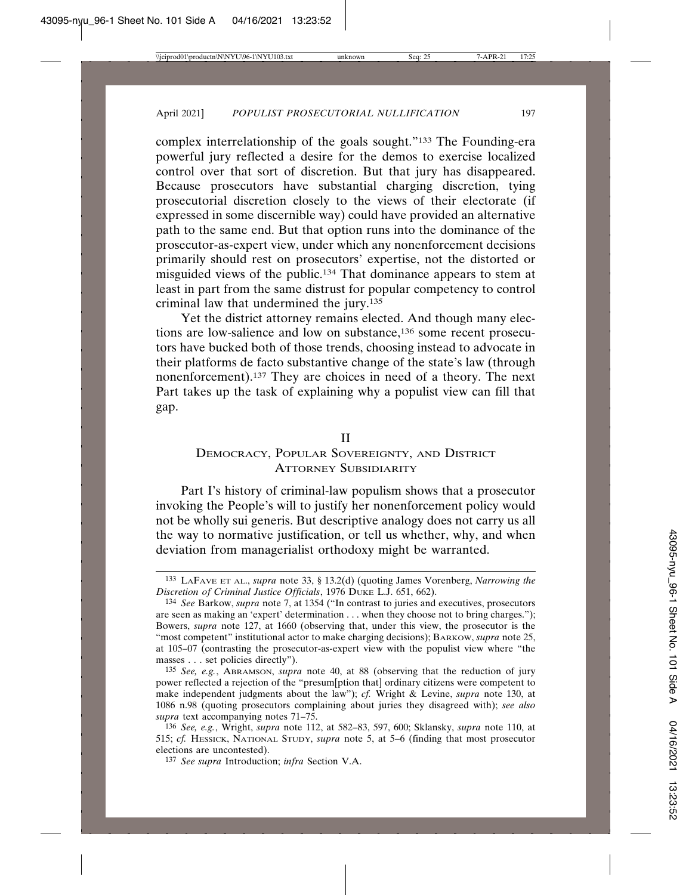complex interrelationship of the goals sought."[133] The Founding-era powerful jury reflected a desire for the demos to exercise localized control over that sort of discretion. But that jury has disappeared. Because prosecutors have substantial charging discretion, tying prosecutorial discretion closely to the views of their electorate (if expressed in some discernible way) could have provided an alternative path to the same end. But that option runs into the dominance of the prosecutor-as-expert view, under which any nonenforcement decisions primarily should rest on prosecutors' expertise, not the distorted or misguided views of the public.[134] That dominance appears to stem at least in part from the same distrust for popular competency to control criminal law that undermined the jury.[135]

Yet the district attorney remains elected. And though many elections are low-salience and low on substance,[136] some recent prosecutors have bucked both of those trends, choosing instead to advocate in their platforms de facto substantive change of the state's law (through nonenforcement).[137] They are choices in need of a theory. The next Part takes up the task of explaining why a populist view can fill that gap.

## II
## DEMOCRACY, POPULAR SOVEREIGNTY, AND DISTRICT ATTORNEY SUBSIDIARITY

Part I's history of criminal-law populism shows that a prosecutor invoking the People's will to justify her nonenforcement policy would not be wholly sui generis. But descriptive analogy does not carry us all the way to normative justification, or tell us whether, why, and when deviation from managerialist orthodoxy might be warranted.

---

[133] LaFave et al., *supra* note 33, § 13.2(d) (quoting James Vorenberg, *Narrowing the Discretion of Criminal Justice Officials*, 1976 Duke L.J. 651, 662).

[134] *See* Barkow, *supra* note 7, at 1354 ("In contrast to juries and executives, prosecutors are seen as making an 'expert' determination . . . when they choose not to bring charges."); Bowers, *supra* note 127, at 1660 (observing that, under this view, the prosecutor is the "most competent" institutional actor to make charging decisions); Barkow, *supra* note 25, at 105–07 (contrasting the prosecutor-as-expert view with the populist view where "the masses . . . set policies directly").

[135] *See, e.g.*, Abramson, *supra* note 40, at 88 (observing that the reduction of jury power reflected a rejection of the "presum[ption that] ordinary citizens were competent to make independent judgments about the law"); *cf.* Wright & Levine, *supra* note 130, at 1086 n.98 (quoting prosecutors complaining about juries they disagreed with); *see also supra* text accompanying notes 71–75.

[136] *See, e.g.*, Wright, *supra* note 112, at 582–83, 597, 600; Sklansky, *supra* note 110, at 515; *cf.* Hessick, National Study, *supra* note 5, at 5–6 (finding that most prosecutor elections are uncontested).

[137] *See supra* Introduction; *infra* Section V.A.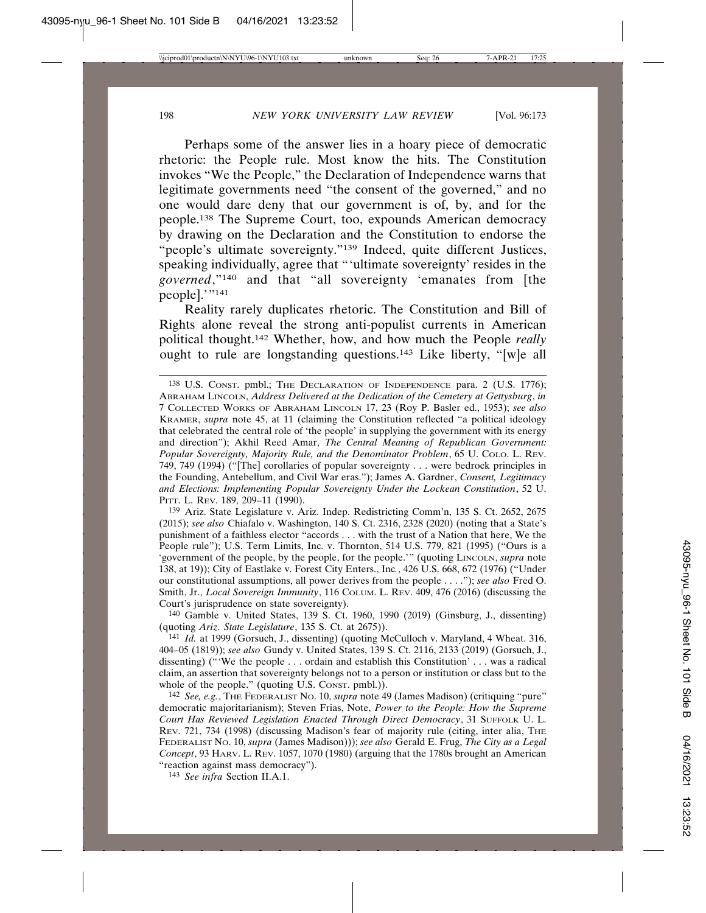Perhaps some of the answer lies in a hoary piece of democratic rhetoric: the People rule. Most know the hits. The Constitution invokes "We the People," the Declaration of Independence warns that legitimate governments need "the consent of the governed," and no one would dare deny that our government is of, by, and for the people.[138] The Supreme Court, too, expounds American democracy by drawing on the Declaration and the Constitution to endorse the "people's ultimate sovereignty."[139] Indeed, quite different Justices, speaking individually, agree that "'ultimate sovereignty' resides in the *governed*,"[140] and that "all sovereignty 'emanates from [the people].'"[141]

Reality rarely duplicates rhetoric. The Constitution and Bill of Rights alone reveal the strong anti-populist currents in American political thought.[142] Whether, how, and how much the People *really* ought to rule are longstanding questions.[143] Like liberty, "[w]e all

---

[138] U.S. CONST. pmbl.; THE DECLARATION OF INDEPENDENCE para. 2 (U.S. 1776); ABRAHAM LINCOLN, *Address Delivered at the Dedication of the Cemetery at Gettysburg*, *in* 7 COLLECTED WORKS OF ABRAHAM LINCOLN 17, 23 (Roy P. Basler ed., 1953); *see also* KRAMER, *supra* note 45, at 11 (claiming the Constitution reflected "a political ideology that celebrated the central role of 'the people' in supplying the government with its energy and direction"); Akhil Reed Amar, *The Central Meaning of Republican Government: Popular Sovereignty, Majority Rule, and the Denominator Problem*, 65 U. COLO. L. REV. 749, 749 (1994) ("[The] corollaries of popular sovereignty . . . were bedrock principles in the Founding, Antebellum, and Civil War eras."); James A. Gardner, *Consent, Legitimacy and Elections: Implementing Popular Sovereignty Under the Lockean Constitution*, 52 U. PITT. L. REV. 189, 209–11 (1990).

[139] Ariz. State Legislature v. Ariz. Indep. Redistricting Comm'n, 135 S. Ct. 2652, 2675 (2015); *see also* Chiafalo v. Washington, 140 S. Ct. 2316, 2328 (2020) (noting that a State's punishment of a faithless elector "accords . . . with the trust of a Nation that here, We the People rule"); U.S. Term Limits, Inc. v. Thornton, 514 U.S. 779, 821 (1995) ("Ours is a 'government of the people, by the people, for the people.'" (quoting LINCOLN, *supra* note 138, at 19)); City of Eastlake v. Forest City Enters., Inc*.*, 426 U.S. 668, 672 (1976) ("Under our constitutional assumptions, all power derives from the people . . . ."); *see also* Fred O. Smith, Jr., *Local Sovereign Immunity*, 116 COLUM. L. REV. 409, 476 (2016) (discussing the Court's jurisprudence on state sovereignty).

[140] Gamble v. United States, 139 S. Ct. 1960, 1990 (2019) (Ginsburg, J., dissenting) (quoting *Ariz. State Legislature*, 135 S. Ct. at 2675)).

[141] *Id.* at 1999 (Gorsuch, J., dissenting) (quoting McCulloch v. Maryland, 4 Wheat. 316, 404–05 (1819)); *see also* Gundy v. United States, 139 S. Ct. 2116, 2133 (2019) (Gorsuch, J., dissenting) ("'We the people . . . ordain and establish this Constitution' . . . was a radical claim, an assertion that sovereignty belongs not to a person or institution or class but to the whole of the people." (quoting U.S. CONST. pmbl.)).

[142] *See, e.g.*, THE FEDERALIST NO. 10, *supra* note 49 (James Madison) (critiquing "pure" democratic majoritarianism); Steven Frias, Note, *Power to the People: How the Supreme Court Has Reviewed Legislation Enacted Through Direct Democracy*, 31 SUFFOLK U. L. REV. 721, 734 (1998) (discussing Madison's fear of majority rule (citing, inter alia, THE FEDERALIST NO. 10, *supra* (James Madison))); *see also* Gerald E. Frug, *The City as a Legal Concept*, 93 HARV. L. REV. 1057, 1070 (1980) (arguing that the 1780s brought an American "reaction against mass democracy").

[143] *See infra* Section II.A.1.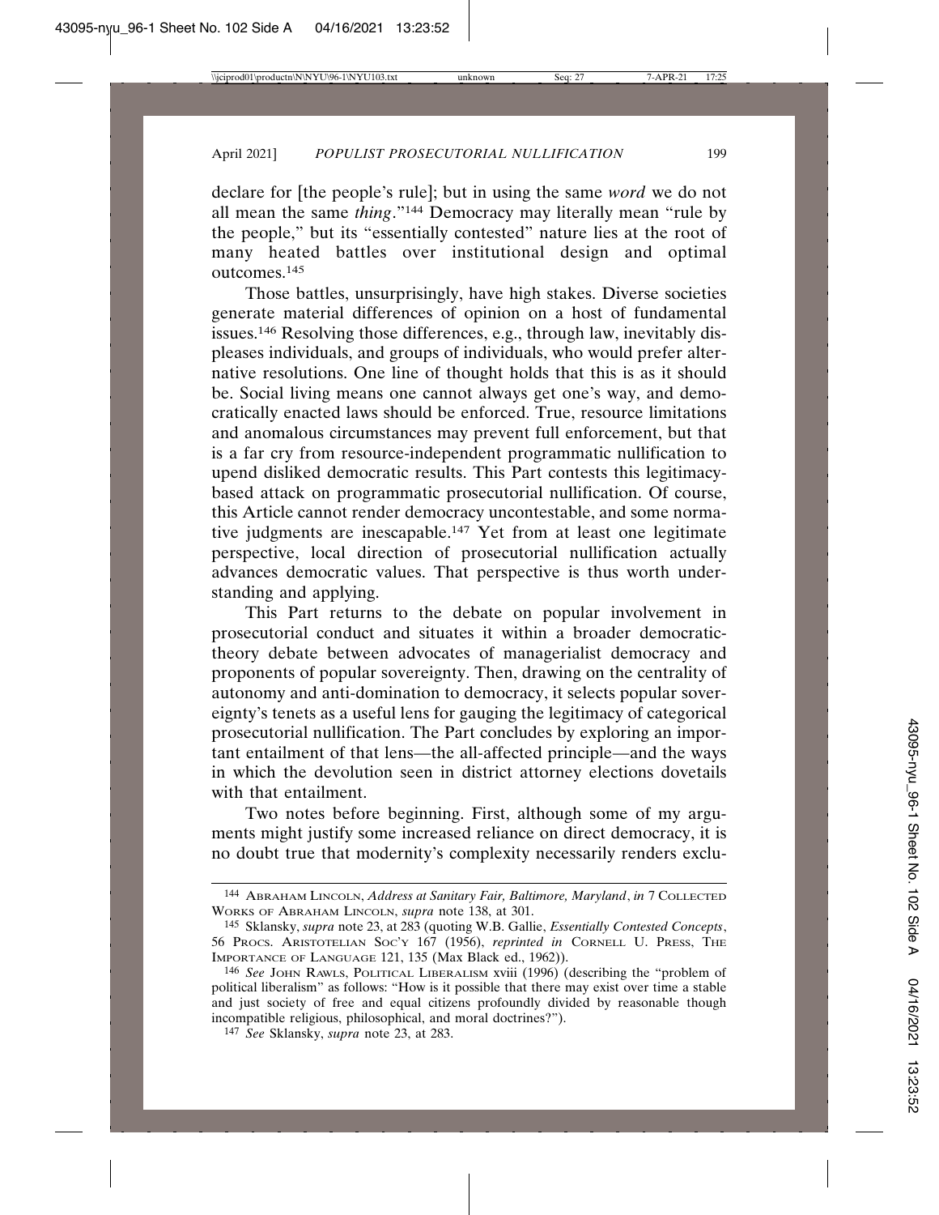declare for [the people's rule]; but in using the same *word* we do not all mean the same *thing*."[144] Democracy may literally mean "rule by the people," but its "essentially contested" nature lies at the root of many heated battles over institutional design and optimal outcomes.[145]

Those battles, unsurprisingly, have high stakes. Diverse societies generate material differences of opinion on a host of fundamental issues.[146] Resolving those differences, e.g., through law, inevitably displeases individuals, and groups of individuals, who would prefer alternative resolutions. One line of thought holds that this is as it should be. Social living means one cannot always get one's way, and democratically enacted laws should be enforced. True, resource limitations and anomalous circumstances may prevent full enforcement, but that is a far cry from resource-independent programmatic nullification to upend disliked democratic results. This Part contests this legitimacy-based attack on programmatic prosecutorial nullification. Of course, this Article cannot render democracy uncontestable, and some normative judgments are inescapable.[147] Yet from at least one legitimate perspective, local direction of prosecutorial nullification actually advances democratic values. That perspective is thus worth understanding and applying.

This Part returns to the debate on popular involvement in prosecutorial conduct and situates it within a broader democratic-theory debate between advocates of managerialist democracy and proponents of popular sovereignty. Then, drawing on the centrality of autonomy and anti-domination to democracy, it selects popular sovereignty's tenets as a useful lens for gauging the legitimacy of categorical prosecutorial nullification. The Part concludes by exploring an important entailment of that lens—the all-affected principle—and the ways in which the devolution seen in district attorney elections dovetails with that entailment.

Two notes before beginning. First, although some of my arguments might justify some increased reliance on direct democracy, it is no doubt true that modernity's complexity necessarily renders exclu-

---

[144] Abraham Lincoln, *Address at Sanitary Fair, Baltimore, Maryland*, *in* 7 Collected Works of Abraham Lincoln, *supra* note 138, at 301.

[145] Sklansky, *supra* note 23, at 283 (quoting W.B. Gallie, *Essentially Contested Concepts*, 56 Procs. Aristotelian Soc'y 167 (1956), *reprinted in* Cornell U. Press, The Importance of Language 121, 135 (Max Black ed., 1962)).

[146] *See* John Rawls, Political Liberalism xviii (1996) (describing the "problem of political liberalism" as follows: "How is it possible that there may exist over time a stable and just society of free and equal citizens profoundly divided by reasonable though incompatible religious, philosophical, and moral doctrines?").

[147] *See* Sklansky, *supra* note 23, at 283.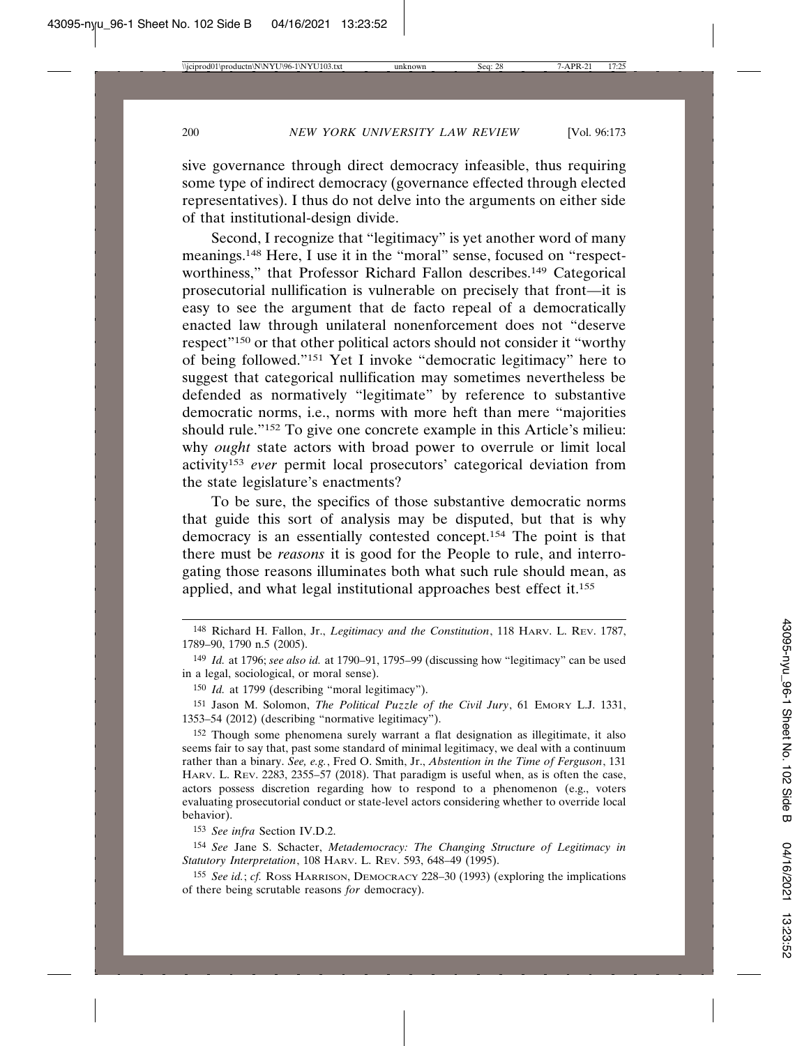sive governance through direct democracy infeasible, thus requiring some type of indirect democracy (governance effected through elected representatives). I thus do not delve into the arguments on either side of that institutional-design divide.

Second, I recognize that "legitimacy" is yet another word of many meanings.[148] Here, I use it in the "moral" sense, focused on "respect-worthiness," that Professor Richard Fallon describes.[149] Categorical prosecutorial nullification is vulnerable on precisely that front—it is easy to see the argument that de facto repeal of a democratically enacted law through unilateral nonenforcement does not "deserve respect"[150] or that other political actors should not consider it "worthy of being followed."[151] Yet I invoke "democratic legitimacy" here to suggest that categorical nullification may sometimes nevertheless be defended as normatively "legitimate" by reference to substantive democratic norms, i.e., norms with more heft than mere "majorities should rule."[152] To give one concrete example in this Article's milieu: why *ought* state actors with broad power to overrule or limit local activity[153] *ever* permit local prosecutors' categorical deviation from the state legislature's enactments?

To be sure, the specifics of those substantive democratic norms that guide this sort of analysis may be disputed, but that is why democracy is an essentially contested concept.[154] The point is that there must be *reasons* it is good for the People to rule, and interrogating those reasons illuminates both what such rule should mean, as applied, and what legal institutional approaches best effect it.[155]

---

[148] Richard H. Fallon, Jr., *Legitimacy and the Constitution*, 118 HARV. L. REV. 1787, 1789–90, 1790 n.5 (2005).

[149] *Id.* at 1796; *see also id.* at 1790–91, 1795–99 (discussing how "legitimacy" can be used in a legal, sociological, or moral sense).

[150] *Id.* at 1799 (describing "moral legitimacy").

[151] Jason M. Solomon, *The Political Puzzle of the Civil Jury*, 61 EMORY L.J. 1331, 1353–54 (2012) (describing "normative legitimacy").

[152] Though some phenomena surely warrant a flat designation as illegitimate, it also seems fair to say that, past some standard of minimal legitimacy, we deal with a continuum rather than a binary. *See, e.g.*, Fred O. Smith, Jr., *Abstention in the Time of Ferguson*, 131 HARV. L. REV. 2283, 2355–57 (2018). That paradigm is useful when, as is often the case, actors possess discretion regarding how to respond to a phenomenon (e.g., voters evaluating prosecutorial conduct or state-level actors considering whether to override local behavior).

[153] *See infra* Section IV.D.2.

[154] *See* Jane S. Schacter, *Metademocracy: The Changing Structure of Legitimacy in Statutory Interpretation*, 108 HARV. L. REV. 593, 648–49 (1995).

[155] *See id.*; *cf.* ROSS HARRISON, DEMOCRACY 228–30 (1993) (exploring the implications of there being scrutable reasons *for* democracy).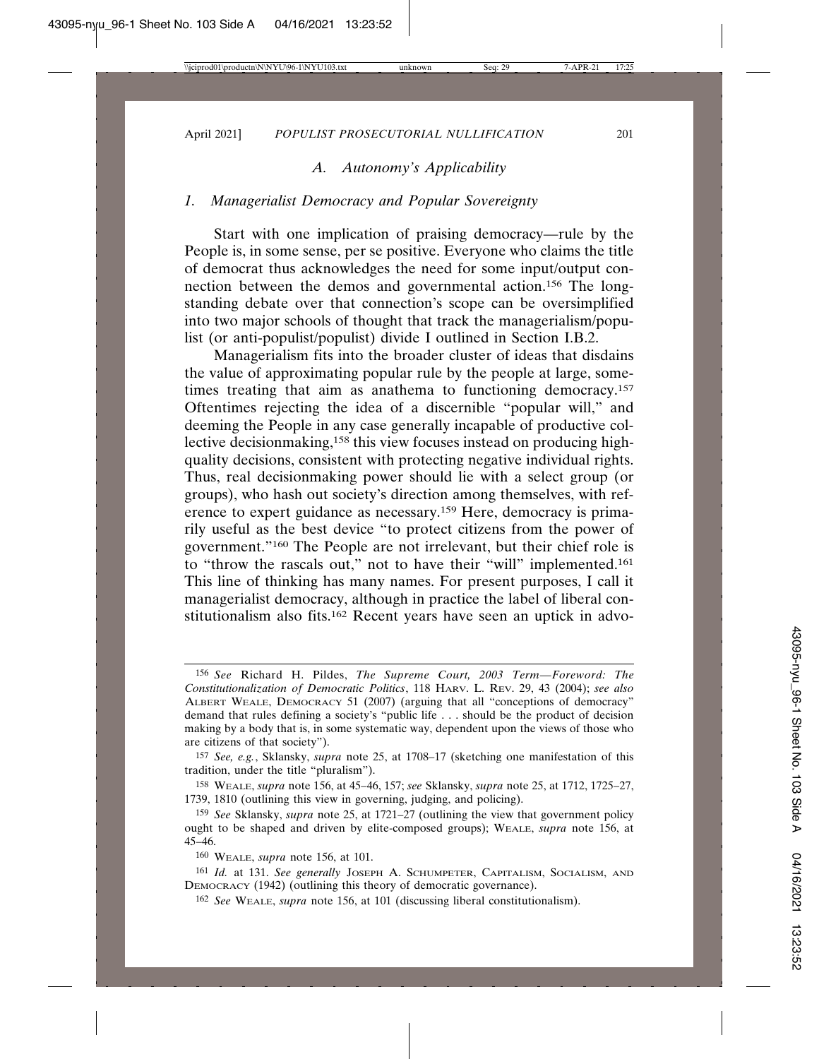### *A. Autonomy's Applicability*

#### *1. Managerialist Democracy and Popular Sovereignty*

Start with one implication of praising democracy—rule by the People is, in some sense, per se positive. Everyone who claims the title of democrat thus acknowledges the need for some input/output connection between the demos and governmental action.[156] The longstanding debate over that connection's scope can be oversimplified into two major schools of thought that track the managerialism/populist (or anti-populist/populist) divide I outlined in Section I.B.2.

Managerialism fits into the broader cluster of ideas that disdains the value of approximating popular rule by the people at large, sometimes treating that aim as anathema to functioning democracy.[157] Oftentimes rejecting the idea of a discernible "popular will," and deeming the People in any case generally incapable of productive collective decisionmaking,[158] this view focuses instead on producing high-quality decisions, consistent with protecting negative individual rights. Thus, real decisionmaking power should lie with a select group (or groups), who hash out society's direction among themselves, with reference to expert guidance as necessary.[159] Here, democracy is primarily useful as the best device "to protect citizens from the power of government."[160] The People are not irrelevant, but their chief role is to "throw the rascals out," not to have their "will" implemented.[161] This line of thinking has many names. For present purposes, I call it managerialist democracy, although in practice the label of liberal constitutionalism also fits.[162] Recent years have seen an uptick in advo-

---

[156] *See* Richard H. Pildes, *The Supreme Court, 2003 Term—Foreword: The Constitutionalization of Democratic Politics*, 118 HARV. L. REV. 29, 43 (2004); *see also* ALBERT WEALE, DEMOCRACY 51 (2007) (arguing that all "conceptions of democracy" demand that rules defining a society's "public life . . . should be the product of decision making by a body that is, in some systematic way, dependent upon the views of those who are citizens of that society").

[157] *See, e.g.*, Sklansky, *supra* note 25, at 1708–17 (sketching one manifestation of this tradition, under the title "pluralism").

[158] WEALE, *supra* note 156, at 45–46, 157; *see* Sklansky, *supra* note 25, at 1712, 1725–27, 1739, 1810 (outlining this view in governing, judging, and policing).

[159] *See* Sklansky, *supra* note 25, at 1721–27 (outlining the view that government policy ought to be shaped and driven by elite-composed groups); WEALE, *supra* note 156, at 45–46.

[160] WEALE, *supra* note 156, at 101.

[161] *Id.* at 131. *See generally* JOSEPH A. SCHUMPETER, CAPITALISM, SOCIALISM, AND DEMOCRACY (1942) (outlining this theory of democratic governance).

[162] *See* WEALE, *supra* note 156, at 101 (discussing liberal constitutionalism).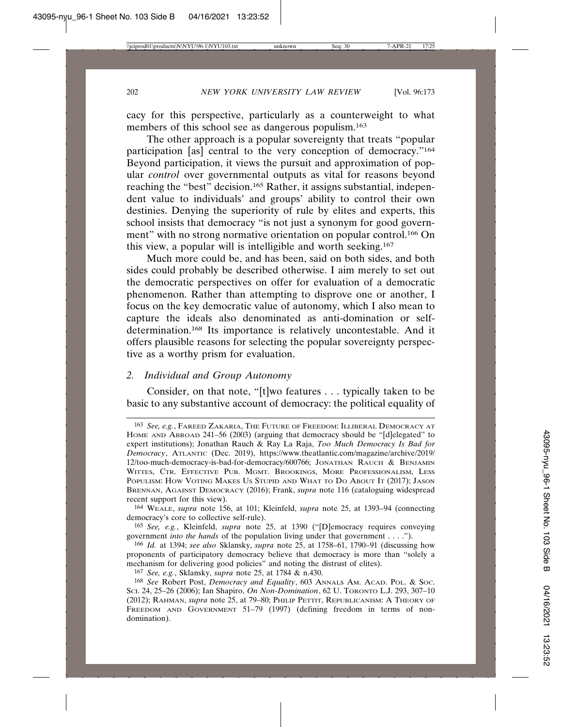cacy for this perspective, particularly as a counterweight to what members of this school see as dangerous populism.[163]

The other approach is a popular sovereignty that treats "popular participation [as] central to the very conception of democracy."[164] Beyond participation, it views the pursuit and approximation of popular *control* over governmental outputs as vital for reasons beyond reaching the "best" decision.[165] Rather, it assigns substantial, independent value to individuals' and groups' ability to control their own destinies. Denying the superiority of rule by elites and experts, this school insists that democracy "is not just a synonym for good government" with no strong normative orientation on popular control.[166] On this view, a popular will is intelligible and worth seeking.[167]

Much more could be, and has been, said on both sides, and both sides could probably be described otherwise. I aim merely to set out the democratic perspectives on offer for evaluation of a democratic phenomenon. Rather than attempting to disprove one or another, I focus on the key democratic value of autonomy, which I also mean to capture the ideals also denominated as anti-domination or self-determination.[168] Its importance is relatively uncontestable. And it offers plausible reasons for selecting the popular sovereignty perspective as a worthy prism for evaluation.

### 2. *Individual and Group Autonomy*

Consider, on that note, "[t]wo features . . . typically taken to be basic to any substantive account of democracy: the political equality of

---

[163] *See, e.g.*, FAREED ZAKARIA, THE FUTURE OF FREEDOM: ILLIBERAL DEMOCRACY AT HOME AND ABROAD 241–56 (2003) (arguing that democracy should be "[d]elegated" to expert institutions); Jonathan Rauch & Ray La Raja, *Too Much Democracy Is Bad for Democracy*, ATLANTIC (Dec. 2019), https://www.theatlantic.com/magazine/archive/2019/12/too-much-democracy-is-bad-for-democracy/600766; JONATHAN RAUCH & BENJAMIN WITTES, CTR. EFFECTIVE PUB. MGMT. BROOKINGS, MORE PROFESSIONALISM, LESS POPULISM: HOW VOTING MAKES US STUPID AND WHAT TO DO ABOUT IT (2017); JASON BRENNAN, AGAINST DEMOCRACY (2016); Frank, *supra* note 116 (cataloguing widespread recent support for this view).

[164] WEALE, *supra* note 156, at 101; Kleinfeld, *supra* note 25, at 1393–94 (connecting democracy's core to collective self-rule).

[165] *See, e.g.*, Kleinfeld, *supra* note 25, at 1390 ("[D]emocracy requires conveying government *into the hands* of the population living under that government . . . .").

[166] *Id.* at 1394; *see also* Sklansky, *supra* note 25, at 1758–61, 1790–91 (discussing how proponents of participatory democracy believe that democracy is more than "solely a mechanism for delivering good policies" and noting the distrust of elites).

[167] *See, e.g.*, Sklansky, *supra* note 25, at 1784 & n.430.

[168] *See* Robert Post, *Democracy and Equality*, 603 ANNALS AM. ACAD. POL. & SOC. SCI. 24, 25–26 (2006); Ian Shapiro, *On Non-Domination*, 62 U. TORONTO L.J. 293, 307–10 (2012); RAHMAN, *supra* note 25, at 79–80; PHILIP PETTIT, REPUBLICANISM: A THEORY OF FREEDOM AND GOVERNMENT 51–79 (1997) (defining freedom in terms of non-domination).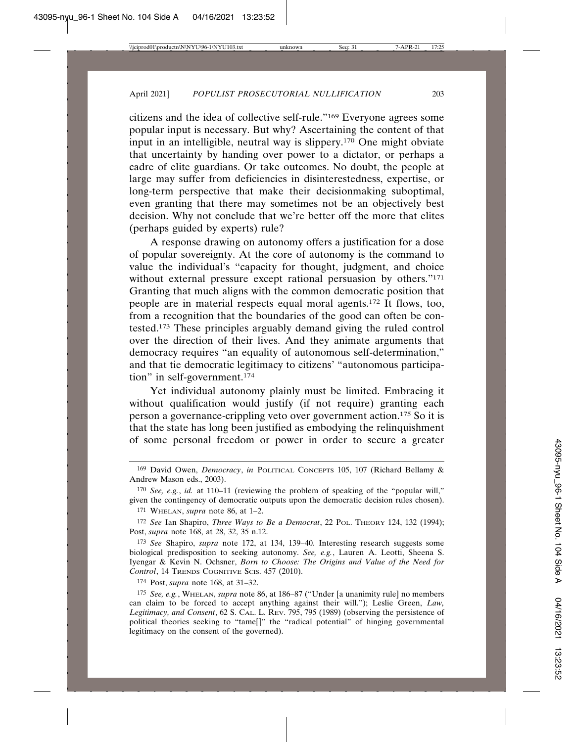citizens and the idea of collective self-rule."[169] Everyone agrees some popular input is necessary. But why? Ascertaining the content of that input in an intelligible, neutral way is slippery.[170] One might obviate that uncertainty by handing over power to a dictator, or perhaps a cadre of elite guardians. Or take outcomes. No doubt, the people at large may suffer from deficiencies in disinterestedness, expertise, or long-term perspective that make their decisionmaking suboptimal, even granting that there may sometimes not be an objectively best decision. Why not conclude that we're better off the more that elites (perhaps guided by experts) rule?

A response drawing on autonomy offers a justification for a dose of popular sovereignty. At the core of autonomy is the command to value the individual's "capacity for thought, judgment, and choice without external pressure except rational persuasion by others."[171] Granting that much aligns with the common democratic position that people are in material respects equal moral agents.[172] It flows, too, from a recognition that the boundaries of the good can often be contested.[173] These principles arguably demand giving the ruled control over the direction of their lives. And they animate arguments that democracy requires "an equality of autonomous self-determination," and that tie democratic legitimacy to citizens' "autonomous participation" in self-government.[174]

Yet individual autonomy plainly must be limited. Embracing it without qualification would justify (if not require) granting each person a governance-crippling veto over government action.[175] So it is that the state has long been justified as embodying the relinquishment of some personal freedom or power in order to secure a greater

---

[169] David Owen, *Democracy*, *in* POLITICAL CONCEPTS 105, 107 (Richard Bellamy & Andrew Mason eds., 2003).

[170] *See, e.g.*, *id.* at 110–11 (reviewing the problem of speaking of the "popular will," given the contingency of democratic outputs upon the democratic decision rules chosen).

[171] WHELAN, *supra* note 86, at 1–2.

[172] *See* Ian Shapiro, *Three Ways to Be a Democrat*, 22 POL. THEORY 124, 132 (1994); Post, *supra* note 168, at 28, 32, 35 n.12.

[173] *See* Shapiro, *supra* note 172, at 134, 139–40. Interesting research suggests some biological predisposition to seeking autonomy. *See, e.g.*, Lauren A. Leotti, Sheena S. Iyengar & Kevin N. Ochsner, *Born to Choose: The Origins and Value of the Need for Control*, 14 TRENDS COGNITIVE SCIS. 457 (2010).

[174] Post, *supra* note 168, at 31–32.

[175] *See, e.g.*, WHELAN, *supra* note 86, at 186–87 ("Under [a unanimity rule] no members can claim to be forced to accept anything against their will."); Leslie Green, *Law, Legitimacy, and Consent*, 62 S. CAL. L. REV. 795, 795 (1989) (observing the persistence of political theories seeking to "tame[]" the "radical potential" of hinging governmental legitimacy on the consent of the governed).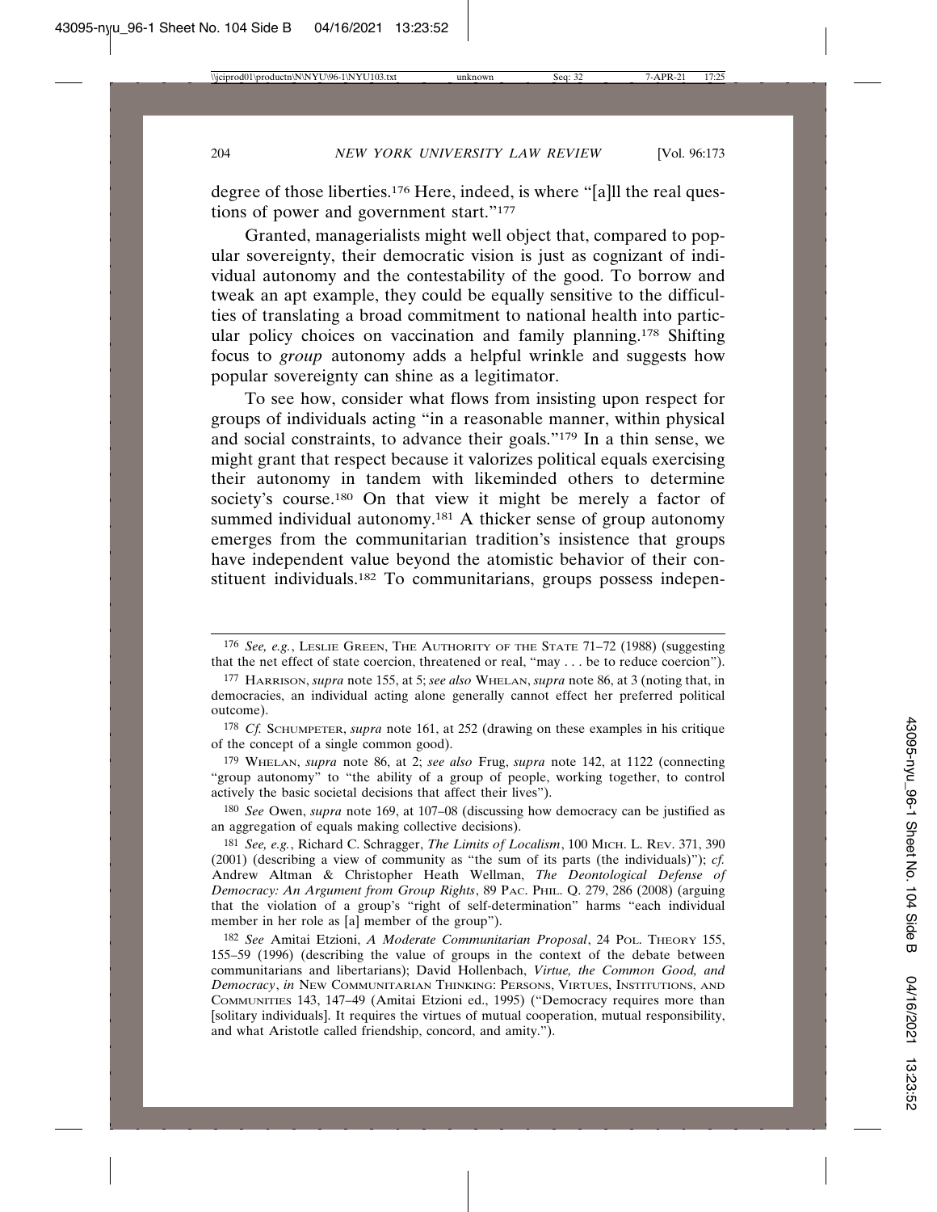degree of those liberties.[176] Here, indeed, is where "[a]ll the real questions of power and government start."[177]

Granted, managerialists might well object that, compared to popular sovereignty, their democratic vision is just as cognizant of individual autonomy and the contestability of the good. To borrow and tweak an apt example, they could be equally sensitive to the difficulties of translating a broad commitment to national health into particular policy choices on vaccination and family planning.[178] Shifting focus to *group* autonomy adds a helpful wrinkle and suggests how popular sovereignty can shine as a legitimator.

To see how, consider what flows from insisting upon respect for groups of individuals acting "in a reasonable manner, within physical and social constraints, to advance their goals."[179] In a thin sense, we might grant that respect because it valorizes political equals exercising their autonomy in tandem with likeminded others to determine society's course.[180] On that view it might be merely a factor of summed individual autonomy.[181] A thicker sense of group autonomy emerges from the communitarian tradition's insistence that groups have independent value beyond the atomistic behavior of their constituent individuals.[182] To communitarians, groups possess indepen-

---

176 *See, e.g.*, LESLIE GREEN, THE AUTHORITY OF THE STATE 71–72 (1988) (suggesting that the net effect of state coercion, threatened or real, "may . . . be to reduce coercion").

177 HARRISON, *supra* note 155, at 5; *see also* WHELAN, *supra* note 86, at 3 (noting that, in democracies, an individual acting alone generally cannot effect her preferred political outcome).

178 *Cf.* SCHUMPETER, *supra* note 161, at 252 (drawing on these examples in his critique of the concept of a single common good).

179 WHELAN, *supra* note 86, at 2; *see also* Frug, *supra* note 142, at 1122 (connecting "group autonomy" to "the ability of a group of people, working together, to control actively the basic societal decisions that affect their lives").

180 *See* Owen, *supra* note 169, at 107–08 (discussing how democracy can be justified as an aggregation of equals making collective decisions).

181 *See, e.g.*, Richard C. Schragger, *The Limits of Localism*, 100 MICH. L. REV. 371, 390 (2001) (describing a view of community as "the sum of its parts (the individuals)"); *cf.* Andrew Altman & Christopher Heath Wellman, *The Deontological Defense of Democracy: An Argument from Group Rights*, 89 PAC. PHIL. Q. 279, 286 (2008) (arguing that the violation of a group's "right of self-determination" harms "each individual member in her role as [a] member of the group").

182 *See* Amitai Etzioni, *A Moderate Communitarian Proposal*, 24 POL. THEORY 155, 155–59 (1996) (describing the value of groups in the context of the debate between communitarians and libertarians); David Hollenbach, *Virtue, the Common Good, and Democracy*, *in* NEW COMMUNITARIAN THINKING: PERSONS, VIRTUES, INSTITUTIONS, AND COMMUNITIES 143, 147–49 (Amitai Etzioni ed., 1995) ("Democracy requires more than [solitary individuals]. It requires the virtues of mutual cooperation, mutual responsibility, and what Aristotle called friendship, concord, and amity.").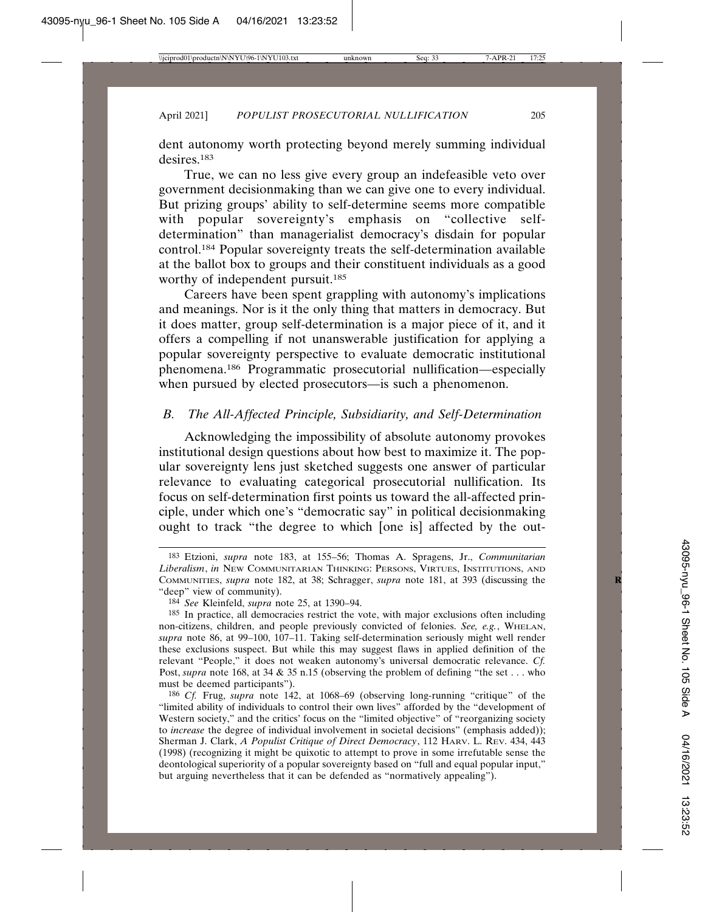dent autonomy worth protecting beyond merely summing individual desires.[183]

True, we can no less give every group an indefeasible veto over government decisionmaking than we can give one to every individual. But prizing groups' ability to self-determine seems more compatible with popular sovereignty's emphasis on "collective self-determination" than managerialist democracy's disdain for popular control.[184] Popular sovereignty treats the self-determination available at the ballot box to groups and their constituent individuals as a good worthy of independent pursuit.[185]

Careers have been spent grappling with autonomy's implications and meanings. Nor is it the only thing that matters in democracy. But it does matter, group self-determination is a major piece of it, and it offers a compelling if not unanswerable justification for applying a popular sovereignty perspective to evaluate democratic institutional phenomena.[186] Programmatic prosecutorial nullification—especially when pursued by elected prosecutors—is such a phenomenon.

## *B. The All-Affected Principle, Subsidiarity, and Self-Determination*

Acknowledging the impossibility of absolute autonomy provokes institutional design questions about how best to maximize it. The popular sovereignty lens just sketched suggests one answer of particular relevance to evaluating categorical prosecutorial nullification. Its focus on self-determination first points us toward the all-affected principle, under which one's "democratic say" in political decisionmaking ought to track "the degree to which [one is] affected by the out-

---

[183] Etzioni, *supra* note 183, at 155–56; Thomas A. Spragens, Jr., *Communitarian Liberalism*, *in* NEW COMMUNITARIAN THINKING: PERSONS, VIRTUES, INSTITUTIONS, AND COMMUNITIES, *supra* note 182, at 38; Schragger, *supra* note 181, at 393 (discussing the "deep" view of community).

[184] *See* Kleinfeld, *supra* note 25, at 1390–94.

[185] In practice, all democracies restrict the vote, with major exclusions often including non-citizens, children, and people previously convicted of felonies. *See, e.g.*, WHELAN, *supra* note 86, at 99–100, 107–11. Taking self-determination seriously might well render these exclusions suspect. But while this may suggest flaws in applied definition of the relevant "People," it does not weaken autonomy's universal democratic relevance. *Cf.* Post, *supra* note 168, at 34 & 35 n.15 (observing the problem of defining "the set . . . who must be deemed participants").

[186] *Cf.* Frug, *supra* note 142, at 1068–69 (observing long-running "critique" of the "limited ability of individuals to control their own lives" afforded by the "development of Western society," and the critics' focus on the "limited objective" of "reorganizing society to *increase* the degree of individual involvement in societal decisions" (emphasis added)); Sherman J. Clark, *A Populist Critique of Direct Democracy*, 112 HARV. L. REV. 434, 443 (1998) (recognizing it might be quixotic to attempt to prove in some irrefutable sense the deontological superiority of a popular sovereignty based on "full and equal popular input," but arguing nevertheless that it can be defended as "normatively appealing").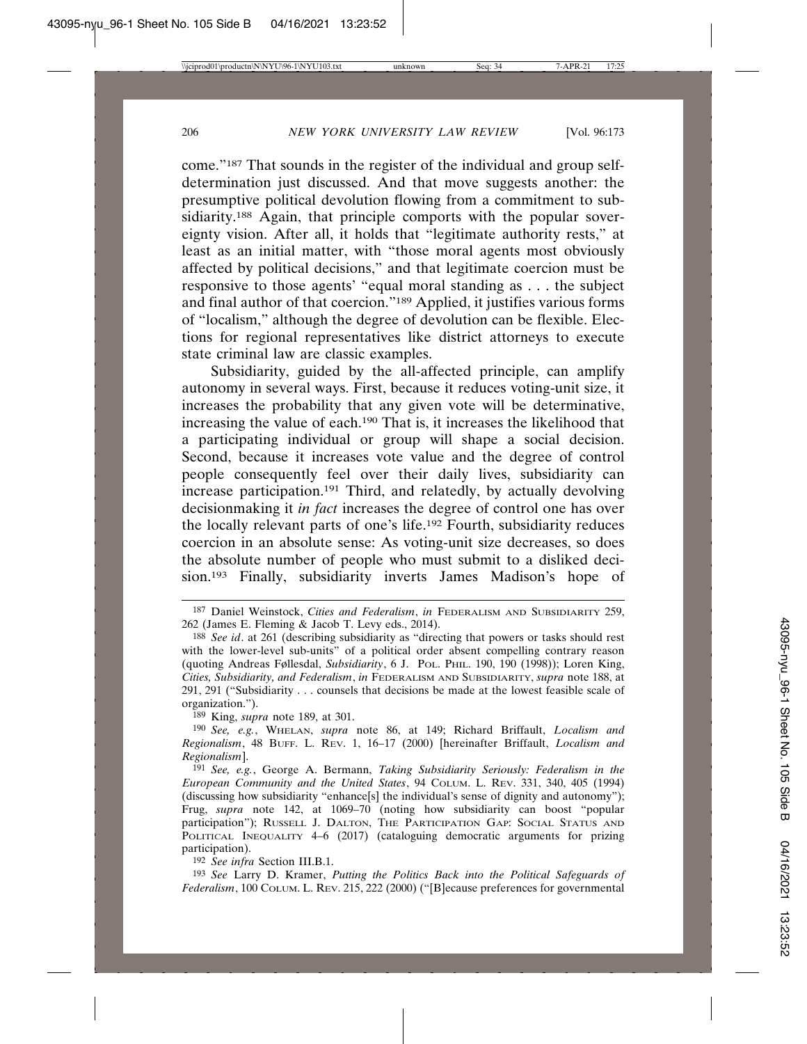come."[187] That sounds in the register of the individual and group self-determination just discussed. And that move suggests another: the presumptive political devolution flowing from a commitment to subsidiarity.[188] Again, that principle comports with the popular sovereignty vision. After all, it holds that "legitimate authority rests," at least as an initial matter, with "those moral agents most obviously affected by political decisions," and that legitimate coercion must be responsive to those agents' "equal moral standing as . . . the subject and final author of that coercion."[189] Applied, it justifies various forms of "localism," although the degree of devolution can be flexible. Elections for regional representatives like district attorneys to execute state criminal law are classic examples.

Subsidiarity, guided by the all-affected principle, can amplify autonomy in several ways. First, because it reduces voting-unit size, it increases the probability that any given vote will be determinative, increasing the value of each.[190] That is, it increases the likelihood that a participating individual or group will shape a social decision. Second, because it increases vote value and the degree of control people consequently feel over their daily lives, subsidiarity can increase participation.[191] Third, and relatedly, by actually devolving decisionmaking it *in fact* increases the degree of control one has over the locally relevant parts of one's life.[192] Fourth, subsidiarity reduces coercion in an absolute sense: As voting-unit size decreases, so does the absolute number of people who must submit to a disliked decision.[193] Finally, subsidiarity inverts James Madison's hope of

---

[187] Daniel Weinstock, *Cities and Federalism*, *in* FEDERALISM AND SUBSIDIARITY 259, 262 (James E. Fleming & Jacob T. Levy eds., 2014).

[188] *See id*. at 261 (describing subsidiarity as "directing that powers or tasks should rest with the lower-level sub-units" of a political order absent compelling contrary reason (quoting Andreas Føllesdal, *Subsidiarity*, 6 J. POL. PHIL. 190, 190 (1998)); Loren King, *Cities, Subsidiarity, and Federalism*, *in* FEDERALISM AND SUBSIDIARITY, *supra* note 188, at 291, 291 ("Subsidiarity . . . counsels that decisions be made at the lowest feasible scale of organization.").

[189] King, *supra* note 189, at 301.

[190] *See, e.g.*, WHELAN, *supra* note 86, at 149; Richard Briffault, *Localism and Regionalism*, 48 BUFF. L. REV. 1, 16–17 (2000) [hereinafter Briffault, *Localism and Regionalism*].

[191] *See, e.g.*, George A. Bermann, *Taking Subsidiarity Seriously: Federalism in the European Community and the United States*, 94 COLUM. L. REV. 331, 340, 405 (1994) (discussing how subsidiarity "enhance[s] the individual's sense of dignity and autonomy"); Frug, *supra* note 142, at 1069–70 (noting how subsidiarity can boost "popular participation"); RUSSELL J. DALTON, THE PARTICIPATION GAP: SOCIAL STATUS AND POLITICAL INEQUALITY 4–6 (2017) (cataloguing democratic arguments for prizing participation).

[192] *See infra* Section III.B.1.

[193] *See* Larry D. Kramer, *Putting the Politics Back into the Political Safeguards of Federalism*, 100 COLUM. L. REV. 215, 222 (2000) ("[B]ecause preferences for governmental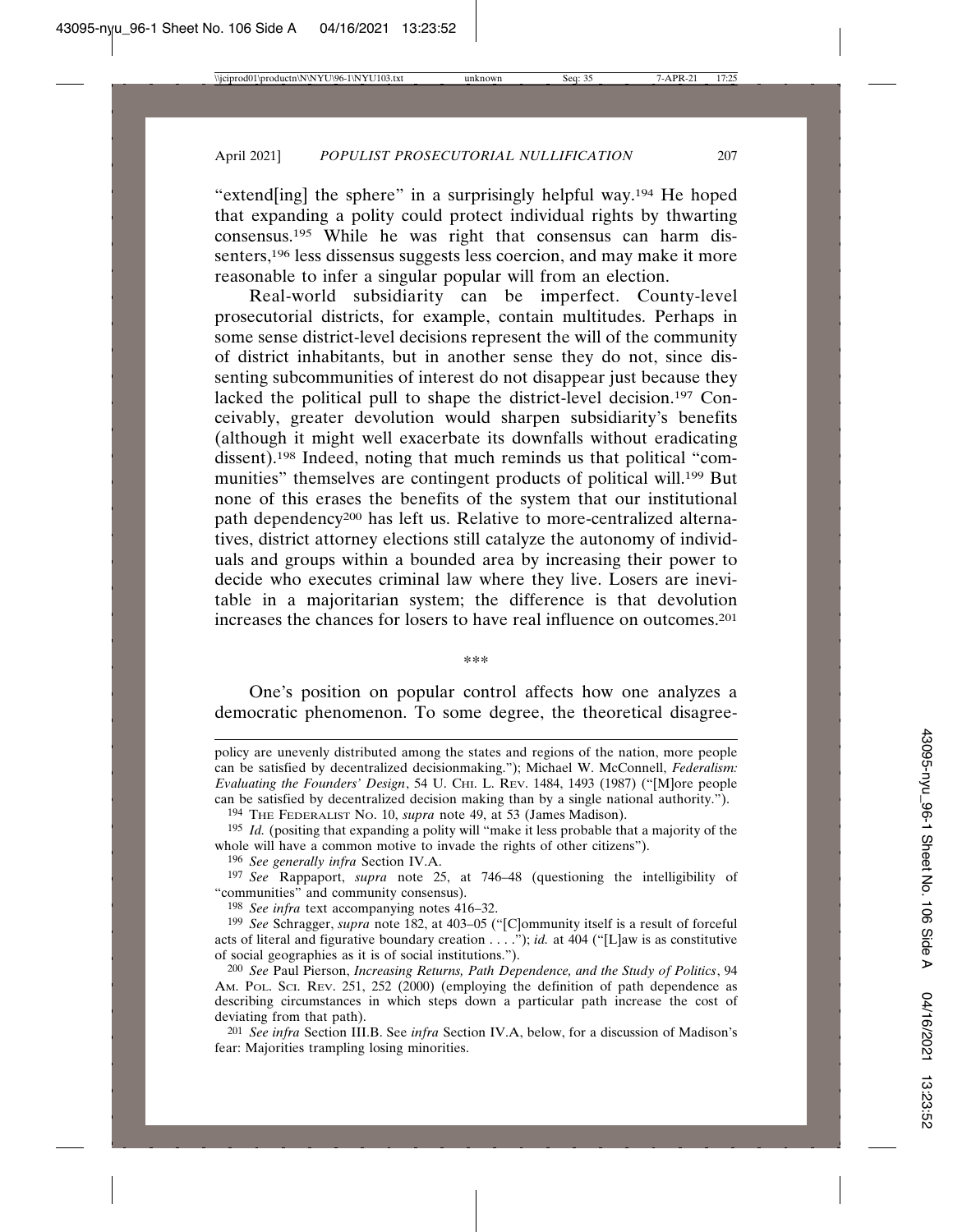"extend[ing] the sphere" in a surprisingly helpful way.[194] He hoped that expanding a polity could protect individual rights by thwarting consensus.[195] While he was right that consensus can harm dissenters,[196] less dissensus suggests less coercion, and may make it more reasonable to infer a singular popular will from an election.

Real-world subsidiarity can be imperfect. County-level prosecutorial districts, for example, contain multitudes. Perhaps in some sense district-level decisions represent the will of the community of district inhabitants, but in another sense they do not, since dissenting subcommunities of interest do not disappear just because they lacked the political pull to shape the district-level decision.[197] Conceivably, greater devolution would sharpen subsidiarity's benefits (although it might well exacerbate its downfalls without eradicating dissent).[198] Indeed, noting that much reminds us that political "communities" themselves are contingent products of political will.[199] But none of this erases the benefits of the system that our institutional path dependency[200] has left us. Relative to more-centralized alternatives, district attorney elections still catalyze the autonomy of individuals and groups within a bounded area by increasing their power to decide who executes criminal law where they live. Losers are inevitable in a majoritarian system; the difference is that devolution increases the chances for losers to have real influence on outcomes.[201]

\*\*\*

One's position on popular control affects how one analyzes a democratic phenomenon. To some degree, the theoretical disagree-

---

policy are unevenly distributed among the states and regions of the nation, more people can be satisfied by decentralized decisionmaking."); Michael W. McConnell, *Federalism: Evaluating the Founders' Design*, 54 U. CHI. L. REV. 1484, 1493 (1987) ("[M]ore people can be satisfied by decentralized decision making than by a single national authority.").

194 THE FEDERALIST NO. 10, *supra* note 49, at 53 (James Madison).

195 *Id.* (positing that expanding a polity will "make it less probable that a majority of the whole will have a common motive to invade the rights of other citizens").

196 *See generally infra* Section IV.A.

197 *See* Rappaport, *supra* note 25, at 746–48 (questioning the intelligibility of "communities" and community consensus).

198 *See infra* text accompanying notes 416–32.

199 *See* Schragger, *supra* note 182, at 403–05 ("[C]ommunity itself is a result of forceful acts of literal and figurative boundary creation . . . ."); *id.* at 404 ("[L]aw is as constitutive of social geographies as it is of social institutions.").

200 *See* Paul Pierson, *Increasing Returns, Path Dependence, and the Study of Politics*, 94 AM. POL. SCI. REV. 251, 252 (2000) (employing the definition of path dependence as describing circumstances in which steps down a particular path increase the cost of deviating from that path).

201 *See infra* Section III.B. See *infra* Section IV.A, below, for a discussion of Madison's fear: Majorities trampling losing minorities.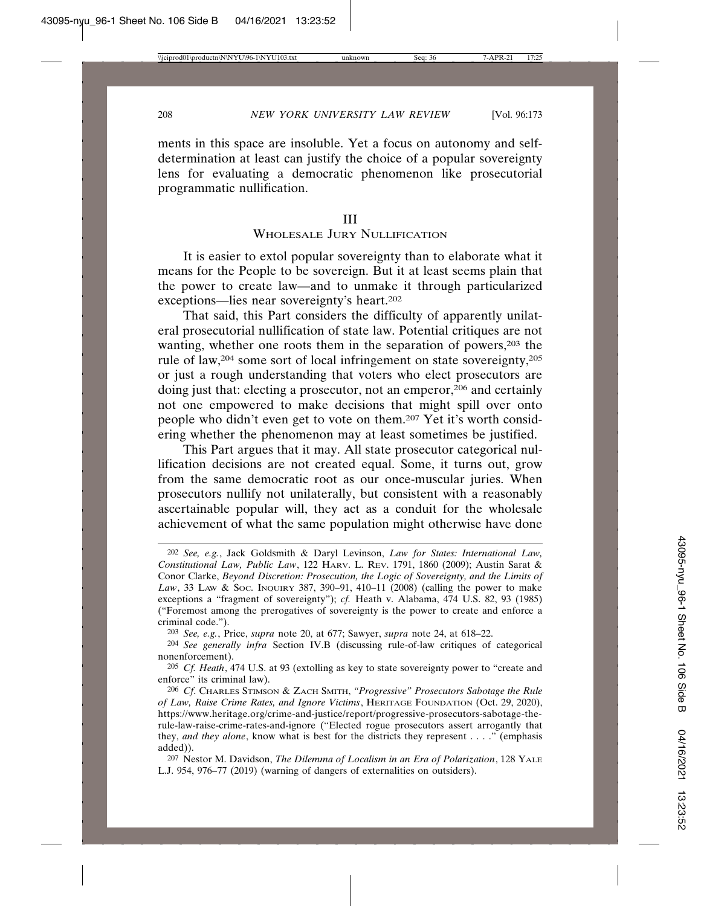ments in this space are insoluble. Yet a focus on autonomy and self-determination at least can justify the choice of a popular sovereignty lens for evaluating a democratic phenomenon like prosecutorial programmatic nullification.

## III
## Wholesale Jury Nullification

It is easier to extol popular sovereignty than to elaborate what it means for the People to be sovereign. But it at least seems plain that the power to create law—and to unmake it through particularized exceptions—lies near sovereignty's heart.[202]

That said, this Part considers the difficulty of apparently unilateral prosecutorial nullification of state law. Potential critiques are not wanting, whether one roots them in the separation of powers,[203] the rule of law,[204] some sort of local infringement on state sovereignty,[205] or just a rough understanding that voters who elect prosecutors are doing just that: electing a prosecutor, not an emperor,[206] and certainly not one empowered to make decisions that might spill over onto people who didn't even get to vote on them.[207] Yet it's worth considering whether the phenomenon may at least sometimes be justified.

This Part argues that it may. All state prosecutor categorical nullification decisions are not created equal. Some, it turns out, grow from the same democratic root as our once-muscular juries. When prosecutors nullify not unilaterally, but consistent with a reasonably ascertainable popular will, they act as a conduit for the wholesale achievement of what the same population might otherwise have done

---

[202] *See, e.g.*, Jack Goldsmith & Daryl Levinson, *Law for States: International Law, Constitutional Law, Public Law*, 122 Harv. L. Rev. 1791, 1860 (2009); Austin Sarat & Conor Clarke, *Beyond Discretion: Prosecution, the Logic of Sovereignty, and the Limits of Law*, 33 Law & Soc. Inquiry 387, 390–91, 410–11 (2008) (calling the power to make exceptions a "fragment of sovereignty"); *cf.* Heath v. Alabama, 474 U.S. 82, 93 (1985) ("Foremost among the prerogatives of sovereignty is the power to create and enforce a criminal code.").

[203] *See, e.g.*, Price, *supra* note 20, at 677; Sawyer, *supra* note 24, at 618–22.

[204] *See generally infra* Section IV.B (discussing rule-of-law critiques of categorical nonenforcement).

[205] *Cf. Heath*, 474 U.S. at 93 (extolling as key to state sovereignty power to "create and enforce" its criminal law).

[206] *Cf.* Charles Stimson & Zach Smith, *"Progressive" Prosecutors Sabotage the Rule of Law, Raise Crime Rates, and Ignore Victims*, Heritage Foundation (Oct. 29, 2020), https://www.heritage.org/crime-and-justice/report/progressive-prosecutors-sabotage-the-rule-law-raise-crime-rates-and-ignore ("Elected rogue prosecutors assert arrogantly that they, *and they alone*, know what is best for the districts they represent . . . ." (emphasis added)).

[207] Nestor M. Davidson, *The Dilemma of Localism in an Era of Polarization*, 128 Yale L.J. 954, 976–77 (2019) (warning of dangers of externalities on outsiders).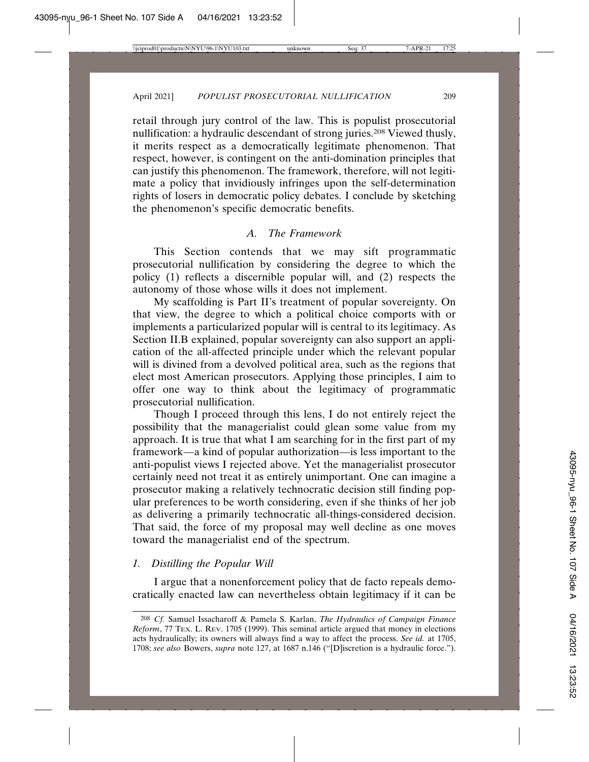retail through jury control of the law. This is populist prosecutorial nullification: a hydraulic descendant of strong juries.[208] Viewed thusly, it merits respect as a democratically legitimate phenomenon. That respect, however, is contingent on the anti-domination principles that can justify this phenomenon. The framework, therefore, will not legitimate a policy that invidiously infringes upon the self-determination rights of losers in democratic policy debates. I conclude by sketching the phenomenon's specific democratic benefits.

### *A. The Framework*

This Section contends that we may sift programmatic prosecutorial nullification by considering the degree to which the policy (1) reflects a discernible popular will, and (2) respects the autonomy of those whose wills it does not implement.

My scaffolding is Part II's treatment of popular sovereignty. On that view, the degree to which a political choice comports with or implements a particularized popular will is central to its legitimacy. As Section II.B explained, popular sovereignty can also support an application of the all-affected principle under which the relevant popular will is divined from a devolved political area, such as the regions that elect most American prosecutors. Applying those principles, I aim to offer one way to think about the legitimacy of programmatic prosecutorial nullification.

Though I proceed through this lens, I do not entirely reject the possibility that the managerialist could glean some value from my approach. It is true that what I am searching for in the first part of my framework—a kind of popular authorization—is less important to the anti-populist views I rejected above. Yet the managerialist prosecutor certainly need not treat it as entirely unimportant. One can imagine a prosecutor making a relatively technocratic decision still finding popular preferences to be worth considering, even if she thinks of her job as delivering a primarily technocratic all-things-considered decision. That said, the force of my proposal may well decline as one moves toward the managerialist end of the spectrum.

#### *1. Distilling the Popular Will*

I argue that a nonenforcement policy that de facto repeals democratically enacted law can nevertheless obtain legitimacy if it can be

---

[208] *Cf.* Samuel Issacharoff & Pamela S. Karlan, *The Hydraulics of Campaign Finance Reform*, 77 TEX. L. REV. 1705 (1999). This seminal article argued that money in elections acts hydraulically; its owners will always find a way to affect the process. *See id.* at 1705, 1708; *see also* Bowers, *supra* note 127, at 1687 n.146 ("[D]iscretion is a hydraulic force.").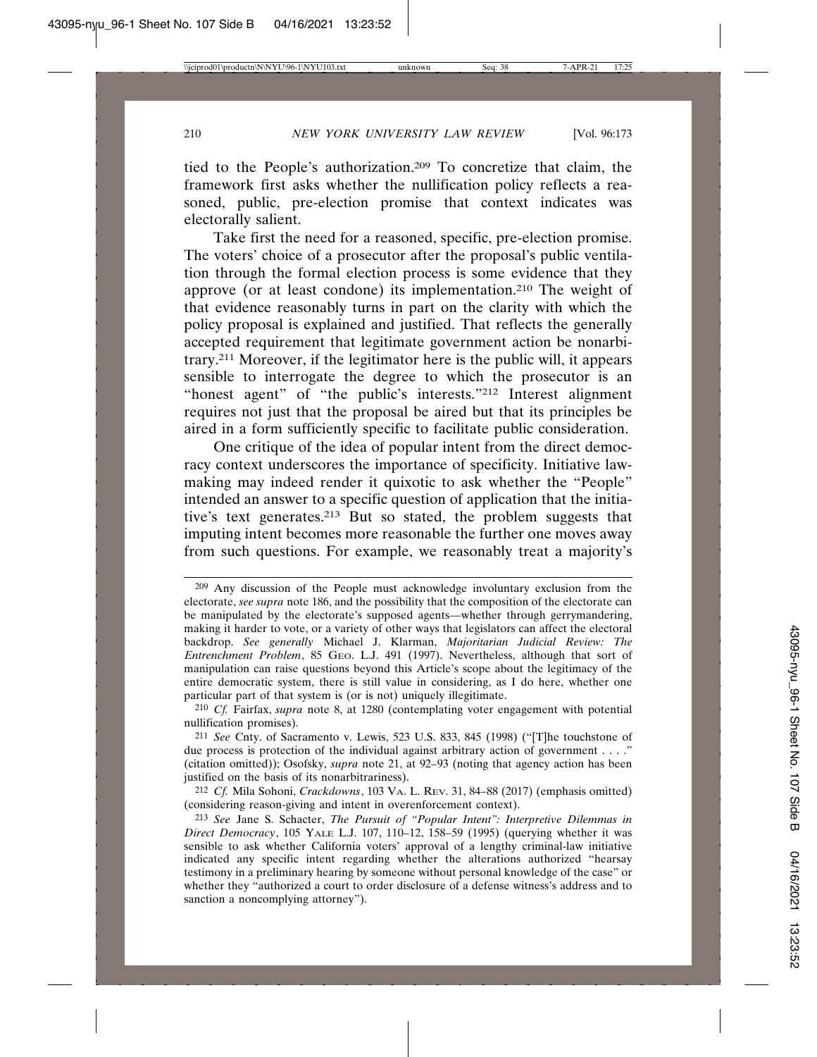tied to the People's authorization.[209] To concretize that claim, the framework first asks whether the nullification policy reflects a reasoned, public, pre-election promise that context indicates was electorally salient.

Take first the need for a reasoned, specific, pre-election promise. The voters' choice of a prosecutor after the proposal's public ventilation through the formal election process is some evidence that they approve (or at least condone) its implementation.[210] The weight of that evidence reasonably turns in part on the clarity with which the policy proposal is explained and justified. That reflects the generally accepted requirement that legitimate government action be nonarbitrary.[211] Moreover, if the legitimator here is the public will, it appears sensible to interrogate the degree to which the prosecutor is an "honest agent" of "the public's interests."[212] Interest alignment requires not just that the proposal be aired but that its principles be aired in a form sufficiently specific to facilitate public consideration.

One critique of the idea of popular intent from the direct democracy context underscores the importance of specificity. Initiative lawmaking may indeed render it quixotic to ask whether the "People" intended an answer to a specific question of application that the initiative's text generates.[213] But so stated, the problem suggests that imputing intent becomes more reasonable the further one moves away from such questions. For example, we reasonably treat a majority's

---

[209] Any discussion of the People must acknowledge involuntary exclusion from the electorate, *see supra* note 186, and the possibility that the composition of the electorate can be manipulated by the electorate's supposed agents—whether through gerrymandering, making it harder to vote, or a variety of other ways that legislators can affect the electoral backdrop. *See generally* Michael J. Klarman, *Majoritarian Judicial Review: The Entrenchment Problem*, 85 GEO. L.J. 491 (1997). Nevertheless, although that sort of manipulation can raise questions beyond this Article's scope about the legitimacy of the entire democratic system, there is still value in considering, as I do here, whether one particular part of that system is (or is not) uniquely illegitimate.

[210] *Cf.* Fairfax, *supra* note 8, at 1280 (contemplating voter engagement with potential nullification promises).

[211] *See* Cnty. of Sacramento v. Lewis, 523 U.S. 833, 845 (1998) ("[T]he touchstone of due process is protection of the individual against arbitrary action of government . . . ." (citation omitted)); Osofsky, *supra* note 21, at 92–93 (noting that agency action has been justified on the basis of its nonarbitrariness).

[212] *Cf.* Mila Sohoni, *Crackdowns*, 103 VA. L. REV. 31, 84–88 (2017) (emphasis omitted) (considering reason-giving and intent in overenforcement context).

[213] *See* Jane S. Schacter, *The Pursuit of "Popular Intent": Interpretive Dilemmas in Direct Democracy*, 105 YALE L.J. 107, 110–12, 158–59 (1995) (querying whether it was sensible to ask whether California voters' approval of a lengthy criminal-law initiative indicated any specific intent regarding whether the alterations authorized "hearsay testimony in a preliminary hearing by someone without personal knowledge of the case" or whether they "authorized a court to order disclosure of a defense witness's address and to sanction a noncomplying attorney").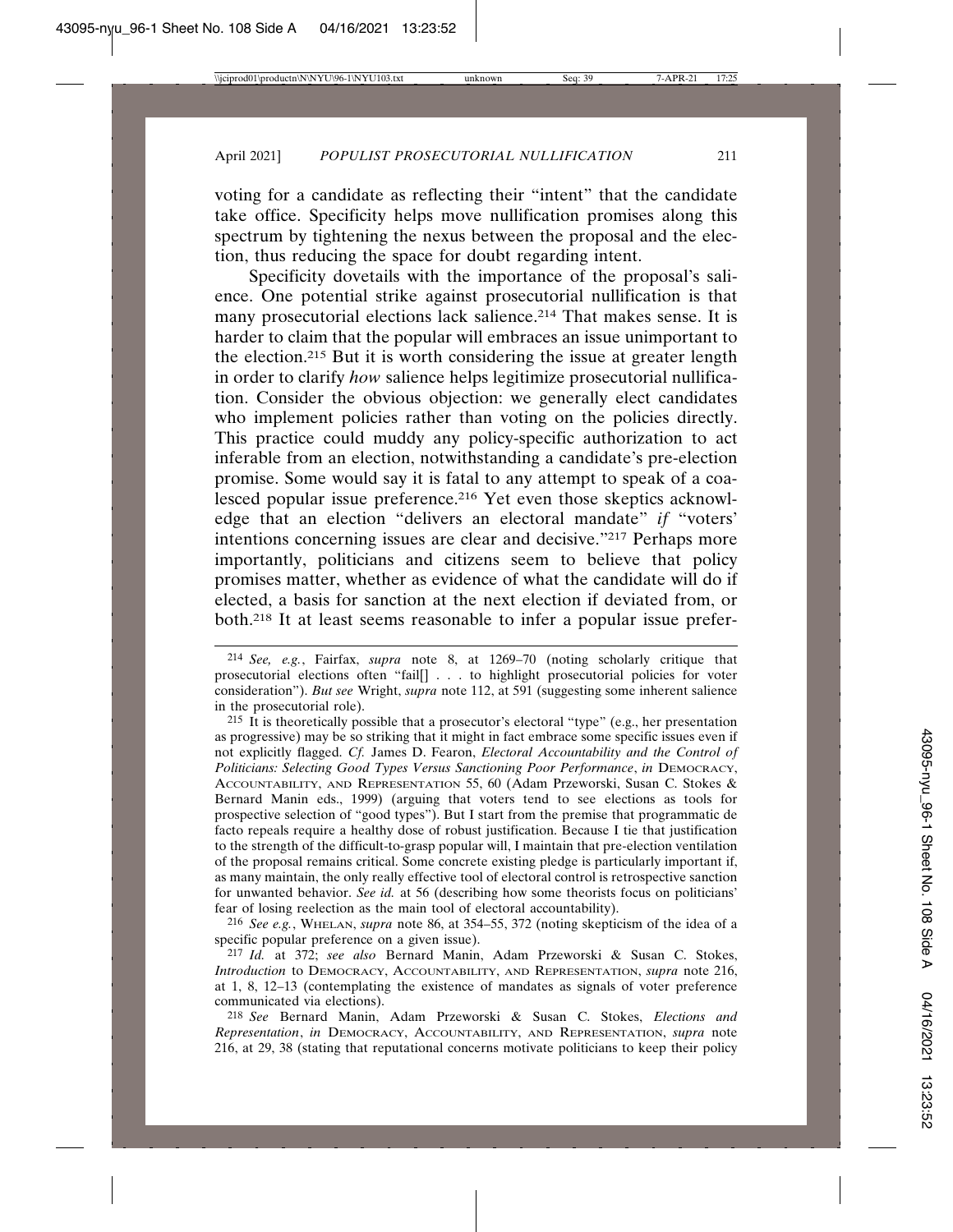voting for a candidate as reflecting their "intent" that the candidate take office. Specificity helps move nullification promises along this spectrum by tightening the nexus between the proposal and the election, thus reducing the space for doubt regarding intent.

Specificity dovetails with the importance of the proposal's salience. One potential strike against prosecutorial nullification is that many prosecutorial elections lack salience.[214] That makes sense. It is harder to claim that the popular will embraces an issue unimportant to the election.[215] But it is worth considering the issue at greater length in order to clarify *how* salience helps legitimize prosecutorial nullification. Consider the obvious objection: we generally elect candidates who implement policies rather than voting on the policies directly. This practice could muddy any policy-specific authorization to act inferable from an election, notwithstanding a candidate's pre-election promise. Some would say it is fatal to any attempt to speak of a coalesced popular issue preference.[216] Yet even those skeptics acknowledge that an election "delivers an electoral mandate" *if* "voters' intentions concerning issues are clear and decisive."[217] Perhaps more importantly, politicians and citizens seem to believe that policy promises matter, whether as evidence of what the candidate will do if elected, a basis for sanction at the next election if deviated from, or both.[218] It at least seems reasonable to infer a popular issue prefer-

---

[214] *See, e.g.*, Fairfax, *supra* note 8, at 1269–70 (noting scholarly critique that prosecutorial elections often "fail[] . . . to highlight prosecutorial policies for voter consideration"). *But see* Wright, *supra* note 112, at 591 (suggesting some inherent salience in the prosecutorial role).

[215] It is theoretically possible that a prosecutor's electoral "type" (e.g., her presentation as progressive) may be so striking that it might in fact embrace some specific issues even if not explicitly flagged. *Cf.* James D. Fearon, *Electoral Accountability and the Control of Politicians: Selecting Good Types Versus Sanctioning Poor Performance*, *in* DEMOCRACY, ACCOUNTABILITY, AND REPRESENTATION 55, 60 (Adam Przeworski, Susan C. Stokes & Bernard Manin eds., 1999) (arguing that voters tend to see elections as tools for prospective selection of "good types"). But I start from the premise that programmatic de facto repeals require a healthy dose of robust justification. Because I tie that justification to the strength of the difficult-to-grasp popular will, I maintain that pre-election ventilation of the proposal remains critical. Some concrete existing pledge is particularly important if, as many maintain, the only really effective tool of electoral control is retrospective sanction for unwanted behavior. *See id.* at 56 (describing how some theorists focus on politicians' fear of losing reelection as the main tool of electoral accountability).

[216] *See e.g.*, WHELAN, *supra* note 86, at 354–55, 372 (noting skepticism of the idea of a specific popular preference on a given issue).

[217] *Id.* at 372; *see also* Bernard Manin, Adam Przeworski & Susan C. Stokes, *Introduction* to DEMOCRACY, ACCOUNTABILITY, AND REPRESENTATION, *supra* note 216, at 1, 8, 12–13 (contemplating the existence of mandates as signals of voter preference communicated via elections).

[218] *See* Bernard Manin, Adam Przeworski & Susan C. Stokes, *Elections and Representation*, *in* DEMOCRACY, ACCOUNTABILITY, AND REPRESENTATION, *supra* note 216, at 29, 38 (stating that reputational concerns motivate politicians to keep their policy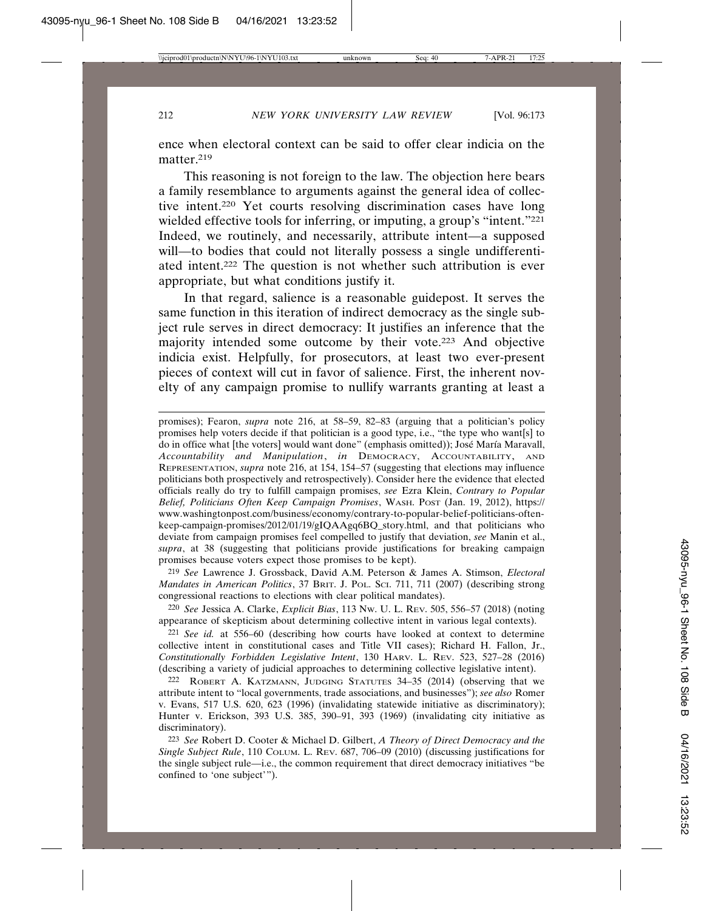ence when electoral context can be said to offer clear indicia on the matter.[219]

This reasoning is not foreign to the law. The objection here bears a family resemblance to arguments against the general idea of collective intent.[220] Yet courts resolving discrimination cases have long wielded effective tools for inferring, or imputing, a group's "intent."[221] Indeed, we routinely, and necessarily, attribute intent—a supposed will—to bodies that could not literally possess a single undifferentiated intent.[222] The question is not whether such attribution is ever appropriate, but what conditions justify it.

In that regard, salience is a reasonable guidepost. It serves the same function in this iteration of indirect democracy as the single subject rule serves in direct democracy: It justifies an inference that the majority intended some outcome by their vote.[223] And objective indicia exist. Helpfully, for prosecutors, at least two ever-present pieces of context will cut in favor of salience. First, the inherent novelty of any campaign promise to nullify warrants granting at least a

---

promises); Fearon, *supra* note 216, at 58–59, 82–83 (arguing that a politician's policy promises help voters decide if that politician is a good type, i.e., "the type who want[s] to do in office what [the voters] would want done" (emphasis omitted)); José María Maravall, *Accountability and Manipulation*, *in* DEMOCRACY, ACCOUNTABILITY, AND REPRESENTATION, *supra* note 216, at 154, 154–57 (suggesting that elections may influence politicians both prospectively and retrospectively). Consider here the evidence that elected officials really do try to fulfill campaign promises, *see* Ezra Klein, *Contrary to Popular Belief, Politicians Often Keep Campaign Promises*, WASH. POST (Jan. 19, 2012), https://www.washingtonpost.com/business/economy/contrary-to-popular-belief-politicians-often-keep-campaign-promises/2012/01/19/gIQAAgq6BQ_story.html, and that politicians who deviate from campaign promises feel compelled to justify that deviation, *see* Manin et al., *supra*, at 38 (suggesting that politicians provide justifications for breaking campaign promises because voters expect those promises to be kept).

[219] *See* Lawrence J. Grossback, David A.M. Peterson & James A. Stimson, *Electoral Mandates in American Politics*, 37 BRIT. J. POL. SCI. 711, 711 (2007) (describing strong congressional reactions to elections with clear political mandates).

[220] *See* Jessica A. Clarke, *Explicit Bias*, 113 NW. U. L. REV. 505, 556–57 (2018) (noting appearance of skepticism about determining collective intent in various legal contexts).

[221] *See id.* at 556–60 (describing how courts have looked at context to determine collective intent in constitutional cases and Title VII cases); Richard H. Fallon, Jr., *Constitutionally Forbidden Legislative Intent*, 130 HARV. L. REV. 523, 527–28 (2016) (describing a variety of judicial approaches to determining collective legislative intent).

[222] ROBERT A. KATZMANN, JUDGING STATUTES 34–35 (2014) (observing that we attribute intent to "local governments, trade associations, and businesses"); *see also* Romer v. Evans, 517 U.S. 620, 623 (1996) (invalidating statewide initiative as discriminatory); Hunter v. Erickson, 393 U.S. 385, 390–91, 393 (1969) (invalidating city initiative as discriminatory).

[223] *See* Robert D. Cooter & Michael D. Gilbert, *A Theory of Direct Democracy and the Single Subject Rule*, 110 COLUM. L. REV. 687, 706–09 (2010) (discussing justifications for the single subject rule—i.e., the common requirement that direct democracy initiatives "be confined to 'one subject'").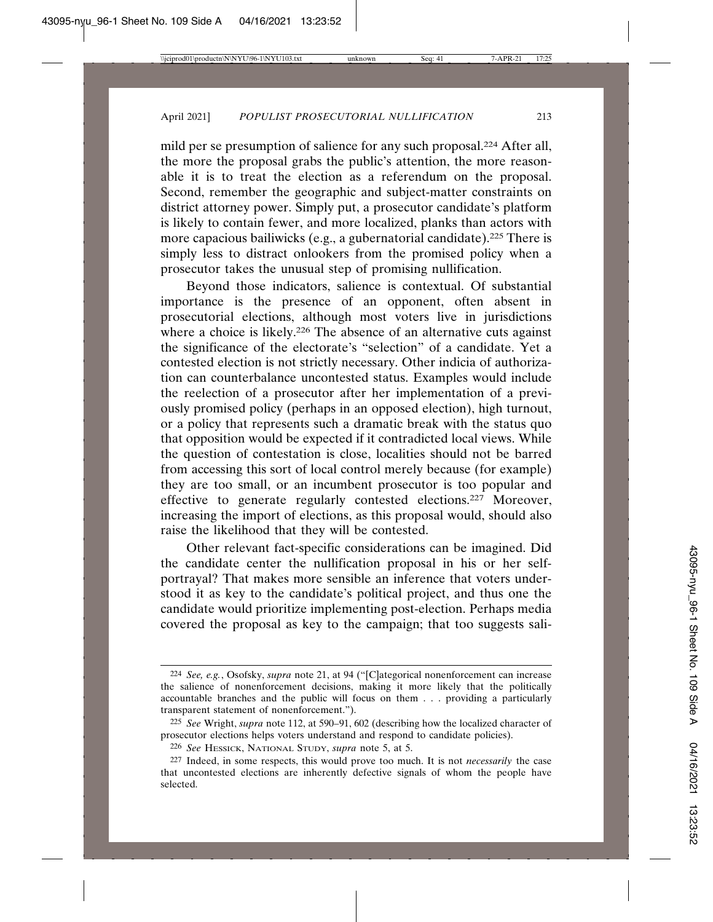mild per se presumption of salience for any such proposal.[224] After all, the more the proposal grabs the public's attention, the more reasonable it is to treat the election as a referendum on the proposal. Second, remember the geographic and subject-matter constraints on district attorney power. Simply put, a prosecutor candidate's platform is likely to contain fewer, and more localized, planks than actors with more capacious bailiwicks (e.g., a gubernatorial candidate).[225] There is simply less to distract onlookers from the promised policy when a prosecutor takes the unusual step of promising nullification.

Beyond those indicators, salience is contextual. Of substantial importance is the presence of an opponent, often absent in prosecutorial elections, although most voters live in jurisdictions where a choice is likely.[226] The absence of an alternative cuts against the significance of the electorate's "selection" of a candidate. Yet a contested election is not strictly necessary. Other indicia of authorization can counterbalance uncontested status. Examples would include the reelection of a prosecutor after her implementation of a previously promised policy (perhaps in an opposed election), high turnout, or a policy that represents such a dramatic break with the status quo that opposition would be expected if it contradicted local views. While the question of contestation is close, localities should not be barred from accessing this sort of local control merely because (for example) they are too small, or an incumbent prosecutor is too popular and effective to generate regularly contested elections.[227] Moreover, increasing the import of elections, as this proposal would, should also raise the likelihood that they will be contested.

Other relevant fact-specific considerations can be imagined. Did the candidate center the nullification proposal in his or her self-portrayal? That makes more sensible an inference that voters understood it as key to the candidate's political project, and thus one the candidate would prioritize implementing post-election. Perhaps media covered the proposal as key to the campaign; that too suggests sali-

---

224 *See, e.g.*, Osofsky, *supra* note 21, at 94 ("[C]ategorical nonenforcement can increase the salience of nonenforcement decisions, making it more likely that the politically accountable branches and the public will focus on them . . . providing a particularly transparent statement of nonenforcement.").

225 *See* Wright, *supra* note 112, at 590–91, 602 (describing how the localized character of prosecutor elections helps voters understand and respond to candidate policies).

226 *See* Hessick, National Study, *supra* note 5, at 5.

227 Indeed, in some respects, this would prove too much. It is not *necessarily* the case that uncontested elections are inherently defective signals of whom the people have selected.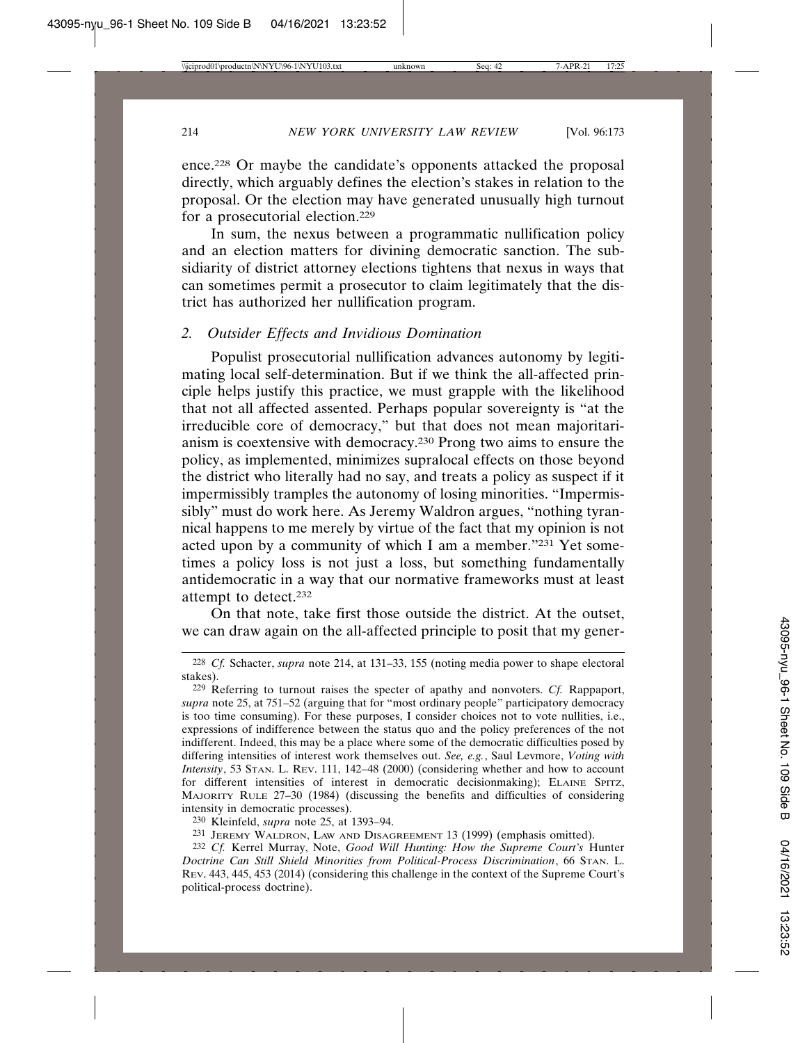ence.[228] Or maybe the candidate's opponents attacked the proposal directly, which arguably defines the election's stakes in relation to the proposal. Or the election may have generated unusually high turnout for a prosecutorial election.[229]

In sum, the nexus between a programmatic nullification policy and an election matters for divining democratic sanction. The subsidiarity of district attorney elections tightens that nexus in ways that can sometimes permit a prosecutor to claim legitimately that the district has authorized her nullification program.

### 2. *Outsider Effects and Invidious Domination*

Populist prosecutorial nullification advances autonomy by legitimating local self-determination. But if we think the all-affected principle helps justify this practice, we must grapple with the likelihood that not all affected assented. Perhaps popular sovereignty is "at the irreducible core of democracy," but that does not mean majoritarianism is coextensive with democracy.[230] Prong two aims to ensure the policy, as implemented, minimizes supralocal effects on those beyond the district who literally had no say, and treats a policy as suspect if it impermissibly tramples the autonomy of losing minorities. "Impermissibly" must do work here. As Jeremy Waldron argues, "nothing tyrannical happens to me merely by virtue of the fact that my opinion is not acted upon by a community of which I am a member."[231] Yet sometimes a policy loss is not just a loss, but something fundamentally antidemocratic in a way that our normative frameworks must at least attempt to detect.[232]

On that note, take first those outside the district. At the outset, we can draw again on the all-affected principle to posit that my gener-

---

[228] *Cf.* Schacter, *supra* note 214, at 131–33, 155 (noting media power to shape electoral stakes).

[229] Referring to turnout raises the specter of apathy and nonvoters. *Cf.* Rappaport, *supra* note 25, at 751–52 (arguing that for "most ordinary people" participatory democracy is too time consuming). For these purposes, I consider choices not to vote nullities, i.e., expressions of indifference between the status quo and the policy preferences of the not indifferent. Indeed, this may be a place where some of the democratic difficulties posed by differing intensities of interest work themselves out. *See, e.g.*, Saul Levmore, *Voting with Intensity*, 53 STAN. L. REV. 111, 142–48 (2000) (considering whether and how to account for different intensities of interest in democratic decisionmaking); ELAINE SPITZ, MAJORITY RULE 27–30 (1984) (discussing the benefits and difficulties of considering intensity in democratic processes).

[230] Kleinfeld, *supra* note 25, at 1393–94.

[231] JEREMY WALDRON, LAW AND DISAGREEMENT 13 (1999) (emphasis omitted).

[232] *Cf.* Kerrel Murray, Note, *Good Will Hunting: How the Supreme Court's* Hunter *Doctrine Can Still Shield Minorities from Political-Process Discrimination*, 66 STAN. L. REV. 443, 445, 453 (2014) (considering this challenge in the context of the Supreme Court's political-process doctrine).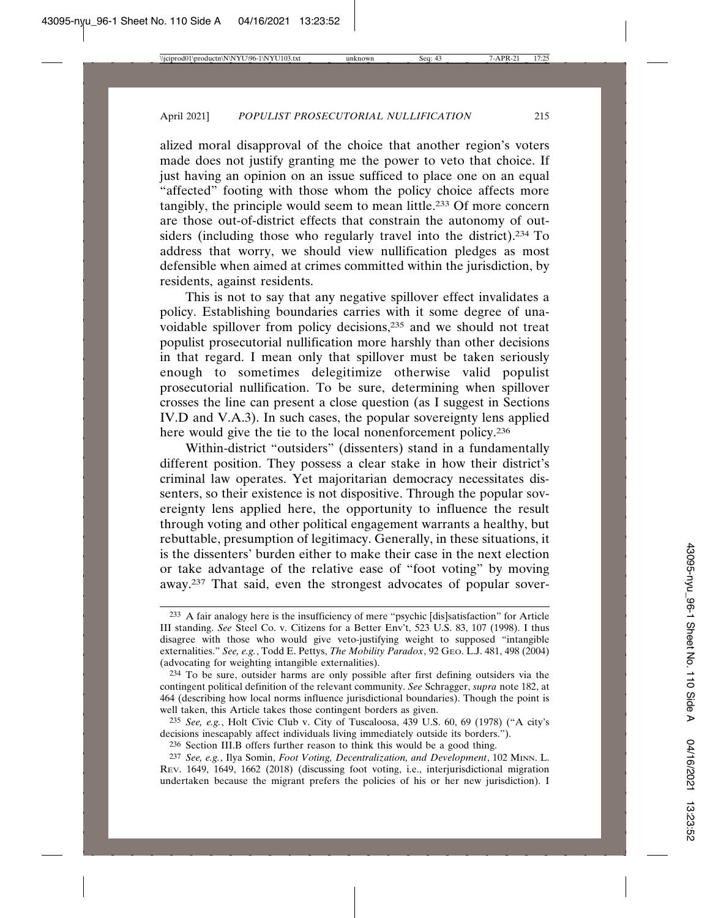alized moral disapproval of the choice that another region's voters made does not justify granting me the power to veto that choice. If just having an opinion on an issue sufficed to place one on an equal "affected" footing with those whom the policy choice affects more tangibly, the principle would seem to mean little.[233] Of more concern are those out-of-district effects that constrain the autonomy of outsiders (including those who regularly travel into the district).[234] To address that worry, we should view nullification pledges as most defensible when aimed at crimes committed within the jurisdiction, by residents, against residents.

This is not to say that any negative spillover effect invalidates a policy. Establishing boundaries carries with it some degree of unavoidable spillover from policy decisions,[235] and we should not treat populist prosecutorial nullification more harshly than other decisions in that regard. I mean only that spillover must be taken seriously enough to sometimes delegitimize otherwise valid populist prosecutorial nullification. To be sure, determining when spillover crosses the line can present a close question (as I suggest in Sections IV.D and V.A.3). In such cases, the popular sovereignty lens applied here would give the tie to the local nonenforcement policy.[236]

Within-district "outsiders" (dissenters) stand in a fundamentally different position. They possess a clear stake in how their district's criminal law operates. Yet majoritarian democracy necessitates dissenters, so their existence is not dispositive. Through the popular sovereignty lens applied here, the opportunity to influence the result through voting and other political engagement warrants a healthy, but rebuttable, presumption of legitimacy. Generally, in these situations, it is the dissenters' burden either to make their case in the next election or take advantage of the relative ease of "foot voting" by moving away.[237] That said, even the strongest advocates of popular sover-

---

[233] A fair analogy here is the insufficiency of mere "psychic [dis]satisfaction" for Article III standing. *See* Steel Co. v. Citizens for a Better Env't, 523 U.S. 83, 107 (1998). I thus disagree with those who would give veto-justifying weight to supposed "intangible externalities." *See, e.g.*, Todd E. Pettys, *The Mobility Paradox*, 92 GEO. L.J. 481, 498 (2004) (advocating for weighting intangible externalities).

[234] To be sure, outsider harms are only possible after first defining outsiders via the contingent political definition of the relevant community. *See* Schragger, *supra* note 182, at 464 (describing how local norms influence jurisdictional boundaries). Though the point is well taken, this Article takes those contingent borders as given.

[235] *See, e.g.*, Holt Civic Club v. City of Tuscaloosa, 439 U.S. 60, 69 (1978) ("A city's decisions inescapably affect individuals living immediately outside its borders.").

[236] Section III.B offers further reason to think this would be a good thing.

[237] *See, e.g.*, Ilya Somin, *Foot Voting, Decentralization, and Development*, 102 MINN. L. REV. 1649, 1649, 1662 (2018) (discussing foot voting, i.e., interjurisdictional migration undertaken because the migrant prefers the policies of his or her new jurisdiction). I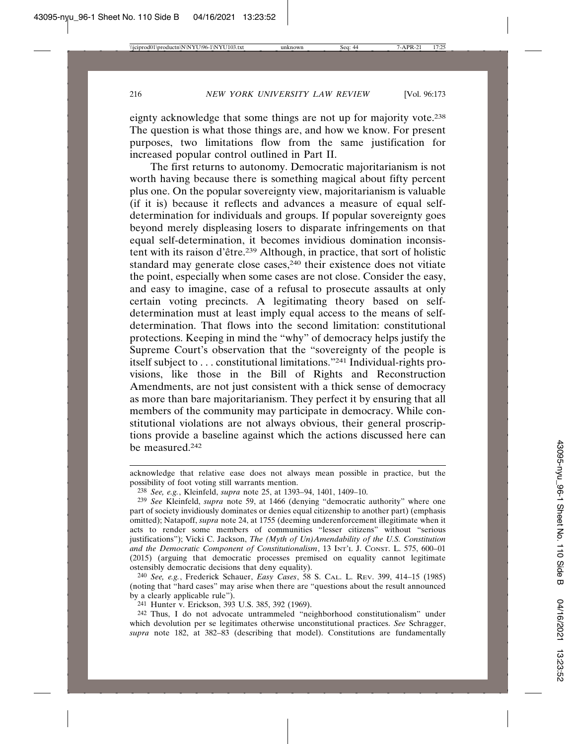eignty acknowledge that some things are not up for majority vote.[238] The question is what those things are, and how we know. For present purposes, two limitations flow from the same justification for increased popular control outlined in Part II.

The first returns to autonomy. Democratic majoritarianism is not worth having because there is something magical about fifty percent plus one. On the popular sovereignty view, majoritarianism is valuable (if it is) because it reflects and advances a measure of equal self-determination for individuals and groups. If popular sovereignty goes beyond merely displeasing losers to disparate infringements on that equal self-determination, it becomes invidious domination inconsistent with its raison d'être.[239] Although, in practice, that sort of holistic standard may generate close cases,[240] their existence does not vitiate the point, especially when some cases are not close. Consider the easy, and easy to imagine, case of a refusal to prosecute assaults at only certain voting precincts. A legitimating theory based on self-determination must at least imply equal access to the means of self-determination. That flows into the second limitation: constitutional protections. Keeping in mind the "why" of democracy helps justify the Supreme Court's observation that the "sovereignty of the people is itself subject to . . . constitutional limitations."[241] Individual-rights provisions, like those in the Bill of Rights and Reconstruction Amendments, are not just consistent with a thick sense of democracy as more than bare majoritarianism. They perfect it by ensuring that all members of the community may participate in democracy. While constitutional violations are not always obvious, their general proscriptions provide a baseline against which the actions discussed here can be measured.[242]

---

acknowledge that relative ease does not always mean possible in practice, but the possibility of foot voting still warrants mention.

[238] *See, e.g.*, Kleinfeld, *supra* note 25, at 1393–94, 1401, 1409–10.

[239] *See* Kleinfeld, *supra* note 59, at 1466 (denying "democratic authority" where one part of society invidiously dominates or denies equal citizenship to another part) (emphasis omitted); Natapoff, *supra* note 24, at 1755 (deeming underenforcement illegitimate when it acts to render some members of communities "lesser citizens" without "serious justifications"); Vicki C. Jackson, *The (Myth of Un)Amendability of the U.S. Constitution and the Democratic Component of Constitutionalism*, 13 INT'L J. CONST. L. 575, 600–01 (2015) (arguing that democratic processes premised on equality cannot legitimate ostensibly democratic decisions that deny equality).

[240] *See, e.g.*, Frederick Schauer, *Easy Cases*, 58 S. CAL. L. REV. 399, 414–15 (1985) (noting that "hard cases" may arise when there are "questions about the result announced by a clearly applicable rule").

[241] Hunter v. Erickson, 393 U.S. 385, 392 (1969).

[242] Thus, I do not advocate untrammeled "neighborhood constitutionalism" under which devolution per se legitimates otherwise unconstitutional practices. *See* Schragger, *supra* note 182, at 382–83 (describing that model). Constitutions are fundamentally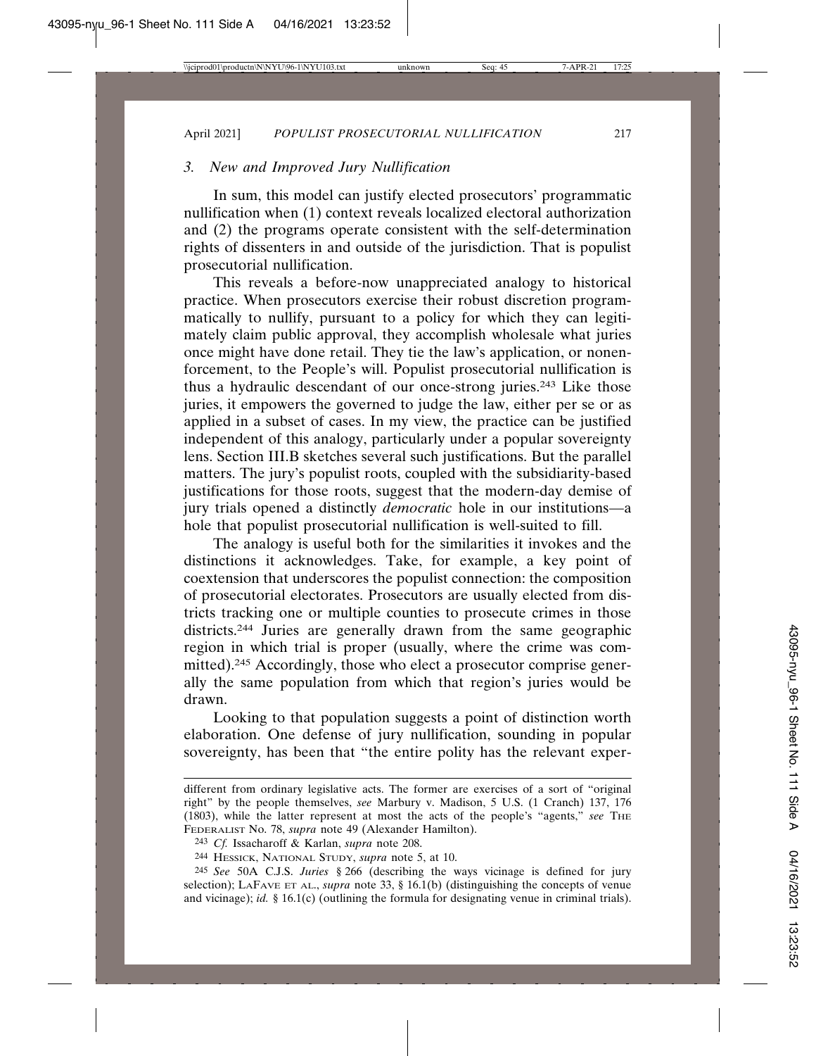### 3. *New and Improved Jury Nullification*

In sum, this model can justify elected prosecutors' programmatic nullification when (1) context reveals localized electoral authorization and (2) the programs operate consistent with the self-determination rights of dissenters in and outside of the jurisdiction. That is populist prosecutorial nullification.

This reveals a before-now unappreciated analogy to historical practice. When prosecutors exercise their robust discretion programmatically to nullify, pursuant to a policy for which they can legitimately claim public approval, they accomplish wholesale what juries once might have done retail. They tie the law's application, or nonenforcement, to the People's will. Populist prosecutorial nullification is thus a hydraulic descendant of our once-strong juries.[243] Like those juries, it empowers the governed to judge the law, either per se or as applied in a subset of cases. In my view, the practice can be justified independent of this analogy, particularly under a popular sovereignty lens. Section III.B sketches several such justifications. But the parallel matters. The jury's populist roots, coupled with the subsidiarity-based justifications for those roots, suggest that the modern-day demise of jury trials opened a distinctly *democratic* hole in our institutions—a hole that populist prosecutorial nullification is well-suited to fill.

The analogy is useful both for the similarities it invokes and the distinctions it acknowledges. Take, for example, a key point of coextension that underscores the populist connection: the composition of prosecutorial electorates. Prosecutors are usually elected from districts tracking one or multiple counties to prosecute crimes in those districts.[244] Juries are generally drawn from the same geographic region in which trial is proper (usually, where the crime was committed).[245] Accordingly, those who elect a prosecutor comprise generally the same population from which that region's juries would be drawn.

Looking to that population suggests a point of distinction worth elaboration. One defense of jury nullification, sounding in popular sovereignty, has been that "the entire polity has the relevant exper-

---

different from ordinary legislative acts. The former are exercises of a sort of "original right" by the people themselves, *see* Marbury v. Madison, 5 U.S. (1 Cranch) 137, 176 (1803), while the latter represent at most the acts of the people's "agents," *see* THE FEDERALIST No. 78, *supra* note 49 (Alexander Hamilton).

[243] *Cf.* Issacharoff & Karlan, *supra* note 208.

[244] HESSICK, NATIONAL STUDY, *supra* note 5, at 10.

[245] *See* 50A C.J.S. *Juries* § 266 (describing the ways vicinage is defined for jury selection); LAFAVE ET AL., *supra* note 33, § 16.1(b) (distinguishing the concepts of venue and vicinage); *id.* § 16.1(c) (outlining the formula for designating venue in criminal trials).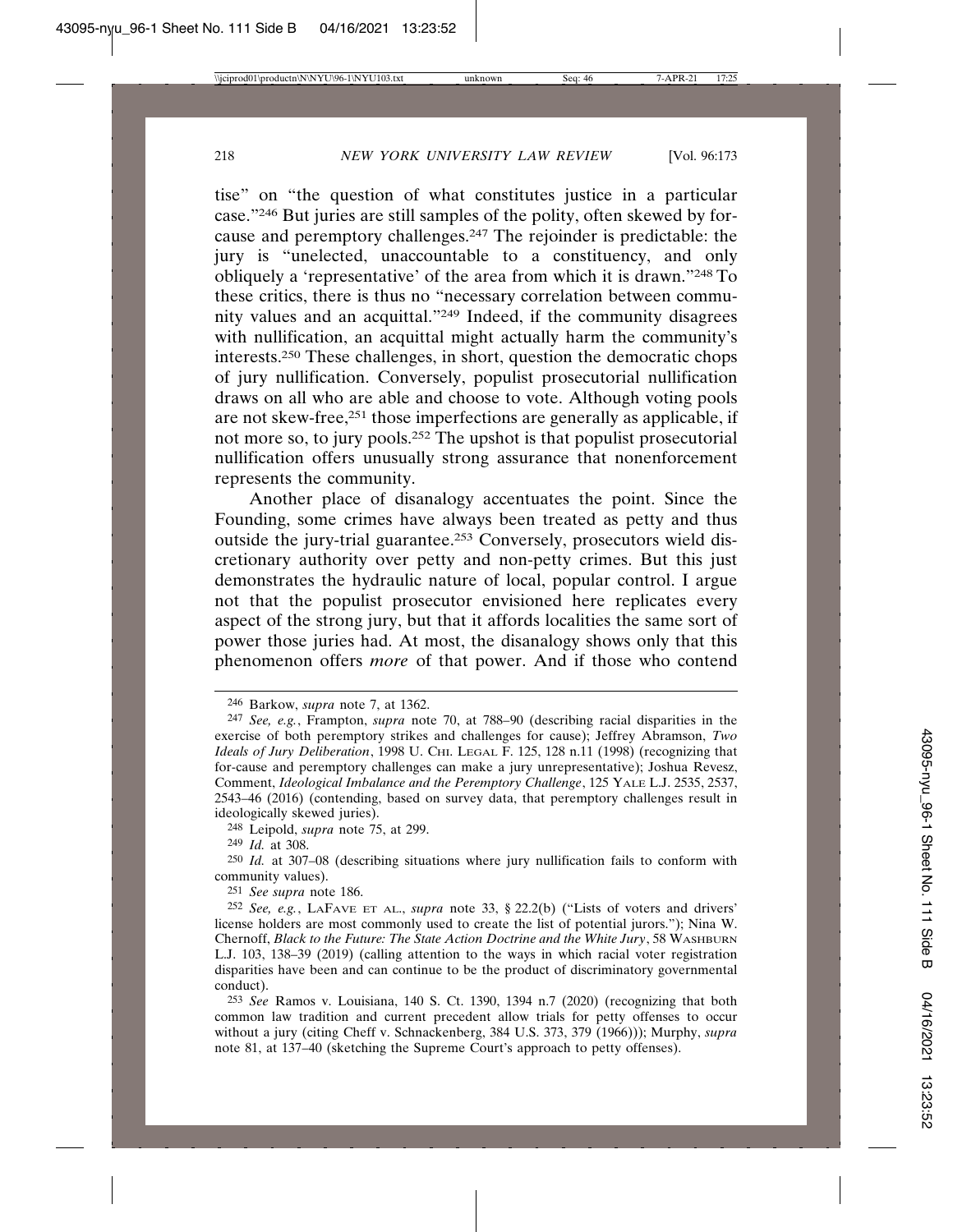tise" on "the question of what constitutes justice in a particular case."[246] But juries are still samples of the polity, often skewed by for-cause and peremptory challenges.[247] The rejoinder is predictable: the jury is "unelected, unaccountable to a constituency, and only obliquely a 'representative' of the area from which it is drawn."[248] To these critics, there is thus no "necessary correlation between community values and an acquittal."[249] Indeed, if the community disagrees with nullification, an acquittal might actually harm the community's interests.[250] These challenges, in short, question the democratic chops of jury nullification. Conversely, populist prosecutorial nullification draws on all who are able and choose to vote. Although voting pools are not skew-free,[251] those imperfections are generally as applicable, if not more so, to jury pools.[252] The upshot is that populist prosecutorial nullification offers unusually strong assurance that nonenforcement represents the community.

Another place of disanalogy accentuates the point. Since the Founding, some crimes have always been treated as petty and thus outside the jury-trial guarantee.[253] Conversely, prosecutors wield discretionary authority over petty and non-petty crimes. But this just demonstrates the hydraulic nature of local, popular control. I argue not that the populist prosecutor envisioned here replicates every aspect of the strong jury, but that it affords localities the same sort of power those juries had. At most, the disanalogy shows only that this phenomenon offers *more* of that power. And if those who contend

---

[246] Barkow, *supra* note 7, at 1362.

[247] *See, e.g.*, Frampton, *supra* note 70, at 788–90 (describing racial disparities in the exercise of both peremptory strikes and challenges for cause); Jeffrey Abramson, *Two Ideals of Jury Deliberation*, 1998 U. CHI. LEGAL F. 125, 128 n.11 (1998) (recognizing that for-cause and peremptory challenges can make a jury unrepresentative); Joshua Revesz, Comment, *Ideological Imbalance and the Peremptory Challenge*, 125 YALE L.J. 2535, 2537, 2543–46 (2016) (contending, based on survey data, that peremptory challenges result in ideologically skewed juries).

[248] Leipold, *supra* note 75, at 299.

[249] *Id.* at 308.

[250] *Id.* at 307–08 (describing situations where jury nullification fails to conform with community values).

[251] *See supra* note 186.

[252] *See, e.g.*, LAFAVE ET AL., *supra* note 33, § 22.2(b) ("Lists of voters and drivers' license holders are most commonly used to create the list of potential jurors."); Nina W. Chernoff, *Black to the Future: The State Action Doctrine and the White Jury*, 58 WASHBURN L.J. 103, 138–39 (2019) (calling attention to the ways in which racial voter registration disparities have been and can continue to be the product of discriminatory governmental conduct).

[253] *See* Ramos v. Louisiana, 140 S. Ct. 1390, 1394 n.7 (2020) (recognizing that both common law tradition and current precedent allow trials for petty offenses to occur without a jury (citing Cheff v. Schnackenberg, 384 U.S. 373, 379 (1966))); Murphy, *supra* note 81, at 137–40 (sketching the Supreme Court's approach to petty offenses).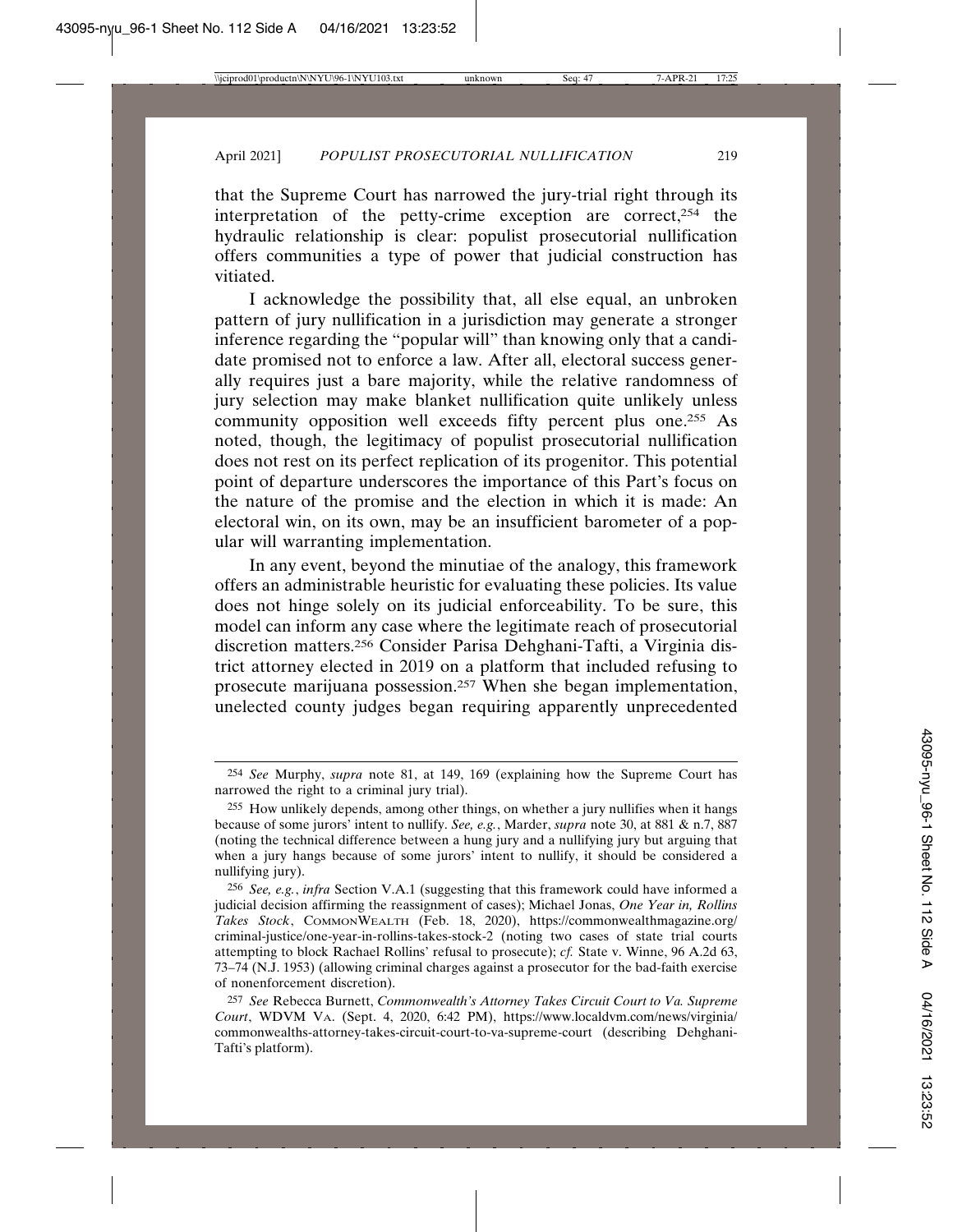that the Supreme Court has narrowed the jury-trial right through its interpretation of the petty-crime exception are correct,[254] the hydraulic relationship is clear: populist prosecutorial nullification offers communities a type of power that judicial construction has vitiated.

I acknowledge the possibility that, all else equal, an unbroken pattern of jury nullification in a jurisdiction may generate a stronger inference regarding the "popular will" than knowing only that a candidate promised not to enforce a law. After all, electoral success generally requires just a bare majority, while the relative randomness of jury selection may make blanket nullification quite unlikely unless community opposition well exceeds fifty percent plus one.[255] As noted, though, the legitimacy of populist prosecutorial nullification does not rest on its perfect replication of its progenitor. This potential point of departure underscores the importance of this Part's focus on the nature of the promise and the election in which it is made: An electoral win, on its own, may be an insufficient barometer of a popular will warranting implementation.

In any event, beyond the minutiae of the analogy, this framework offers an administrable heuristic for evaluating these policies. Its value does not hinge solely on its judicial enforceability. To be sure, this model can inform any case where the legitimate reach of prosecutorial discretion matters.[256] Consider Parisa Dehghani-Tafti, a Virginia district attorney elected in 2019 on a platform that included refusing to prosecute marijuana possession.[257] When she began implementation, unelected county judges began requiring apparently unprecedented

---

254 *See* Murphy, *supra* note 81, at 149, 169 (explaining how the Supreme Court has narrowed the right to a criminal jury trial).

255 How unlikely depends, among other things, on whether a jury nullifies when it hangs because of some jurors' intent to nullify. *See, e.g.*, Marder, *supra* note 30, at 881 & n.7, 887 (noting the technical difference between a hung jury and a nullifying jury but arguing that when a jury hangs because of some jurors' intent to nullify, it should be considered a nullifying jury).

256 *See, e.g.*, *infra* Section V.A.1 (suggesting that this framework could have informed a judicial decision affirming the reassignment of cases); Michael Jonas, *One Year in, Rollins Takes Stock*, COMMONWEALTH (Feb. 18, 2020), https://commonwealthmagazine.org/criminal-justice/one-year-in-rollins-takes-stock-2 (noting two cases of state trial courts attempting to block Rachael Rollins' refusal to prosecute); *cf.* State v. Winne, 96 A.2d 63, 73–74 (N.J. 1953) (allowing criminal charges against a prosecutor for the bad-faith exercise of nonenforcement discretion).

257 *See* Rebecca Burnett, *Commonwealth's Attorney Takes Circuit Court to Va. Supreme Court*, WDVM VA. (Sept. 4, 2020, 6:42 PM), https://www.localdvm.com/news/virginia/commonwealths-attorney-takes-circuit-court-to-va-supreme-court (describing Dehghani-Tafti's platform).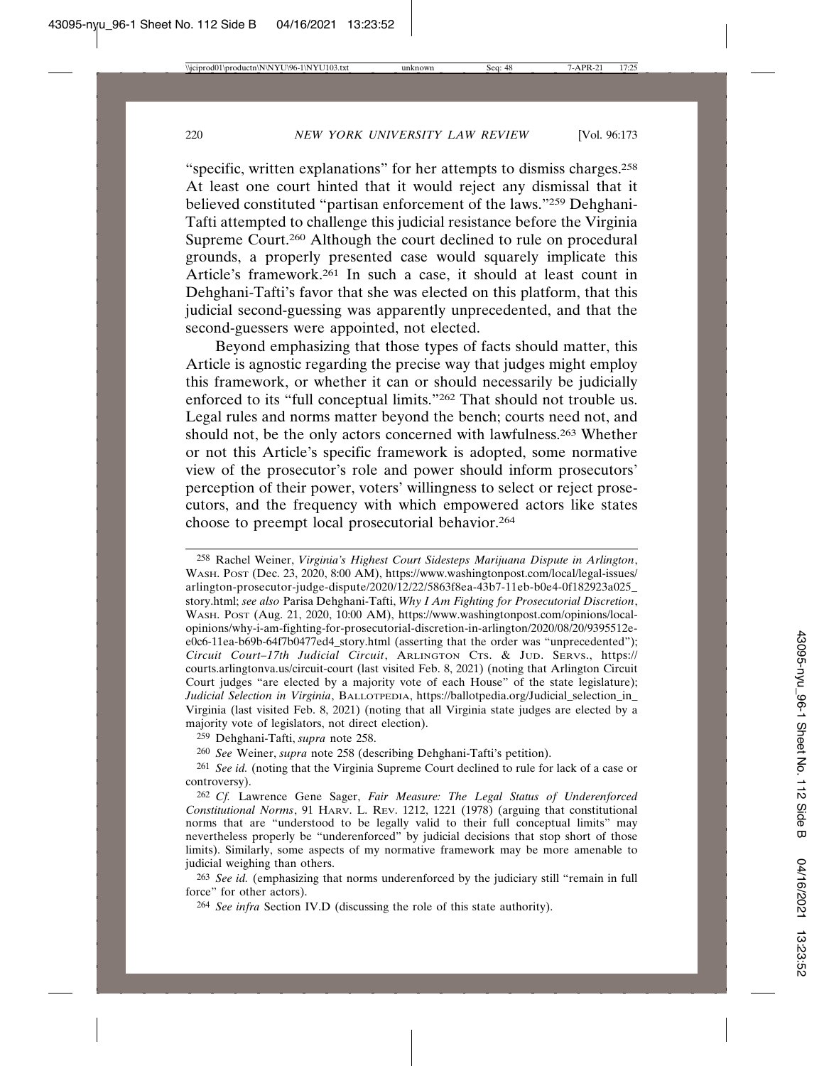"specific, written explanations" for her attempts to dismiss charges.[258] At least one court hinted that it would reject any dismissal that it believed constituted "partisan enforcement of the laws."[259] Dehghani-Tafti attempted to challenge this judicial resistance before the Virginia Supreme Court.[260] Although the court declined to rule on procedural grounds, a properly presented case would squarely implicate this Article's framework.[261] In such a case, it should at least count in Dehghani-Tafti's favor that she was elected on this platform, that this judicial second-guessing was apparently unprecedented, and that the second-guessers were appointed, not elected.

Beyond emphasizing that those types of facts should matter, this Article is agnostic regarding the precise way that judges might employ this framework, or whether it can or should necessarily be judicially enforced to its "full conceptual limits."[262] That should not trouble us. Legal rules and norms matter beyond the bench; courts need not, and should not, be the only actors concerned with lawfulness.[263] Whether or not this Article's specific framework is adopted, some normative view of the prosecutor's role and power should inform prosecutors' perception of their power, voters' willingness to select or reject prosecutors, and the frequency with which empowered actors like states choose to preempt local prosecutorial behavior.[264]

---

[258] Rachel Weiner, *Virginia's Highest Court Sidesteps Marijuana Dispute in Arlington*, Wash. Post (Dec. 23, 2020, 8:00 AM), https://www.washingtonpost.com/local/legal-issues/arlington-prosecutor-judge-dispute/2020/12/22/5863f8ea-43b7-11eb-b0e4-0f182923a025_story.html; *see also* Parisa Dehghani-Tafti, *Why I Am Fighting for Prosecutorial Discretion*, Wash. Post (Aug. 21, 2020, 10:00 AM), https://www.washingtonpost.com/opinions/local-opinions/why-i-am-fighting-for-prosecutorial-discretion-in-arlington/2020/08/20/9395512e-e0c6-11ea-b69b-64f7b0477ed4_story.html (asserting that the order was "unprecedented"); *Circuit Court–17th Judicial Circuit*, Arlington Cts. & Jud. Servs., https://courts.arlingtonva.us/circuit-court (last visited Feb. 8, 2021) (noting that Arlington Circuit Court judges "are elected by a majority vote of each House" of the state legislature); *Judicial Selection in Virginia*, Ballotpedia, https://ballotpedia.org/Judicial_selection_in_Virginia (last visited Feb. 8, 2021) (noting that all Virginia state judges are elected by a majority vote of legislators, not direct election).

[259] Dehghani-Tafti, *supra* note 258.

[260] *See* Weiner, *supra* note 258 (describing Dehghani-Tafti's petition).

[261] *See id.* (noting that the Virginia Supreme Court declined to rule for lack of a case or controversy).

[262] *Cf.* Lawrence Gene Sager, *Fair Measure: The Legal Status of Underenforced Constitutional Norms*, 91 Harv. L. Rev. 1212, 1221 (1978) (arguing that constitutional norms that are "understood to be legally valid to their full conceptual limits" may nevertheless properly be "underenforced" by judicial decisions that stop short of those limits). Similarly, some aspects of my normative framework may be more amenable to judicial weighing than others.

[263] *See id.* (emphasizing that norms underenforced by the judiciary still "remain in full force" for other actors).

[264] *See infra* Section IV.D (discussing the role of this state authority).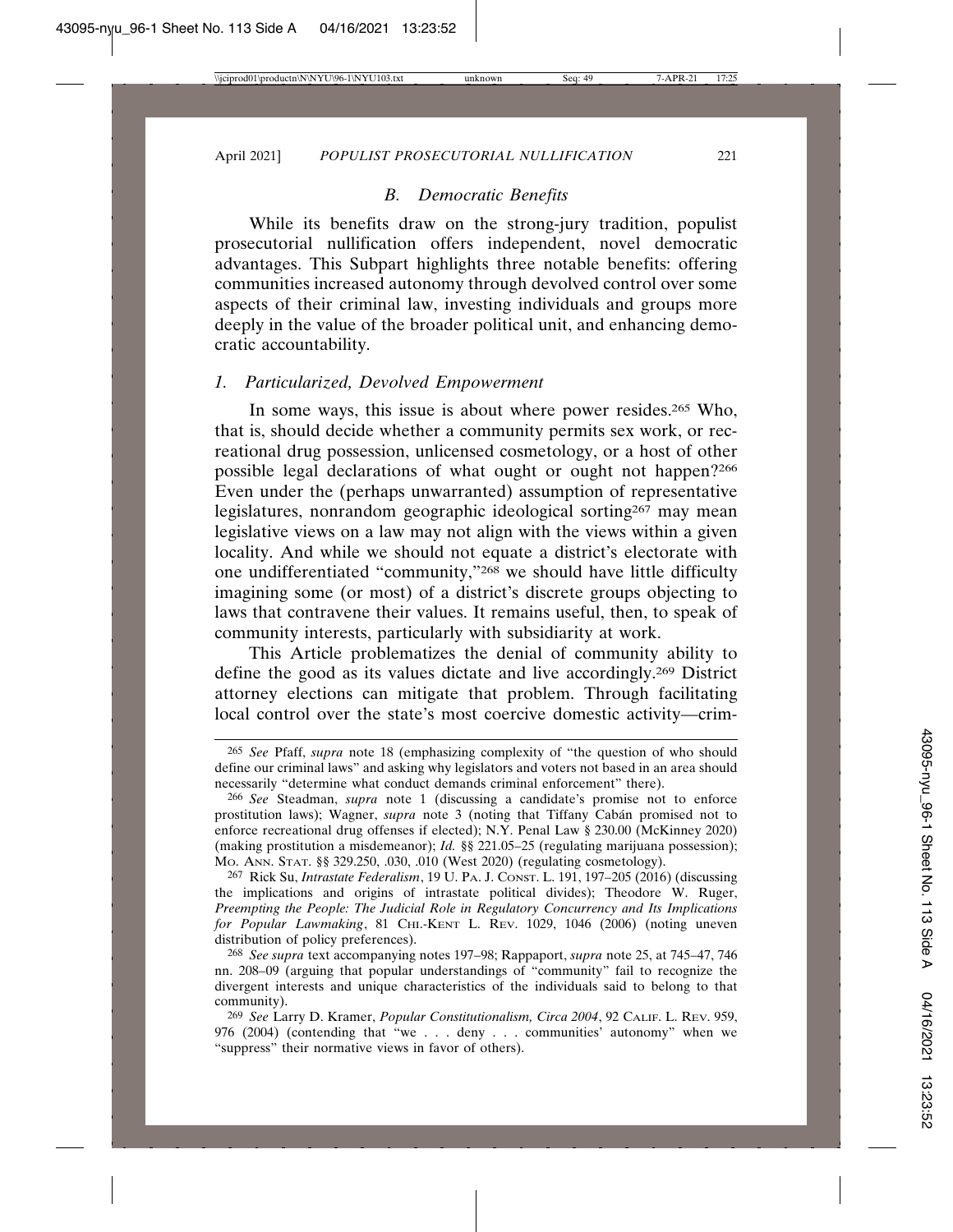### *B. Democratic Benefits*

While its benefits draw on the strong-jury tradition, populist prosecutorial nullification offers independent, novel democratic advantages. This Subpart highlights three notable benefits: offering communities increased autonomy through devolved control over some aspects of their criminal law, investing individuals and groups more deeply in the value of the broader political unit, and enhancing democratic accountability.

#### *1. Particularized, Devolved Empowerment*

In some ways, this issue is about where power resides.[265] Who, that is, should decide whether a community permits sex work, or recreational drug possession, unlicensed cosmetology, or a host of other possible legal declarations of what ought or ought not happen?[266] Even under the (perhaps unwarranted) assumption of representative legislatures, nonrandom geographic ideological sorting[267] may mean legislative views on a law may not align with the views within a given locality. And while we should not equate a district's electorate with one undifferentiated "community,"[268] we should have little difficulty imagining some (or most) of a district's discrete groups objecting to laws that contravene their values. It remains useful, then, to speak of community interests, particularly with subsidiarity at work.

This Article problematizes the denial of community ability to define the good as its values dictate and live accordingly.[269] District attorney elections can mitigate that problem. Through facilitating local control over the state's most coercive domestic activity—crim-

---

[265] *See* Pfaff, *supra* note 18 (emphasizing complexity of "the question of who should define our criminal laws" and asking why legislators and voters not based in an area should necessarily "determine what conduct demands criminal enforcement" there).

[266] *See* Steadman, *supra* note 1 (discussing a candidate's promise not to enforce prostitution laws); Wagner, *supra* note 3 (noting that Tiffany Cabán promised not to enforce recreational drug offenses if elected); N.Y. Penal Law § 230.00 (McKinney 2020) (making prostitution a misdemeanor); *Id.* §§ 221.05–25 (regulating marijuana possession); Mo. Ann. Stat. §§ 329.250, .030, .010 (West 2020) (regulating cosmetology).

[267] Rick Su, *Intrastate Federalism*, 19 U. Pa. J. Const. L. 191, 197–205 (2016) (discussing the implications and origins of intrastate political divides); Theodore W. Ruger, *Preempting the People: The Judicial Role in Regulatory Concurrency and Its Implications for Popular Lawmaking*, 81 Chi.-Kent L. Rev. 1029, 1046 (2006) (noting uneven distribution of policy preferences).

[268] *See supra* text accompanying notes 197–98; Rappaport, *supra* note 25, at 745–47, 746 nn. 208–09 (arguing that popular understandings of "community" fail to recognize the divergent interests and unique characteristics of the individuals said to belong to that community).

[269] *See* Larry D. Kramer, *Popular Constitutionalism, Circa 2004*, 92 Calif. L. Rev. 959, 976 (2004) (contending that "we . . . deny . . . communities' autonomy" when we "suppress" their normative views in favor of others).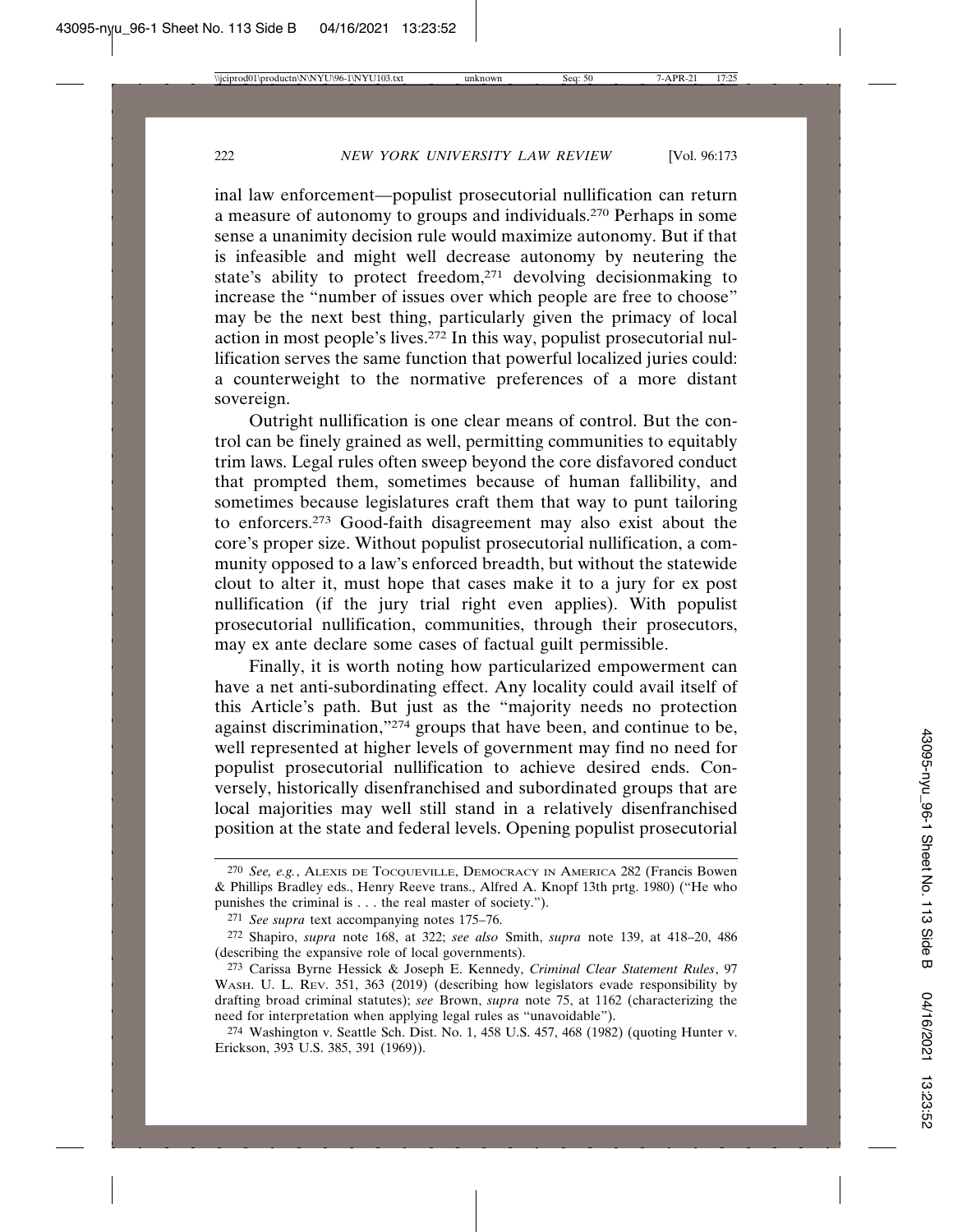inal law enforcement—populist prosecutorial nullification can return a measure of autonomy to groups and individuals.[270] Perhaps in some sense a unanimity decision rule would maximize autonomy. But if that is infeasible and might well decrease autonomy by neutering the state's ability to protect freedom,[271] devolving decisionmaking to increase the "number of issues over which people are free to choose" may be the next best thing, particularly given the primacy of local action in most people's lives.[272] In this way, populist prosecutorial nullification serves the same function that powerful localized juries could: a counterweight to the normative preferences of a more distant sovereign.

Outright nullification is one clear means of control. But the control can be finely grained as well, permitting communities to equitably trim laws. Legal rules often sweep beyond the core disfavored conduct that prompted them, sometimes because of human fallibility, and sometimes because legislatures craft them that way to punt tailoring to enforcers.[273] Good-faith disagreement may also exist about the core's proper size. Without populist prosecutorial nullification, a community opposed to a law's enforced breadth, but without the statewide clout to alter it, must hope that cases make it to a jury for ex post nullification (if the jury trial right even applies). With populist prosecutorial nullification, communities, through their prosecutors, may ex ante declare some cases of factual guilt permissible.

Finally, it is worth noting how particularized empowerment can have a net anti-subordinating effect. Any locality could avail itself of this Article's path. But just as the "majority needs no protection against discrimination,"[274] groups that have been, and continue to be, well represented at higher levels of government may find no need for populist prosecutorial nullification to achieve desired ends. Conversely, historically disenfranchised and subordinated groups that are local majorities may well still stand in a relatively disenfranchised position at the state and federal levels. Opening populist prosecutorial

---

[270] *See, e.g.*, ALEXIS DE TOCQUEVILLE, DEMOCRACY IN AMERICA 282 (Francis Bowen & Phillips Bradley eds., Henry Reeve trans., Alfred A. Knopf 13th prtg. 1980) ("He who punishes the criminal is . . . the real master of society.").

[271] *See supra* text accompanying notes 175–76.

[272] Shapiro, *supra* note 168, at 322; *see also* Smith, *supra* note 139, at 418–20, 486 (describing the expansive role of local governments).

[273] Carissa Byrne Hessick & Joseph E. Kennedy, *Criminal Clear Statement Rules*, 97 WASH. U. L. REV. 351, 363 (2019) (describing how legislators evade responsibility by drafting broad criminal statutes); *see* Brown, *supra* note 75, at 1162 (characterizing the need for interpretation when applying legal rules as "unavoidable").

[274] Washington v. Seattle Sch. Dist. No. 1, 458 U.S. 457, 468 (1982) (quoting Hunter v. Erickson, 393 U.S. 385, 391 (1969)).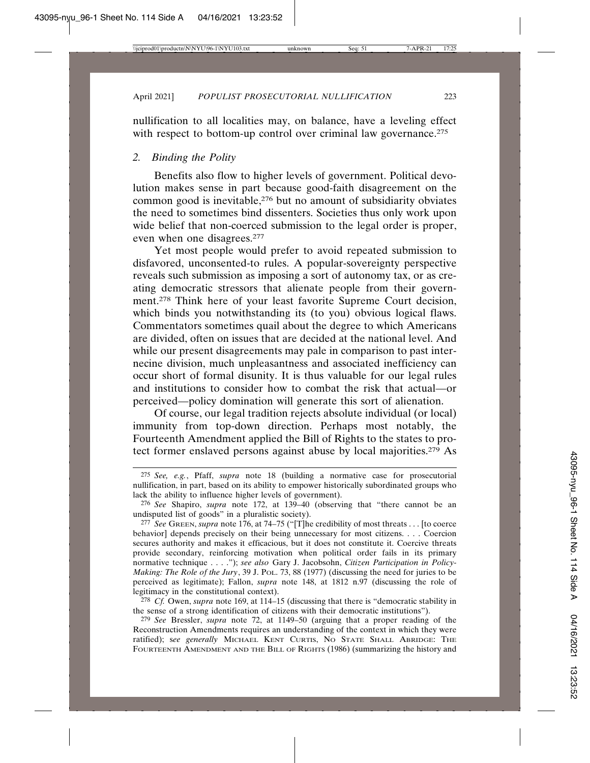nullification to all localities may, on balance, have a leveling effect with respect to bottom-up control over criminal law governance.[275]

### 2. *Binding the Polity*

Benefits also flow to higher levels of government. Political devolution makes sense in part because good-faith disagreement on the common good is inevitable,[276] but no amount of subsidiarity obviates the need to sometimes bind dissenters. Societies thus only work upon wide belief that non-coerced submission to the legal order is proper, even when one disagrees.[277]

Yet most people would prefer to avoid repeated submission to disfavored, unconsented-to rules. A popular-sovereignty perspective reveals such submission as imposing a sort of autonomy tax, or as creating democratic stressors that alienate people from their government.[278] Think here of your least favorite Supreme Court decision, which binds you notwithstanding its (to you) obvious logical flaws. Commentators sometimes quail about the degree to which Americans are divided, often on issues that are decided at the national level. And while our present disagreements may pale in comparison to past internecine division, much unpleasantness and associated inefficiency can occur short of formal disunity. It is thus valuable for our legal rules and institutions to consider how to combat the risk that actual—or perceived—policy domination will generate this sort of alienation.

Of course, our legal tradition rejects absolute individual (or local) immunity from top-down direction. Perhaps most notably, the Fourteenth Amendment applied the Bill of Rights to the states to protect former enslaved persons against abuse by local majorities.[279] As

---

[275] *See, e.g.*, Pfaff, *supra* note 18 (building a normative case for prosecutorial nullification, in part, based on its ability to empower historically subordinated groups who lack the ability to influence higher levels of government).

[276] *See* Shapiro, *supra* note 172, at 139–40 (observing that "there cannot be an undisputed list of goods" in a pluralistic society).

[277] *See* GREEN, *supra* note 176, at 74–75 ("[T]he credibility of most threats . . . [to coerce behavior] depends precisely on their being unnecessary for most citizens. . . . Coercion secures authority and makes it efficacious, but it does not constitute it. Coercive threats provide secondary, reinforcing motivation when political order fails in its primary normative technique . . . ."); *see also* Gary J. Jacobsohn, *Citizen Participation in Policy-Making: The Role of the Jury*, 39 J. POL. 73, 88 (1977) (discussing the need for juries to be perceived as legitimate); Fallon, *supra* note 148, at 1812 n.97 (discussing the role of legitimacy in the constitutional context).

[278] *Cf.* Owen, *supra* note 169, at 114–15 (discussing that there is "democratic stability in the sense of a strong identification of citizens with their democratic institutions").

[279] *See* Bressler, *supra* note 72, at 1149–50 (arguing that a proper reading of the Reconstruction Amendments requires an understanding of the context in which they were ratified); *see generally* MICHAEL KENT CURTIS, NO STATE SHALL ABRIDGE: THE FOURTEENTH AMENDMENT AND THE BILL OF RIGHTS (1986) (summarizing the history and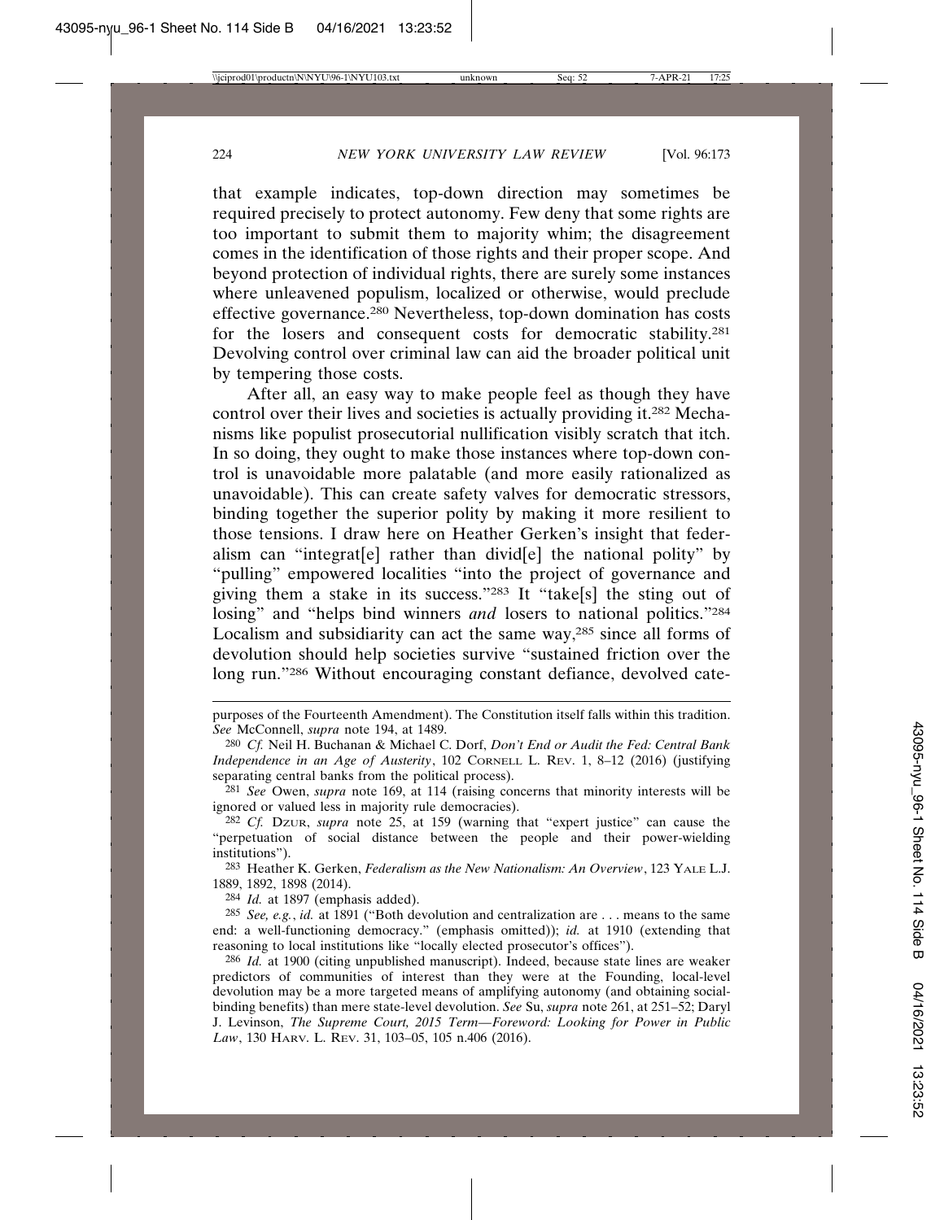that example indicates, top-down direction may sometimes be required precisely to protect autonomy. Few deny that some rights are too important to submit them to majority whim; the disagreement comes in the identification of those rights and their proper scope. And beyond protection of individual rights, there are surely some instances where unleavened populism, localized or otherwise, would preclude effective governance.[280] Nevertheless, top-down domination has costs for the losers and consequent costs for democratic stability.[281] Devolving control over criminal law can aid the broader political unit by tempering those costs.

After all, an easy way to make people feel as though they have control over their lives and societies is actually providing it.[282] Mechanisms like populist prosecutorial nullification visibly scratch that itch. In so doing, they ought to make those instances where top-down control is unavoidable more palatable (and more easily rationalized as unavoidable). This can create safety valves for democratic stressors, binding together the superior polity by making it more resilient to those tensions. I draw here on Heather Gerken's insight that federalism can "integrat[e] rather than divid[e] the national polity" by "pulling" empowered localities "into the project of governance and giving them a stake in its success."[283] It "take[s] the sting out of losing" and "helps bind winners *and* losers to national politics."[284] Localism and subsidiarity can act the same way,[285] since all forms of devolution should help societies survive "sustained friction over the long run."[286] Without encouraging constant defiance, devolved cate-

---

purposes of the Fourteenth Amendment). The Constitution itself falls within this tradition. *See* McConnell, *supra* note 194, at 1489.

[280] *Cf.* Neil H. Buchanan & Michael C. Dorf, *Don't End or Audit the Fed: Central Bank Independence in an Age of Austerity*, 102 CORNELL L. REV. 1, 8–12 (2016) (justifying separating central banks from the political process).

[281] *See* Owen, *supra* note 169, at 114 (raising concerns that minority interests will be ignored or valued less in majority rule democracies).

[282] *Cf.* DZUR, *supra* note 25, at 159 (warning that "expert justice" can cause the "perpetuation of social distance between the people and their power-wielding institutions").

[283] Heather K. Gerken, *Federalism as the New Nationalism: An Overview*, 123 YALE L.J. 1889, 1892, 1898 (2014).

[284] *Id.* at 1897 (emphasis added).

[285] *See, e.g.*, *id.* at 1891 ("Both devolution and centralization are . . . means to the same end: a well-functioning democracy." (emphasis omitted)); *id.* at 1910 (extending that reasoning to local institutions like "locally elected prosecutor's offices").

[286] *Id.* at 1900 (citing unpublished manuscript). Indeed, because state lines are weaker predictors of communities of interest than they were at the Founding, local-level devolution may be a more targeted means of amplifying autonomy (and obtaining social-binding benefits) than mere state-level devolution. *See* Su, *supra* note 261, at 251–52; Daryl J. Levinson, *The Supreme Court, 2015 Term—Foreword: Looking for Power in Public Law*, 130 HARV. L. REV. 31, 103–05, 105 n.406 (2016).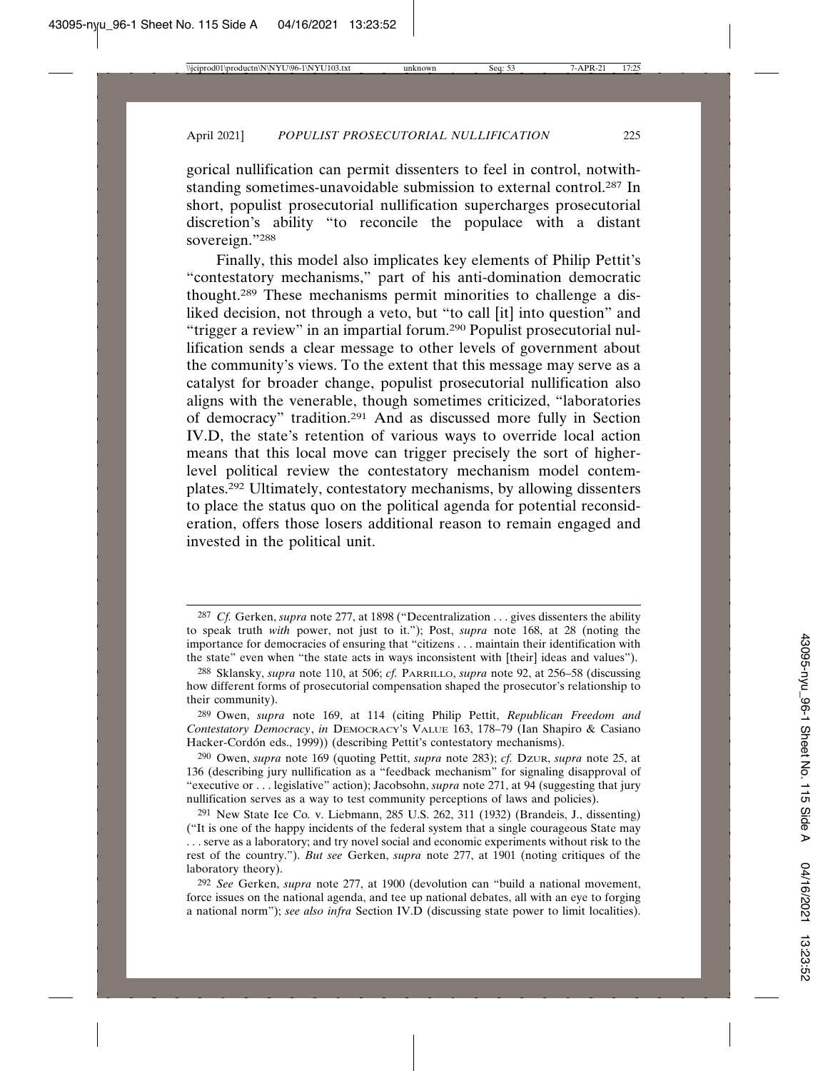gorical nullification can permit dissenters to feel in control, notwithstanding sometimes-unavoidable submission to external control.[287] In short, populist prosecutorial nullification supercharges prosecutorial discretion's ability "to reconcile the populace with a distant sovereign."[288]

Finally, this model also implicates key elements of Philip Pettit's "contestatory mechanisms," part of his anti-domination democratic thought.[289] These mechanisms permit minorities to challenge a disliked decision, not through a veto, but "to call [it] into question" and "trigger a review" in an impartial forum.[290] Populist prosecutorial nullification sends a clear message to other levels of government about the community's views. To the extent that this message may serve as a catalyst for broader change, populist prosecutorial nullification also aligns with the venerable, though sometimes criticized, "laboratories of democracy" tradition.[291] And as discussed more fully in Section IV.D, the state's retention of various ways to override local action means that this local move can trigger precisely the sort of higher-level political review the contestatory mechanism model contemplates.[292] Ultimately, contestatory mechanisms, by allowing dissenters to place the status quo on the political agenda for potential reconsideration, offers those losers additional reason to remain engaged and invested in the political unit.

---

[287] *Cf.* Gerken, *supra* note 277, at 1898 ("Decentralization . . . gives dissenters the ability to speak truth *with* power, not just to it."); Post, *supra* note 168, at 28 (noting the importance for democracies of ensuring that "citizens . . . maintain their identification with the state" even when "the state acts in ways inconsistent with [their] ideas and values").

[288] Sklansky, *supra* note 110, at 506; *cf.* PARRILLO, *supra* note 92, at 256–58 (discussing how different forms of prosecutorial compensation shaped the prosecutor's relationship to their community).

[289] Owen, *supra* note 169, at 114 (citing Philip Pettit, *Republican Freedom and Contestatory Democracy*, *in* DEMOCRACY'S VALUE 163, 178–79 (Ian Shapiro & Casiano Hacker-Cordón eds., 1999)) (describing Pettit's contestatory mechanisms).

[290] Owen, *supra* note 169 (quoting Pettit, *supra* note 283); *cf.* DZUR, *supra* note 25, at 136 (describing jury nullification as a "feedback mechanism" for signaling disapproval of "executive or . . . legislative" action); Jacobsohn, *supra* note 271, at 94 (suggesting that jury nullification serves as a way to test community perceptions of laws and policies).

[291] New State Ice Co. v. Liebmann, 285 U.S. 262, 311 (1932) (Brandeis, J., dissenting) ("It is one of the happy incidents of the federal system that a single courageous State may . . . serve as a laboratory; and try novel social and economic experiments without risk to the rest of the country."). *But see* Gerken, *supra* note 277, at 1901 (noting critiques of the laboratory theory).

[292] *See* Gerken, *supra* note 277, at 1900 (devolution can "build a national movement, force issues on the national agenda, and tee up national debates, all with an eye to forging a national norm"); *see also infra* Section IV.D (discussing state power to limit localities).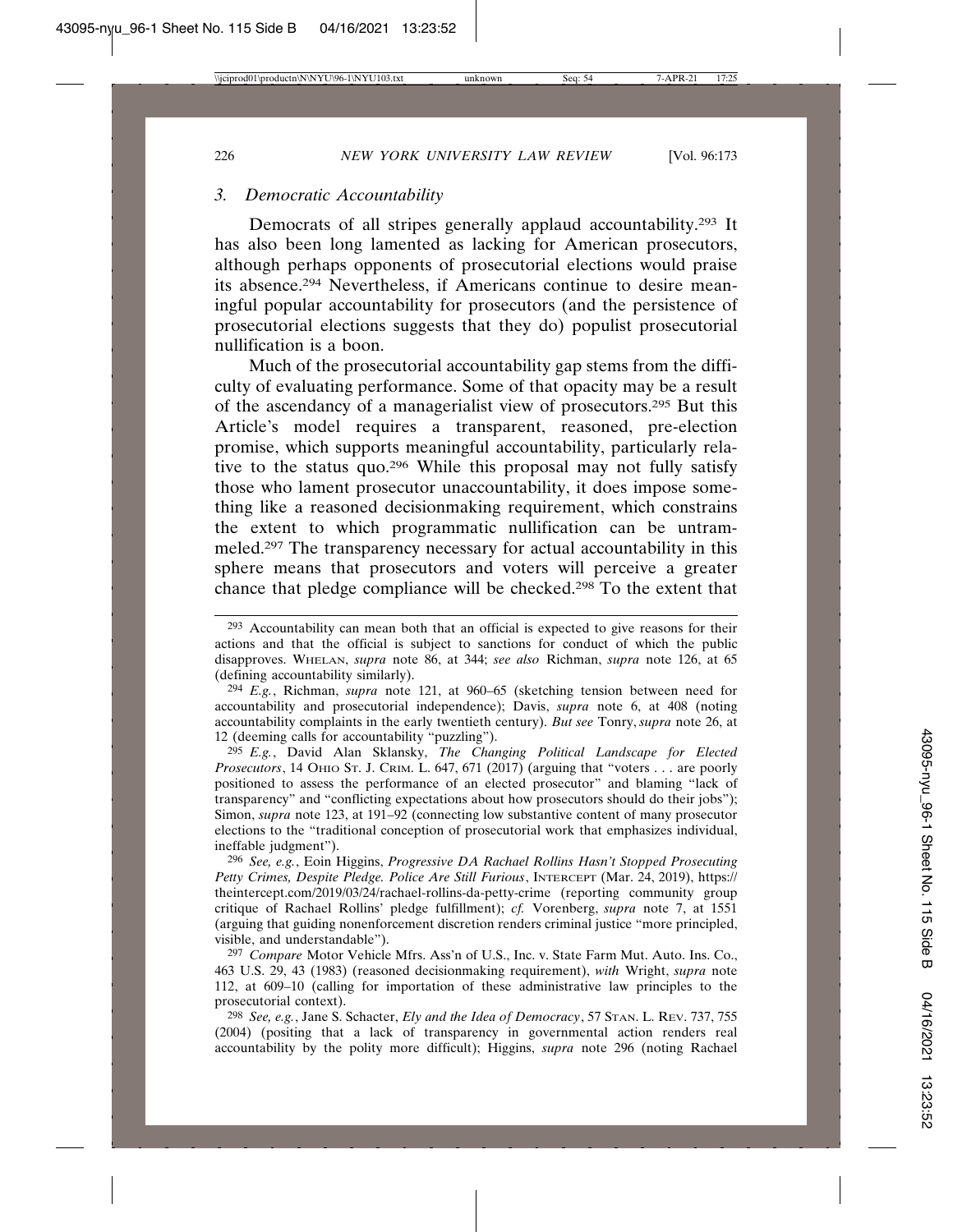### *3. Democratic Accountability*

Democrats of all stripes generally applaud accountability.[293] It has also been long lamented as lacking for American prosecutors, although perhaps opponents of prosecutorial elections would praise its absence.[294] Nevertheless, if Americans continue to desire meaningful popular accountability for prosecutors (and the persistence of prosecutorial elections suggests that they do) populist prosecutorial nullification is a boon.

Much of the prosecutorial accountability gap stems from the difficulty of evaluating performance. Some of that opacity may be a result of the ascendancy of a managerialist view of prosecutors.[295] But this Article's model requires a transparent, reasoned, pre-election promise, which supports meaningful accountability, particularly relative to the status quo.[296] While this proposal may not fully satisfy those who lament prosecutor unaccountability, it does impose something like a reasoned decisionmaking requirement, which constrains the extent to which programmatic nullification can be untrammeled.[297] The transparency necessary for actual accountability in this sphere means that prosecutors and voters will perceive a greater chance that pledge compliance will be checked.[298] To the extent that

---

[293] Accountability can mean both that an official is expected to give reasons for their actions and that the official is subject to sanctions for conduct of which the public disapproves. WHELAN, *supra* note 86, at 344; *see also* Richman, *supra* note 126, at 65 (defining accountability similarly).

[294] *E.g.*, Richman, *supra* note 121, at 960–65 (sketching tension between need for accountability and prosecutorial independence); Davis, *supra* note 6, at 408 (noting accountability complaints in the early twentieth century). *But see* Tonry, *supra* note 26, at 12 (deeming calls for accountability "puzzling").

[295] *E.g.*, David Alan Sklansky, *The Changing Political Landscape for Elected Prosecutors*, 14 OHIO ST. J. CRIM. L. 647, 671 (2017) (arguing that "voters . . . are poorly positioned to assess the performance of an elected prosecutor" and blaming "lack of transparency" and "conflicting expectations about how prosecutors should do their jobs"); Simon, *supra* note 123, at 191–92 (connecting low substantive content of many prosecutor elections to the "traditional conception of prosecutorial work that emphasizes individual, ineffable judgment").

[296] *See, e.g.*, Eoin Higgins, *Progressive DA Rachael Rollins Hasn't Stopped Prosecuting Petty Crimes, Despite Pledge. Police Are Still Furious*, INTERCEPT (Mar. 24, 2019), https://theintercept.com/2019/03/24/rachael-rollins-da-petty-crime (reporting community group critique of Rachael Rollins' pledge fulfillment); *cf.* Vorenberg, *supra* note 7, at 1551 (arguing that guiding nonenforcement discretion renders criminal justice "more principled, visible, and understandable").

[297] *Compare* Motor Vehicle Mfrs. Ass'n of U.S., Inc. v. State Farm Mut. Auto. Ins. Co., 463 U.S. 29, 43 (1983) (reasoned decisionmaking requirement), *with* Wright, *supra* note 112, at 609–10 (calling for importation of these administrative law principles to the prosecutorial context).

[298] *See, e.g.*, Jane S. Schacter, *Ely and the Idea of Democracy*, 57 STAN. L. REV. 737, 755 (2004) (positing that a lack of transparency in governmental action renders real accountability by the polity more difficult); Higgins, *supra* note 296 (noting Rachael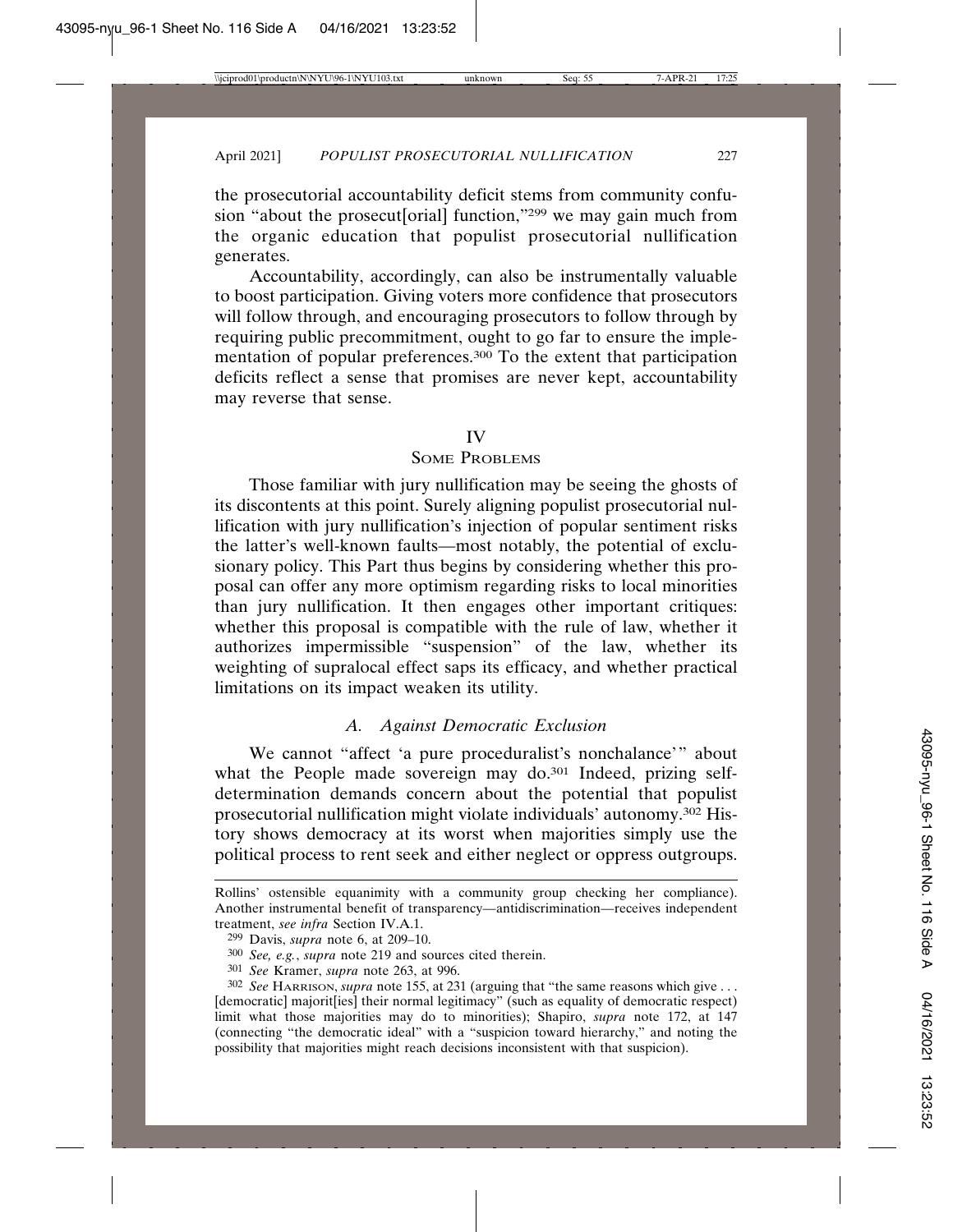the prosecutorial accountability deficit stems from community confusion "about the prosecut[orial] function,"[299] we may gain much from the organic education that populist prosecutorial nullification generates.

Accountability, accordingly, can also be instrumentally valuable to boost participation. Giving voters more confidence that prosecutors will follow through, and encouraging prosecutors to follow through by requiring public precommitment, ought to go far to ensure the implementation of popular preferences.[300] To the extent that participation deficits reflect a sense that promises are never kept, accountability may reverse that sense.

## IV
## Some Problems

Those familiar with jury nullification may be seeing the ghosts of its discontents at this point. Surely aligning populist prosecutorial nullification with jury nullification's injection of popular sentiment risks the latter's well-known faults—most notably, the potential of exclusionary policy. This Part thus begins by considering whether this proposal can offer any more optimism regarding risks to local minorities than jury nullification. It then engages other important critiques: whether this proposal is compatible with the rule of law, whether it authorizes impermissible "suspension" of the law, whether its weighting of supralocal effect saps its efficacy, and whether practical limitations on its impact weaken its utility.

### *A. Against Democratic Exclusion*

We cannot "affect 'a pure proceduralist's nonchalance'" about what the People made sovereign may do.[301] Indeed, prizing self-determination demands concern about the potential that populist prosecutorial nullification might violate individuals' autonomy.[302] History shows democracy at its worst when majorities simply use the political process to rent seek and either neglect or oppress outgroups.

---

Rollins' ostensible equanimity with a community group checking her compliance). Another instrumental benefit of transparency—antidiscrimination—receives independent treatment, *see infra* Section IV.A.1.

[299] Davis, *supra* note 6, at 209–10.

[300] *See, e.g.*, *supra* note 219 and sources cited therein.

[301] *See* Kramer, *supra* note 263, at 996.

[302] *See* Harrison, *supra* note 155, at 231 (arguing that "the same reasons which give . . . [democratic] majorit[ies] their normal legitimacy" (such as equality of democratic respect) limit what those majorities may do to minorities); Shapiro, *supra* note 172, at 147 (connecting "the democratic ideal" with a "suspicion toward hierarchy," and noting the possibility that majorities might reach decisions inconsistent with that suspicion).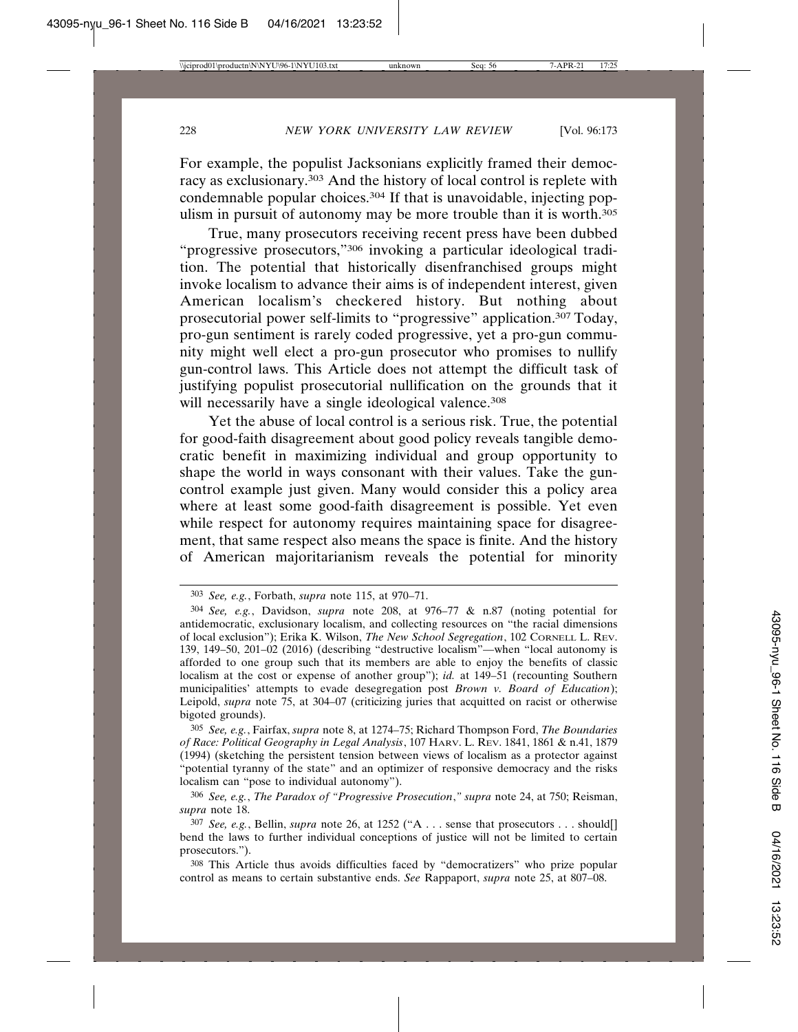For example, the populist Jacksonians explicitly framed their democracy as exclusionary.[303] And the history of local control is replete with condemnable popular choices.[304] If that is unavoidable, injecting populism in pursuit of autonomy may be more trouble than it is worth.[305]

True, many prosecutors receiving recent press have been dubbed "progressive prosecutors,"[306] invoking a particular ideological tradition. The potential that historically disenfranchised groups might invoke localism to advance their aims is of independent interest, given American localism's checkered history. But nothing about prosecutorial power self-limits to "progressive" application.[307] Today, pro-gun sentiment is rarely coded progressive, yet a pro-gun community might well elect a pro-gun prosecutor who promises to nullify gun-control laws. This Article does not attempt the difficult task of justifying populist prosecutorial nullification on the grounds that it will necessarily have a single ideological valence.[308]

Yet the abuse of local control is a serious risk. True, the potential for good-faith disagreement about good policy reveals tangible democratic benefit in maximizing individual and group opportunity to shape the world in ways consonant with their values. Take the gun-control example just given. Many would consider this a policy area where at least some good-faith disagreement is possible. Yet even while respect for autonomy requires maintaining space for disagreement, that same respect also means the space is finite. And the history of American majoritarianism reveals the potential for minority

---

[303] *See, e.g.*, Forbath, *supra* note 115, at 970–71.

[304] *See, e.g.*, Davidson, *supra* note 208, at 976–77 & n.87 (noting potential for antidemocratic, exclusionary localism, and collecting resources on "the racial dimensions of local exclusion"); Erika K. Wilson, *The New School Segregation*, 102 CORNELL L. REV. 139, 149–50, 201–02 (2016) (describing "destructive localism"—when "local autonomy is afforded to one group such that its members are able to enjoy the benefits of classic localism at the cost or expense of another group"); *id.* at 149–51 (recounting Southern municipalities' attempts to evade desegregation post *Brown v. Board of Education*); Leipold, *supra* note 75, at 304–07 (criticizing juries that acquitted on racist or otherwise bigoted grounds).

[305] *See, e.g.*, Fairfax, *supra* note 8, at 1274–75; Richard Thompson Ford, *The Boundaries of Race: Political Geography in Legal Analysis*, 107 HARV. L. REV. 1841, 1861 & n.41, 1879 (1994) (sketching the persistent tension between views of localism as a protector against "potential tyranny of the state" and an optimizer of responsive democracy and the risks localism can "pose to individual autonomy").

[306] *See, e.g.*, *The Paradox of "Progressive Prosecution*,*" supra* note 24, at 750; Reisman, *supra* note 18.

[307] *See, e.g.*, Bellin, *supra* note 26, at 1252 ("A . . . sense that prosecutors . . . should[] bend the laws to further individual conceptions of justice will not be limited to certain prosecutors.").

[308] This Article thus avoids difficulties faced by "democratizers" who prize popular control as means to certain substantive ends. *See* Rappaport, *supra* note 25, at 807–08.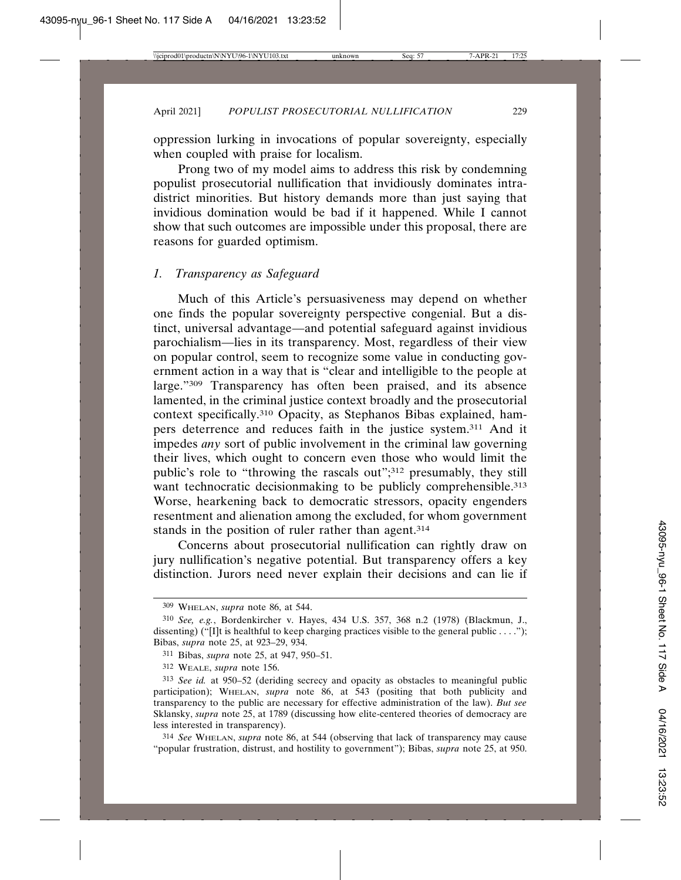oppression lurking in invocations of popular sovereignty, especially when coupled with praise for localism.

Prong two of my model aims to address this risk by condemning populist prosecutorial nullification that invidiously dominates intradistrict minorities. But history demands more than just saying that invidious domination would be bad if it happened. While I cannot show that such outcomes are impossible under this proposal, there are reasons for guarded optimism.

### 1. *Transparency as Safeguard*

Much of this Article's persuasiveness may depend on whether one finds the popular sovereignty perspective congenial. But a distinct, universal advantage—and potential safeguard against invidious parochialism—lies in its transparency. Most, regardless of their view on popular control, seem to recognize some value in conducting government action in a way that is "clear and intelligible to the people at large."[309] Transparency has often been praised, and its absence lamented, in the criminal justice context broadly and the prosecutorial context specifically.[310] Opacity, as Stephanos Bibas explained, hampers deterrence and reduces faith in the justice system.[311] And it impedes *any* sort of public involvement in the criminal law governing their lives, which ought to concern even those who would limit the public's role to "throwing the rascals out";[312] presumably, they still want technocratic decisionmaking to be publicly comprehensible.[313] Worse, hearkening back to democratic stressors, opacity engenders resentment and alienation among the excluded, for whom government stands in the position of ruler rather than agent.[314]

Concerns about prosecutorial nullification can rightly draw on jury nullification's negative potential. But transparency offers a key distinction. Jurors need never explain their decisions and can lie if

---

[309] Whelan, *supra* note 86, at 544.

[310] *See, e.g.*, Bordenkircher v. Hayes, 434 U.S. 357, 368 n.2 (1978) (Blackmun, J., dissenting) ("[I]t is healthful to keep charging practices visible to the general public . . . ."); Bibas, *supra* note 25, at 923–29, 934.

[311] Bibas, *supra* note 25, at 947, 950–51.

[312] Weale, *supra* note 156.

[313] *See id.* at 950–52 (deriding secrecy and opacity as obstacles to meaningful public participation); Whelan, *supra* note 86, at 543 (positing that both publicity and transparency to the public are necessary for effective administration of the law). *But see* Sklansky, *supra* note 25, at 1789 (discussing how elite-centered theories of democracy are less interested in transparency).

[314] *See* Whelan, *supra* note 86, at 544 (observing that lack of transparency may cause "popular frustration, distrust, and hostility to government"); Bibas, *supra* note 25, at 950.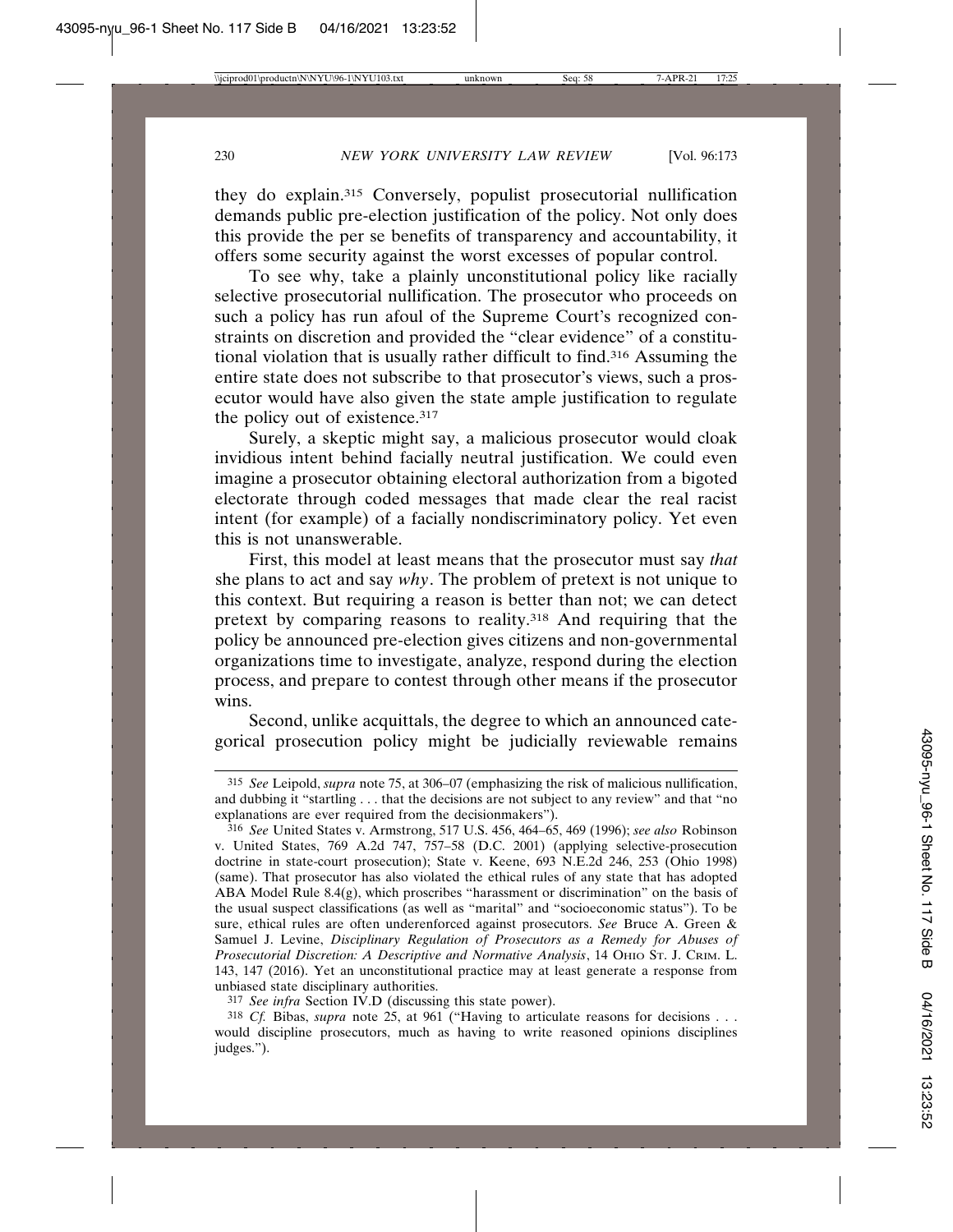they do explain.[315] Conversely, populist prosecutorial nullification demands public pre-election justification of the policy. Not only does this provide the per se benefits of transparency and accountability, it offers some security against the worst excesses of popular control.

To see why, take a plainly unconstitutional policy like racially selective prosecutorial nullification. The prosecutor who proceeds on such a policy has run afoul of the Supreme Court's recognized constraints on discretion and provided the "clear evidence" of a constitutional violation that is usually rather difficult to find.[316] Assuming the entire state does not subscribe to that prosecutor's views, such a prosecutor would have also given the state ample justification to regulate the policy out of existence.[317]

Surely, a skeptic might say, a malicious prosecutor would cloak invidious intent behind facially neutral justification. We could even imagine a prosecutor obtaining electoral authorization from a bigoted electorate through coded messages that made clear the real racist intent (for example) of a facially nondiscriminatory policy. Yet even this is not unanswerable.

First, this model at least means that the prosecutor must say *that* she plans to act and say *why*. The problem of pretext is not unique to this context. But requiring a reason is better than not; we can detect pretext by comparing reasons to reality.[318] And requiring that the policy be announced pre-election gives citizens and non-governmental organizations time to investigate, analyze, respond during the election process, and prepare to contest through other means if the prosecutor wins.

Second, unlike acquittals, the degree to which an announced categorical prosecution policy might be judicially reviewable remains

---

315 *See* Leipold, *supra* note 75, at 306–07 (emphasizing the risk of malicious nullification, and dubbing it "startling . . . that the decisions are not subject to any review" and that "no explanations are ever required from the decisionmakers").

316 *See* United States v. Armstrong, 517 U.S. 456, 464–65, 469 (1996); *see also* Robinson v. United States, 769 A.2d 747, 757–58 (D.C. 2001) (applying selective-prosecution doctrine in state-court prosecution); State v. Keene, 693 N.E.2d 246, 253 (Ohio 1998) (same). That prosecutor has also violated the ethical rules of any state that has adopted ABA Model Rule 8.4(g), which proscribes "harassment or discrimination" on the basis of the usual suspect classifications (as well as "marital" and "socioeconomic status"). To be sure, ethical rules are often underenforced against prosecutors. *See* Bruce A. Green & Samuel J. Levine, *Disciplinary Regulation of Prosecutors as a Remedy for Abuses of Prosecutorial Discretion: A Descriptive and Normative Analysis*, 14 OHIO ST. J. CRIM. L. 143, 147 (2016). Yet an unconstitutional practice may at least generate a response from unbiased state disciplinary authorities.

317 *See infra* Section IV.D (discussing this state power).

318 *Cf.* Bibas, *supra* note 25, at 961 ("Having to articulate reasons for decisions . . . would discipline prosecutors, much as having to write reasoned opinions disciplines judges.").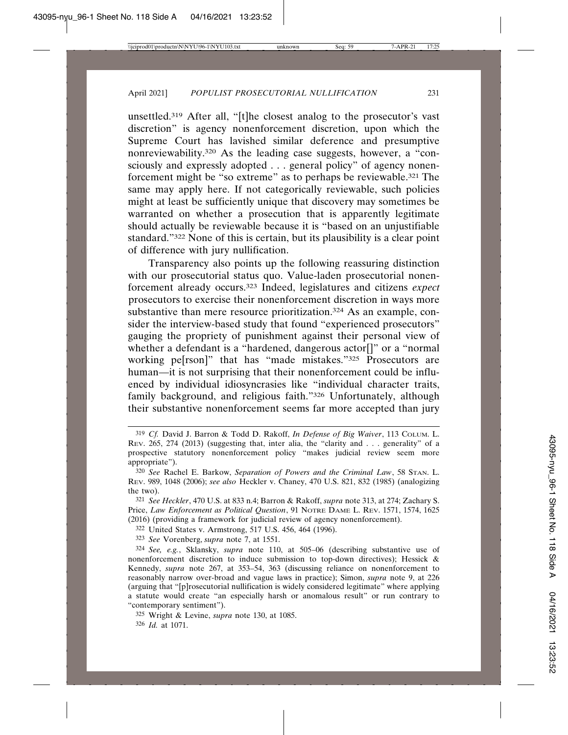unsettled.[319] After all, "[t]he closest analog to the prosecutor's vast discretion" is agency nonenforcement discretion, upon which the Supreme Court has lavished similar deference and presumptive nonreviewability.[320] As the leading case suggests, however, a "consciously and expressly adopted . . . general policy" of agency nonenforcement might be "so extreme" as to perhaps be reviewable.[321] The same may apply here. If not categorically reviewable, such policies might at least be sufficiently unique that discovery may sometimes be warranted on whether a prosecution that is apparently legitimate should actually be reviewable because it is "based on an unjustifiable standard."[322] None of this is certain, but its plausibility is a clear point of difference with jury nullification.

Transparency also points up the following reassuring distinction with our prosecutorial status quo. Value-laden prosecutorial nonenforcement already occurs.[323] Indeed, legislatures and citizens *expect* prosecutors to exercise their nonenforcement discretion in ways more substantive than mere resource prioritization.[324] As an example, consider the interview-based study that found "experienced prosecutors" gauging the propriety of punishment against their personal view of whether a defendant is a "hardened, dangerous actor[]" or a "normal working pe[rson]" that has "made mistakes."[325] Prosecutors are human—it is not surprising that their nonenforcement could be influenced by individual idiosyncrasies like "individual character traits, family background, and religious faith."[326] Unfortunately, although their substantive nonenforcement seems far more accepted than jury

---

[319] *Cf.* David J. Barron & Todd D. Rakoff, *In Defense of Big Waiver*, 113 COLUM. L. REV. 265, 274 (2013) (suggesting that, inter alia, the "clarity and . . . generality" of a prospective statutory nonenforcement policy "makes judicial review seem more appropriate").

[320] *See* Rachel E. Barkow, *Separation of Powers and the Criminal Law*, 58 STAN. L. REV. 989, 1048 (2006); *see also* Heckler v. Chaney, 470 U.S. 821, 832 (1985) (analogizing the two).

[321] *See Heckler*, 470 U.S. at 833 n.4; Barron & Rakoff, *supra* note 313, at 274; Zachary S. Price, *Law Enforcement as Political Question*, 91 NOTRE DAME L. REV. 1571, 1574, 1625 (2016) (providing a framework for judicial review of agency nonenforcement).

[322] United States v. Armstrong, 517 U.S. 456, 464 (1996).

[323] *See* Vorenberg, *supra* note 7, at 1551.

[324] *See, e.g.*, Sklansky, *supra* note 110, at 505–06 (describing substantive use of nonenforcement discretion to induce submission to top-down directives); Hessick & Kennedy, *supra* note 267, at 353–54, 363 (discussing reliance on nonenforcement to reasonably narrow over-broad and vague laws in practice); Simon, *supra* note 9, at 226 (arguing that "[p]rosecutorial nullification is widely considered legitimate" where applying a statute would create "an especially harsh or anomalous result" or run contrary to "contemporary sentiment").

[325] Wright & Levine, *supra* note 130, at 1085.

[326] *Id.* at 1071.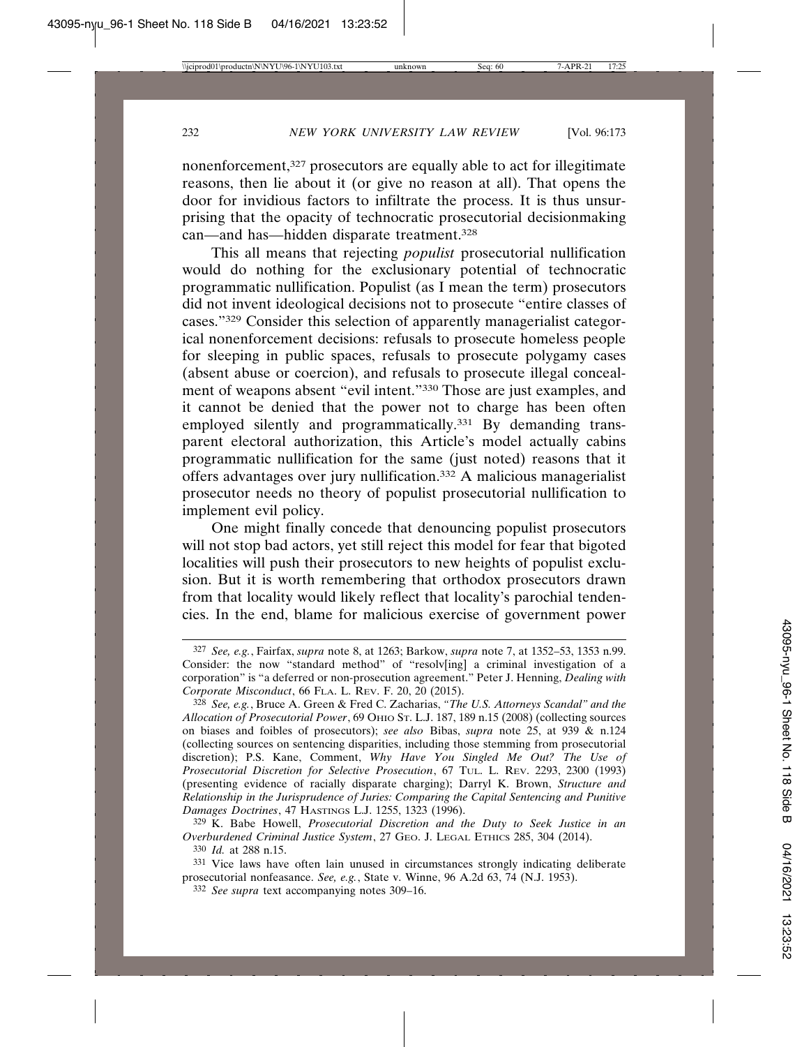nonenforcement,[327] prosecutors are equally able to act for illegitimate reasons, then lie about it (or give no reason at all). That opens the door for invidious factors to infiltrate the process. It is thus unsurprising that the opacity of technocratic prosecutorial decisionmaking can—and has—hidden disparate treatment.[328]

This all means that rejecting *populist* prosecutorial nullification would do nothing for the exclusionary potential of technocratic programmatic nullification. Populist (as I mean the term) prosecutors did not invent ideological decisions not to prosecute "entire classes of cases."[329] Consider this selection of apparently managerialist categorical nonenforcement decisions: refusals to prosecute homeless people for sleeping in public spaces, refusals to prosecute polygamy cases (absent abuse or coercion), and refusals to prosecute illegal concealment of weapons absent "evil intent."[330] Those are just examples, and it cannot be denied that the power not to charge has been often employed silently and programmatically.[331] By demanding transparent electoral authorization, this Article's model actually cabins programmatic nullification for the same (just noted) reasons that it offers advantages over jury nullification.[332] A malicious managerialist prosecutor needs no theory of populist prosecutorial nullification to implement evil policy.

One might finally concede that denouncing populist prosecutors will not stop bad actors, yet still reject this model for fear that bigoted localities will push their prosecutors to new heights of populist exclusion. But it is worth remembering that orthodox prosecutors drawn from that locality would likely reflect that locality's parochial tendencies. In the end, blame for malicious exercise of government power

---

327 *See, e.g.*, Fairfax, *supra* note 8, at 1263; Barkow, *supra* note 7, at 1352–53, 1353 n.99. Consider: the now "standard method" of "resolv[ing] a criminal investigation of a corporation" is "a deferred or non-prosecution agreement." Peter J. Henning, *Dealing with Corporate Misconduct*, 66 FLA. L. REV. F. 20, 20 (2015).

328 *See, e.g.*, Bruce A. Green & Fred C. Zacharias, *"The U.S. Attorneys Scandal" and the Allocation of Prosecutorial Power*, 69 OHIO ST. L.J. 187, 189 n.15 (2008) (collecting sources on biases and foibles of prosecutors); *see also* Bibas, *supra* note 25, at 939 & n.124 (collecting sources on sentencing disparities, including those stemming from prosecutorial discretion); P.S. Kane, Comment, *Why Have You Singled Me Out? The Use of Prosecutorial Discretion for Selective Prosecution*, 67 TUL. L. REV. 2293, 2300 (1993) (presenting evidence of racially disparate charging); Darryl K. Brown, *Structure and Relationship in the Jurisprudence of Juries: Comparing the Capital Sentencing and Punitive Damages Doctrines*, 47 HASTINGS L.J. 1255, 1323 (1996).

329 K. Babe Howell, *Prosecutorial Discretion and the Duty to Seek Justice in an Overburdened Criminal Justice System*, 27 GEO. J. LEGAL ETHICS 285, 304 (2014).

330 *Id.* at 288 n.15.

331 Vice laws have often lain unused in circumstances strongly indicating deliberate prosecutorial nonfeasance. *See, e.g.*, State v. Winne, 96 A.2d 63, 74 (N.J. 1953).

332 *See supra* text accompanying notes 309–16.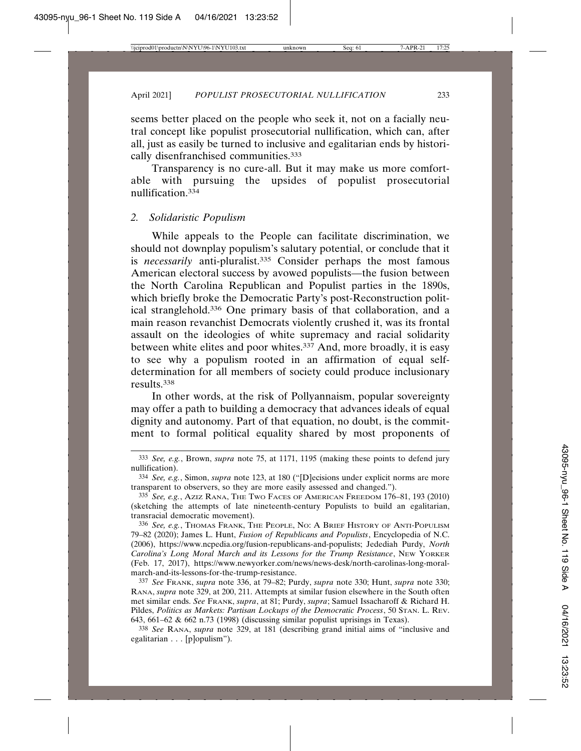seems better placed on the people who seek it, not on a facially neutral concept like populist prosecutorial nullification, which can, after all, just as easily be turned to inclusive and egalitarian ends by historically disenfranchised communities.[333]

Transparency is no cure-all. But it may make us more comfortable with pursuing the upsides of populist prosecutorial nullification.[334]

### 2. *Solidaristic Populism*

While appeals to the People can facilitate discrimination, we should not downplay populism's salutary potential, or conclude that it is *necessarily* anti-pluralist.[335] Consider perhaps the most famous American electoral success by avowed populists—the fusion between the North Carolina Republican and Populist parties in the 1890s, which briefly broke the Democratic Party's post-Reconstruction political stranglehold.[336] One primary basis of that collaboration, and a main reason revanchist Democrats violently crushed it, was its frontal assault on the ideologies of white supremacy and racial solidarity between white elites and poor whites.[337] And, more broadly, it is easy to see why a populism rooted in an affirmation of equal self-determination for all members of society could produce inclusionary results.[338]

In other words, at the risk of Pollyannaism, popular sovereignty may offer a path to building a democracy that advances ideals of equal dignity and autonomy. Part of that equation, no doubt, is the commitment to formal political equality shared by most proponents of

---

[333] *See, e.g.*, Brown, *supra* note 75, at 1171, 1195 (making these points to defend jury nullification).

[334] *See, e.g.*, Simon, *supra* note 123, at 180 ("[D]ecisions under explicit norms are more transparent to observers, so they are more easily assessed and changed.").

[335] *See, e.g.*, Aziz Rana, The Two Faces of American Freedom 176–81, 193 (2010) (sketching the attempts of late nineteenth-century Populists to build an egalitarian, transracial democratic movement).

[336] *See, e.g.*, Thomas Frank, The People, No: A Brief History of Anti-Populism 79–82 (2020); James L. Hunt, *Fusion of Republicans and Populists*, Encyclopedia of N.C. (2006), https://www.ncpedia.org/fusion-republicans-and-populists; Jedediah Purdy, *North Carolina's Long Moral March and its Lessons for the Trump Resistance*, New Yorker (Feb. 17, 2017), https://www.newyorker.com/news/news-desk/north-carolinas-long-moral-march-and-its-lessons-for-the-trump-resistance.

[337] *See* Frank, *supra* note 336, at 79–82; Purdy, *supra* note 330; Hunt, *supra* note 330; Rana, *supra* note 329, at 200, 211. Attempts at similar fusion elsewhere in the South often met similar ends. *See* Frank, *supra*, at 81; Purdy, *supra*; Samuel Issacharoff & Richard H. Pildes, *Politics as Markets: Partisan Lockups of the Democratic Process*, 50 Stan. L. Rev. 643, 661–62 & 662 n.73 (1998) (discussing similar populist uprisings in Texas).

[338] *See* Rana, *supra* note 329, at 181 (describing grand initial aims of "inclusive and egalitarian . . . [p]opulism").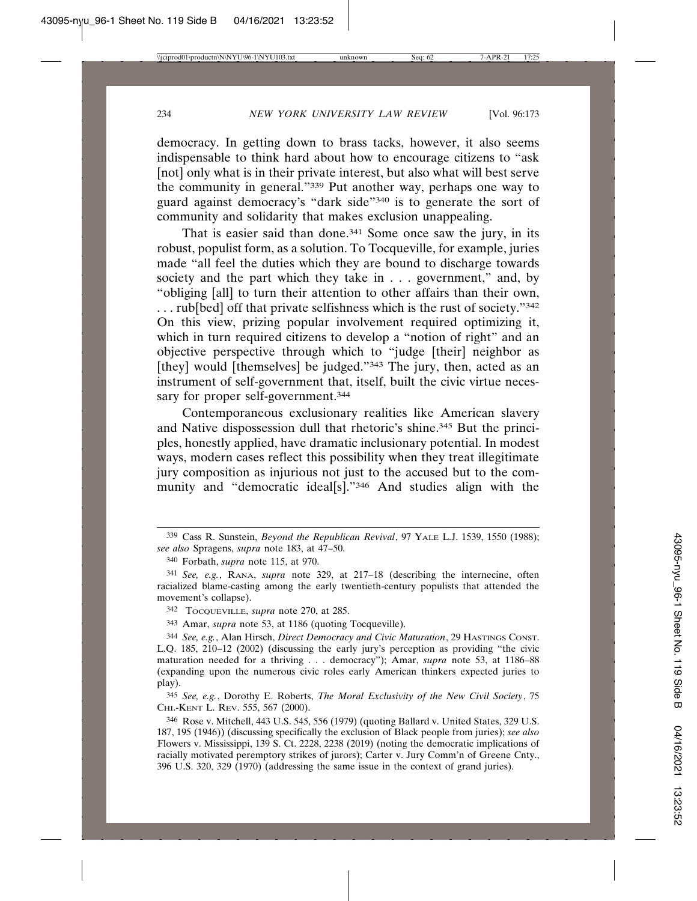democracy. In getting down to brass tacks, however, it also seems indispensable to think hard about how to encourage citizens to "ask [not] only what is in their private interest, but also what will best serve the community in general."[339] Put another way, perhaps one way to guard against democracy's "dark side"[340] is to generate the sort of community and solidarity that makes exclusion unappealing.

That is easier said than done.[341] Some once saw the jury, in its robust, populist form, as a solution. To Tocqueville, for example, juries made "all feel the duties which they are bound to discharge towards society and the part which they take in . . . government," and, by "obliging [all] to turn their attention to other affairs than their own, . . . rub[bed] off that private selfishness which is the rust of society."[342] On this view, prizing popular involvement required optimizing it, which in turn required citizens to develop a "notion of right" and an objective perspective through which to "judge [their] neighbor as [they] would [themselves] be judged."[343] The jury, then, acted as an instrument of self-government that, itself, built the civic virtue necessary for proper self-government.[344]

Contemporaneous exclusionary realities like American slavery and Native dispossession dull that rhetoric's shine.[345] But the principles, honestly applied, have dramatic inclusionary potential. In modest ways, modern cases reflect this possibility when they treat illegitimate jury composition as injurious not just to the accused but to the community and "democratic ideal[s]."[346] And studies align with the

---

[339] Cass R. Sunstein, *Beyond the Republican Revival*, 97 YALE L.J. 1539, 1550 (1988); *see also* Spragens, *supra* note 183, at 47–50.

[340] Forbath, *supra* note 115, at 970.

[341] *See, e.g.*, RANA, *supra* note 329, at 217–18 (describing the internecine, often racialized blame-casting among the early twentieth-century populists that attended the movement's collapse).

[342] TOCQUEVILLE, *supra* note 270, at 285.

[343] Amar, *supra* note 53, at 1186 (quoting Tocqueville).

[344] *See, e.g.*, Alan Hirsch, *Direct Democracy and Civic Maturation*, 29 HASTINGS CONST. L.Q. 185, 210–12 (2002) (discussing the early jury's perception as providing "the civic maturation needed for a thriving . . . democracy"); Amar, *supra* note 53, at 1186–88 (expanding upon the numerous civic roles early American thinkers expected juries to play).

[345] *See, e.g.*, Dorothy E. Roberts, *The Moral Exclusivity of the New Civil Society*, 75 CHI.-KENT L. REV. 555, 567 (2000).

[346] Rose v. Mitchell, 443 U.S. 545, 556 (1979) (quoting Ballard v. United States, 329 U.S. 187, 195 (1946)) (discussing specifically the exclusion of Black people from juries); *see also* Flowers v. Mississippi, 139 S. Ct. 2228, 2238 (2019) (noting the democratic implications of racially motivated peremptory strikes of jurors); Carter v. Jury Comm'n of Greene Cnty., 396 U.S. 320, 329 (1970) (addressing the same issue in the context of grand juries).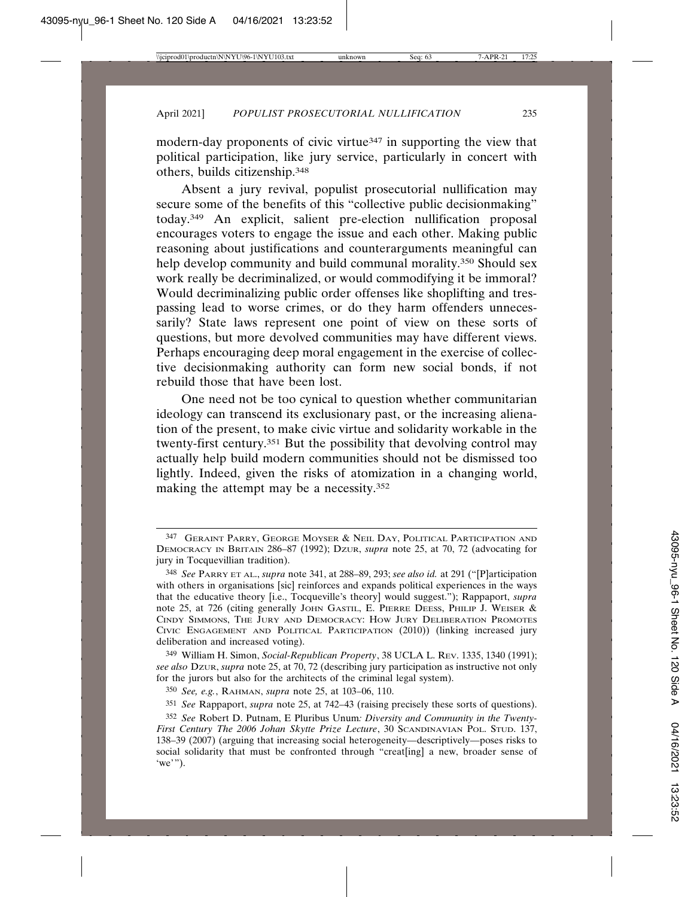modern-day proponents of civic virtue[347] in supporting the view that political participation, like jury service, particularly in concert with others, builds citizenship.[348]

Absent a jury revival, populist prosecutorial nullification may secure some of the benefits of this "collective public decisionmaking" today.[349] An explicit, salient pre-election nullification proposal encourages voters to engage the issue and each other. Making public reasoning about justifications and counterarguments meaningful can help develop community and build communal morality.[350] Should sex work really be decriminalized, or would commodifying it be immoral? Would decriminalizing public order offenses like shoplifting and trespassing lead to worse crimes, or do they harm offenders unnecessarily? State laws represent one point of view on these sorts of questions, but more devolved communities may have different views. Perhaps encouraging deep moral engagement in the exercise of collective decisionmaking authority can form new social bonds, if not rebuild those that have been lost.

One need not be too cynical to question whether communitarian ideology can transcend its exclusionary past, or the increasing alienation of the present, to make civic virtue and solidarity workable in the twenty-first century.[351] But the possibility that devolving control may actually help build modern communities should not be dismissed too lightly. Indeed, given the risks of atomization in a changing world, making the attempt may be a necessity.[352]

---

347 GERAINT PARRY, GEORGE MOYSER & NEIL DAY, POLITICAL PARTICIPATION AND DEMOCRACY IN BRITAIN 286–87 (1992); DZUR, *supra* note 25, at 70, 72 (advocating for jury in Tocquevillian tradition).

348 *See* PARRY ET AL., *supra* note 341, at 288–89, 293; *see also id.* at 291 ("[P]articipation with others in organisations [sic] reinforces and expands political experiences in the ways that the educative theory [i.e., Tocqueville's theory] would suggest."); Rappaport, *supra* note 25, at 726 (citing generally JOHN GASTIL, E. PIERRE DEESS, PHILIP J. WEISER & CINDY SIMMONS, THE JURY AND DEMOCRACY: HOW JURY DELIBERATION PROMOTES CIVIC ENGAGEMENT AND POLITICAL PARTICIPATION (2010)) (linking increased jury deliberation and increased voting).

349 William H. Simon, *Social-Republican Property*, 38 UCLA L. REV. 1335, 1340 (1991); *see also* DZUR, *supra* note 25, at 70, 72 (describing jury participation as instructive not only for the jurors but also for the architects of the criminal legal system).

350 *See, e.g.*, RAHMAN, *supra* note 25, at 103–06, 110.

351 *See* Rappaport, *supra* note 25, at 742–43 (raising precisely these sorts of questions).

352 *See* Robert D. Putnam, E Pluribus Unum*: Diversity and Community in the Twenty-First Century The 2006 Johan Skytte Prize Lecture*, 30 SCANDINAVIAN POL. STUD. 137, 138–39 (2007) (arguing that increasing social heterogeneity—descriptively—poses risks to social solidarity that must be confronted through "creat[ing] a new, broader sense of 'we'").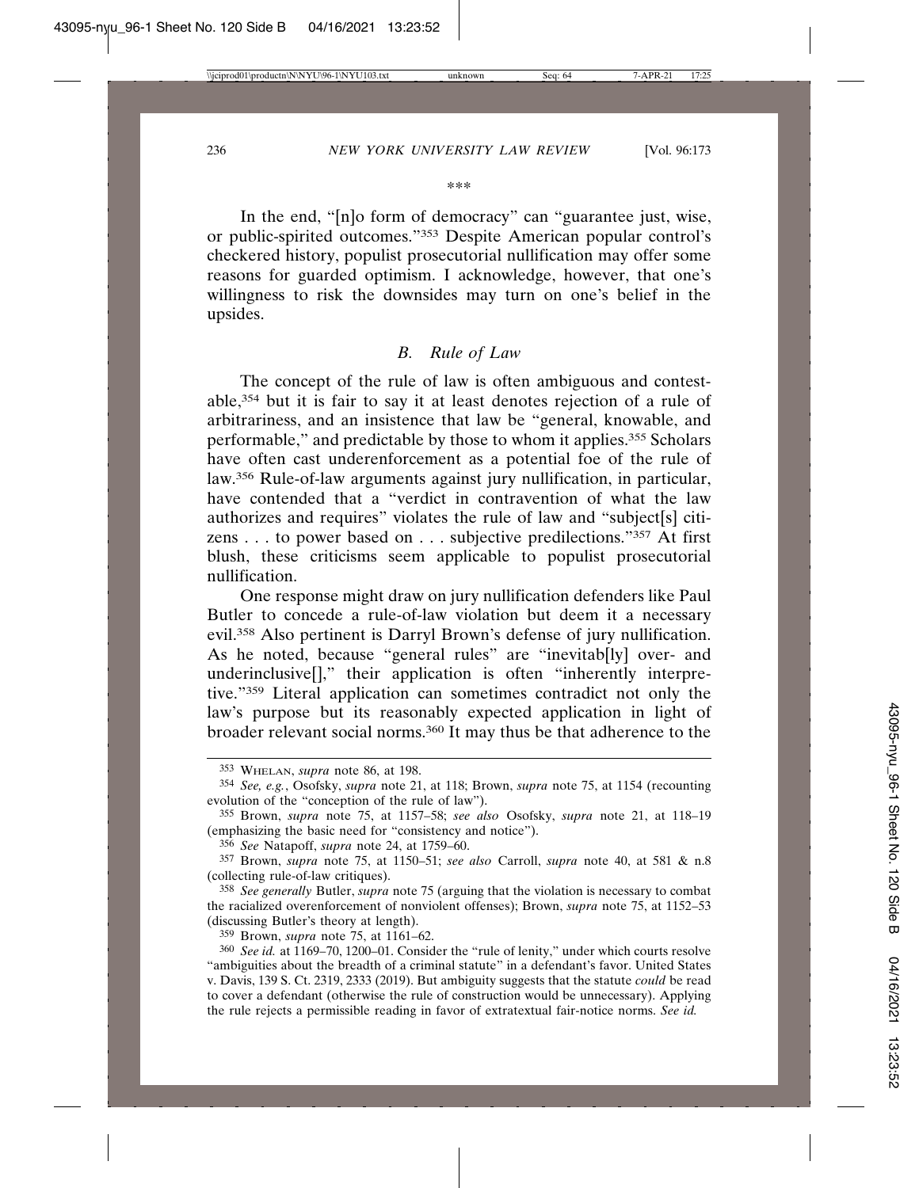\*\*\*

In the end, "[n]o form of democracy" can "guarantee just, wise, or public-spirited outcomes."[353] Despite American popular control's checkered history, populist prosecutorial nullification may offer some reasons for guarded optimism. I acknowledge, however, that one's willingness to risk the downsides may turn on one's belief in the upsides.

### *B. Rule of Law*

The concept of the rule of law is often ambiguous and contestable,[354] but it is fair to say it at least denotes rejection of a rule of arbitrariness, and an insistence that law be "general, knowable, and performable," and predictable by those to whom it applies.[355] Scholars have often cast underenforcement as a potential foe of the rule of law.[356] Rule-of-law arguments against jury nullification, in particular, have contended that a "verdict in contravention of what the law authorizes and requires" violates the rule of law and "subject[s] citizens . . . to power based on . . . subjective predilections."[357] At first blush, these criticisms seem applicable to populist prosecutorial nullification.

One response might draw on jury nullification defenders like Paul Butler to concede a rule-of-law violation but deem it a necessary evil.[358] Also pertinent is Darryl Brown's defense of jury nullification. As he noted, because "general rules" are "inevitab[ly] over- and underinclusive[]," their application is often "inherently interpretive."[359] Literal application can sometimes contradict not only the law's purpose but its reasonably expected application in light of broader relevant social norms.[360] It may thus be that adherence to the

---

353 WHELAN, *supra* note 86, at 198.

354 *See, e.g.*, Osofsky, *supra* note 21, at 118; Brown, *supra* note 75, at 1154 (recounting evolution of the "conception of the rule of law").

355 Brown, *supra* note 75, at 1157–58; *see also* Osofsky, *supra* note 21, at 118–19 (emphasizing the basic need for "consistency and notice").

356 *See* Natapoff, *supra* note 24, at 1759–60.

357 Brown, *supra* note 75, at 1150–51; *see also* Carroll, *supra* note 40, at 581 & n.8 (collecting rule-of-law critiques).

358 *See generally* Butler, *supra* note 75 (arguing that the violation is necessary to combat the racialized overenforcement of nonviolent offenses); Brown, *supra* note 75, at 1152–53 (discussing Butler's theory at length).

359 Brown, *supra* note 75, at 1161–62.

360 *See id.* at 1169–70, 1200–01. Consider the "rule of lenity," under which courts resolve "ambiguities about the breadth of a criminal statute" in a defendant's favor. United States v. Davis, 139 S. Ct. 2319, 2333 (2019). But ambiguity suggests that the statute *could* be read to cover a defendant (otherwise the rule of construction would be unnecessary). Applying the rule rejects a permissible reading in favor of extratextual fair-notice norms. *See id.*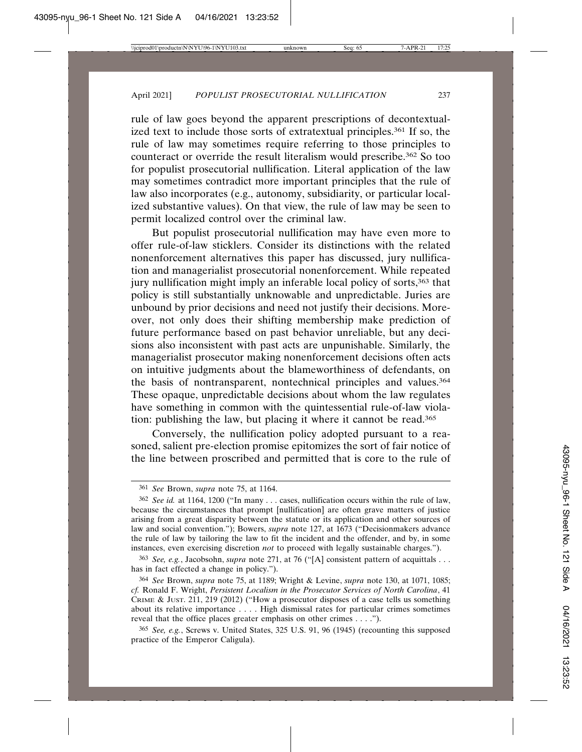rule of law goes beyond the apparent prescriptions of decontextualized text to include those sorts of extratextual principles.[361] If so, the rule of law may sometimes require referring to those principles to counteract or override the result literalism would prescribe.[362] So too for populist prosecutorial nullification. Literal application of the law may sometimes contradict more important principles that the rule of law also incorporates (e.g., autonomy, subsidiarity, or particular localized substantive values). On that view, the rule of law may be seen to permit localized control over the criminal law.

But populist prosecutorial nullification may have even more to offer rule-of-law sticklers. Consider its distinctions with the related nonenforcement alternatives this paper has discussed, jury nullification and managerialist prosecutorial nonenforcement. While repeated jury nullification might imply an inferable local policy of sorts,[363] that policy is still substantially unknowable and unpredictable. Juries are unbound by prior decisions and need not justify their decisions. Moreover, not only does their shifting membership make prediction of future performance based on past behavior unreliable, but any decisions also inconsistent with past acts are unpunishable. Similarly, the managerialist prosecutor making nonenforcement decisions often acts on intuitive judgments about the blameworthiness of defendants, on the basis of nontransparent, nontechnical principles and values.[364] These opaque, unpredictable decisions about whom the law regulates have something in common with the quintessential rule-of-law violation: publishing the law, but placing it where it cannot be read.[365]

Conversely, the nullification policy adopted pursuant to a reasoned, salient pre-election promise epitomizes the sort of fair notice of the line between proscribed and permitted that is core to the rule of

---

361 *See* Brown, *supra* note 75, at 1164.

362 *See id.* at 1164, 1200 ("In many . . . cases, nullification occurs within the rule of law, because the circumstances that prompt [nullification] are often grave matters of justice arising from a great disparity between the statute or its application and other sources of law and social convention."); Bowers, *supra* note 127, at 1673 ("Decisionmakers advance the rule of law by tailoring the law to fit the incident and the offender, and by, in some instances, even exercising discretion *not* to proceed with legally sustainable charges.").

363 *See, e.g.*, Jacobsohn, *supra* note 271, at 76 ("[A] consistent pattern of acquittals . . . has in fact effected a change in policy.").

364 *See* Brown, *supra* note 75, at 1189; Wright & Levine, *supra* note 130, at 1071, 1085; *cf.* Ronald F. Wright, *Persistent Localism in the Prosecutor Services of North Carolina*, 41 CRIME & JUST. 211, 219 (2012) ("How a prosecutor disposes of a case tells us something about its relative importance . . . . High dismissal rates for particular crimes sometimes reveal that the office places greater emphasis on other crimes . . . .").

365 *See, e.g.*, Screws v. United States, 325 U.S. 91, 96 (1945) (recounting this supposed practice of the Emperor Caligula).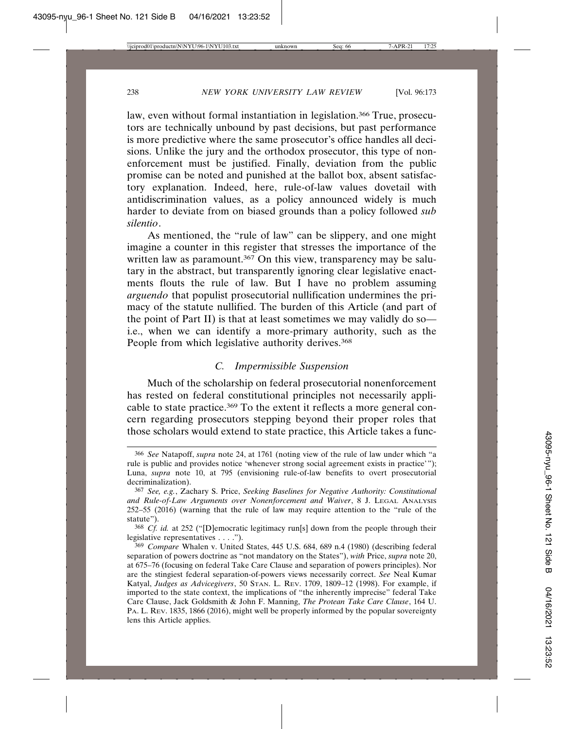law, even without formal instantiation in legislation.[366] True, prosecutors are technically unbound by past decisions, but past performance is more predictive where the same prosecutor's office handles all decisions. Unlike the jury and the orthodox prosecutor, this type of nonenforcement must be justified. Finally, deviation from the public promise can be noted and punished at the ballot box, absent satisfactory explanation. Indeed, here, rule-of-law values dovetail with antidiscrimination values, as a policy announced widely is much harder to deviate from on biased grounds than a policy followed *sub silentio*.

As mentioned, the "rule of law" can be slippery, and one might imagine a counter in this register that stresses the importance of the written law as paramount.[367] On this view, transparency may be salutary in the abstract, but transparently ignoring clear legislative enactments flouts the rule of law. But I have no problem assuming *arguendo* that populist prosecutorial nullification undermines the primacy of the statute nullified. The burden of this Article (and part of the point of Part II) is that at least sometimes we may validly do so—i.e., when we can identify a more-primary authority, such as the People from which legislative authority derives.[368]

### *C. Impermissible Suspension*

Much of the scholarship on federal prosecutorial nonenforcement has rested on federal constitutional principles not necessarily applicable to state practice.[369] To the extent it reflects a more general concern regarding prosecutors stepping beyond their proper roles that those scholars would extend to state practice, this Article takes a func-

---

[366] *See* Natapoff, *supra* note 24, at 1761 (noting view of the rule of law under which "a rule is public and provides notice 'whenever strong social agreement exists in practice'"); Luna, *supra* note 10, at 795 (envisioning rule-of-law benefits to overt prosecutorial decriminalization).

[367] *See, e.g.*, Zachary S. Price, *Seeking Baselines for Negative Authority: Constitutional and Rule-of-Law Arguments over Nonenforcement and Waiver*, 8 J. LEGAL ANALYSIS 252–55 (2016) (warning that the rule of law may require attention to the "rule of the statute").

[368] *Cf. id.* at 252 ("[D]emocratic legitimacy run[s] down from the people through their legislative representatives . . . .").

[369] *Compare* Whalen v. United States, 445 U.S. 684, 689 n.4 (1980) (describing federal separation of powers doctrine as "not mandatory on the States"), *with* Price, *supra* note 20, at 675–76 (focusing on federal Take Care Clause and separation of powers principles). Nor are the stingiest federal separation-of-powers views necessarily correct. *See* Neal Kumar Katyal, *Judges as Advicegivers*, 50 STAN. L. REV. 1709, 1809–12 (1998). For example, if imported to the state context, the implications of "the inherently imprecise" federal Take Care Clause, Jack Goldsmith & John F. Manning, *The Protean Take Care Clause*, 164 U. PA. L. REV. 1835, 1866 (2016), might well be properly informed by the popular sovereignty lens this Article applies.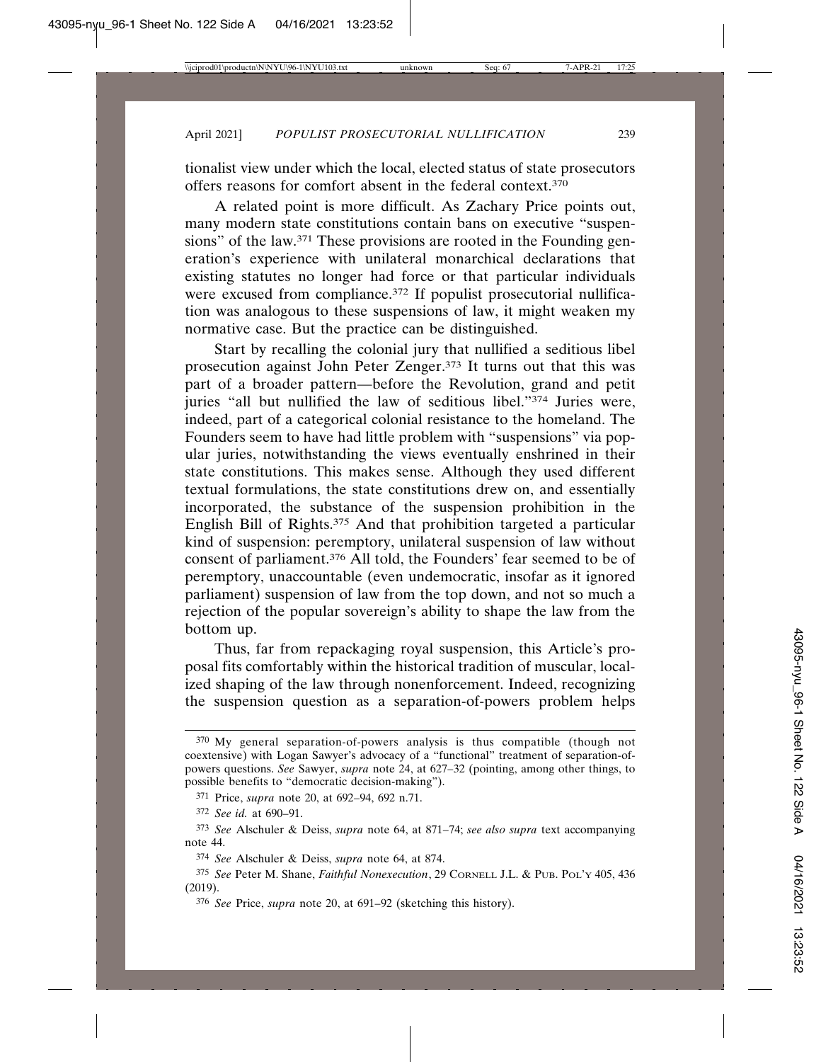tionalist view under which the local, elected status of state prosecutors offers reasons for comfort absent in the federal context.[370]

A related point is more difficult. As Zachary Price points out, many modern state constitutions contain bans on executive "suspensions" of the law.[371] These provisions are rooted in the Founding generation's experience with unilateral monarchical declarations that existing statutes no longer had force or that particular individuals were excused from compliance.[372] If populist prosecutorial nullification was analogous to these suspensions of law, it might weaken my normative case. But the practice can be distinguished.

Start by recalling the colonial jury that nullified a seditious libel prosecution against John Peter Zenger.[373] It turns out that this was part of a broader pattern—before the Revolution, grand and petit juries "all but nullified the law of seditious libel."[374] Juries were, indeed, part of a categorical colonial resistance to the homeland. The Founders seem to have had little problem with "suspensions" via popular juries, notwithstanding the views eventually enshrined in their state constitutions. This makes sense. Although they used different textual formulations, the state constitutions drew on, and essentially incorporated, the substance of the suspension prohibition in the English Bill of Rights.[375] And that prohibition targeted a particular kind of suspension: peremptory, unilateral suspension of law without consent of parliament.[376] All told, the Founders' fear seemed to be of peremptory, unaccountable (even undemocratic, insofar as it ignored parliament) suspension of law from the top down, and not so much a rejection of the popular sovereign's ability to shape the law from the bottom up.

Thus, far from repackaging royal suspension, this Article's proposal fits comfortably within the historical tradition of muscular, localized shaping of the law through nonenforcement. Indeed, recognizing the suspension question as a separation-of-powers problem helps

---

370 My general separation-of-powers analysis is thus compatible (though not coextensive) with Logan Sawyer's advocacy of a "functional" treatment of separation-of-powers questions. *See* Sawyer, *supra* note 24, at 627–32 (pointing, among other things, to possible benefits to "democratic decision-making").

371 Price, *supra* note 20, at 692–94, 692 n.71.

372 *See id.* at 690–91.

373 *See* Alschuler & Deiss, *supra* note 64, at 871–74; *see also supra* text accompanying note 44.

374 *See* Alschuler & Deiss, *supra* note 64, at 874.

375 *See* Peter M. Shane, *Faithful Nonexecution*, 29 CORNELL J.L. & PUB. POL'Y 405, 436 (2019).

376 *See* Price, *supra* note 20, at 691–92 (sketching this history).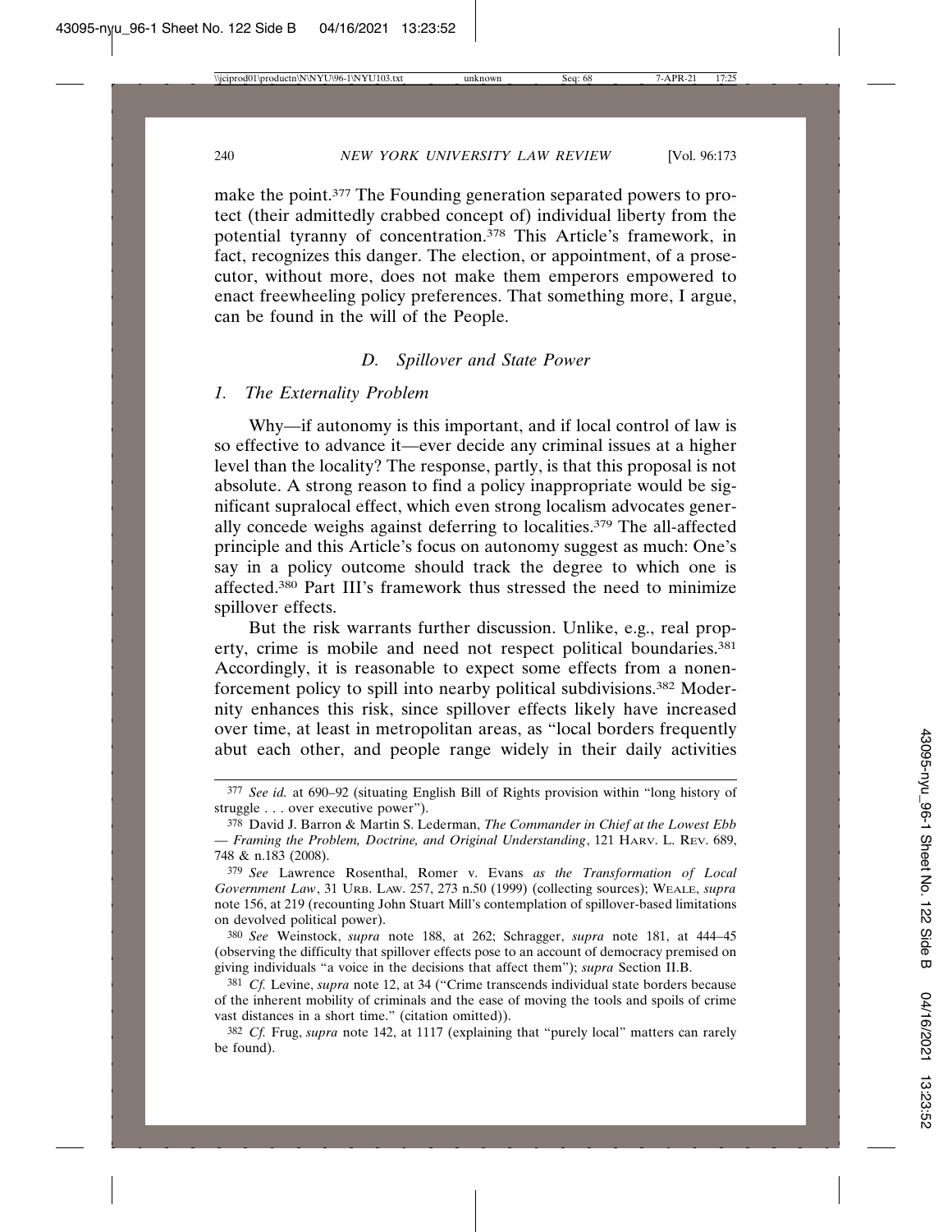make the point.[377] The Founding generation separated powers to protect (their admittedly crabbed concept of) individual liberty from the potential tyranny of concentration.[378] This Article's framework, in fact, recognizes this danger. The election, or appointment, of a prosecutor, without more, does not make them emperors empowered to enact freewheeling policy preferences. That something more, I argue, can be found in the will of the People.

### *D. Spillover and State Power*

#### *1. The Externality Problem*

Why—if autonomy is this important, and if local control of law is so effective to advance it—ever decide any criminal issues at a higher level than the locality? The response, partly, is that this proposal is not absolute. A strong reason to find a policy inappropriate would be significant supralocal effect, which even strong localism advocates generally concede weighs against deferring to localities.[379] The all-affected principle and this Article's focus on autonomy suggest as much: One's say in a policy outcome should track the degree to which one is affected.[380] Part III's framework thus stressed the need to minimize spillover effects.

But the risk warrants further discussion. Unlike, e.g., real property, crime is mobile and need not respect political boundaries.[381] Accordingly, it is reasonable to expect some effects from a nonenforcement policy to spill into nearby political subdivisions.[382] Modernity enhances this risk, since spillover effects likely have increased over time, at least in metropolitan areas, as "local borders frequently abut each other, and people range widely in their daily activities

---

[377] *See id.* at 690–92 (situating English Bill of Rights provision within "long history of struggle . . . over executive power").

[378] David J. Barron & Martin S. Lederman, *The Commander in Chief at the Lowest Ebb — Framing the Problem, Doctrine, and Original Understanding*, 121 HARV. L. REV. 689, 748 & n.183 (2008).

[379] *See* Lawrence Rosenthal, Romer v. Evans *as the Transformation of Local Government Law*, 31 URB. LAW. 257, 273 n.50 (1999) (collecting sources); WEALE, *supra* note 156, at 219 (recounting John Stuart Mill's contemplation of spillover-based limitations on devolved political power).

[380] *See* Weinstock, *supra* note 188, at 262; Schragger, *supra* note 181, at 444–45 (observing the difficulty that spillover effects pose to an account of democracy premised on giving individuals "a voice in the decisions that affect them"); *supra* Section II.B.

[381] *Cf.* Levine, *supra* note 12, at 34 ("Crime transcends individual state borders because of the inherent mobility of criminals and the ease of moving the tools and spoils of crime vast distances in a short time." (citation omitted)).

[382] *Cf.* Frug, *supra* note 142, at 1117 (explaining that "purely local" matters can rarely be found).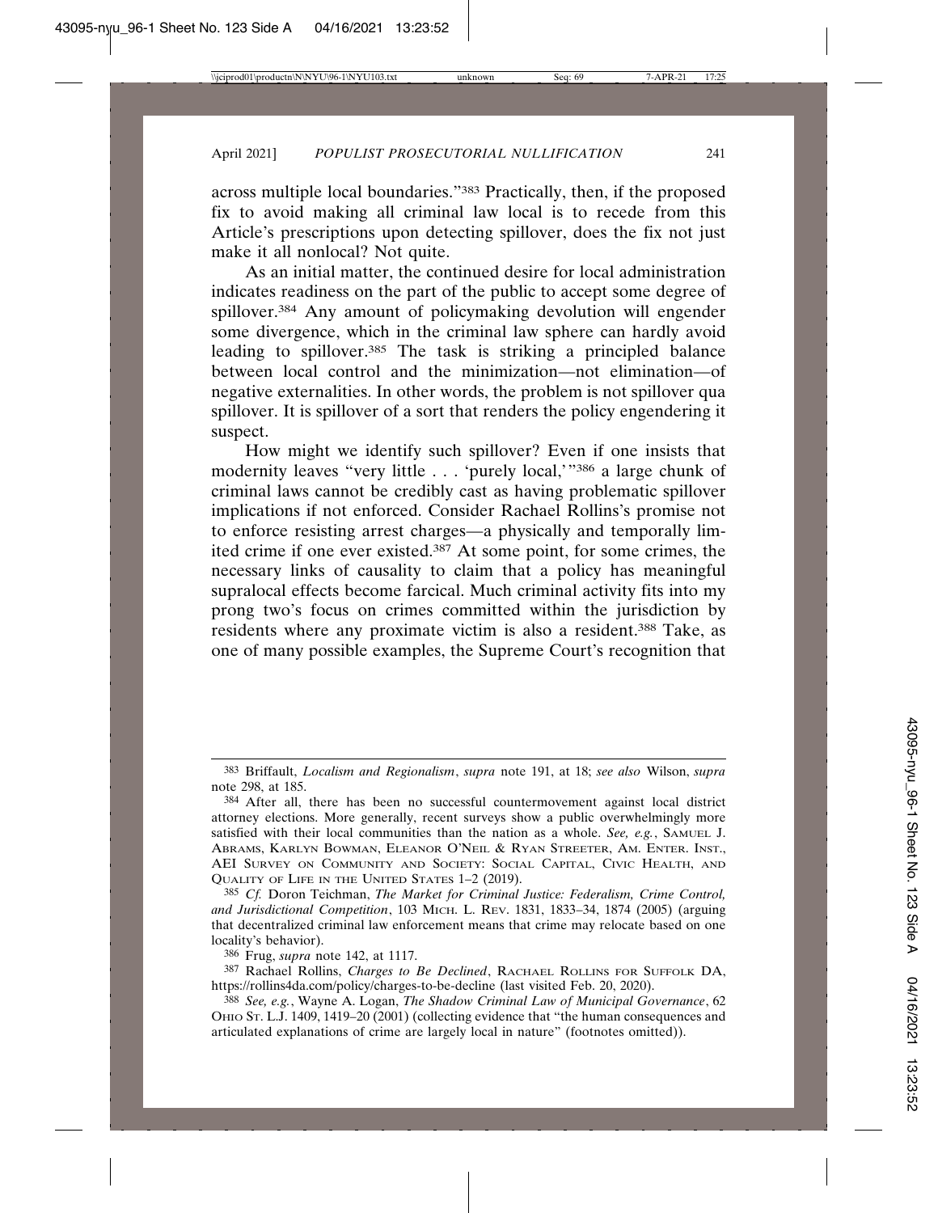across multiple local boundaries."[383] Practically, then, if the proposed fix to avoid making all criminal law local is to recede from this Article's prescriptions upon detecting spillover, does the fix not just make it all nonlocal? Not quite.

As an initial matter, the continued desire for local administration indicates readiness on the part of the public to accept some degree of spillover.[384] Any amount of policymaking devolution will engender some divergence, which in the criminal law sphere can hardly avoid leading to spillover.[385] The task is striking a principled balance between local control and the minimization—not elimination—of negative externalities. In other words, the problem is not spillover qua spillover. It is spillover of a sort that renders the policy engendering it suspect.

How might we identify such spillover? Even if one insists that modernity leaves "very little . . . 'purely local,'"[386] a large chunk of criminal laws cannot be credibly cast as having problematic spillover implications if not enforced. Consider Rachael Rollins's promise not to enforce resisting arrest charges—a physically and temporally limited crime if one ever existed.[387] At some point, for some crimes, the necessary links of causality to claim that a policy has meaningful supralocal effects become farcical. Much criminal activity fits into my prong two's focus on crimes committed within the jurisdiction by residents where any proximate victim is also a resident.[388] Take, as one of many possible examples, the Supreme Court's recognition that

---

[383] Briffault, *Localism and Regionalism*, *supra* note 191, at 18; *see also* Wilson, *supra* note 298, at 185.

[384] After all, there has been no successful countermovement against local district attorney elections. More generally, recent surveys show a public overwhelmingly more satisfied with their local communities than the nation as a whole. *See, e.g.*, SAMUEL J. ABRAMS, KARLYN BOWMAN, ELEANOR O'NEIL & RYAN STREETER, AM. ENTER. INST., AEI SURVEY ON COMMUNITY AND SOCIETY: SOCIAL CAPITAL, CIVIC HEALTH, AND QUALITY OF LIFE IN THE UNITED STATES 1–2 (2019).

[385] *Cf.* Doron Teichman, *The Market for Criminal Justice: Federalism, Crime Control, and Jurisdictional Competition*, 103 MICH. L. REV. 1831, 1833–34, 1874 (2005) (arguing that decentralized criminal law enforcement means that crime may relocate based on one locality's behavior).

[386] Frug, *supra* note 142, at 1117.

[387] Rachael Rollins, *Charges to Be Declined*, RACHAEL ROLLINS FOR SUFFOLK DA, https://rollins4da.com/policy/charges-to-be-decline (last visited Feb. 20, 2020).

[388] *See, e.g.*, Wayne A. Logan, *The Shadow Criminal Law of Municipal Governance*, 62 OHIO ST. L.J. 1409, 1419–20 (2001) (collecting evidence that "the human consequences and articulated explanations of crime are largely local in nature" (footnotes omitted)).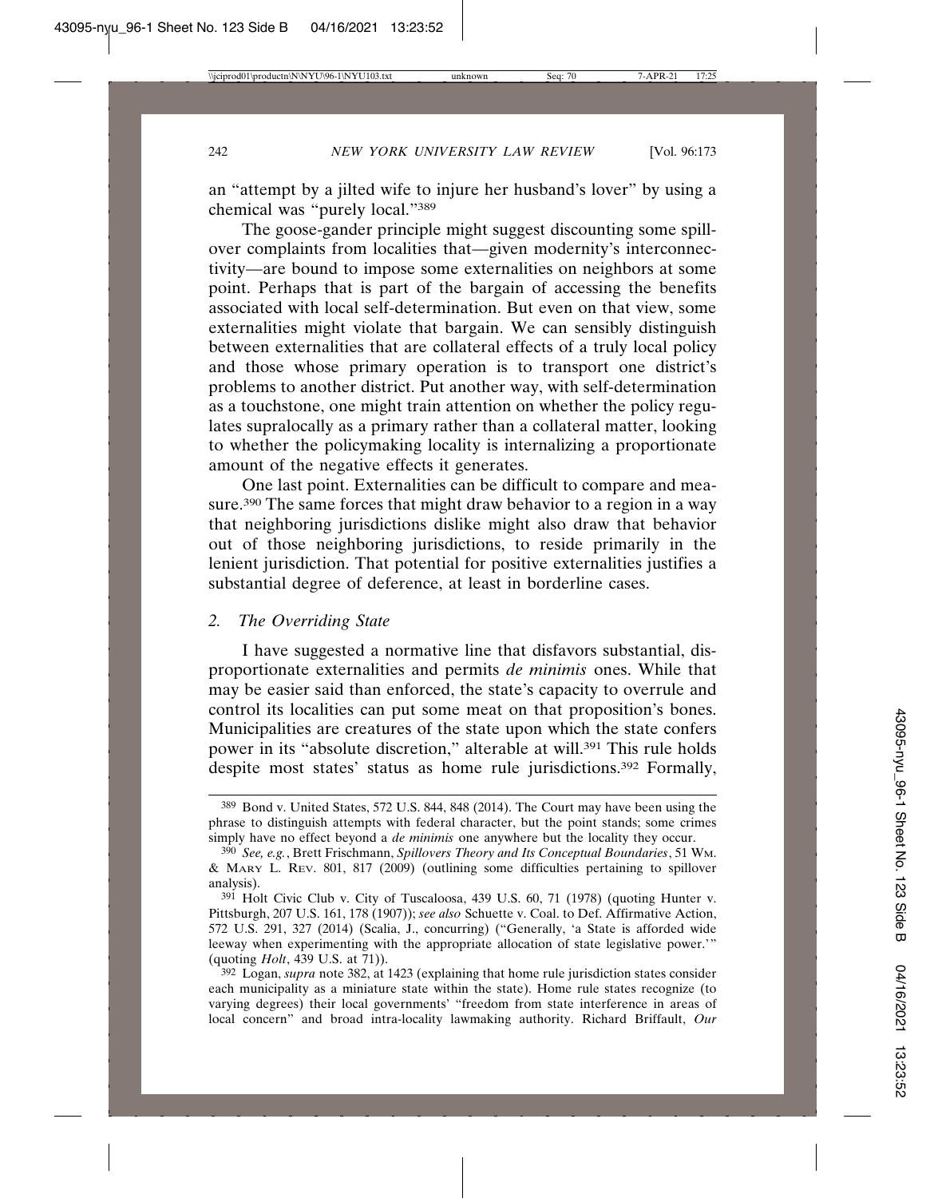an "attempt by a jilted wife to injure her husband's lover" by using a chemical was "purely local."[389]

The goose-gander principle might suggest discounting some spillover complaints from localities that—given modernity's interconnectivity—are bound to impose some externalities on neighbors at some point. Perhaps that is part of the bargain of accessing the benefits associated with local self-determination. But even on that view, some externalities might violate that bargain. We can sensibly distinguish between externalities that are collateral effects of a truly local policy and those whose primary operation is to transport one district's problems to another district. Put another way, with self-determination as a touchstone, one might train attention on whether the policy regulates supralocally as a primary rather than a collateral matter, looking to whether the policymaking locality is internalizing a proportionate amount of the negative effects it generates.

One last point. Externalities can be difficult to compare and measure.[390] The same forces that might draw behavior to a region in a way that neighboring jurisdictions dislike might also draw that behavior out of those neighboring jurisdictions, to reside primarily in the lenient jurisdiction. That potential for positive externalities justifies a substantial degree of deference, at least in borderline cases.

### 2. *The Overriding State*

I have suggested a normative line that disfavors substantial, disproportionate externalities and permits *de minimis* ones. While that may be easier said than enforced, the state's capacity to overrule and control its localities can put some meat on that proposition's bones. Municipalities are creatures of the state upon which the state confers power in its "absolute discretion," alterable at will.[391] This rule holds despite most states' status as home rule jurisdictions.[392] Formally,

---

389 Bond v. United States, 572 U.S. 844, 848 (2014). The Court may have been using the phrase to distinguish attempts with federal character, but the point stands; some crimes simply have no effect beyond a *de minimis* one anywhere but the locality they occur.

390 *See, e.g.*, Brett Frischmann, *Spillovers Theory and Its Conceptual Boundaries*, 51 WM. & MARY L. REV. 801, 817 (2009) (outlining some difficulties pertaining to spillover analysis).

391 Holt Civic Club v. City of Tuscaloosa, 439 U.S. 60, 71 (1978) (quoting Hunter v. Pittsburgh, 207 U.S. 161, 178 (1907)); *see also* Schuette v. Coal. to Def. Affirmative Action, 572 U.S. 291, 327 (2014) (Scalia, J., concurring) ("Generally, 'a State is afforded wide leeway when experimenting with the appropriate allocation of state legislative power.'" (quoting *Holt*, 439 U.S. at 71)).

392 Logan, *supra* note 382, at 1423 (explaining that home rule jurisdiction states consider each municipality as a miniature state within the state). Home rule states recognize (to varying degrees) their local governments' "freedom from state interference in areas of local concern" and broad intra-locality lawmaking authority. Richard Briffault, *Our*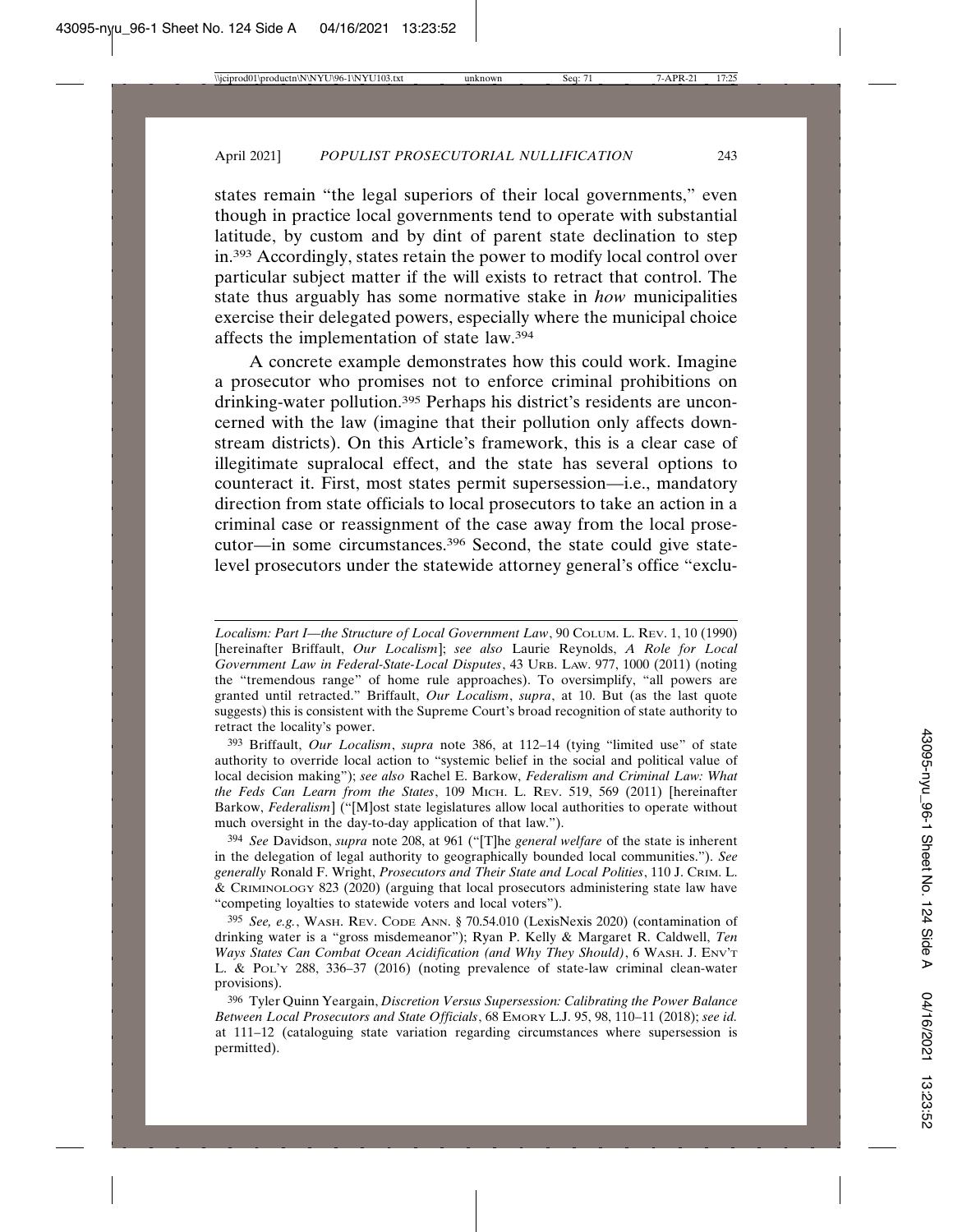states remain "the legal superiors of their local governments," even though in practice local governments tend to operate with substantial latitude, by custom and by dint of parent state declination to step in.[393] Accordingly, states retain the power to modify local control over particular subject matter if the will exists to retract that control. The state thus arguably has some normative stake in *how* municipalities exercise their delegated powers, especially where the municipal choice affects the implementation of state law.[394]

A concrete example demonstrates how this could work. Imagine a prosecutor who promises not to enforce criminal prohibitions on drinking-water pollution.[395] Perhaps his district's residents are unconcerned with the law (imagine that their pollution only affects downstream districts). On this Article's framework, this is a clear case of illegitimate supralocal effect, and the state has several options to counteract it. First, most states permit supersession—i.e., mandatory direction from state officials to local prosecutors to take an action in a criminal case or reassignment of the case away from the local prosecutor—in some circumstances.[396] Second, the state could give state-level prosecutors under the statewide attorney general's office "exclu-

---

*Localism: Part I—the Structure of Local Government Law*, 90 COLUM. L. REV. 1, 10 (1990) [hereinafter Briffault, *Our Localism*]; *see also* Laurie Reynolds, *A Role for Local Government Law in Federal-State-Local Disputes*, 43 URB. LAW. 977, 1000 (2011) (noting the "tremendous range" of home rule approaches). To oversimplify, "all powers are granted until retracted." Briffault, *Our Localism*, *supra*, at 10. But (as the last quote suggests) this is consistent with the Supreme Court's broad recognition of state authority to retract the locality's power.

393 Briffault, *Our Localism*, *supra* note 386, at 112–14 (tying "limited use" of state authority to override local action to "systemic belief in the social and political value of local decision making"); *see also* Rachel E. Barkow, *Federalism and Criminal Law: What the Feds Can Learn from the States*, 109 MICH. L. REV. 519, 569 (2011) [hereinafter Barkow, *Federalism*] ("[M]ost state legislatures allow local authorities to operate without much oversight in the day-to-day application of that law.").

394 *See* Davidson, *supra* note 208, at 961 ("[T]he *general welfare* of the state is inherent in the delegation of legal authority to geographically bounded local communities."). *See generally* Ronald F. Wright, *Prosecutors and Their State and Local Polities*, 110 J. CRIM. L. & CRIMINOLOGY 823 (2020) (arguing that local prosecutors administering state law have "competing loyalties to statewide voters and local voters").

395 *See, e.g.*, WASH. REV. CODE ANN. § 70.54.010 (LexisNexis 2020) (contamination of drinking water is a "gross misdemeanor"); Ryan P. Kelly & Margaret R. Caldwell, *Ten Ways States Can Combat Ocean Acidification (and Why They Should)*, 6 WASH. J. ENV'T L. & POL'Y 288, 336–37 (2016) (noting prevalence of state-law criminal clean-water provisions).

396 Tyler Quinn Yeargain, *Discretion Versus Supersession: Calibrating the Power Balance Between Local Prosecutors and State Officials*, 68 EMORY L.J. 95, 98, 110–11 (2018); *see id.* at 111–12 (cataloguing state variation regarding circumstances where supersession is permitted).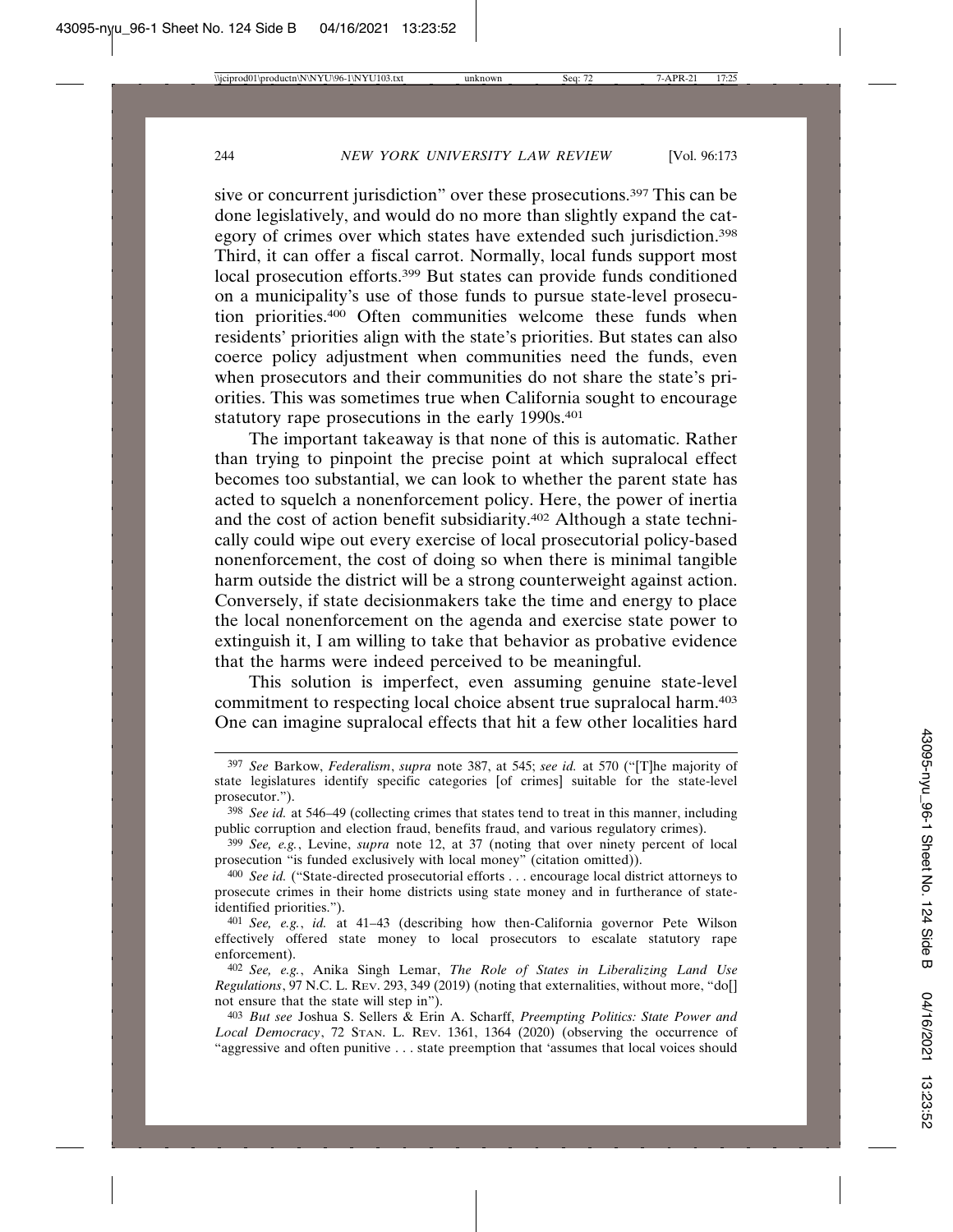sive or concurrent jurisdiction" over these prosecutions.[397] This can be done legislatively, and would do no more than slightly expand the category of crimes over which states have extended such jurisdiction.[398] Third, it can offer a fiscal carrot. Normally, local funds support most local prosecution efforts.[399] But states can provide funds conditioned on a municipality's use of those funds to pursue state-level prosecution priorities.[400] Often communities welcome these funds when residents' priorities align with the state's priorities. But states can also coerce policy adjustment when communities need the funds, even when prosecutors and their communities do not share the state's priorities. This was sometimes true when California sought to encourage statutory rape prosecutions in the early 1990s.[401]

The important takeaway is that none of this is automatic. Rather than trying to pinpoint the precise point at which supralocal effect becomes too substantial, we can look to whether the parent state has acted to squelch a nonenforcement policy. Here, the power of inertia and the cost of action benefit subsidiarity.[402] Although a state technically could wipe out every exercise of local prosecutorial policy-based nonenforcement, the cost of doing so when there is minimal tangible harm outside the district will be a strong counterweight against action. Conversely, if state decisionmakers take the time and energy to place the local nonenforcement on the agenda and exercise state power to extinguish it, I am willing to take that behavior as probative evidence that the harms were indeed perceived to be meaningful.

This solution is imperfect, even assuming genuine state-level commitment to respecting local choice absent true supralocal harm.[403] One can imagine supralocal effects that hit a few other localities hard

---

[397] *See* Barkow, *Federalism*, *supra* note 387, at 545; *see id.* at 570 ("[T]he majority of state legislatures identify specific categories [of crimes] suitable for the state-level prosecutor.").

[398] *See id.* at 546–49 (collecting crimes that states tend to treat in this manner, including public corruption and election fraud, benefits fraud, and various regulatory crimes).

[399] *See, e.g.*, Levine, *supra* note 12, at 37 (noting that over ninety percent of local prosecution "is funded exclusively with local money" (citation omitted)).

[400] *See id.* ("State-directed prosecutorial efforts . . . encourage local district attorneys to prosecute crimes in their home districts using state money and in furtherance of state-identified priorities.").

[401] *See, e.g.*, *id.* at 41–43 (describing how then-California governor Pete Wilson effectively offered state money to local prosecutors to escalate statutory rape enforcement).

[402] *See, e.g.*, Anika Singh Lemar, *The Role of States in Liberalizing Land Use Regulations*, 97 N.C. L. REV. 293, 349 (2019) (noting that externalities, without more, "do[] not ensure that the state will step in").

[403] *But see* Joshua S. Sellers & Erin A. Scharff, *Preempting Politics: State Power and Local Democracy*, 72 STAN. L. REV. 1361, 1364 (2020) (observing the occurrence of "aggressive and often punitive . . . state preemption that 'assumes that local voices should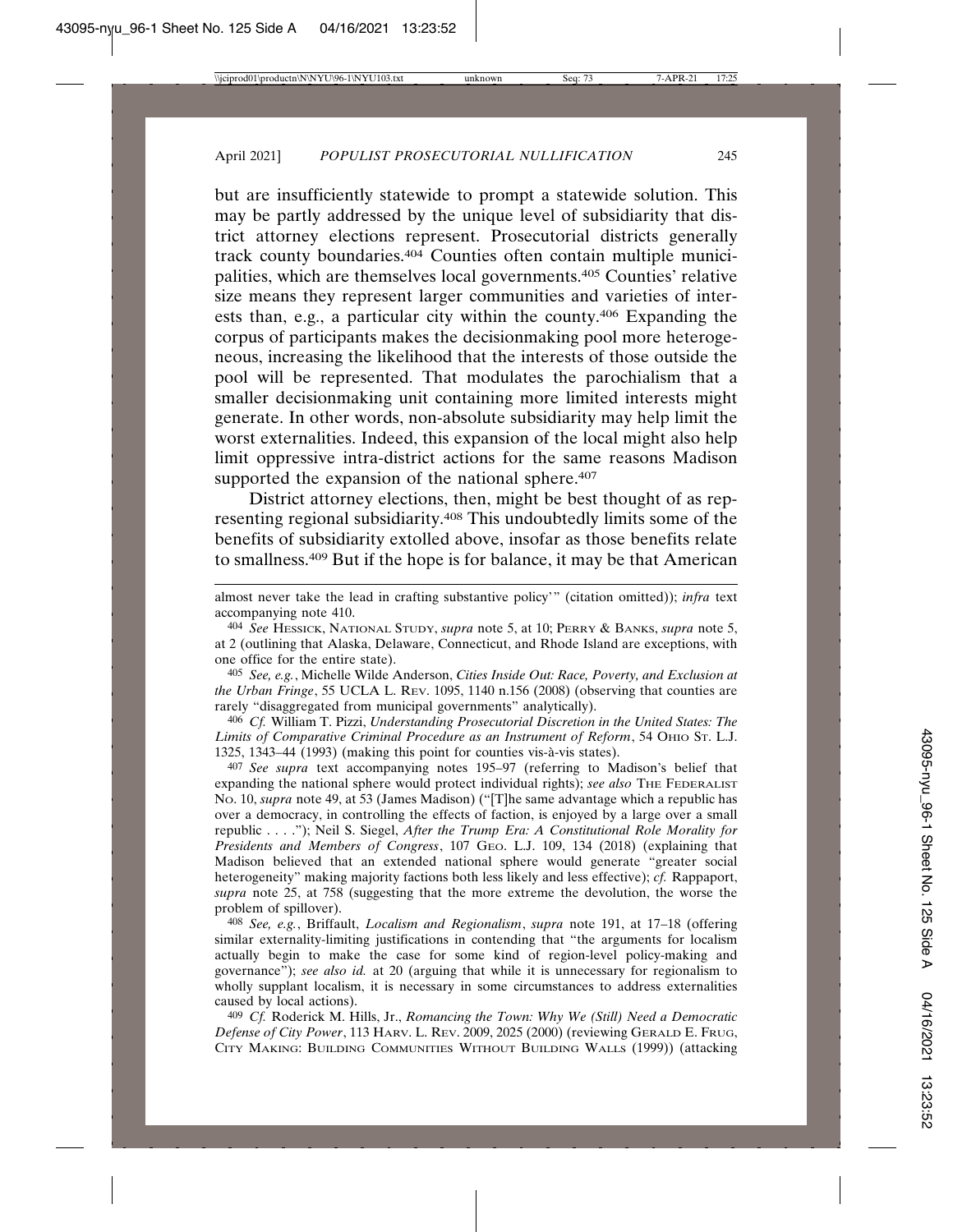but are insufficiently statewide to prompt a statewide solution. This may be partly addressed by the unique level of subsidiarity that district attorney elections represent. Prosecutorial districts generally track county boundaries.[404] Counties often contain multiple municipalities, which are themselves local governments.[405] Counties' relative size means they represent larger communities and varieties of interests than, e.g., a particular city within the county.[406] Expanding the corpus of participants makes the decisionmaking pool more heterogeneous, increasing the likelihood that the interests of those outside the pool will be represented. That modulates the parochialism that a smaller decisionmaking unit containing more limited interests might generate. In other words, non-absolute subsidiarity may help limit the worst externalities. Indeed, this expansion of the local might also help limit oppressive intra-district actions for the same reasons Madison supported the expansion of the national sphere.[407]

District attorney elections, then, might be best thought of as representing regional subsidiarity.[408] This undoubtedly limits some of the benefits of subsidiarity extolled above, insofar as those benefits relate to smallness.[409] But if the hope is for balance, it may be that American

---

almost never take the lead in crafting substantive policy'" (citation omitted)); *infra* text accompanying note 410.

404 *See* HESSICK, NATIONAL STUDY, *supra* note 5, at 10; PERRY & BANKS, *supra* note 5, at 2 (outlining that Alaska, Delaware, Connecticut, and Rhode Island are exceptions, with one office for the entire state).

405 *See, e.g.*, Michelle Wilde Anderson, *Cities Inside Out: Race, Poverty, and Exclusion at the Urban Fringe*, 55 UCLA L. REV. 1095, 1140 n.156 (2008) (observing that counties are rarely "disaggregated from municipal governments" analytically).

406 *Cf.* William T. Pizzi, *Understanding Prosecutorial Discretion in the United States: The Limits of Comparative Criminal Procedure as an Instrument of Reform*, 54 OHIO ST. L.J. 1325, 1343–44 (1993) (making this point for counties vis-à-vis states).

407 *See supra* text accompanying notes 195–97 (referring to Madison's belief that expanding the national sphere would protect individual rights); *see also* THE FEDERALIST NO. 10, *supra* note 49, at 53 (James Madison) ("[T]he same advantage which a republic has over a democracy, in controlling the effects of faction, is enjoyed by a large over a small republic . . . ."); Neil S. Siegel, *After the Trump Era: A Constitutional Role Morality for Presidents and Members of Congress*, 107 GEO. L.J. 109, 134 (2018) (explaining that Madison believed that an extended national sphere would generate "greater social heterogeneity" making majority factions both less likely and less effective); *cf.* Rappaport, *supra* note 25, at 758 (suggesting that the more extreme the devolution, the worse the problem of spillover).

408 *See, e.g.*, Briffault, *Localism and Regionalism*, *supra* note 191, at 17–18 (offering similar externality-limiting justifications in contending that "the arguments for localism actually begin to make the case for some kind of region-level policy-making and governance"); *see also id.* at 20 (arguing that while it is unnecessary for regionalism to wholly supplant localism, it is necessary in some circumstances to address externalities caused by local actions).

409 *Cf.* Roderick M. Hills, Jr., *Romancing the Town: Why We (Still) Need a Democratic Defense of City Power*, 113 HARV. L. REV. 2009, 2025 (2000) (reviewing GERALD E. FRUG, CITY MAKING: BUILDING COMMUNITIES WITHOUT BUILDING WALLS (1999)) (attacking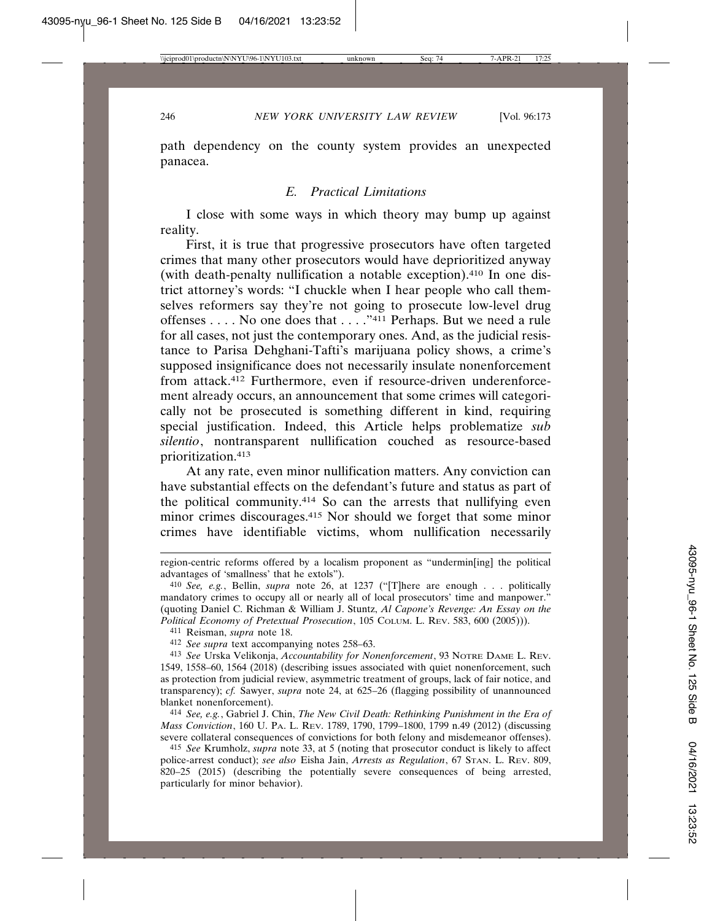path dependency on the county system provides an unexpected panacea.

### *E. Practical Limitations*

I close with some ways in which theory may bump up against reality.

First, it is true that progressive prosecutors have often targeted crimes that many other prosecutors would have deprioritized anyway (with death-penalty nullification a notable exception).[410] In one district attorney's words: "I chuckle when I hear people who call themselves reformers say they're not going to prosecute low-level drug offenses . . . . No one does that . . . ."[411] Perhaps. But we need a rule for all cases, not just the contemporary ones. And, as the judicial resistance to Parisa Dehghani-Tafti's marijuana policy shows, a crime's supposed insignificance does not necessarily insulate nonenforcement from attack.[412] Furthermore, even if resource-driven underenforcement already occurs, an announcement that some crimes will categorically not be prosecuted is something different in kind, requiring special justification. Indeed, this Article helps problematize *sub silentio*, nontransparent nullification couched as resource-based prioritization.[413]

At any rate, even minor nullification matters. Any conviction can have substantial effects on the defendant's future and status as part of the political community.[414] So can the arrests that nullifying even minor crimes discourages.[415] Nor should we forget that some minor crimes have identifiable victims, whom nullification necessarily

---

region-centric reforms offered by a localism proponent as "undermin[ing] the political advantages of 'smallness' that he extols").

410 *See, e.g.*, Bellin, *supra* note 26, at 1237 ("[T]here are enough . . . politically mandatory crimes to occupy all or nearly all of local prosecutors' time and manpower." (quoting Daniel C. Richman & William J. Stuntz, *Al Capone's Revenge: An Essay on the Political Economy of Pretextual Prosecution*, 105 COLUM. L. REV. 583, 600 (2005))).

411 Reisman, *supra* note 18.

412 *See supra* text accompanying notes 258–63.

413 *See* Urska Velikonja, *Accountability for Nonenforcement*, 93 NOTRE DAME L. REV. 1549, 1558–60, 1564 (2018) (describing issues associated with quiet nonenforcement, such as protection from judicial review, asymmetric treatment of groups, lack of fair notice, and transparency); *cf.* Sawyer, *supra* note 24, at 625–26 (flagging possibility of unannounced blanket nonenforcement).

414 *See, e.g.*, Gabriel J. Chin, *The New Civil Death: Rethinking Punishment in the Era of Mass Conviction*, 160 U. PA. L. REV. 1789, 1790, 1799–1800, 1799 n.49 (2012) (discussing severe collateral consequences of convictions for both felony and misdemeanor offenses).

415 *See* Krumholz, *supra* note 33, at 5 (noting that prosecutor conduct is likely to affect police-arrest conduct); *see also* Eisha Jain, *Arrests as Regulation*, 67 STAN. L. REV. 809, 820–25 (2015) (describing the potentially severe consequences of being arrested, particularly for minor behavior).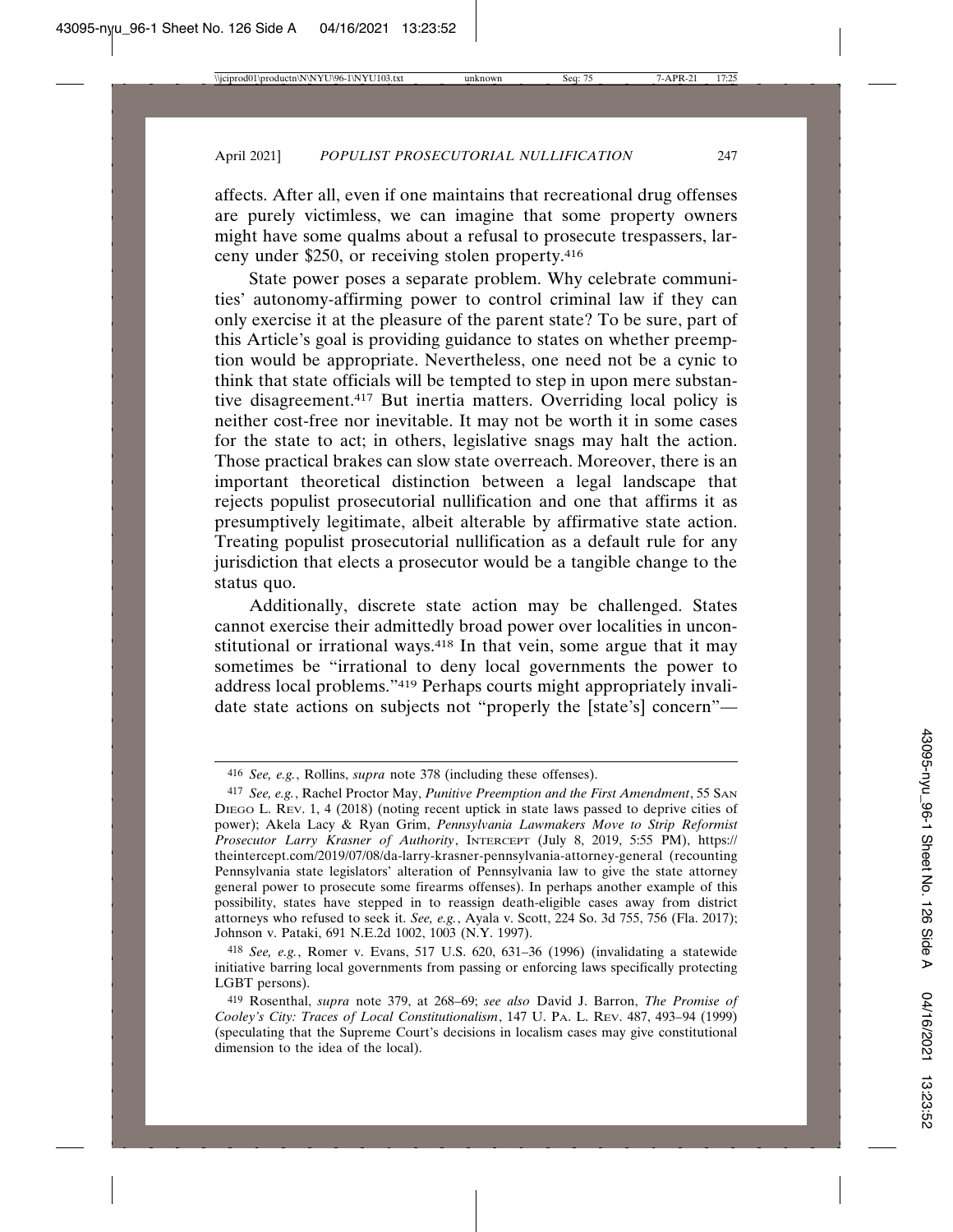affects. After all, even if one maintains that recreational drug offenses are purely victimless, we can imagine that some property owners might have some qualms about a refusal to prosecute trespassers, larceny under $250, or receiving stolen property.[416]

State power poses a separate problem. Why celebrate communities' autonomy-affirming power to control criminal law if they can only exercise it at the pleasure of the parent state? To be sure, part of this Article's goal is providing guidance to states on whether preemption would be appropriate. Nevertheless, one need not be a cynic to think that state officials will be tempted to step in upon mere substantive disagreement.[417] But inertia matters. Overriding local policy is neither cost-free nor inevitable. It may not be worth it in some cases for the state to act; in others, legislative snags may halt the action. Those practical brakes can slow state overreach. Moreover, there is an important theoretical distinction between a legal landscape that rejects populist prosecutorial nullification and one that affirms it as presumptively legitimate, albeit alterable by affirmative state action. Treating populist prosecutorial nullification as a default rule for any jurisdiction that elects a prosecutor would be a tangible change to the status quo.

Additionally, discrete state action may be challenged. States cannot exercise their admittedly broad power over localities in unconstitutional or irrational ways.[418] In that vein, some argue that it may sometimes be "irrational to deny local governments the power to address local problems."[419] Perhaps courts might appropriately invalidate state actions on subjects not "properly the [state's] concern"—

---

[416] *See, e.g.*, Rollins, *supra* note 378 (including these offenses).

[417] *See, e.g.*, Rachel Proctor May, *Punitive Preemption and the First Amendment*, 55 SAN DIEGO L. REV. 1, 4 (2018) (noting recent uptick in state laws passed to deprive cities of power); Akela Lacy & Ryan Grim, *Pennsylvania Lawmakers Move to Strip Reformist Prosecutor Larry Krasner of Authority*, INTERCEPT (July 8, 2019, 5:55 PM), https://theintercept.com/2019/07/08/da-larry-krasner-pennsylvania-attorney-general (recounting Pennsylvania state legislators' alteration of Pennsylvania law to give the state attorney general power to prosecute some firearms offenses). In perhaps another example of this possibility, states have stepped in to reassign death-eligible cases away from district attorneys who refused to seek it. *See, e.g.*, Ayala v. Scott, 224 So. 3d 755, 756 (Fla. 2017); Johnson v. Pataki, 691 N.E.2d 1002, 1003 (N.Y. 1997).

[418] *See, e.g.*, Romer v. Evans, 517 U.S. 620, 631–36 (1996) (invalidating a statewide initiative barring local governments from passing or enforcing laws specifically protecting LGBT persons).

[419] Rosenthal, *supra* note 379, at 268–69; *see also* David J. Barron, *The Promise of Cooley's City: Traces of Local Constitutionalism*, 147 U. PA. L. REV. 487, 493–94 (1999) (speculating that the Supreme Court's decisions in localism cases may give constitutional dimension to the idea of the local).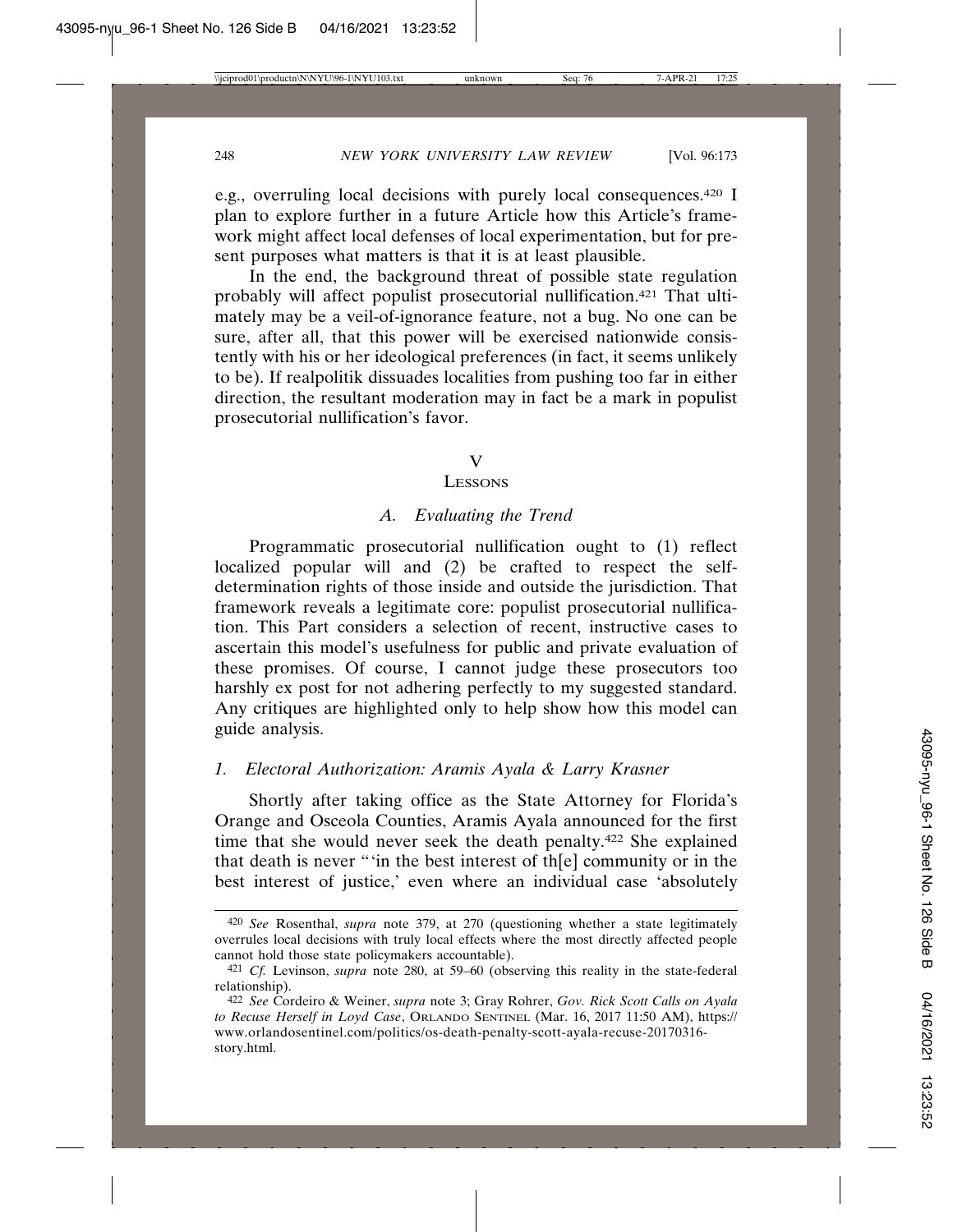e.g., overruling local decisions with purely local consequences.[420] I plan to explore further in a future Article how this Article's framework might affect local defenses of local experimentation, but for present purposes what matters is that it is at least plausible.

In the end, the background threat of possible state regulation probably will affect populist prosecutorial nullification.[421] That ultimately may be a veil-of-ignorance feature, not a bug. No one can be sure, after all, that this power will be exercised nationwide consistently with his or her ideological preferences (in fact, it seems unlikely to be). If realpolitik dissuades localities from pushing too far in either direction, the resultant moderation may in fact be a mark in populist prosecutorial nullification's favor.

# V
# Lessons

## *A. Evaluating the Trend*

Programmatic prosecutorial nullification ought to (1) reflect localized popular will and (2) be crafted to respect the self-determination rights of those inside and outside the jurisdiction. That framework reveals a legitimate core: populist prosecutorial nullification. This Part considers a selection of recent, instructive cases to ascertain this model's usefulness for public and private evaluation of these promises. Of course, I cannot judge these prosecutors too harshly ex post for not adhering perfectly to my suggested standard. Any critiques are highlighted only to help show how this model can guide analysis.

### *1. Electoral Authorization: Aramis Ayala & Larry Krasner*

Shortly after taking office as the State Attorney for Florida's Orange and Osceola Counties, Aramis Ayala announced for the first time that she would never seek the death penalty.[422] She explained that death is never "'in the best interest of th[e] community or in the best interest of justice,' even where an individual case 'absolutely

---

[420] *See* Rosenthal, *supra* note 379, at 270 (questioning whether a state legitimately overrules local decisions with truly local effects where the most directly affected people cannot hold those state policymakers accountable).

[421] *Cf.* Levinson, *supra* note 280, at 59–60 (observing this reality in the state-federal relationship).

[422] *See* Cordeiro & Weiner, *supra* note 3; Gray Rohrer, *Gov. Rick Scott Calls on Ayala to Recuse Herself in Loyd Case*, Orlando Sentinel (Mar. 16, 2017 11:50 AM), https://www.orlandosentinel.com/politics/os-death-penalty-scott-ayala-recuse-20170316-story.html.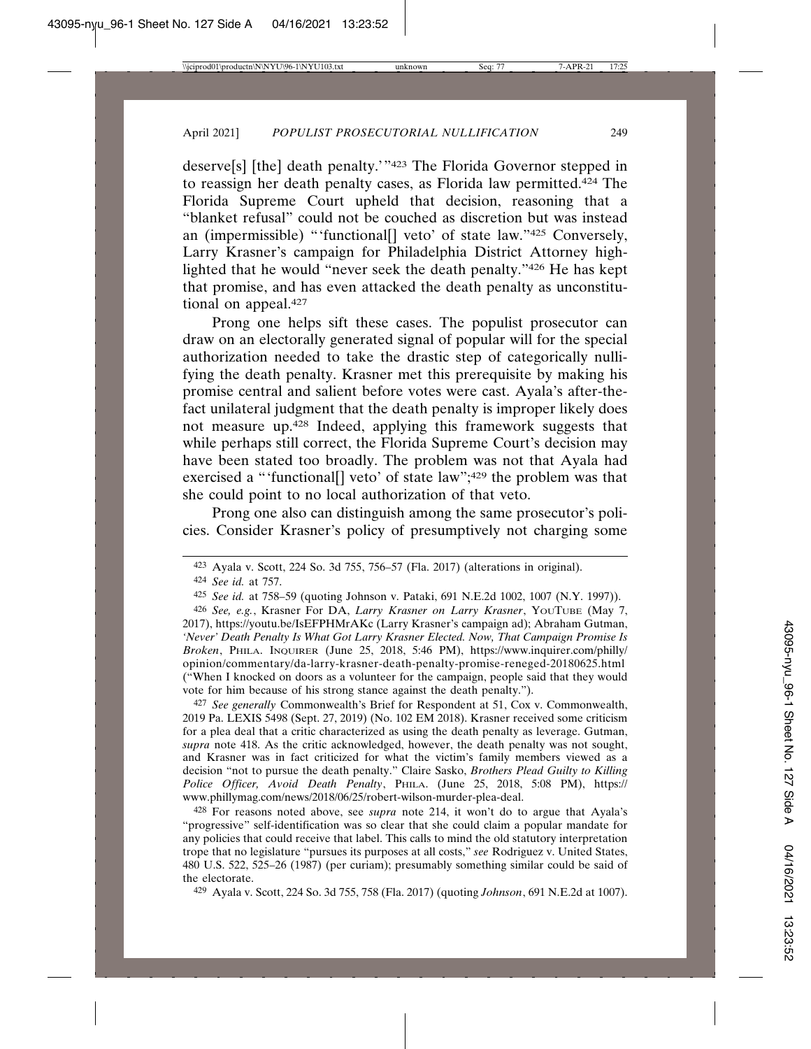deserve[s] [the] death penalty.'"[423] The Florida Governor stepped in to reassign her death penalty cases, as Florida law permitted.[424] The Florida Supreme Court upheld that decision, reasoning that a "blanket refusal" could not be couched as discretion but was instead an (impermissible) "'functional[] veto' of state law."[425] Conversely, Larry Krasner's campaign for Philadelphia District Attorney highlighted that he would "never seek the death penalty."[426] He has kept that promise, and has even attacked the death penalty as unconstitutional on appeal.[427]

Prong one helps sift these cases. The populist prosecutor can draw on an electorally generated signal of popular will for the special authorization needed to take the drastic step of categorically nullifying the death penalty. Krasner met this prerequisite by making his promise central and salient before votes were cast. Ayala's after-the-fact unilateral judgment that the death penalty is improper likely does not measure up.[428] Indeed, applying this framework suggests that while perhaps still correct, the Florida Supreme Court's decision may have been stated too broadly. The problem was not that Ayala had exercised a "'functional[] veto' of state law";[429] the problem was that she could point to no local authorization of that veto.

Prong one also can distinguish among the same prosecutor's policies. Consider Krasner's policy of presumptively not charging some

---

[423] Ayala v. Scott, 224 So. 3d 755, 756–57 (Fla. 2017) (alterations in original).

[424] *See id.* at 757.

[425] *See id.* at 758–59 (quoting Johnson v. Pataki, 691 N.E.2d 1002, 1007 (N.Y. 1997)).

[426] *See, e.g.*, Krasner For DA, *Larry Krasner on Larry Krasner*, YOUTUBE (May 7, 2017), https://youtu.be/IsEFPHMrAKc (Larry Krasner's campaign ad); Abraham Gutman, *'Never' Death Penalty Is What Got Larry Krasner Elected. Now, That Campaign Promise Is Broken*, PHILA. INQUIRER (June 25, 2018, 5:46 PM), https://www.inquirer.com/philly/opinion/commentary/da-larry-krasner-death-penalty-promise-reneged-20180625.html ("When I knocked on doors as a volunteer for the campaign, people said that they would vote for him because of his strong stance against the death penalty.").

[427] *See generally* Commonwealth's Brief for Respondent at 51, Cox v. Commonwealth, 2019 Pa. LEXIS 5498 (Sept. 27, 2019) (No. 102 EM 2018). Krasner received some criticism for a plea deal that a critic characterized as using the death penalty as leverage. Gutman, *supra* note 418. As the critic acknowledged, however, the death penalty was not sought, and Krasner was in fact criticized for what the victim's family members viewed as a decision "not to pursue the death penalty." Claire Sasko, *Brothers Plead Guilty to Killing Police Officer, Avoid Death Penalty*, PHILA. (June 25, 2018, 5:08 PM), https://www.phillymag.com/news/2018/06/25/robert-wilson-murder-plea-deal.

[428] For reasons noted above, see *supra* note 214, it won't do to argue that Ayala's "progressive" self-identification was so clear that she could claim a popular mandate for any policies that could receive that label. This calls to mind the old statutory interpretation trope that no legislature "pursues its purposes at all costs," *see* Rodriguez v. United States, 480 U.S. 522, 525–26 (1987) (per curiam); presumably something similar could be said of the electorate.

[429] Ayala v. Scott, 224 So. 3d 755, 758 (Fla. 2017) (quoting *Johnson*, 691 N.E.2d at 1007).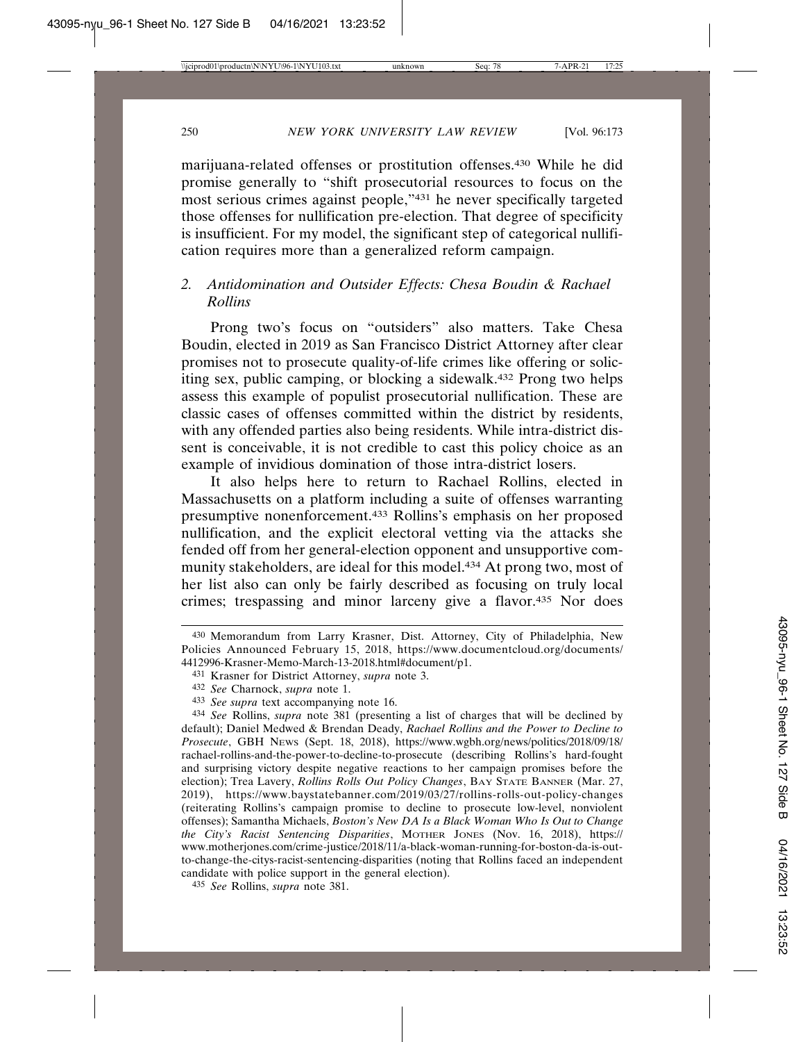marijuana-related offenses or prostitution offenses.[430] While he did promise generally to "shift prosecutorial resources to focus on the most serious crimes against people,"[431] he never specifically targeted those offenses for nullification pre-election. That degree of specificity is insufficient. For my model, the significant step of categorical nullification requires more than a generalized reform campaign.

### 2. *Antidomination and Outsider Effects: Chesa Boudin & Rachael Rollins*

Prong two's focus on "outsiders" also matters. Take Chesa Boudin, elected in 2019 as San Francisco District Attorney after clear promises not to prosecute quality-of-life crimes like offering or soliciting sex, public camping, or blocking a sidewalk.[432] Prong two helps assess this example of populist prosecutorial nullification. These are classic cases of offenses committed within the district by residents, with any offended parties also being residents. While intra-district dissent is conceivable, it is not credible to cast this policy choice as an example of invidious domination of those intra-district losers.

It also helps here to return to Rachael Rollins, elected in Massachusetts on a platform including a suite of offenses warranting presumptive nonenforcement.[433] Rollins's emphasis on her proposed nullification, and the explicit electoral vetting via the attacks she fended off from her general-election opponent and unsupportive community stakeholders, are ideal for this model.[434] At prong two, most of her list also can only be fairly described as focusing on truly local crimes; trespassing and minor larceny give a flavor.[435] Nor does

---

430 Memorandum from Larry Krasner, Dist. Attorney, City of Philadelphia, New Policies Announced February 15, 2018, https://www.documentcloud.org/documents/4412996-Krasner-Memo-March-13-2018.html#document/p1.

431 Krasner for District Attorney, *supra* note 3.

432 *See* Charnock, *supra* note 1.

433 *See supra* text accompanying note 16.

434 *See* Rollins, *supra* note 381 (presenting a list of charges that will be declined by default); Daniel Medwed & Brendan Deady, *Rachael Rollins and the Power to Decline to Prosecute*, GBH NEWS (Sept. 18, 2018), https://www.wgbh.org/news/politics/2018/09/18/rachael-rollins-and-the-power-to-decline-to-prosecute (describing Rollins's hard-fought and surprising victory despite negative reactions to her campaign promises before the election); Trea Lavery, *Rollins Rolls Out Policy Changes*, BAY STATE BANNER (Mar. 27, 2019), https://www.baystatebanner.com/2019/03/27/rollins-rolls-out-policy-changes (reiterating Rollins's campaign promise to decline to prosecute low-level, nonviolent offenses); Samantha Michaels, *Boston's New DA Is a Black Woman Who Is Out to Change the City's Racist Sentencing Disparities*, MOTHER JONES (Nov. 16, 2018), https://www.motherjones.com/crime-justice/2018/11/a-black-woman-running-for-boston-da-is-out-to-change-the-citys-racist-sentencing-disparities (noting that Rollins faced an independent candidate with police support in the general election).

435 *See* Rollins, *supra* note 381.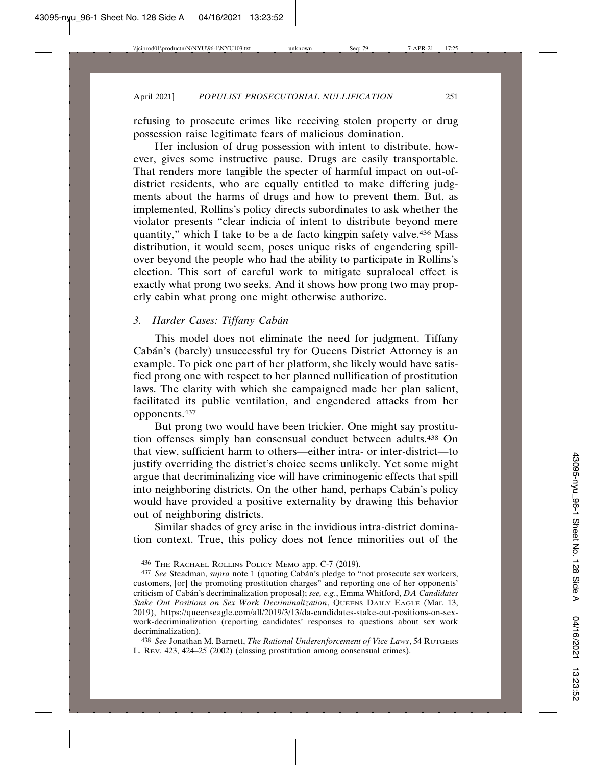refusing to prosecute crimes like receiving stolen property or drug possession raise legitimate fears of malicious domination.

Her inclusion of drug possession with intent to distribute, however, gives some instructive pause. Drugs are easily transportable. That renders more tangible the specter of harmful impact on out-of-district residents, who are equally entitled to make differing judgments about the harms of drugs and how to prevent them. But, as implemented, Rollins's policy directs subordinates to ask whether the violator presents "clear indicia of intent to distribute beyond mere quantity," which I take to be a de facto kingpin safety valve.[436] Mass distribution, it would seem, poses unique risks of engendering spillover beyond the people who had the ability to participate in Rollins's election. This sort of careful work to mitigate supralocal effect is exactly what prong two seeks. And it shows how prong two may properly cabin what prong one might otherwise authorize.

### 3. *Harder Cases: Tiffany Cabán*

This model does not eliminate the need for judgment. Tiffany Cabán's (barely) unsuccessful try for Queens District Attorney is an example. To pick one part of her platform, she likely would have satisfied prong one with respect to her planned nullification of prostitution laws. The clarity with which she campaigned made her plan salient, facilitated its public ventilation, and engendered attacks from her opponents.[437]

But prong two would have been trickier. One might say prostitution offenses simply ban consensual conduct between adults.[438] On that view, sufficient harm to others—either intra- or inter-district—to justify overriding the district's choice seems unlikely. Yet some might argue that decriminalizing vice will have criminogenic effects that spill into neighboring districts. On the other hand, perhaps Cabán's policy would have provided a positive externality by drawing this behavior out of neighboring districts.

Similar shades of grey arise in the invidious intra-district domination context. True, this policy does not fence minorities out of the

---

[436] The Rachael Rollins Policy Memo app. C-7 (2019).

[437] *See* Steadman, *supra* note 1 (quoting Cabán's pledge to "not prosecute sex workers, customers, [or] the promoting prostitution charges" and reporting one of her opponents' criticism of Cabán's decriminalization proposal); *see, e.g.*, Emma Whitford, *DA Candidates Stake Out Positions on Sex Work Decriminalization*, Queens Daily Eagle (Mar. 13, 2019), https://queenseagle.com/all/2019/3/13/da-candidates-stake-out-positions-on-sex-work-decriminalization (reporting candidates' responses to questions about sex work decriminalization).

[438] *See* Jonathan M. Barnett, *The Rational Underenforcement of Vice Laws*, 54 Rutgers L. Rev. 423, 424–25 (2002) (classing prostitution among consensual crimes).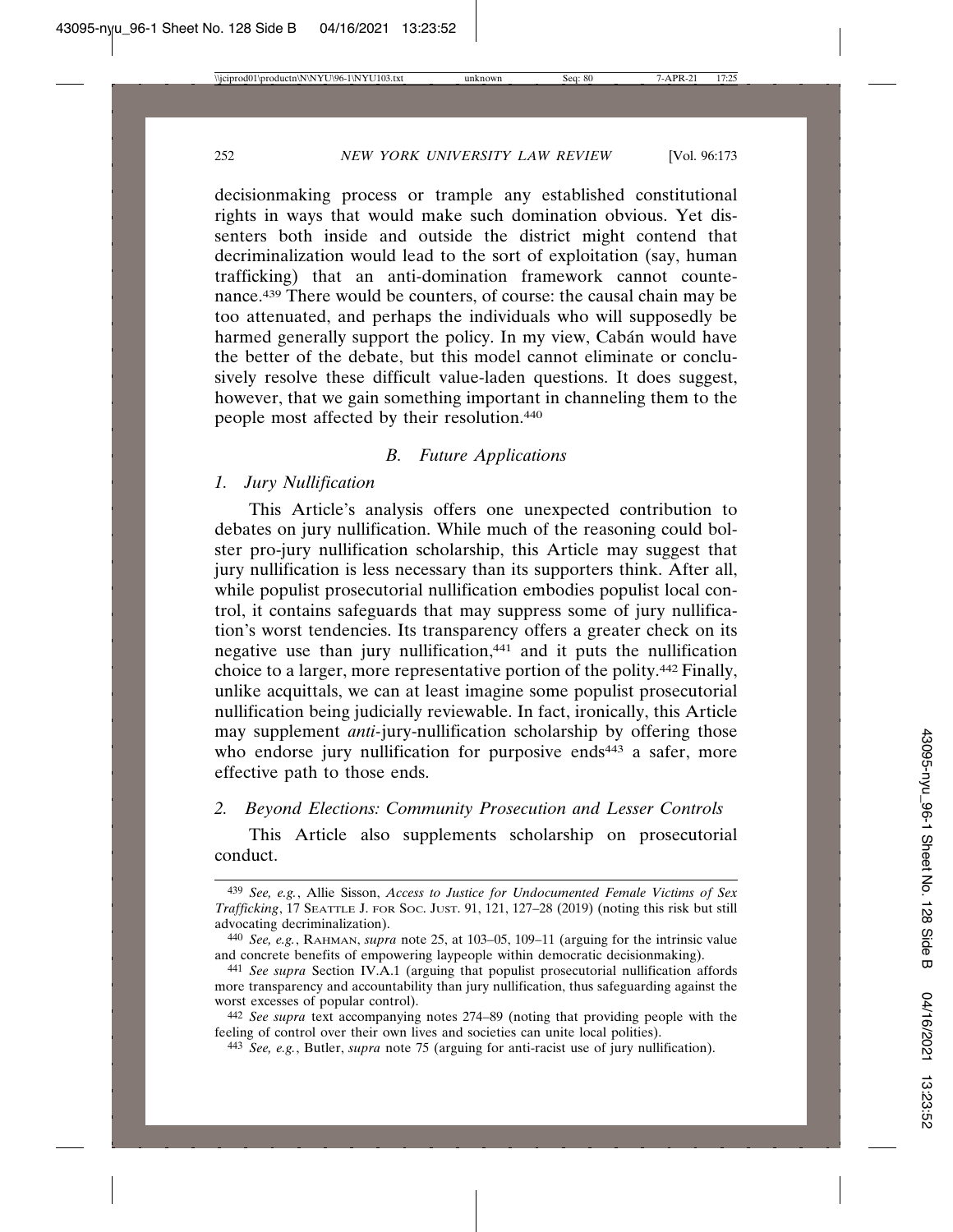decisionmaking process or trample any established constitutional rights in ways that would make such domination obvious. Yet dissenters both inside and outside the district might contend that decriminalization would lead to the sort of exploitation (say, human trafficking) that an anti-domination framework cannot countenance.[439] There would be counters, of course: the causal chain may be too attenuated, and perhaps the individuals who will supposedly be harmed generally support the policy. In my view, Cabán would have the better of the debate, but this model cannot eliminate or conclusively resolve these difficult value-laden questions. It does suggest, however, that we gain something important in channeling them to the people most affected by their resolution.[440]

### *B. Future Applications*

#### *1. Jury Nullification*

This Article's analysis offers one unexpected contribution to debates on jury nullification. While much of the reasoning could bolster pro-jury nullification scholarship, this Article may suggest that jury nullification is less necessary than its supporters think. After all, while populist prosecutorial nullification embodies populist local control, it contains safeguards that may suppress some of jury nullification's worst tendencies. Its transparency offers a greater check on its negative use than jury nullification,[441] and it puts the nullification choice to a larger, more representative portion of the polity.[442] Finally, unlike acquittals, we can at least imagine some populist prosecutorial nullification being judicially reviewable. In fact, ironically, this Article may supplement *anti*-jury-nullification scholarship by offering those who endorse jury nullification for purposive ends[443] a safer, more effective path to those ends.

#### *2. Beyond Elections: Community Prosecution and Lesser Controls*

This Article also supplements scholarship on prosecutorial conduct.

---

[439] *See, e.g.*, Allie Sisson, *Access to Justice for Undocumented Female Victims of Sex Trafficking*, 17 SEATTLE J. FOR SOC. JUST. 91, 121, 127–28 (2019) (noting this risk but still advocating decriminalization).

[440] *See, e.g.*, RAHMAN, *supra* note 25, at 103–05, 109–11 (arguing for the intrinsic value and concrete benefits of empowering laypeople within democratic decisionmaking).

[441] *See supra* Section IV.A.1 (arguing that populist prosecutorial nullification affords more transparency and accountability than jury nullification, thus safeguarding against the worst excesses of popular control).

[442] *See supra* text accompanying notes 274–89 (noting that providing people with the feeling of control over their own lives and societies can unite local polities).

[443] *See, e.g.*, Butler, *supra* note 75 (arguing for anti-racist use of jury nullification).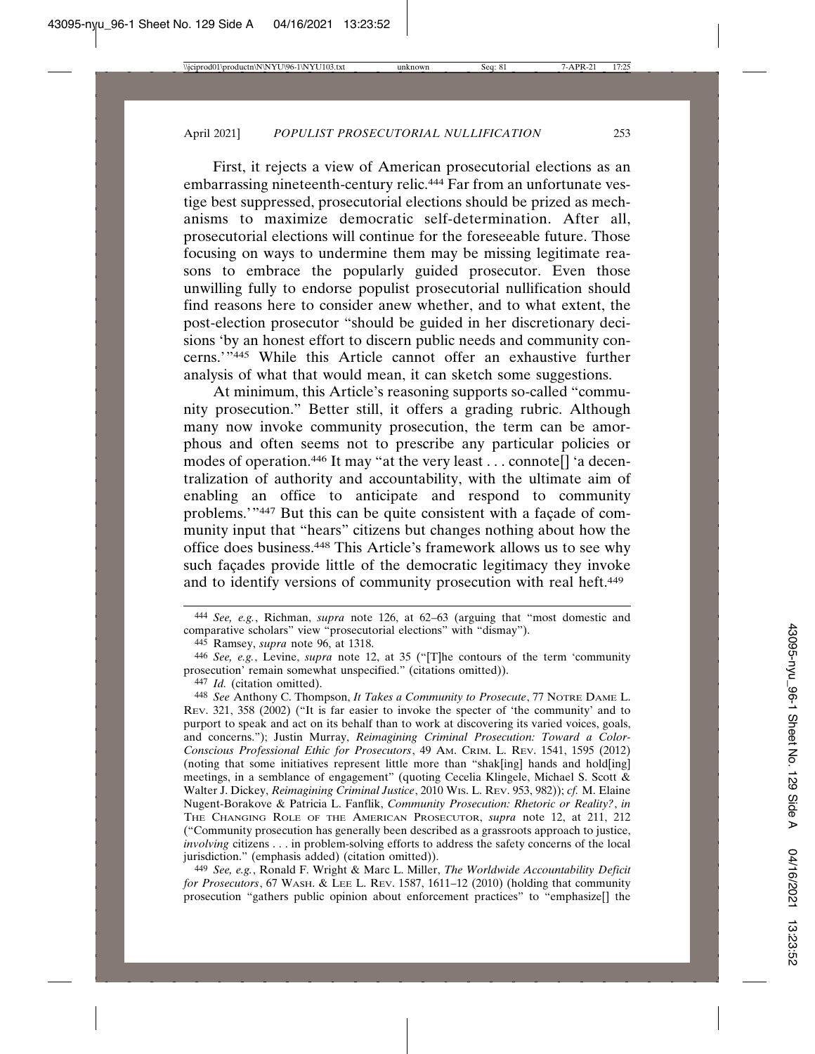First, it rejects a view of American prosecutorial elections as an embarrassing nineteenth-century relic.[444] Far from an unfortunate vestige best suppressed, prosecutorial elections should be prized as mechanisms to maximize democratic self-determination. After all, prosecutorial elections will continue for the foreseeable future. Those focusing on ways to undermine them may be missing legitimate reasons to embrace the popularly guided prosecutor. Even those unwilling fully to endorse populist prosecutorial nullification should find reasons here to consider anew whether, and to what extent, the post-election prosecutor "should be guided in her discretionary decisions 'by an honest effort to discern public needs and community concerns.'"[445] While this Article cannot offer an exhaustive further analysis of what that would mean, it can sketch some suggestions.

At minimum, this Article's reasoning supports so-called "community prosecution." Better still, it offers a grading rubric. Although many now invoke community prosecution, the term can be amorphous and often seems not to prescribe any particular policies or modes of operation.[446] It may "at the very least . . . connote[] 'a decentralization of authority and accountability, with the ultimate aim of enabling an office to anticipate and respond to community problems.'"[447] But this can be quite consistent with a façade of community input that "hears" citizens but changes nothing about how the office does business.[448] This Article's framework allows us to see why such façades provide little of the democratic legitimacy they invoke and to identify versions of community prosecution with real heft.[449]

---

444 *See, e.g.*, Richman, *supra* note 126, at 62–63 (arguing that "most domestic and comparative scholars" view "prosecutorial elections" with "dismay").

445 Ramsey, *supra* note 96, at 1318.

446 *See, e.g.*, Levine, *supra* note 12, at 35 ("[T]he contours of the term 'community prosecution' remain somewhat unspecified." (citations omitted)).

447 *Id.* (citation omitted).

448 *See* Anthony C. Thompson, *It Takes a Community to Prosecute*, 77 NOTRE DAME L. REV. 321, 358 (2002) ("It is far easier to invoke the specter of 'the community' and to purport to speak and act on its behalf than to work at discovering its varied voices, goals, and concerns."); Justin Murray, *Reimagining Criminal Prosecution: Toward a Color-Conscious Professional Ethic for Prosecutors*, 49 AM. CRIM. L. REV. 1541, 1595 (2012) (noting that some initiatives represent little more than "shak[ing] hands and hold[ing] meetings, in a semblance of engagement" (quoting Cecelia Klingele, Michael S. Scott & Walter J. Dickey, *Reimagining Criminal Justice*, 2010 WIS. L. REV. 953, 982)); *cf.* M. Elaine Nugent-Borakove & Patricia L. Fanflik, *Community Prosecution: Rhetoric or Reality?*, *in* THE CHANGING ROLE OF THE AMERICAN PROSECUTOR, *supra* note 12, at 211, 212 ("Community prosecution has generally been described as a grassroots approach to justice, *involving* citizens . . . in problem-solving efforts to address the safety concerns of the local jurisdiction." (emphasis added) (citation omitted)).

449 *See, e.g.*, Ronald F. Wright & Marc L. Miller, *The Worldwide Accountability Deficit for Prosecutors*, 67 WASH. & LEE L. REV. 1587, 1611–12 (2010) (holding that community prosecution "gathers public opinion about enforcement practices" to "emphasize[] the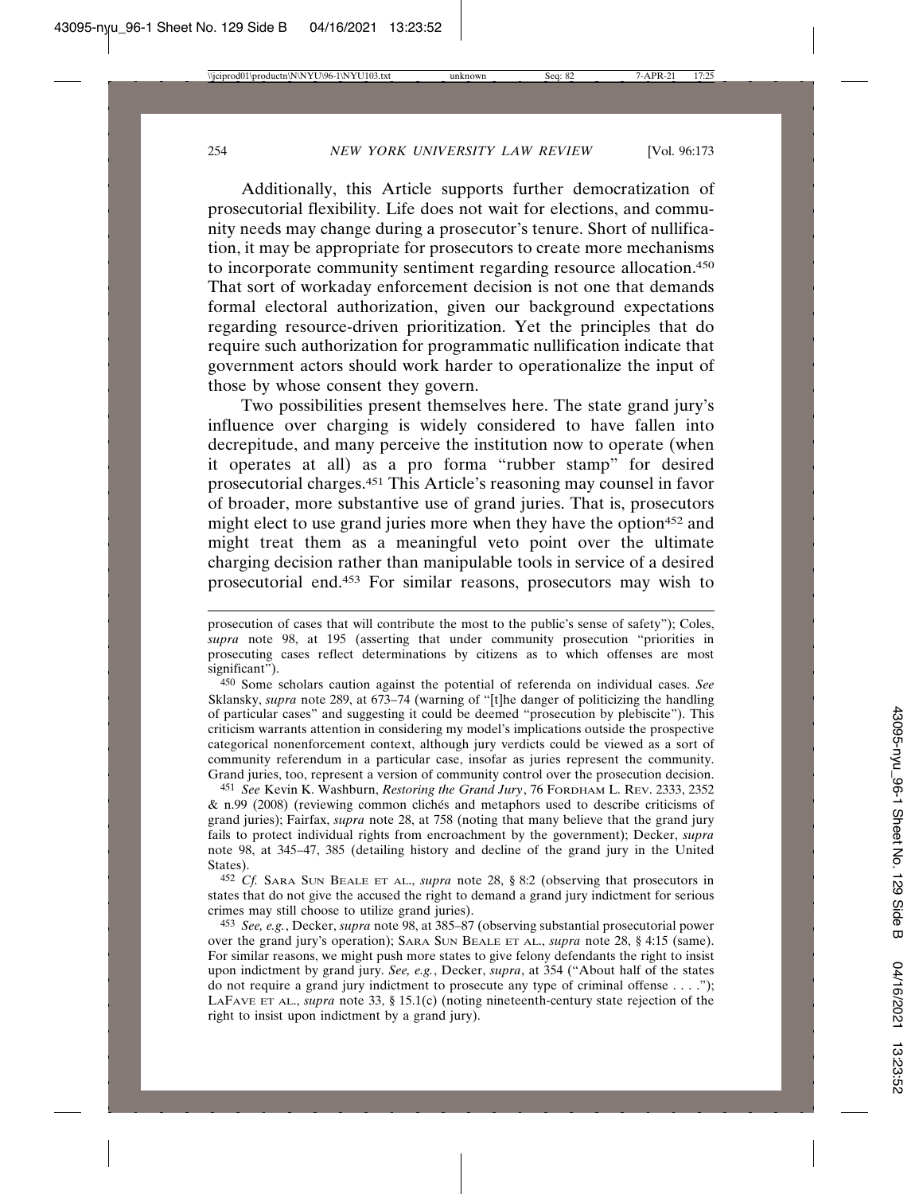Additionally, this Article supports further democratization of prosecutorial flexibility. Life does not wait for elections, and community needs may change during a prosecutor's tenure. Short of nullification, it may be appropriate for prosecutors to create more mechanisms to incorporate community sentiment regarding resource allocation.[450] That sort of workaday enforcement decision is not one that demands formal electoral authorization, given our background expectations regarding resource-driven prioritization. Yet the principles that do require such authorization for programmatic nullification indicate that government actors should work harder to operationalize the input of those by whose consent they govern.

Two possibilities present themselves here. The state grand jury's influence over charging is widely considered to have fallen into decrepitude, and many perceive the institution now to operate (when it operates at all) as a pro forma "rubber stamp" for desired prosecutorial charges.[451] This Article's reasoning may counsel in favor of broader, more substantive use of grand juries. That is, prosecutors might elect to use grand juries more when they have the option[452] and might treat them as a meaningful veto point over the ultimate charging decision rather than manipulable tools in service of a desired prosecutorial end.[453] For similar reasons, prosecutors may wish to

---

prosecution of cases that will contribute the most to the public's sense of safety"); Coles, *supra* note 98, at 195 (asserting that under community prosecution "priorities in prosecuting cases reflect determinations by citizens as to which offenses are most significant").

[450] Some scholars caution against the potential of referenda on individual cases. *See* Sklansky, *supra* note 289, at 673–74 (warning of "[t]he danger of politicizing the handling of particular cases" and suggesting it could be deemed "prosecution by plebiscite"). This criticism warrants attention in considering my model's implications outside the prospective categorical nonenforcement context, although jury verdicts could be viewed as a sort of community referendum in a particular case, insofar as juries represent the community. Grand juries, too, represent a version of community control over the prosecution decision.

[451] *See* Kevin K. Washburn, *Restoring the Grand Jury*, 76 FORDHAM L. REV. 2333, 2352 & n.99 (2008) (reviewing common clichés and metaphors used to describe criticisms of grand juries); Fairfax, *supra* note 28, at 758 (noting that many believe that the grand jury fails to protect individual rights from encroachment by the government); Decker, *supra* note 98, at 345–47, 385 (detailing history and decline of the grand jury in the United States).

[452] *Cf.* SARA SUN BEALE ET AL., *supra* note 28, § 8:2 (observing that prosecutors in states that do not give the accused the right to demand a grand jury indictment for serious crimes may still choose to utilize grand juries).

[453] *See, e.g.*, Decker, *supra* note 98, at 385–87 (observing substantial prosecutorial power over the grand jury's operation); SARA SUN BEALE ET AL., *supra* note 28, § 4:15 (same). For similar reasons, we might push more states to give felony defendants the right to insist upon indictment by grand jury. *See, e.g.*, Decker, *supra*, at 354 ("About half of the states do not require a grand jury indictment to prosecute any type of criminal offense . . . ."); LAFAVE ET AL., *supra* note 33, § 15.1(c) (noting nineteenth-century state rejection of the right to insist upon indictment by a grand jury).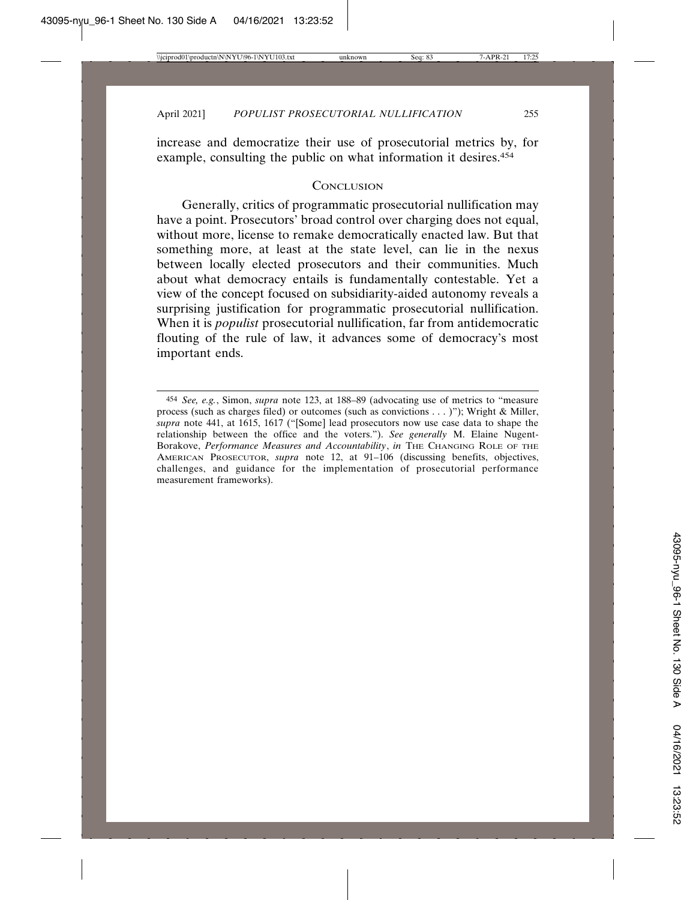increase and democratize their use of prosecutorial metrics by, for example, consulting the public on what information it desires.[454]

## Conclusion

Generally, critics of programmatic prosecutorial nullification may have a point. Prosecutors' broad control over charging does not equal, without more, license to remake democratically enacted law. But that something more, at least at the state level, can lie in the nexus between locally elected prosecutors and their communities. Much about what democracy entails is fundamentally contestable. Yet a view of the concept focused on subsidiarity-aided autonomy reveals a surprising justification for programmatic prosecutorial nullification. When it is *populist* prosecutorial nullification, far from antidemocratic flouting of the rule of law, it advances some of democracy's most important ends.

---

[454] *See, e.g.*, Simon, *supra* note 123, at 188–89 (advocating use of metrics to "measure process (such as charges filed) or outcomes (such as convictions . . . )"); Wright & Miller, *supra* note 441, at 1615, 1617 ("[Some] lead prosecutors now use case data to shape the relationship between the office and the voters."). *See generally* M. Elaine Nugent-Borakove, *Performance Measures and Accountability*, *in* The Changing Role of the American Prosecutor, *supra* note 12, at 91–106 (discussing benefits, objectives, challenges, and guidance for the implementation of prosecutorial performance measurement frameworks).